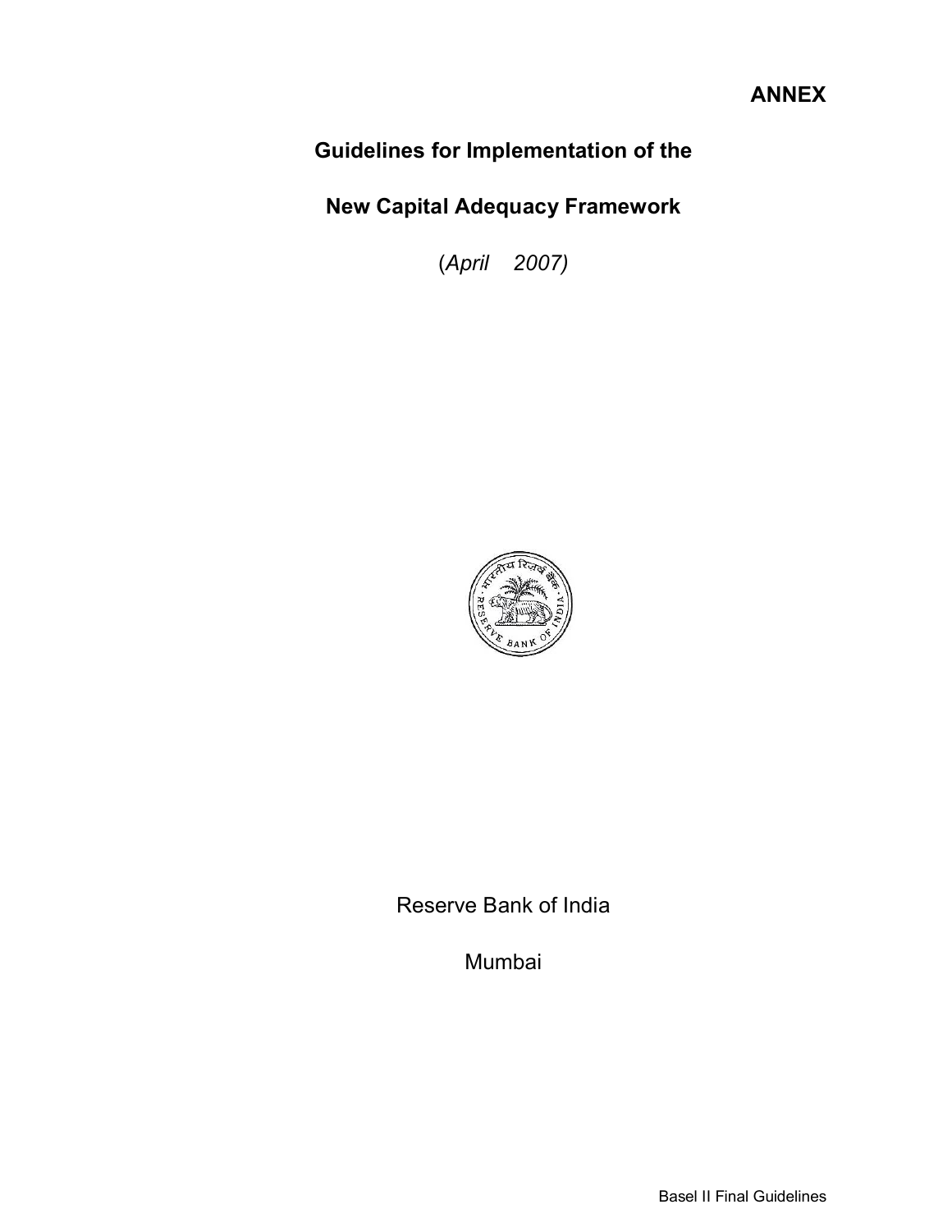**ANNEX**

# Guidelines for Implementation of the

# New Capital Adequacy Framework

*(April 2007)*

Reserve Bank of India

Mumbai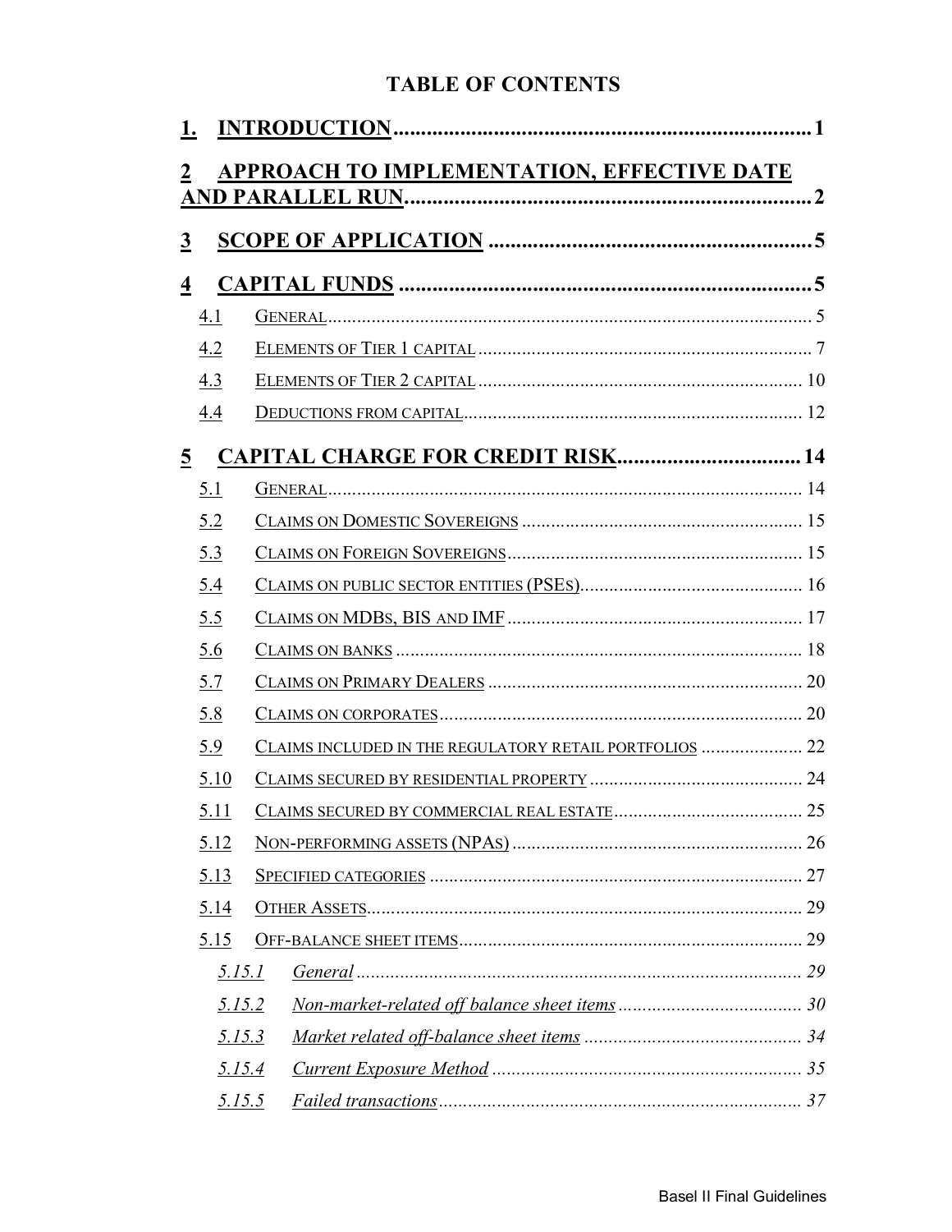# TABLE OF CONTENTS

1. INTRODUCTION ........................................................................ 1

2 APPROACH TO IMPLEMENTATION, EFFECTIVE DATE AND PARALLEL RUN ........................................................................ 2

3 SCOPE OF APPLICATION ........................................................................ 5

4 CAPITAL FUNDS ........................................................................ 5

- 4.1 GENERAL ........................................................................ 5
- 4.2 ELEMENTS OF TIER 1 CAPITAL ........................................................................ 7
- 4.3 ELEMENTS OF TIER 2 CAPITAL ........................................................................ 10
- 4.4 DEDUCTIONS FROM CAPITAL ........................................................................ 12

5 CAPITAL CHARGE FOR CREDIT RISK ........................................................................ 14

- 5.1 GENERAL ........................................................................ 14
- 5.2 CLAIMS ON DOMESTIC SOVEREIGNS ........................................................................ 15
- 5.3 CLAIMS ON FOREIGN SOVEREIGNS ........................................................................ 15
- 5.4 CLAIMS ON PUBLIC SECTOR ENTITIES (PSES) ........................................................................ 16
- 5.5 CLAIMS ON MDBS, BIS AND IMF ........................................................................ 17
- 5.6 CLAIMS ON BANKS ........................................................................ 18
- 5.7 CLAIMS ON PRIMARY DEALERS ........................................................................ 20
- 5.8 CLAIMS ON CORPORATES ........................................................................ 20
- 5.9 CLAIMS INCLUDED IN THE REGULATORY RETAIL PORTFOLIOS ........................................................................ 22
- 5.10 CLAIMS SECURED BY RESIDENTIAL PROPERTY ........................................................................ 24
- 5.11 CLAIMS SECURED BY COMMERCIAL REAL ESTATE ........................................................................ 25
- 5.12 NON-PERFORMING ASSETS (NPAS) ........................................................................ 26
- 5.13 SPECIFIED CATEGORIES ........................................................................ 27
- 5.14 OTHER ASSETS ........................................................................ 29
- 5.15 OFF-BALANCE SHEET ITEMS ........................................................................ 29
  - *5.15.1 General* ........................................................................ 29
  - *5.15.2 Non-market-related off balance sheet items* ........................................................................ 30
  - *5.15.3 Market related off-balance sheet items* ........................................................................ 34
  - *5.15.4 Current Exposure Method* ........................................................................ 35
  - *5.15.5 Failed transactions* ........................................................................ 37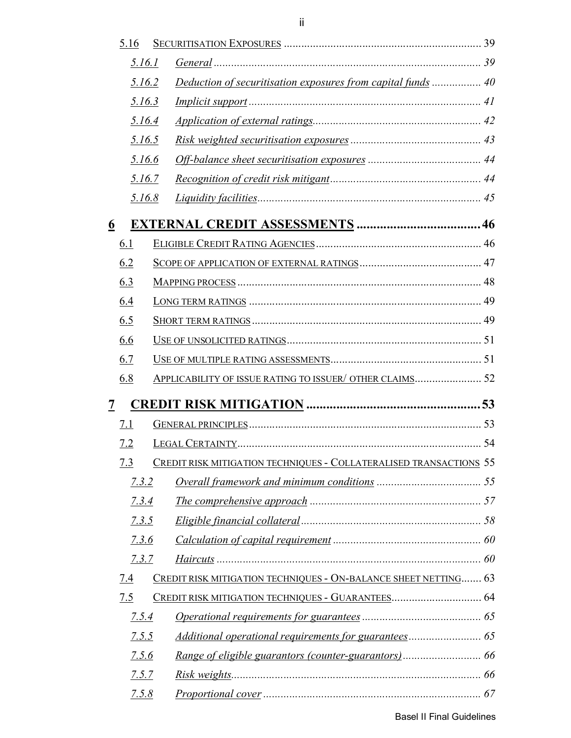5.16 SECURITISATION EXPOSURES ................................................................... 39

*5.16.1 General* ........................................................................................ 39

*5.16.2 Deduction of securitisation exposures from capital funds* ................ 40

*5.16.3 Implicit support* ............................................................................. 41

*5.16.4 Application of external ratings*......................................................... 42

*5.16.5 Risk weighted securitisation exposures* ............................................ 43

*5.16.6 Off-balance sheet securitisation exposures* ...................................... 44

*5.16.7 Recognition of credit risk mitigant*................................................... 44

*5.16.8 Liquidity facilities*........................................................................... 45

**6 EXTERNAL CREDIT ASSESSMENTS ..................................... 46**

6.1 ELIGIBLE CREDIT RATING AGENCIES ........................................................ 46

6.2 SCOPE OF APPLICATION OF EXTERNAL RATINGS......................................... 47

6.3 MAPPING PROCESS .................................................................................. 48

6.4 LONG TERM RATINGS ............................................................................... 49

6.5 SHORT TERM RATINGS ............................................................................. 49

6.6 USE OF UNSOLICITED RATINGS.................................................................. 51

6.7 USE OF MULTIPLE RATING ASSESSMENTS.................................................... 51

6.8 APPLICABILITY OF ISSUE RATING TO ISSUER/ OTHER CLAIMS...................... 52

**7 CREDIT RISK MITIGATION .................................................... 53**

7.1 GENERAL PRINCIPLES ............................................................................... 53

7.2 LEGAL CERTAINTY.................................................................................... 54

7.3 CREDIT RISK MITIGATION TECHNIQUES - COLLATERALISED TRANSACTIONS 55

*7.3.2 Overall framework and minimum conditions* .................................... 55

*7.3.4 The comprehensive approach* ........................................................... 57

*7.3.5 Eligible financial collateral* .............................................................. 58

*7.3.6 Calculation of capital requirement* ................................................... 60

*7.3.7 Haircuts* ......................................................................................... 60

7.4 CREDIT RISK MITIGATION TECHNIQUES - ON-BALANCE SHEET NETTING....... 63

7.5 CREDIT RISK MITIGATION TECHNIQUES - GUARANTEES.............................. 64

*7.5.4 Operational requirements for guarantees* .......................................... 65

*7.5.5 Additional operational requirements for guarantees*.......................... 65

*7.5.6 Range of eligible guarantors (counter-guarantors)*............................ 66

*7.5.7 Risk weights*.................................................................................... 66

*7.5.8 Proportional cover* ......................................................................... 67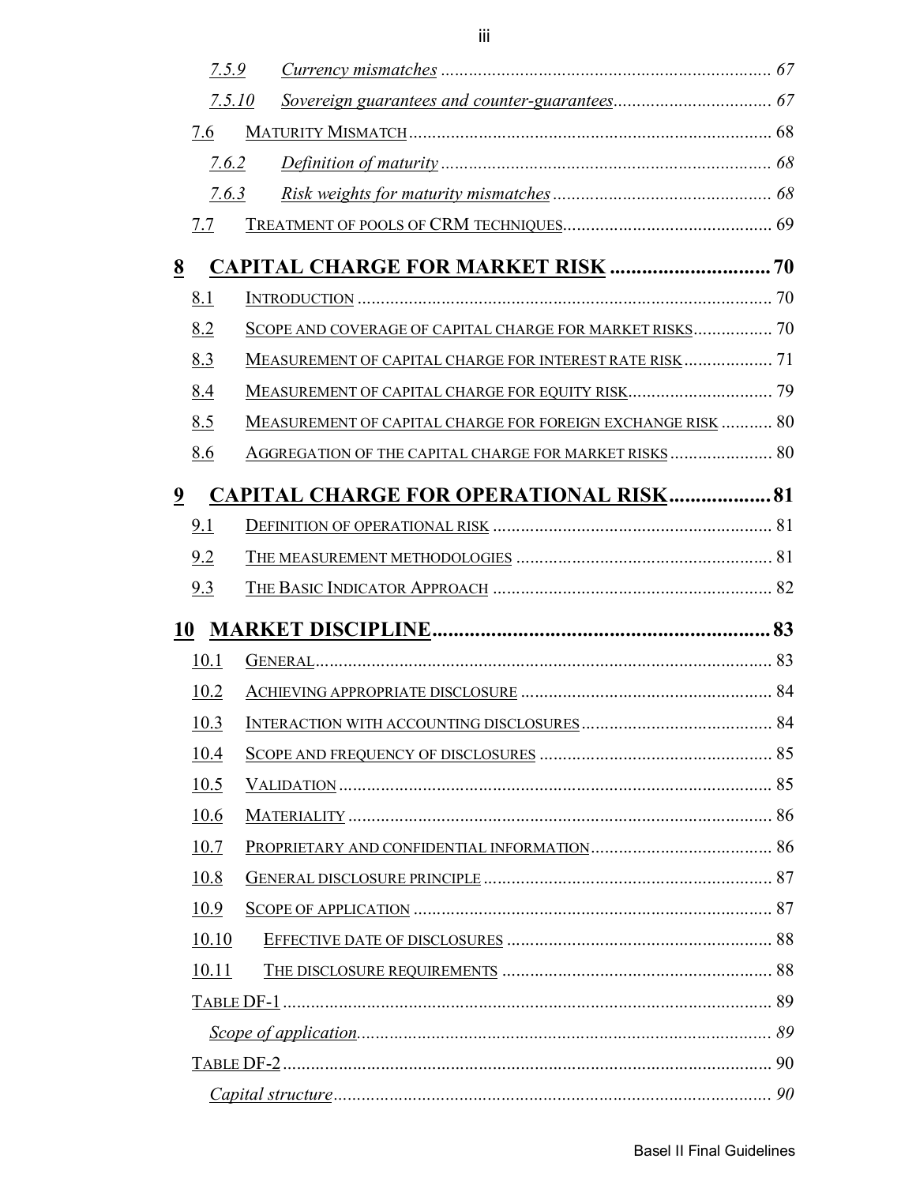7.5.9 *Currency mismatches* ........................................................................ 67

7.5.10 *Sovereign guarantees and counter-guarantees*.................................. 67

7.6 MATURITY MISMATCH............................................................................... 68

7.6.2 *Definition of maturity* ........................................................................ 68

7.6.3 *Risk weights for maturity mismatches* ............................................... 68

7.7 TREATMENT OF POOLS OF CRM TECHNIQUES............................................. 69

**8 CAPITAL CHARGE FOR MARKET RISK .............................. 70**

8.1 INTRODUCTION ......................................................................................... 70

8.2 SCOPE AND COVERAGE OF CAPITAL CHARGE FOR MARKET RISKS................. 70

8.3 MEASUREMENT OF CAPITAL CHARGE FOR INTEREST RATE RISK ................... 71

8.4 MEASUREMENT OF CAPITAL CHARGE FOR EQUITY RISK............................... 79

8.5 MEASUREMENT OF CAPITAL CHARGE FOR FOREIGN EXCHANGE RISK ........... 80

8.6 AGGREGATION OF THE CAPITAL CHARGE FOR MARKET RISKS ...................... 80

**9 CAPITAL CHARGE FOR OPERATIONAL RISK................... 81**

9.1 DEFINITION OF OPERATIONAL RISK ............................................................ 81

9.2 THE MEASUREMENT METHODOLOGIES ....................................................... 81

9.3 THE BASIC INDICATOR APPROACH ............................................................ 82

**10 MARKET DISCIPLINE............................................................. 83**

10.1 GENERAL................................................................................................... 83

10.2 ACHIEVING APPROPRIATE DISCLOSURE ...................................................... 84

10.3 INTERACTION WITH ACCOUNTING DISCLOSURES......................................... 84

10.4 SCOPE AND FREQUENCY OF DISCLOSURES ................................................. 85

10.5 VALIDATION ............................................................................................. 85

10.6 MATERIALITY ........................................................................................... 86

10.7 PROPRIETARY AND CONFIDENTIAL INFORMATION....................................... 86

10.8 GENERAL DISCLOSURE PRINCIPLE .............................................................. 87

10.9 SCOPE OF APPLICATION ............................................................................. 87

10.10 EFFECTIVE DATE OF DISCLOSURES ......................................................... 88

10.11 THE DISCLOSURE REQUIREMENTS .......................................................... 88

TABLE DF-1.......................................................................................................... 89

*Scope of application*.......................................................................................... 89

TABLE DF-2.......................................................................................................... 90

*Capital structure*............................................................................................... 90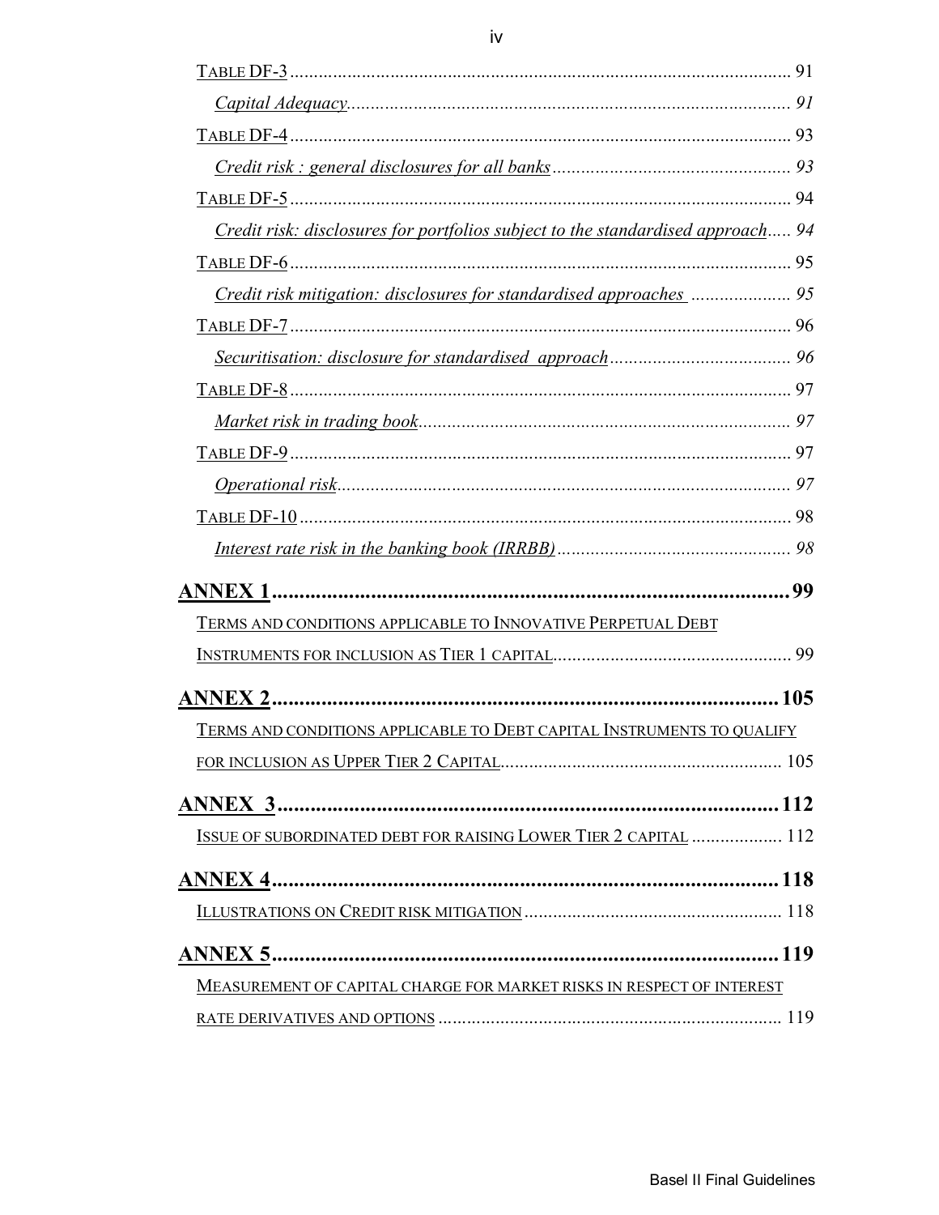TABLE DF-3 .......................................................................................................... 91

*Capital Adequacy* .............................................................................................. 91

TABLE DF-4 .......................................................................................................... 93

*Credit risk : general disclosures for all banks* ................................................. 93

TABLE DF-5 .......................................................................................................... 94

*Credit risk: disclosures for portfolios subject to the standardised approach* ..... 94

TABLE DF-6 .......................................................................................................... 95

*Credit risk mitigation: disclosures for standardised approaches* ..................... 95

TABLE DF-7 .......................................................................................................... 96

*Securitisation: disclosure for standardised approach* ...................................... 96

TABLE DF-8 .......................................................................................................... 97

*Market risk in trading book* ............................................................................... 97

TABLE DF-9 .......................................................................................................... 97

*Operational risk* ................................................................................................. 97

TABLE DF-10 ........................................................................................................ 98

*Interest rate risk in the banking book (IRRBB)* ................................................. 98

**ANNEX 1** ............................................................................................... **99**

TERMS AND CONDITIONS APPLICABLE TO INNOVATIVE PERPETUAL DEBT INSTRUMENTS FOR INCLUSION AS TIER 1 CAPITAL .................................................. 99

**ANNEX 2** ............................................................................................... **105**

TERMS AND CONDITIONS APPLICABLE TO DEBT CAPITAL INSTRUMENTS TO QUALIFY FOR INCLUSION AS UPPER TIER 2 CAPITAL ........................................................... 105

**ANNEX 3** ............................................................................................... **112**

ISSUE OF SUBORDINATED DEBT FOR RAISING LOWER TIER 2 CAPITAL .................. 112

**ANNEX 4** ............................................................................................... **118**

ILLUSTRATIONS ON CREDIT RISK MITIGATION ...................................................... 118

**ANNEX 5** ............................................................................................... **119**

MEASUREMENT OF CAPITAL CHARGE FOR MARKET RISKS IN RESPECT OF INTEREST RATE DERIVATIVES AND OPTIONS ....................................................................... 119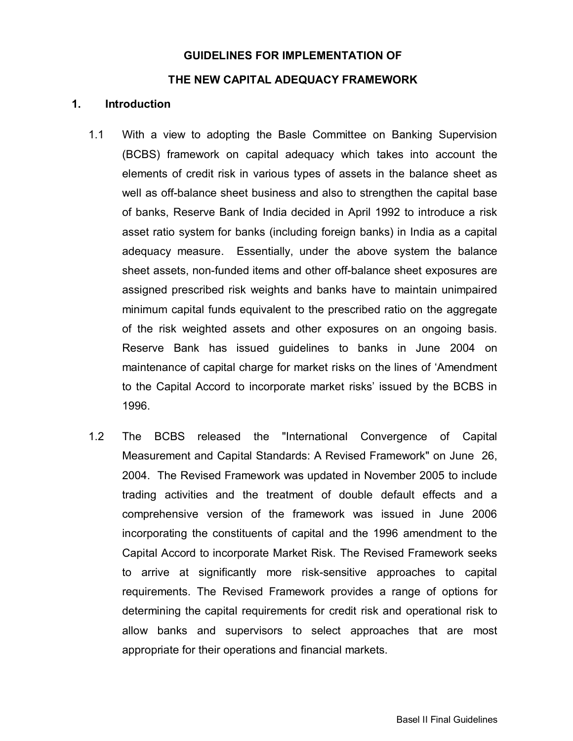# GUIDELINES FOR IMPLEMENTATION OF THE NEW CAPITAL ADEQUACY FRAMEWORK

## 1. Introduction

1.1 With a view to adopting the Basle Committee on Banking Supervision (BCBS) framework on capital adequacy which takes into account the elements of credit risk in various types of assets in the balance sheet as well as off-balance sheet business and also to strengthen the capital base of banks, Reserve Bank of India decided in April 1992 to introduce a risk asset ratio system for banks (including foreign banks) in India as a capital adequacy measure. Essentially, under the above system the balance sheet assets, non-funded items and other off-balance sheet exposures are assigned prescribed risk weights and banks have to maintain unimpaired minimum capital funds equivalent to the prescribed ratio on the aggregate of the risk weighted assets and other exposures on an ongoing basis. Reserve Bank has issued guidelines to banks in June 2004 on maintenance of capital charge for market risks on the lines of 'Amendment to the Capital Accord to incorporate market risks' issued by the BCBS in 1996.

1.2 The BCBS released the "International Convergence of Capital Measurement and Capital Standards: A Revised Framework" on June 26, 2004. The Revised Framework was updated in November 2005 to include trading activities and the treatment of double default effects and a comprehensive version of the framework was issued in June 2006 incorporating the constituents of capital and the 1996 amendment to the Capital Accord to incorporate Market Risk. The Revised Framework seeks to arrive at significantly more risk-sensitive approaches to capital requirements. The Revised Framework provides a range of options for determining the capital requirements for credit risk and operational risk to allow banks and supervisors to select approaches that are most appropriate for their operations and financial markets.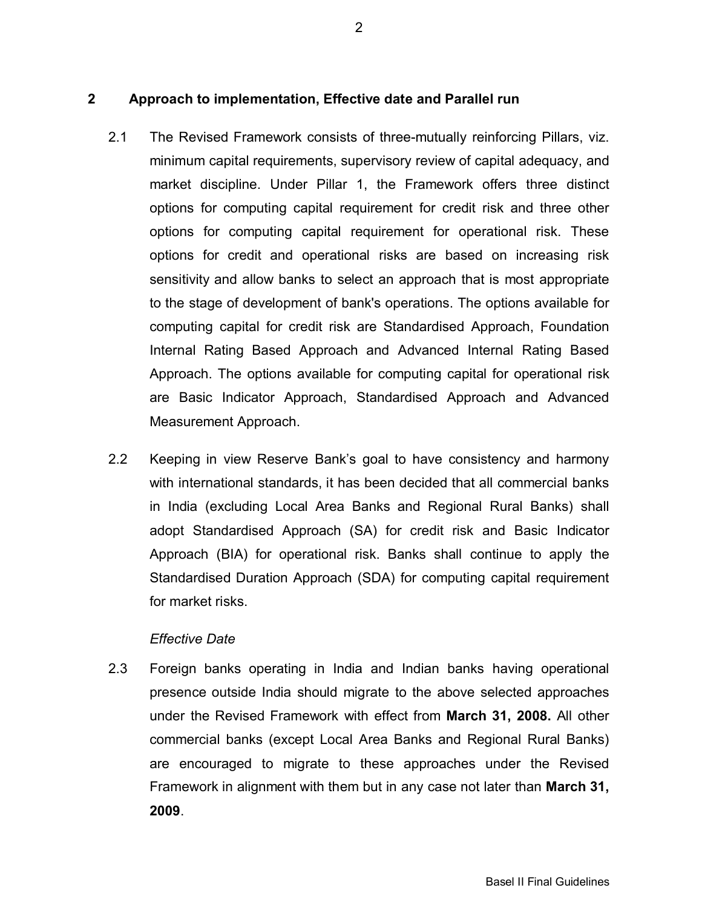## 2 Approach to implementation, Effective date and Parallel run

2.1 The Revised Framework consists of three-mutually reinforcing Pillars, viz. minimum capital requirements, supervisory review of capital adequacy, and market discipline. Under Pillar 1, the Framework offers three distinct options for computing capital requirement for credit risk and three other options for computing capital requirement for operational risk. These options for credit and operational risks are based on increasing risk sensitivity and allow banks to select an approach that is most appropriate to the stage of development of bank's operations. The options available for computing capital for credit risk are Standardised Approach, Foundation Internal Rating Based Approach and Advanced Internal Rating Based Approach. The options available for computing capital for operational risk are Basic Indicator Approach, Standardised Approach and Advanced Measurement Approach.

2.2 Keeping in view Reserve Bank's goal to have consistency and harmony with international standards, it has been decided that all commercial banks in India (excluding Local Area Banks and Regional Rural Banks) shall adopt Standardised Approach (SA) for credit risk and Basic Indicator Approach (BIA) for operational risk. Banks shall continue to apply the Standardised Duration Approach (SDA) for computing capital requirement for market risks.

*Effective Date*

2.3 Foreign banks operating in India and Indian banks having operational presence outside India should migrate to the above selected approaches under the Revised Framework with effect from **March 31, 2008.** All other commercial banks (except Local Area Banks and Regional Rural Banks) are encouraged to migrate to these approaches under the Revised Framework in alignment with them but in any case not later than **March 31, 2009**.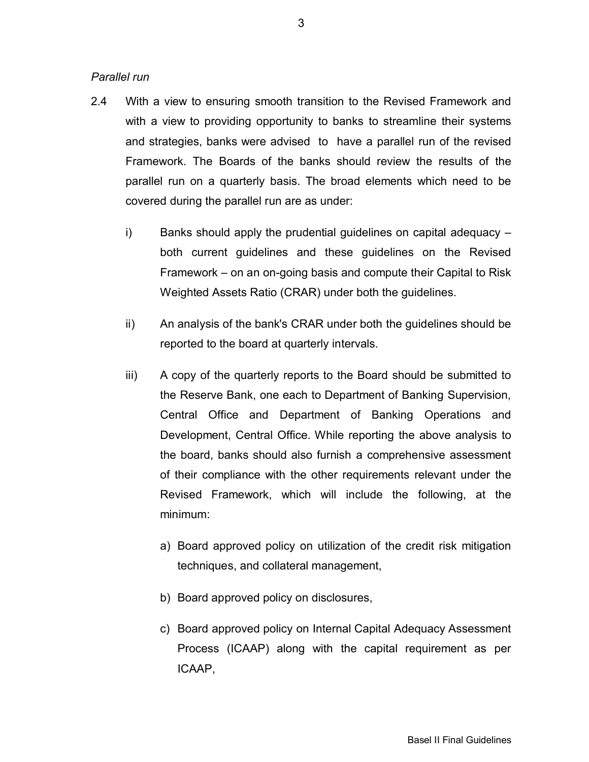*Parallel run*

2.4 With a view to ensuring smooth transition to the Revised Framework and with a view to providing opportunity to banks to streamline their systems and strategies, banks were advised to have a parallel run of the revised Framework. The Boards of the banks should review the results of the parallel run on a quarterly basis. The broad elements which need to be covered during the parallel run are as under:

i) Banks should apply the prudential guidelines on capital adequacy – both current guidelines and these guidelines on the Revised Framework – on an on-going basis and compute their Capital to Risk Weighted Assets Ratio (CRAR) under both the guidelines.

ii) An analysis of the bank's CRAR under both the guidelines should be reported to the board at quarterly intervals.

iii) A copy of the quarterly reports to the Board should be submitted to the Reserve Bank, one each to Department of Banking Supervision, Central Office and Department of Banking Operations and Development, Central Office. While reporting the above analysis to the board, banks should also furnish a comprehensive assessment of their compliance with the other requirements relevant under the Revised Framework, which will include the following, at the minimum:

a) Board approved policy on utilization of the credit risk mitigation techniques, and collateral management,

b) Board approved policy on disclosures,

c) Board approved policy on Internal Capital Adequacy Assessment Process (ICAAP) along with the capital requirement as per ICAAP,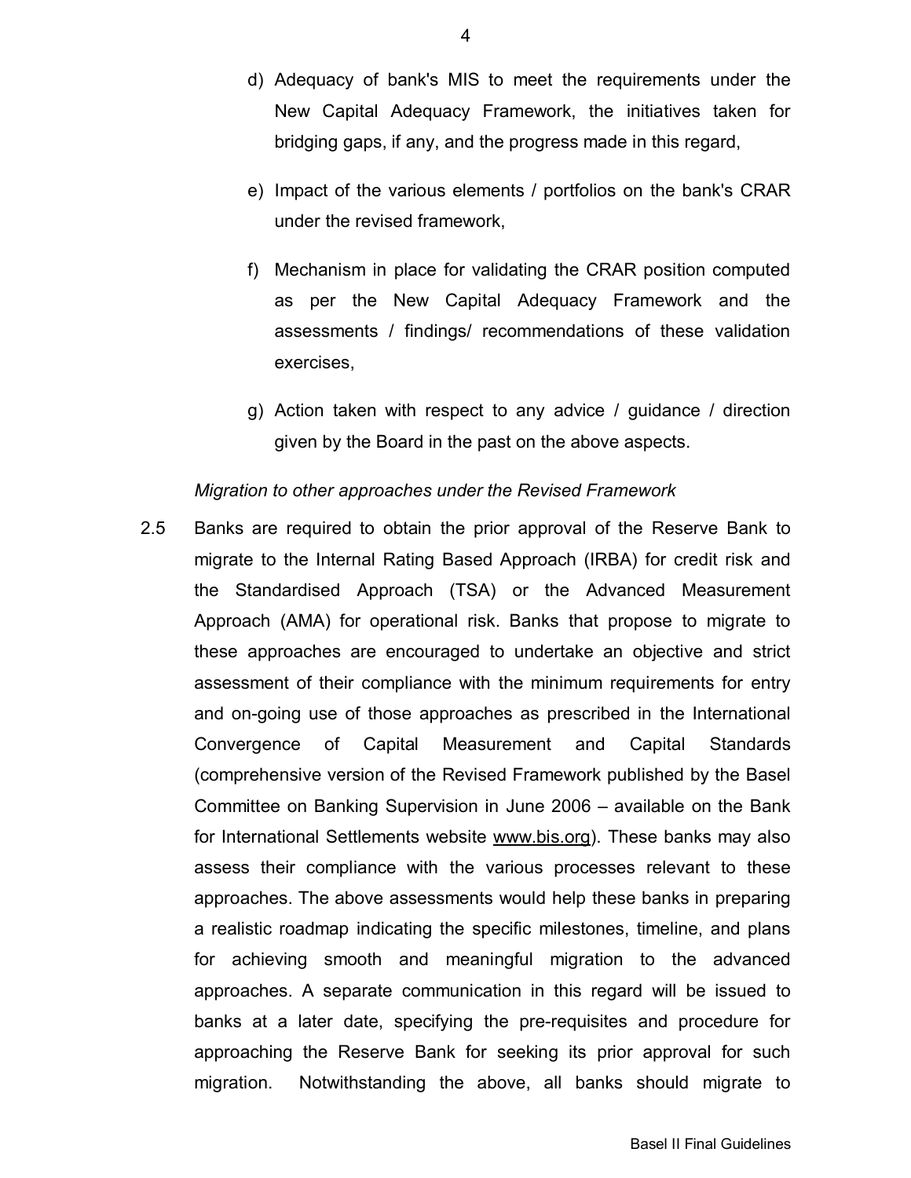d) Adequacy of bank's MIS to meet the requirements under the New Capital Adequacy Framework, the initiatives taken for bridging gaps, if any, and the progress made in this regard,

e) Impact of the various elements / portfolios on the bank's CRAR under the revised framework,

f) Mechanism in place for validating the CRAR position computed as per the New Capital Adequacy Framework and the assessments / findings/ recommendations of these validation exercises,

g) Action taken with respect to any advice / guidance / direction given by the Board in the past on the above aspects.

*Migration to other approaches under the Revised Framework*

2.5 Banks are required to obtain the prior approval of the Reserve Bank to migrate to the Internal Rating Based Approach (IRBA) for credit risk and the Standardised Approach (TSA) or the Advanced Measurement Approach (AMA) for operational risk. Banks that propose to migrate to these approaches are encouraged to undertake an objective and strict assessment of their compliance with the minimum requirements for entry and on-going use of those approaches as prescribed in the International Convergence of Capital Measurement and Capital Standards (comprehensive version of the Revised Framework published by the Basel Committee on Banking Supervision in June 2006 – available on the Bank for International Settlements website www.bis.org). These banks may also assess their compliance with the various processes relevant to these approaches. The above assessments would help these banks in preparing a realistic roadmap indicating the specific milestones, timeline, and plans for achieving smooth and meaningful migration to the advanced approaches. A separate communication in this regard will be issued to banks at a later date, specifying the pre-requisites and procedure for approaching the Reserve Bank for seeking its prior approval for such migration. Notwithstanding the above, all banks should migrate to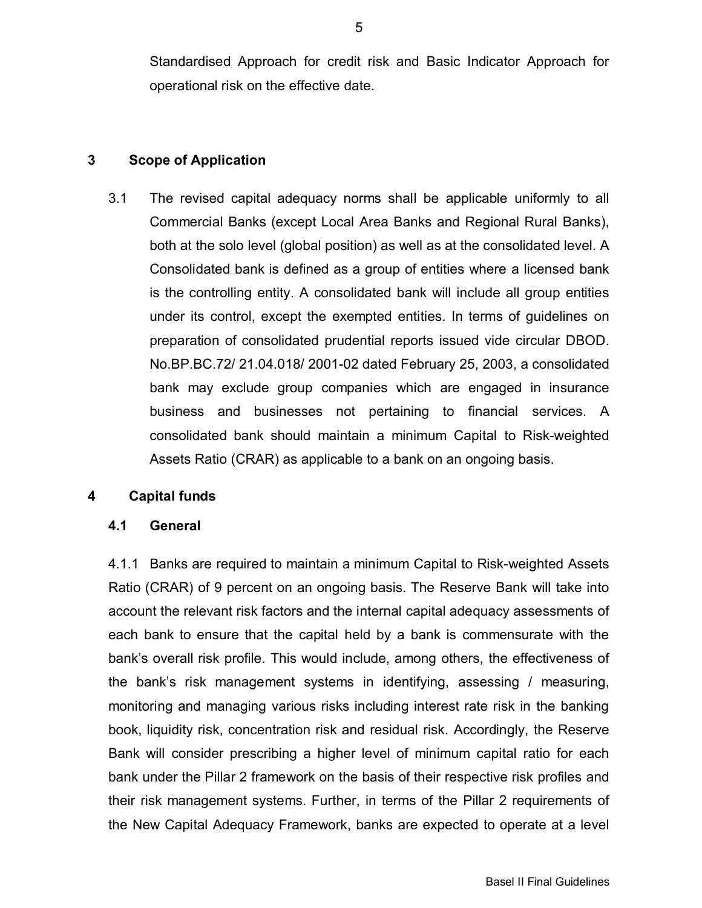Standardised Approach for credit risk and Basic Indicator Approach for operational risk on the effective date.

## 3 Scope of Application

3.1 The revised capital adequacy norms shall be applicable uniformly to all Commercial Banks (except Local Area Banks and Regional Rural Banks), both at the solo level (global position) as well as at the consolidated level. A Consolidated bank is defined as a group of entities where a licensed bank is the controlling entity. A consolidated bank will include all group entities under its control, except the exempted entities. In terms of guidelines on preparation of consolidated prudential reports issued vide circular DBOD. No.BP.BC.72/ 21.04.018/ 2001-02 dated February 25, 2003, a consolidated bank may exclude group companies which are engaged in insurance business and businesses not pertaining to financial services. A consolidated bank should maintain a minimum Capital to Risk-weighted Assets Ratio (CRAR) as applicable to a bank on an ongoing basis.

## 4 Capital funds

### 4.1 General

4.1.1 Banks are required to maintain a minimum Capital to Risk-weighted Assets Ratio (CRAR) of 9 percent on an ongoing basis. The Reserve Bank will take into account the relevant risk factors and the internal capital adequacy assessments of each bank to ensure that the capital held by a bank is commensurate with the bank's overall risk profile. This would include, among others, the effectiveness of the bank's risk management systems in identifying, assessing / measuring, monitoring and managing various risks including interest rate risk in the banking book, liquidity risk, concentration risk and residual risk. Accordingly, the Reserve Bank will consider prescribing a higher level of minimum capital ratio for each bank under the Pillar 2 framework on the basis of their respective risk profiles and their risk management systems. Further, in terms of the Pillar 2 requirements of the New Capital Adequacy Framework, banks are expected to operate at a level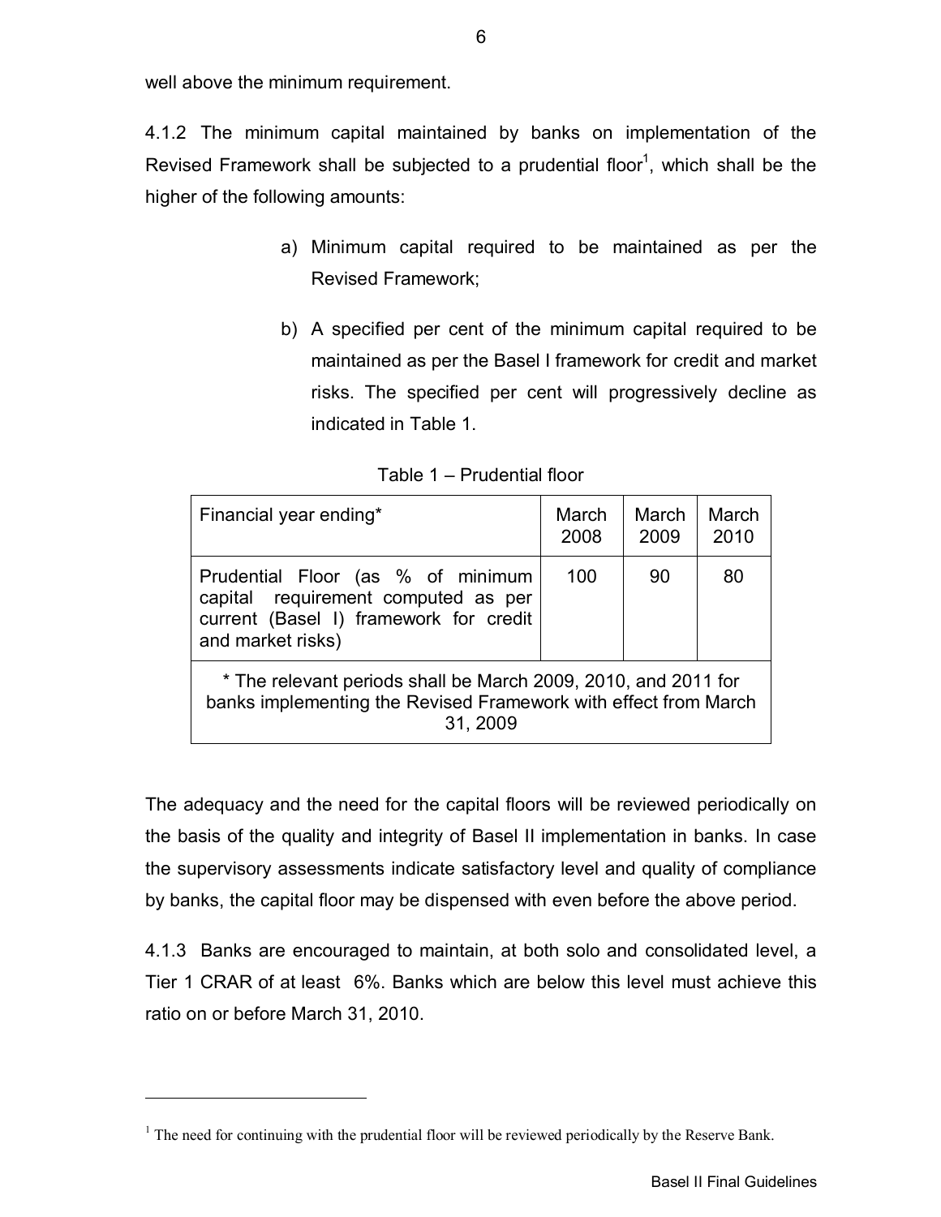well above the minimum requirement.

4.1.2 The minimum capital maintained by banks on implementation of the Revised Framework shall be subjected to a prudential floor[1], which shall be the higher of the following amounts:

a) Minimum capital required to be maintained as per the Revised Framework;

b) A specified per cent of the minimum capital required to be maintained as per the Basel I framework for credit and market risks. The specified per cent will progressively decline as indicated in Table 1.

Table 1 – Prudential floor

| Financial year ending* | March 2008 | March 2009 | March 2010 |
|---|---|---|---|
| Prudential Floor (as % of minimum capital requirement computed as per current (Basel I) framework for credit and market risks) | 100 | 90 | 80 |
| * The relevant periods shall be March 2009, 2010, and 2011 for banks implementing the Revised Framework with effect from March 31, 2009 | | | |

The adequacy and the need for the capital floors will be reviewed periodically on the basis of the quality and integrity of Basel II implementation in banks. In case the supervisory assessments indicate satisfactory level and quality of compliance by banks, the capital floor may be dispensed with even before the above period.

4.1.3 Banks are encouraged to maintain, at both solo and consolidated level, a Tier 1 CRAR of at least 6%. Banks which are below this level must achieve this ratio on or before March 31, 2010.

[1] The need for continuing with the prudential floor will be reviewed periodically by the Reserve Bank.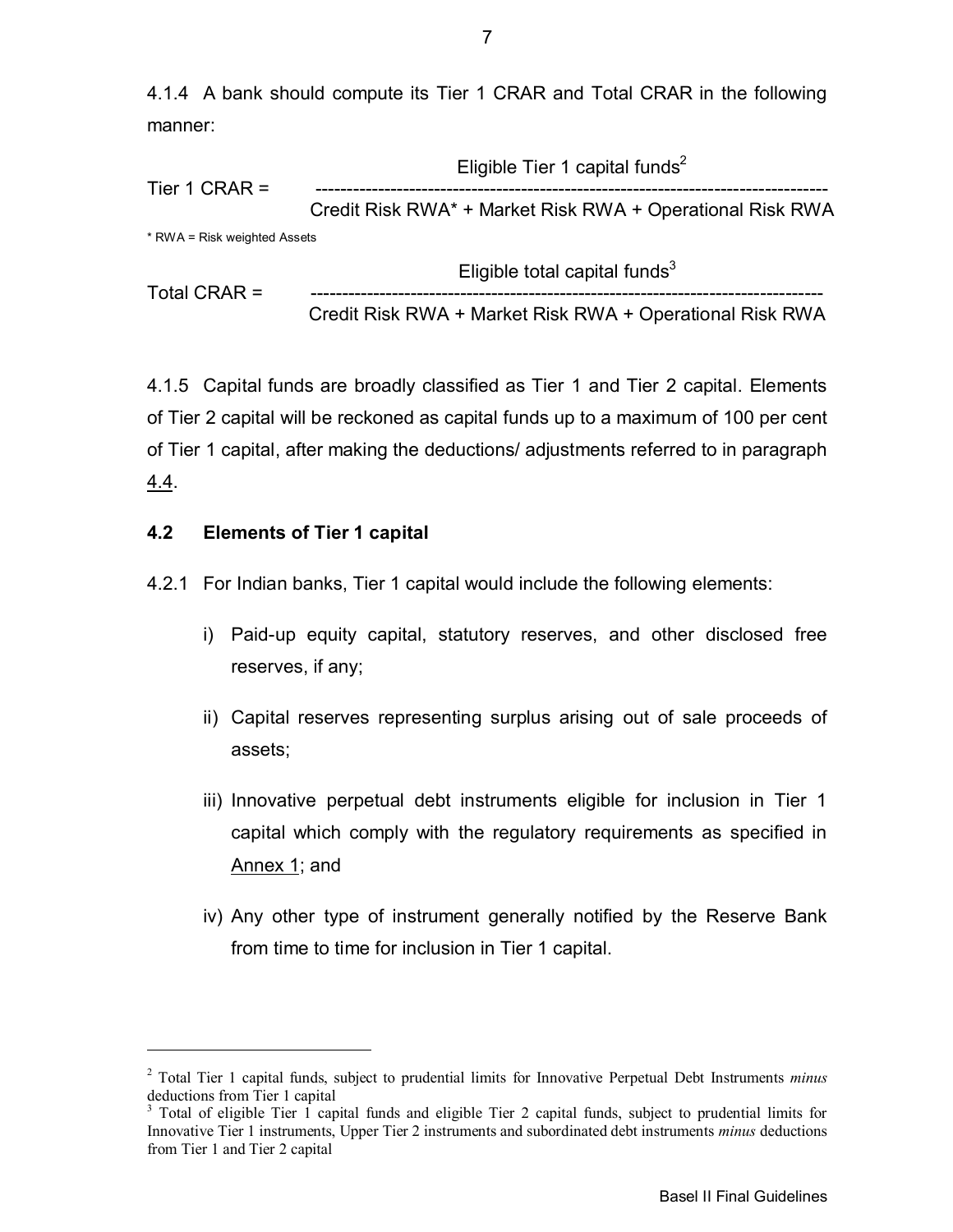4.1.4 A bank should compute its Tier 1 CRAR and Total CRAR in the following manner:

$$\text{Tier 1 CRAR} = \frac{\text{Eligible Tier 1 capital funds}^{2}}{\text{Credit Risk RWA* + Market Risk RWA + Operational Risk RWA}}$$

* RWA = Risk weighted Assets

$$\text{Total CRAR} = \frac{\text{Eligible total capital funds}^{3}}{\text{Credit Risk RWA + Market Risk RWA + Operational Risk RWA}}$$

4.1.5 Capital funds are broadly classified as Tier 1 and Tier 2 capital. Elements of Tier 2 capital will be reckoned as capital funds up to a maximum of 100 per cent of Tier 1 capital, after making the deductions/ adjustments referred to in paragraph 4.4.

### 4.2 Elements of Tier 1 capital

4.2.1 For Indian banks, Tier 1 capital would include the following elements:

i) Paid-up equity capital, statutory reserves, and other disclosed free reserves, if any;

ii) Capital reserves representing surplus arising out of sale proceeds of assets;

iii) Innovative perpetual debt instruments eligible for inclusion in Tier 1 capital which comply with the regulatory requirements as specified in Annex 1; and

iv) Any other type of instrument generally notified by the Reserve Bank from time to time for inclusion in Tier 1 capital.

---

[2] Total Tier 1 capital funds, subject to prudential limits for Innovative Perpetual Debt Instruments *minus* deductions from Tier 1 capital

[3] Total of eligible Tier 1 capital funds and eligible Tier 2 capital funds, subject to prudential limits for Innovative Tier 1 instruments, Upper Tier 2 instruments and subordinated debt instruments *minus* deductions from Tier 1 and Tier 2 capital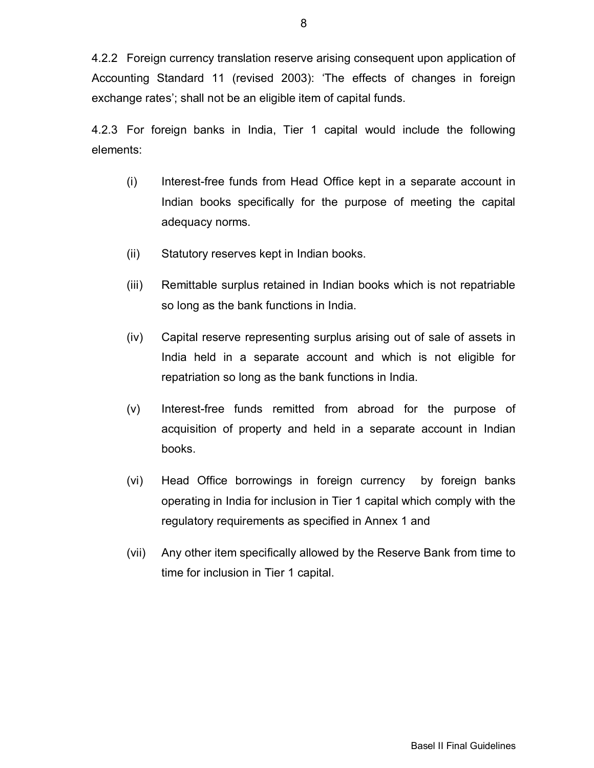4.2.2 Foreign currency translation reserve arising consequent upon application of Accounting Standard 11 (revised 2003): 'The effects of changes in foreign exchange rates'; shall not be an eligible item of capital funds.

4.2.3 For foreign banks in India, Tier 1 capital would include the following elements:

(i) Interest-free funds from Head Office kept in a separate account in Indian books specifically for the purpose of meeting the capital adequacy norms.

(ii) Statutory reserves kept in Indian books.

(iii) Remittable surplus retained in Indian books which is not repatriable so long as the bank functions in India.

(iv) Capital reserve representing surplus arising out of sale of assets in India held in a separate account and which is not eligible for repatriation so long as the bank functions in India.

(v) Interest-free funds remitted from abroad for the purpose of acquisition of property and held in a separate account in Indian books.

(vi) Head Office borrowings in foreign currency by foreign banks operating in India for inclusion in Tier 1 capital which comply with the regulatory requirements as specified in Annex 1 and

(vii) Any other item specifically allowed by the Reserve Bank from time to time for inclusion in Tier 1 capital.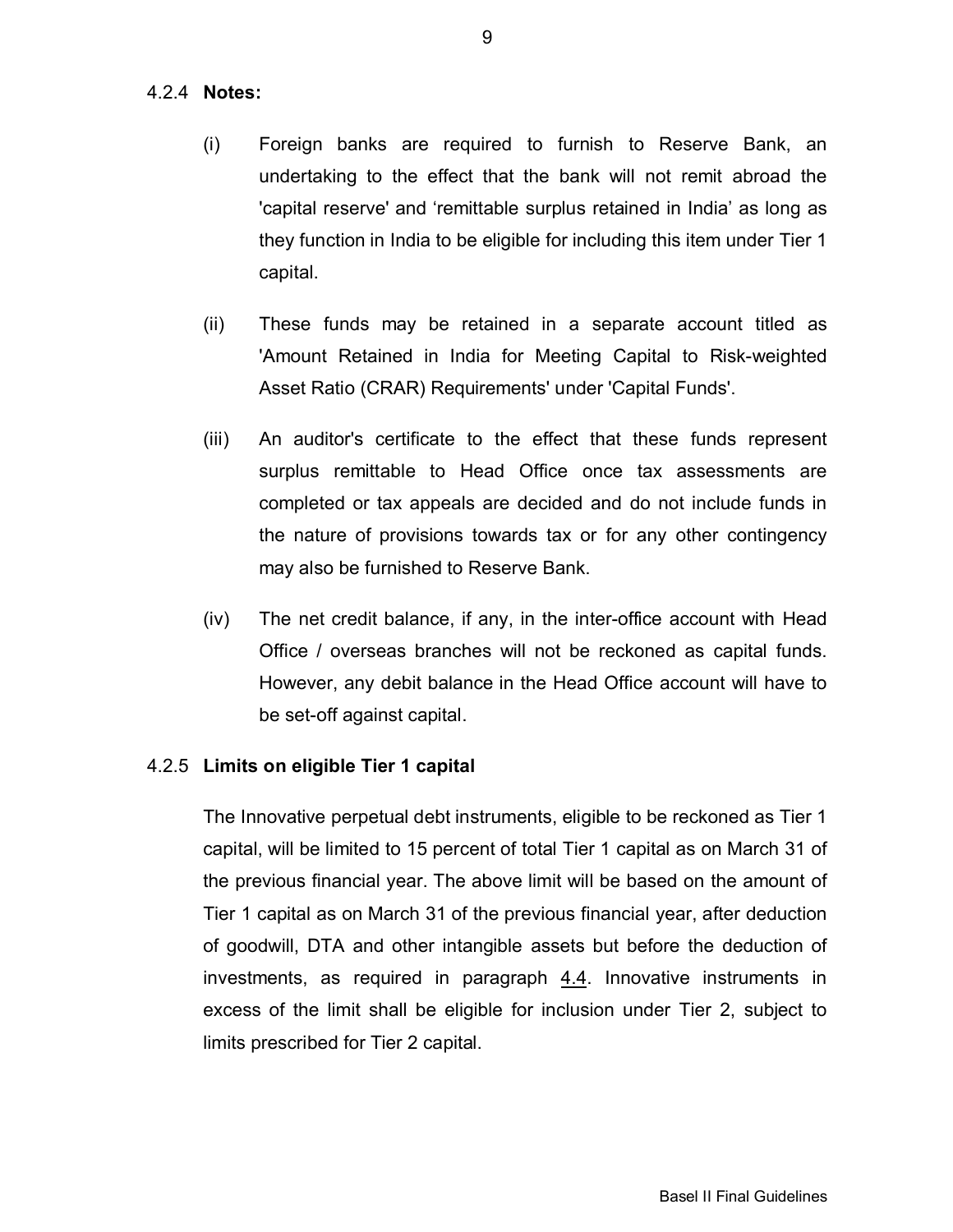### 4.2.4 **Notes:**

(i) Foreign banks are required to furnish to Reserve Bank, an undertaking to the effect that the bank will not remit abroad the 'capital reserve' and 'remittable surplus retained in India' as long as they function in India to be eligible for including this item under Tier 1 capital.

(ii) These funds may be retained in a separate account titled as 'Amount Retained in India for Meeting Capital to Risk-weighted Asset Ratio (CRAR) Requirements' under 'Capital Funds'.

(iii) An auditor's certificate to the effect that these funds represent surplus remittable to Head Office once tax assessments are completed or tax appeals are decided and do not include funds in the nature of provisions towards tax or for any other contingency may also be furnished to Reserve Bank.

(iv) The net credit balance, if any, in the inter-office account with Head Office / overseas branches will not be reckoned as capital funds. However, any debit balance in the Head Office account will have to be set-off against capital.

### 4.2.5 **Limits on eligible Tier 1 capital**

The Innovative perpetual debt instruments, eligible to be reckoned as Tier 1 capital, will be limited to 15 percent of total Tier 1 capital as on March 31 of the previous financial year. The above limit will be based on the amount of Tier 1 capital as on March 31 of the previous financial year, after deduction of goodwill, DTA and other intangible assets but before the deduction of investments, as required in paragraph 4.4. Innovative instruments in excess of the limit shall be eligible for inclusion under Tier 2, subject to limits prescribed for Tier 2 capital.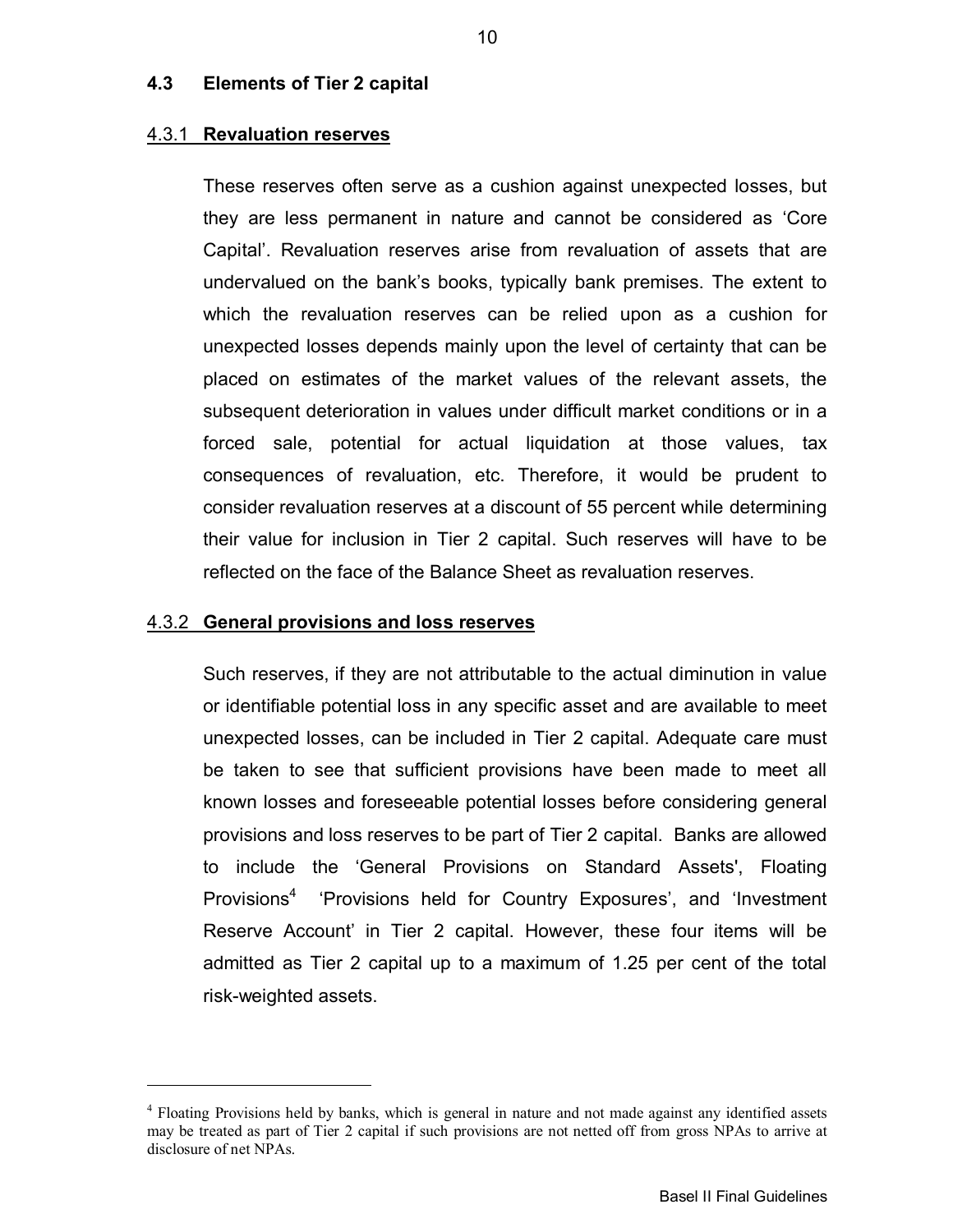### 4.3 Elements of Tier 2 capital

#### 4.3.1 **Revaluation reserves**

These reserves often serve as a cushion against unexpected losses, but they are less permanent in nature and cannot be considered as 'Core Capital'. Revaluation reserves arise from revaluation of assets that are undervalued on the bank's books, typically bank premises. The extent to which the revaluation reserves can be relied upon as a cushion for unexpected losses depends mainly upon the level of certainty that can be placed on estimates of the market values of the relevant assets, the subsequent deterioration in values under difficult market conditions or in a forced sale, potential for actual liquidation at those values, tax consequences of revaluation, etc. Therefore, it would be prudent to consider revaluation reserves at a discount of 55 percent while determining their value for inclusion in Tier 2 capital. Such reserves will have to be reflected on the face of the Balance Sheet as revaluation reserves.

#### 4.3.2 **General provisions and loss reserves**

Such reserves, if they are not attributable to the actual diminution in value or identifiable potential loss in any specific asset and are available to meet unexpected losses, can be included in Tier 2 capital. Adequate care must be taken to see that sufficient provisions have been made to meet all known losses and foreseeable potential losses before considering general provisions and loss reserves to be part of Tier 2 capital. Banks are allowed to include the 'General Provisions on Standard Assets', Floating Provisions[4] 'Provisions held for Country Exposures', and 'Investment Reserve Account' in Tier 2 capital. However, these four items will be admitted as Tier 2 capital up to a maximum of 1.25 per cent of the total risk-weighted assets.

---

[4] Floating Provisions held by banks, which is general in nature and not made against any identified assets may be treated as part of Tier 2 capital if such provisions are not netted off from gross NPAs to arrive at disclosure of net NPAs.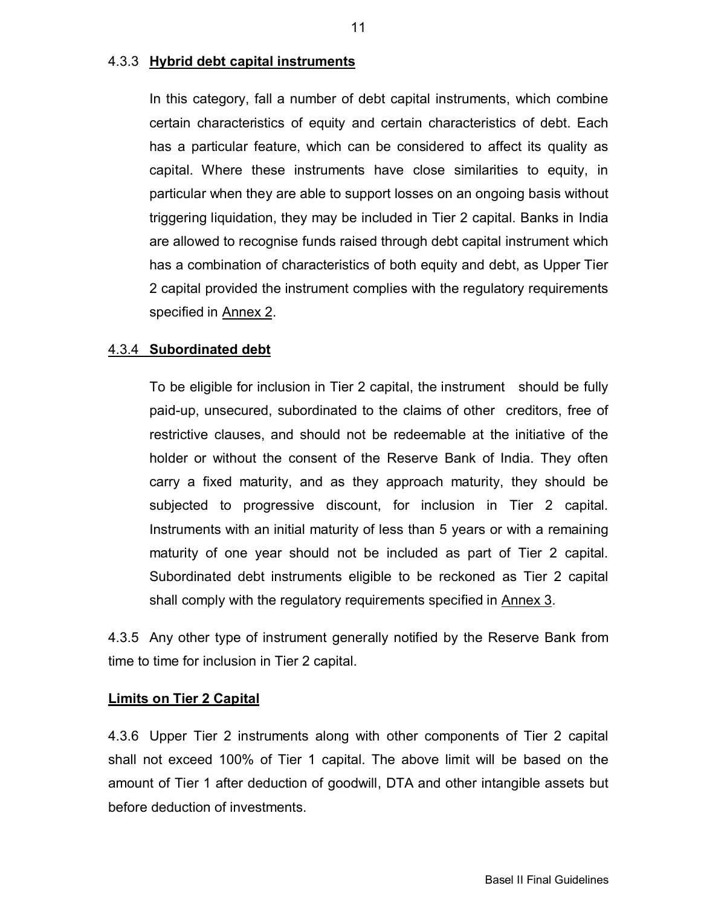#### 4.3.3 **Hybrid debt capital instruments**

In this category, fall a number of debt capital instruments, which combine certain characteristics of equity and certain characteristics of debt. Each has a particular feature, which can be considered to affect its quality as capital. Where these instruments have close similarities to equity, in particular when they are able to support losses on an ongoing basis without triggering liquidation, they may be included in Tier 2 capital. Banks in India are allowed to recognise funds raised through debt capital instrument which has a combination of characteristics of both equity and debt, as Upper Tier 2 capital provided the instrument complies with the regulatory requirements specified in Annex 2.

#### 4.3.4 **Subordinated debt**

To be eligible for inclusion in Tier 2 capital, the instrument should be fully paid-up, unsecured, subordinated to the claims of other creditors, free of restrictive clauses, and should not be redeemable at the initiative of the holder or without the consent of the Reserve Bank of India. They often carry a fixed maturity, and as they approach maturity, they should be subjected to progressive discount, for inclusion in Tier 2 capital. Instruments with an initial maturity of less than 5 years or with a remaining maturity of one year should not be included as part of Tier 2 capital. Subordinated debt instruments eligible to be reckoned as Tier 2 capital shall comply with the regulatory requirements specified in Annex 3.

4.3.5 Any other type of instrument generally notified by the Reserve Bank from time to time for inclusion in Tier 2 capital.

**Limits on Tier 2 Capital**

4.3.6 Upper Tier 2 instruments along with other components of Tier 2 capital shall not exceed 100% of Tier 1 capital. The above limit will be based on the amount of Tier 1 after deduction of goodwill, DTA and other intangible assets but before deduction of investments.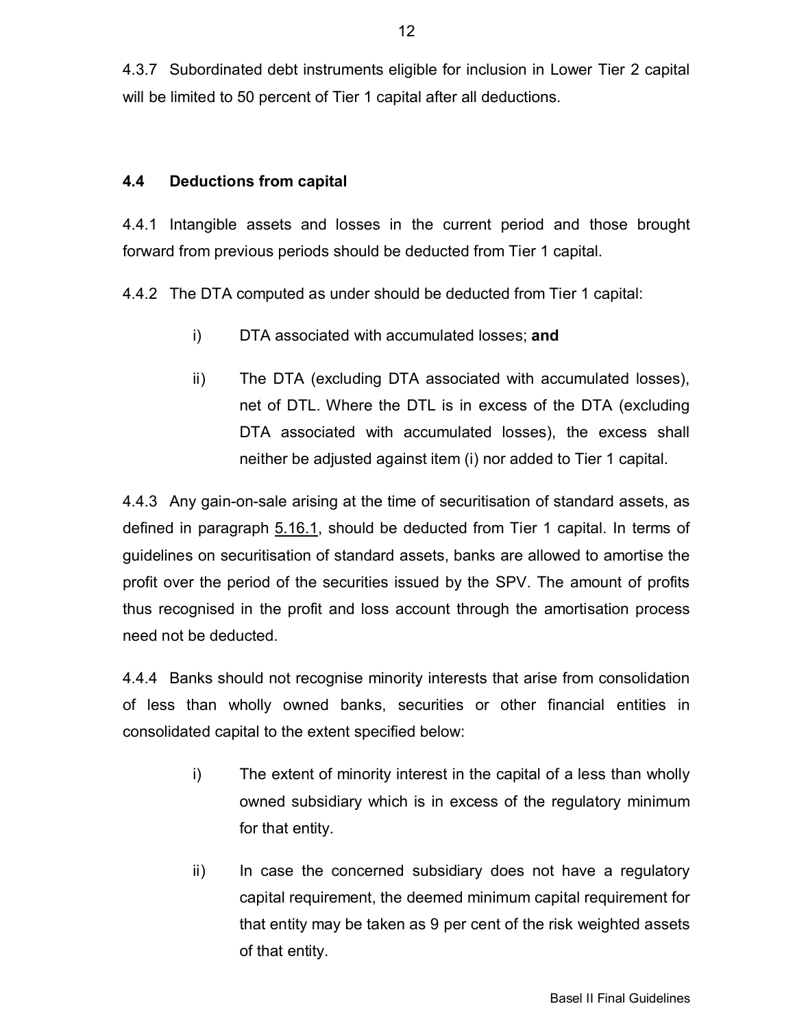4.3.7 Subordinated debt instruments eligible for inclusion in Lower Tier 2 capital will be limited to 50 percent of Tier 1 capital after all deductions.

### 4.4 Deductions from capital

4.4.1 Intangible assets and losses in the current period and those brought forward from previous periods should be deducted from Tier 1 capital.

4.4.2 The DTA computed as under should be deducted from Tier 1 capital:

i) DTA associated with accumulated losses; **and**

ii) The DTA (excluding DTA associated with accumulated losses), net of DTL. Where the DTL is in excess of the DTA (excluding DTA associated with accumulated losses), the excess shall neither be adjusted against item (i) nor added to Tier 1 capital.

4.4.3 Any gain-on-sale arising at the time of securitisation of standard assets, as defined in paragraph 5.16.1, should be deducted from Tier 1 capital. In terms of guidelines on securitisation of standard assets, banks are allowed to amortise the profit over the period of the securities issued by the SPV. The amount of profits thus recognised in the profit and loss account through the amortisation process need not be deducted.

4.4.4 Banks should not recognise minority interests that arise from consolidation of less than wholly owned banks, securities or other financial entities in consolidated capital to the extent specified below:

i) The extent of minority interest in the capital of a less than wholly owned subsidiary which is in excess of the regulatory minimum for that entity.

ii) In case the concerned subsidiary does not have a regulatory capital requirement, the deemed minimum capital requirement for that entity may be taken as 9 per cent of the risk weighted assets of that entity.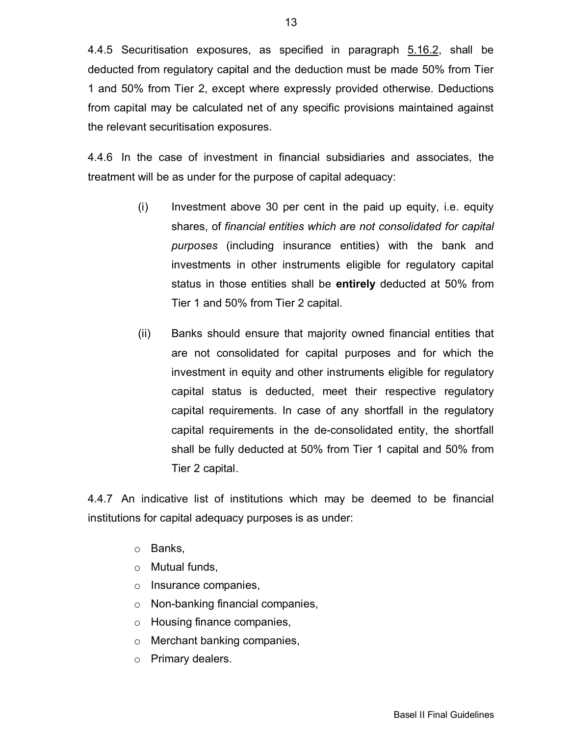4.4.5 Securitisation exposures, as specified in paragraph 5.16.2, shall be deducted from regulatory capital and the deduction must be made 50% from Tier 1 and 50% from Tier 2, except where expressly provided otherwise. Deductions from capital may be calculated net of any specific provisions maintained against the relevant securitisation exposures.

4.4.6 In the case of investment in financial subsidiaries and associates, the treatment will be as under for the purpose of capital adequacy:

(i) Investment above 30 per cent in the paid up equity, i.e. equity shares, of *financial entities which are not consolidated for capital purposes* (including insurance entities) with the bank and investments in other instruments eligible for regulatory capital status in those entities shall be **entirely** deducted at 50% from Tier 1 and 50% from Tier 2 capital.

(ii) Banks should ensure that majority owned financial entities that are not consolidated for capital purposes and for which the investment in equity and other instruments eligible for regulatory capital status is deducted, meet their respective regulatory capital requirements. In case of any shortfall in the regulatory capital requirements in the de-consolidated entity, the shortfall shall be fully deducted at 50% from Tier 1 capital and 50% from Tier 2 capital.

4.4.7 An indicative list of institutions which may be deemed to be financial institutions for capital adequacy purposes is as under:

- Banks,
- Mutual funds,
- Insurance companies,
- Non-banking financial companies,
- Housing finance companies,
- Merchant banking companies,
- Primary dealers.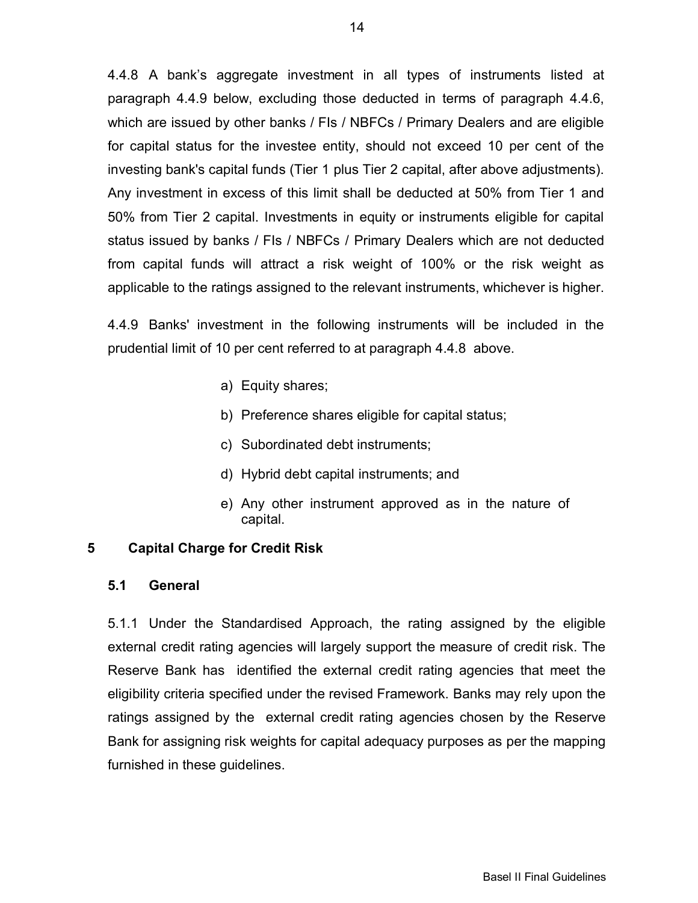4.4.8 A bank's aggregate investment in all types of instruments listed at paragraph 4.4.9 below, excluding those deducted in terms of paragraph 4.4.6, which are issued by other banks / FIs / NBFCs / Primary Dealers and are eligible for capital status for the investee entity, should not exceed 10 per cent of the investing bank's capital funds (Tier 1 plus Tier 2 capital, after above adjustments). Any investment in excess of this limit shall be deducted at 50% from Tier 1 and 50% from Tier 2 capital. Investments in equity or instruments eligible for capital status issued by banks / FIs / NBFCs / Primary Dealers which are not deducted from capital funds will attract a risk weight of 100% or the risk weight as applicable to the ratings assigned to the relevant instruments, whichever is higher.

4.4.9 Banks' investment in the following instruments will be included in the prudential limit of 10 per cent referred to at paragraph 4.4.8 above.

a) Equity shares;

b) Preference shares eligible for capital status;

c) Subordinated debt instruments;

d) Hybrid debt capital instruments; and

e) Any other instrument approved as in the nature of capital.

## 5 Capital Charge for Credit Risk

### 5.1 General

5.1.1 Under the Standardised Approach, the rating assigned by the eligible external credit rating agencies will largely support the measure of credit risk. The Reserve Bank has identified the external credit rating agencies that meet the eligibility criteria specified under the revised Framework. Banks may rely upon the ratings assigned by the external credit rating agencies chosen by the Reserve Bank for assigning risk weights for capital adequacy purposes as per the mapping furnished in these guidelines.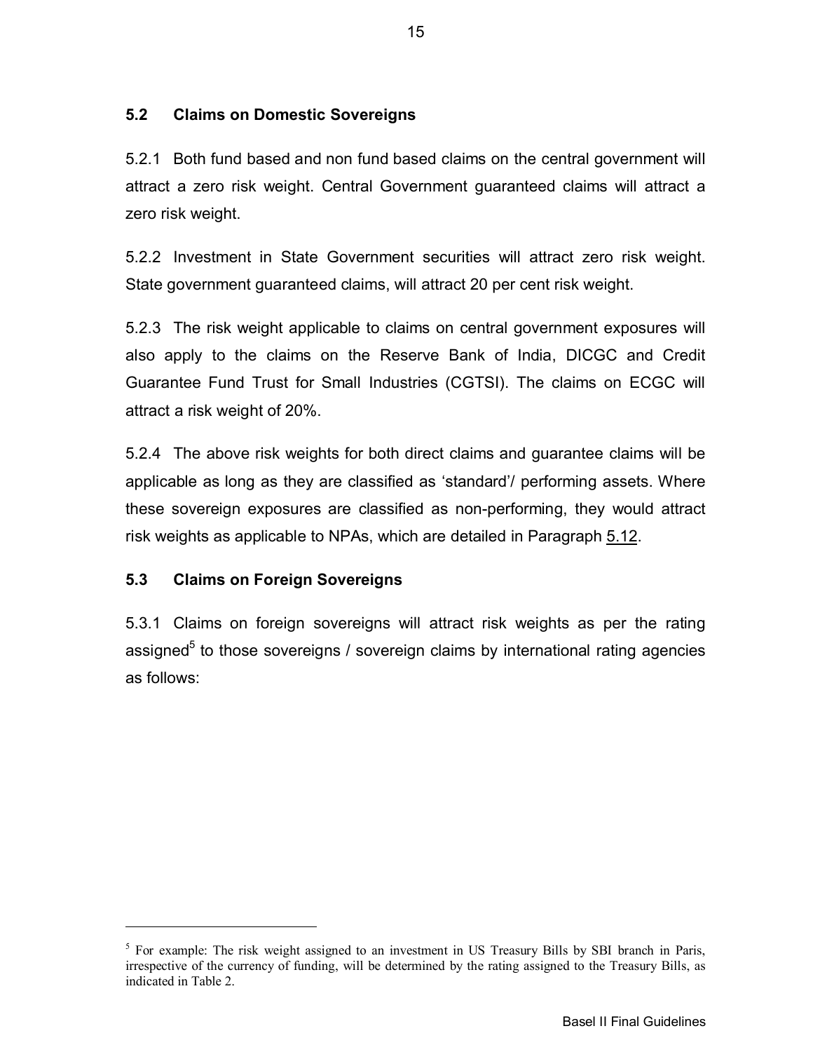### 5.2 Claims on Domestic Sovereigns

5.2.1 Both fund based and non fund based claims on the central government will attract a zero risk weight. Central Government guaranteed claims will attract a zero risk weight.

5.2.2 Investment in State Government securities will attract zero risk weight. State government guaranteed claims, will attract 20 per cent risk weight.

5.2.3 The risk weight applicable to claims on central government exposures will also apply to the claims on the Reserve Bank of India, DICGC and Credit Guarantee Fund Trust for Small Industries (CGTSI). The claims on ECGC will attract a risk weight of 20%.

5.2.4 The above risk weights for both direct claims and guarantee claims will be applicable as long as they are classified as 'standard'/ performing assets. Where these sovereign exposures are classified as non-performing, they would attract risk weights as applicable to NPAs, which are detailed in Paragraph 5.12.

### 5.3 Claims on Foreign Sovereigns

5.3.1 Claims on foreign sovereigns will attract risk weights as per the rating assigned[5] to those sovereigns / sovereign claims by international rating agencies as follows:

---

[5] For example: The risk weight assigned to an investment in US Treasury Bills by SBI branch in Paris, irrespective of the currency of funding, will be determined by the rating assigned to the Treasury Bills, as indicated in Table 2.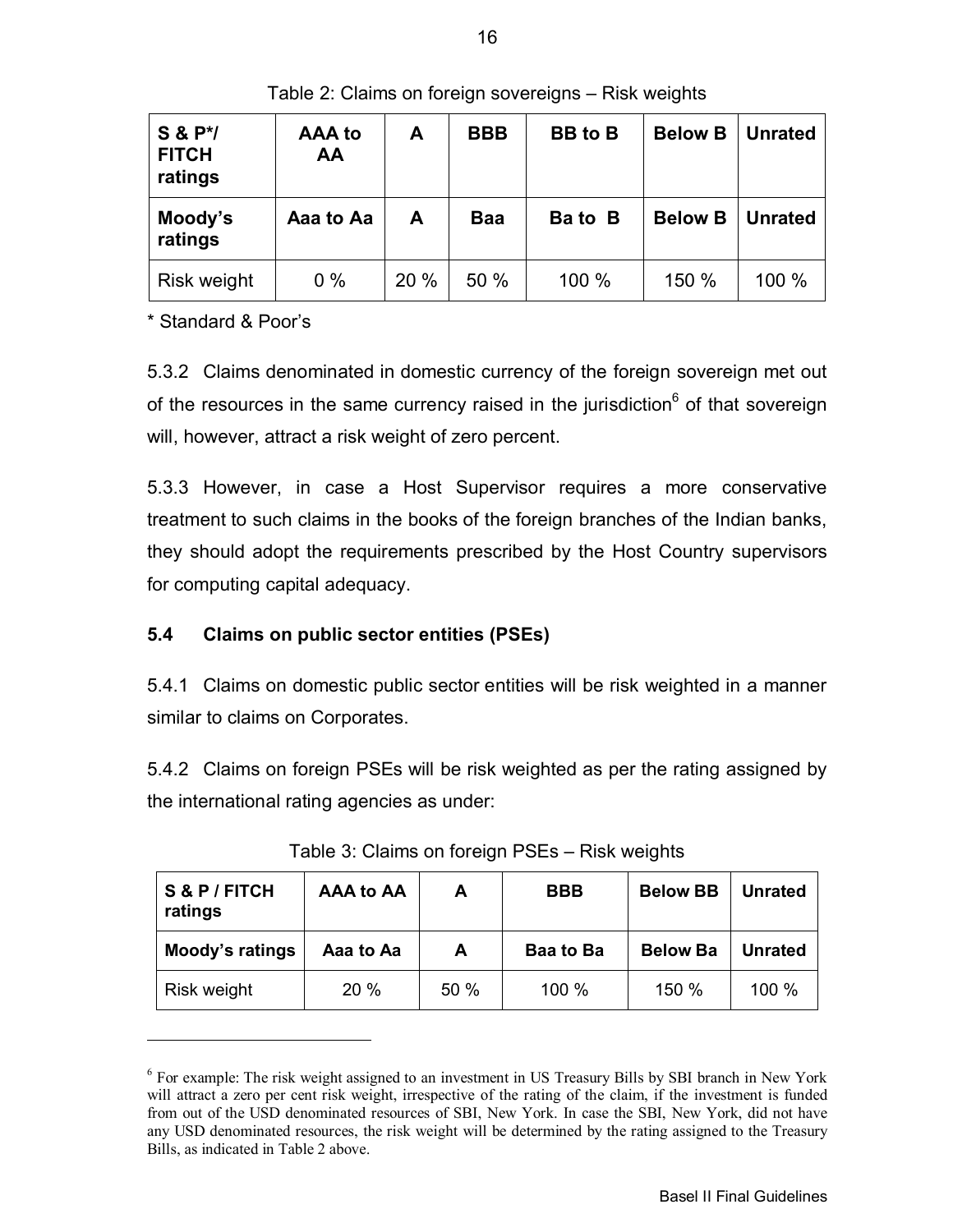Table 2: Claims on foreign sovereigns – Risk weights

| S & P*/ FITCH ratings | AAA to AA | A | BBB | BB to B | Below B | Unrated |
|---|---|---|---|---|---|---|
| **Moody's ratings** | **Aaa to Aa** | **A** | **Baa** | **Ba to B** | **Below B** | **Unrated** |
| Risk weight | 0 % | 20 % | 50 % | 100 % | 150 % | 100 % |

* Standard & Poor's

5.3.2 Claims denominated in domestic currency of the foreign sovereign met out of the resources in the same currency raised in the jurisdiction[6] of that sovereign will, however, attract a risk weight of zero percent.

5.3.3 However, in case a Host Supervisor requires a more conservative treatment to such claims in the books of the foreign branches of the Indian banks, they should adopt the requirements prescribed by the Host Country supervisors for computing capital adequacy.

### 5.4 Claims on public sector entities (PSEs)

5.4.1 Claims on domestic public sector entities will be risk weighted in a manner similar to claims on Corporates.

5.4.2 Claims on foreign PSEs will be risk weighted as per the rating assigned by the international rating agencies as under:

Table 3: Claims on foreign PSEs – Risk weights

| S & P / FITCH ratings | AAA to AA | A | BBB | Below BB | Unrated |
|---|---|---|---|---|---|
| **Moody's ratings** | **Aaa to Aa** | **A** | **Baa to Ba** | **Below Ba** | **Unrated** |
| Risk weight | 20 % | 50 % | 100 % | 150 % | 100 % |

---

[6] For example: The risk weight assigned to an investment in US Treasury Bills by SBI branch in New York will attract a zero per cent risk weight, irrespective of the rating of the claim, if the investment is funded from out of the USD denominated resources of SBI, New York. In case the SBI, New York, did not have any USD denominated resources, the risk weight will be determined by the rating assigned to the Treasury Bills, as indicated in Table 2 above.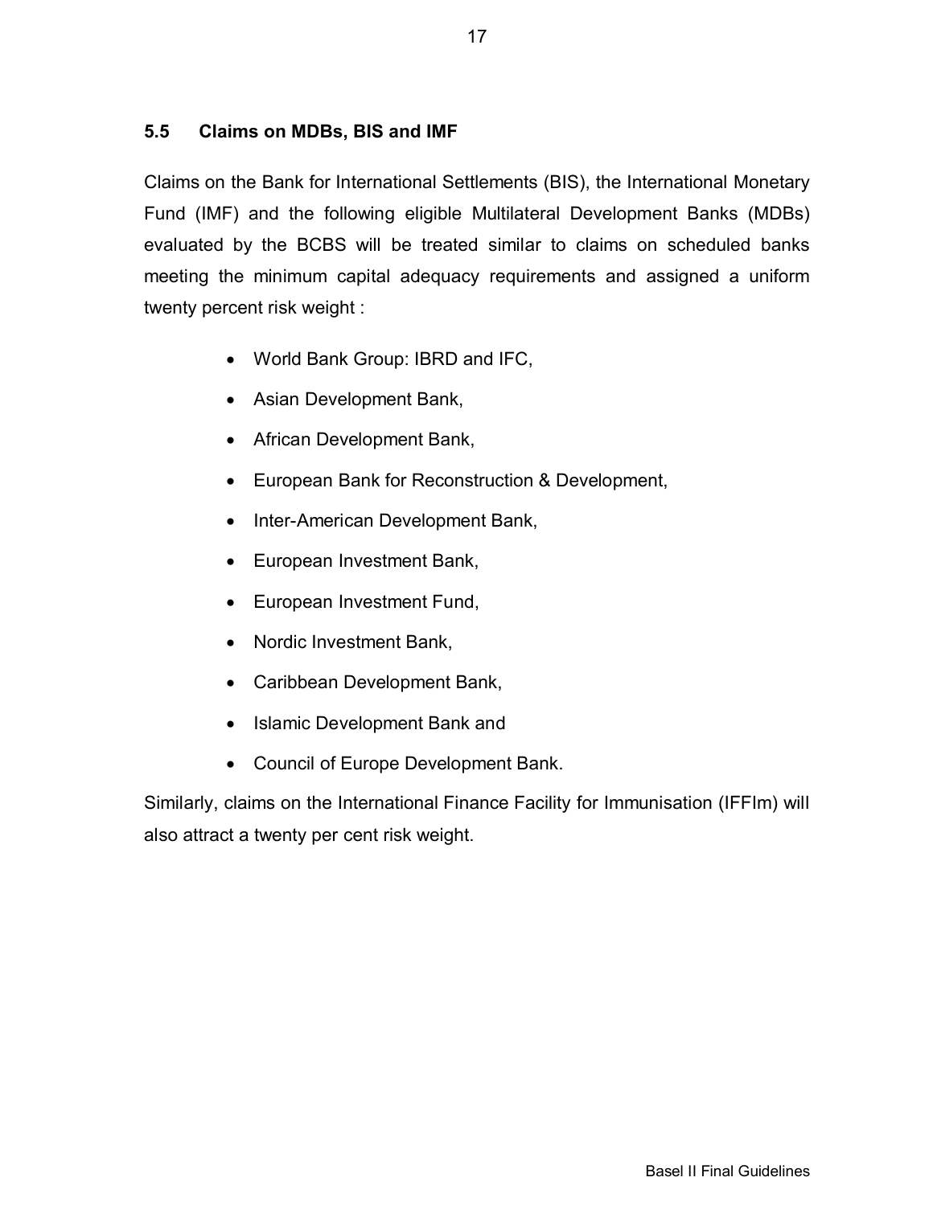### 5.5 Claims on MDBs, BIS and IMF

Claims on the Bank for International Settlements (BIS), the International Monetary Fund (IMF) and the following eligible Multilateral Development Banks (MDBs) evaluated by the BCBS will be treated similar to claims on scheduled banks meeting the minimum capital adequacy requirements and assigned a uniform twenty percent risk weight :

- World Bank Group: IBRD and IFC,
- Asian Development Bank,
- African Development Bank,
- European Bank for Reconstruction & Development,
- Inter-American Development Bank,
- European Investment Bank,
- European Investment Fund,
- Nordic Investment Bank,
- Caribbean Development Bank,
- Islamic Development Bank and
- Council of Europe Development Bank.

Similarly, claims on the International Finance Facility for Immunisation (IFFIm) will also attract a twenty per cent risk weight.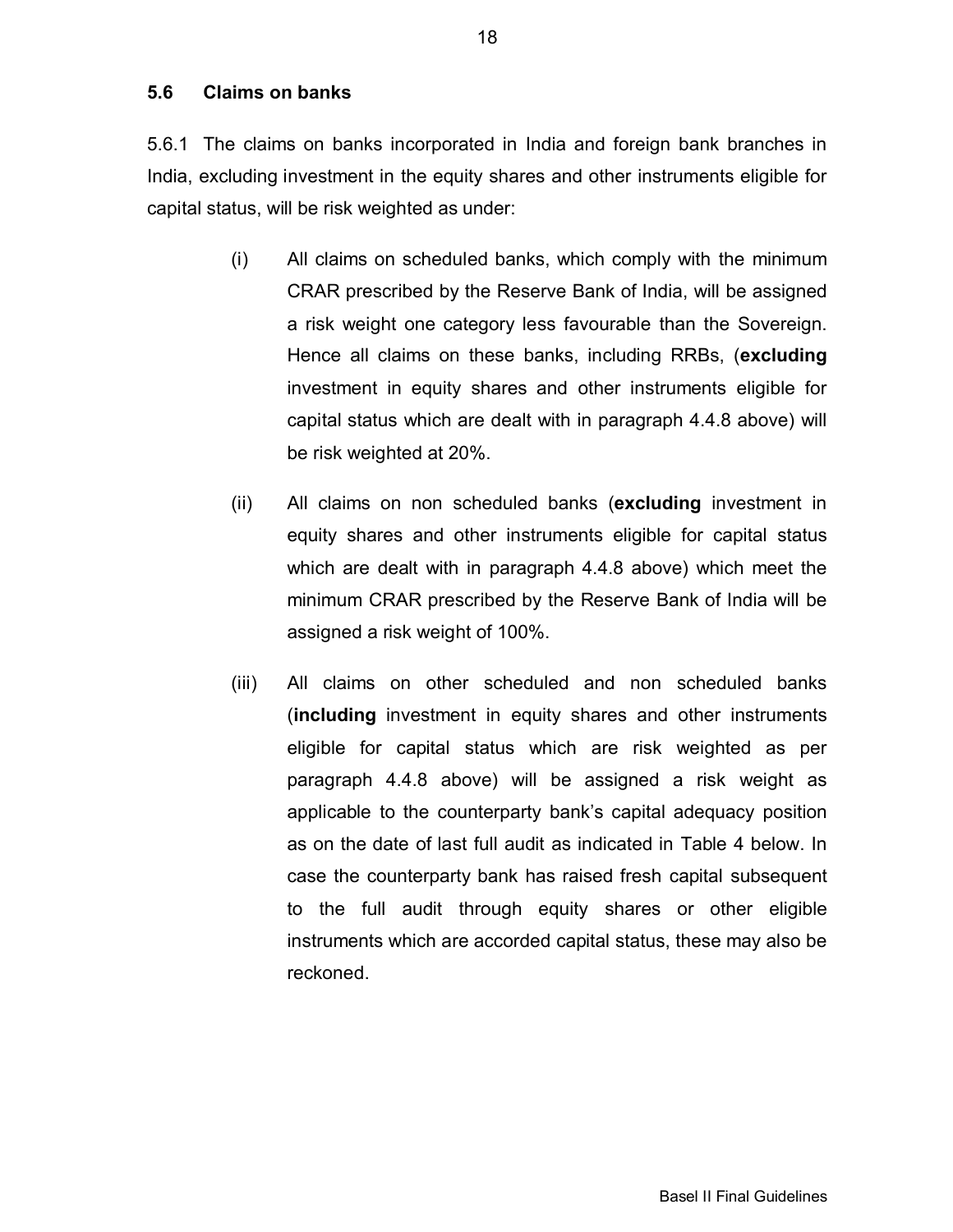### 5.6 Claims on banks

5.6.1 The claims on banks incorporated in India and foreign bank branches in India, excluding investment in the equity shares and other instruments eligible for capital status, will be risk weighted as under:

(i) All claims on scheduled banks, which comply with the minimum CRAR prescribed by the Reserve Bank of India, will be assigned a risk weight one category less favourable than the Sovereign. Hence all claims on these banks, including RRBs, (**excluding** investment in equity shares and other instruments eligible for capital status which are dealt with in paragraph 4.4.8 above) will be risk weighted at 20%.

(ii) All claims on non scheduled banks (**excluding** investment in equity shares and other instruments eligible for capital status which are dealt with in paragraph 4.4.8 above) which meet the minimum CRAR prescribed by the Reserve Bank of India will be assigned a risk weight of 100%.

(iii) All claims on other scheduled and non scheduled banks (**including** investment in equity shares and other instruments eligible for capital status which are risk weighted as per paragraph 4.4.8 above) will be assigned a risk weight as applicable to the counterparty bank's capital adequacy position as on the date of last full audit as indicated in Table 4 below. In case the counterparty bank has raised fresh capital subsequent to the full audit through equity shares or other eligible instruments which are accorded capital status, these may also be reckoned.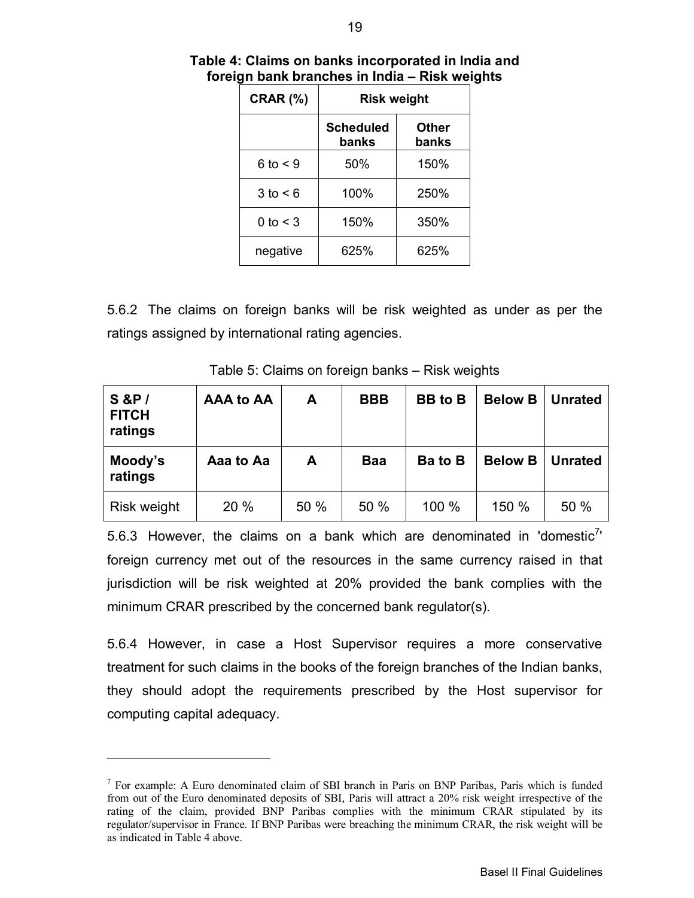**Table 4: Claims on banks incorporated in India and foreign bank branches in India – Risk weights**

| CRAR (%) | Risk weight | |
|---|---|---|
| | **Scheduled banks** | **Other banks** |
| 6 to < 9 | 50% | 150% |
| 3 to < 6 | 100% | 250% |
| 0 to < 3 | 150% | 350% |
| negative | 625% | 625% |

5.6.2 The claims on foreign banks will be risk weighted as under as per the ratings assigned by international rating agencies.

Table 5: Claims on foreign banks – Risk weights

| S &P / FITCH ratings | AAA to AA | A | BBB | BB to B | Below B | Unrated |
|---|---|---|---|---|---|---|
| **Moody's ratings** | **Aaa to Aa** | **A** | **Baa** | **Ba to B** | **Below B** | **Unrated** |
| Risk weight | 20 % | 50 % | 50 % | 100 % | 150 % | 50 % |

5.6.3 However, the claims on a bank which are denominated in 'domestic[7]' foreign currency met out of the resources in the same currency raised in that jurisdiction will be risk weighted at 20% provided the bank complies with the minimum CRAR prescribed by the concerned bank regulator(s).

5.6.4 However, in case a Host Supervisor requires a more conservative treatment for such claims in the books of the foreign branches of the Indian banks, they should adopt the requirements prescribed by the Host supervisor for computing capital adequacy.

---

[7] For example: A Euro denominated claim of SBI branch in Paris on BNP Paribas, Paris which is funded from out of the Euro denominated deposits of SBI, Paris will attract a 20% risk weight irrespective of the rating of the claim, provided BNP Paribas complies with the minimum CRAR stipulated by its regulator/supervisor in France. If BNP Paribas were breaching the minimum CRAR, the risk weight will be as indicated in Table 4 above.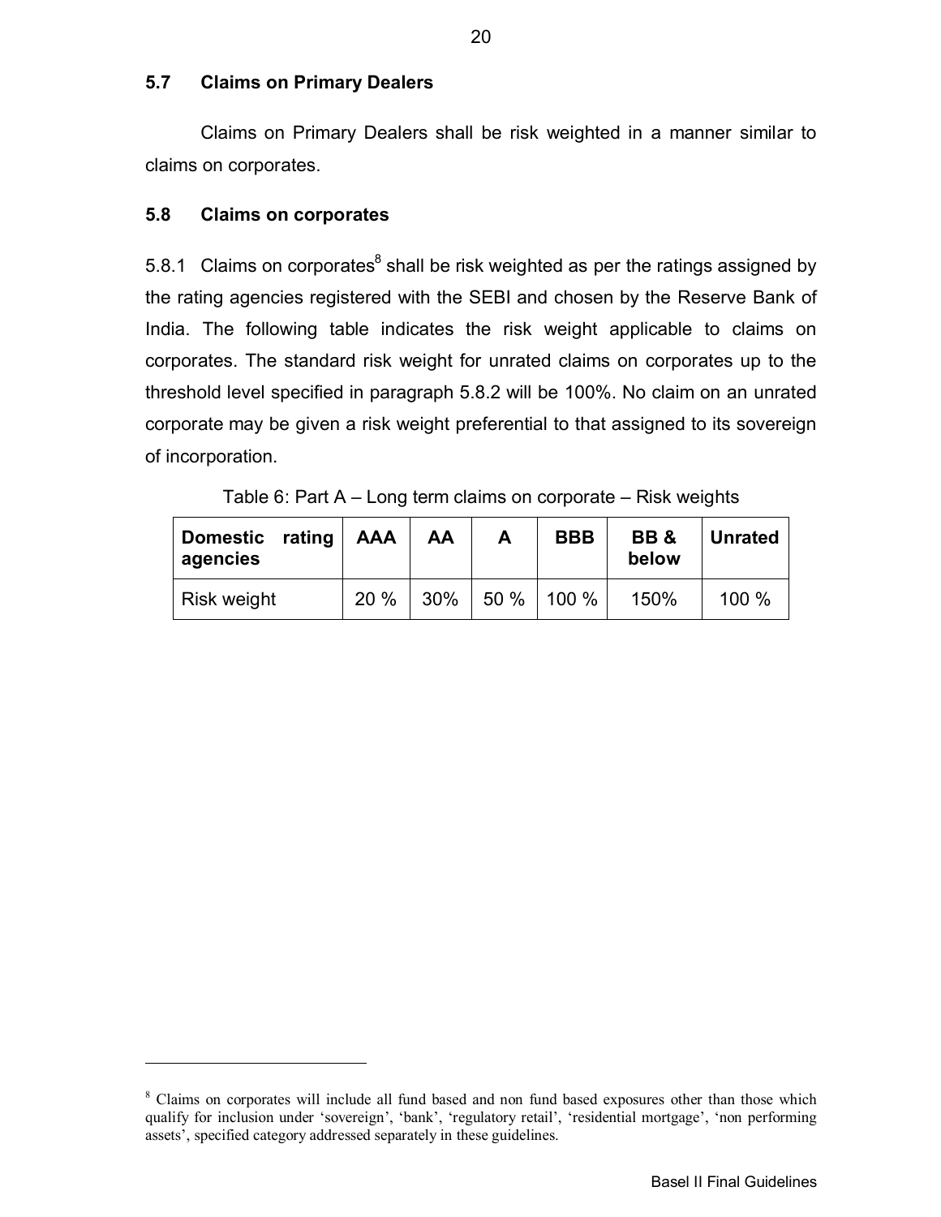### 5.7 Claims on Primary Dealers

Claims on Primary Dealers shall be risk weighted in a manner similar to claims on corporates.

### 5.8 Claims on corporates

5.8.1 Claims on corporates[8] shall be risk weighted as per the ratings assigned by the rating agencies registered with the SEBI and chosen by the Reserve Bank of India. The following table indicates the risk weight applicable to claims on corporates. The standard risk weight for unrated claims on corporates up to the threshold level specified in paragraph 5.8.2 will be 100%. No claim on an unrated corporate may be given a risk weight preferential to that assigned to its sovereign of incorporation.

Table 6: Part A – Long term claims on corporate – Risk weights

| Domestic rating agencies | AAA | AA | A | BBB | BB & below | Unrated |
|---|---|---|---|---|---|---|
| Risk weight | 20 % | 30% | 50 % | 100 % | 150% | 100 % |

---

[8] Claims on corporates will include all fund based and non fund based exposures other than those which qualify for inclusion under 'sovereign', 'bank', 'regulatory retail', 'residential mortgage', 'non performing assets', specified category addressed separately in these guidelines.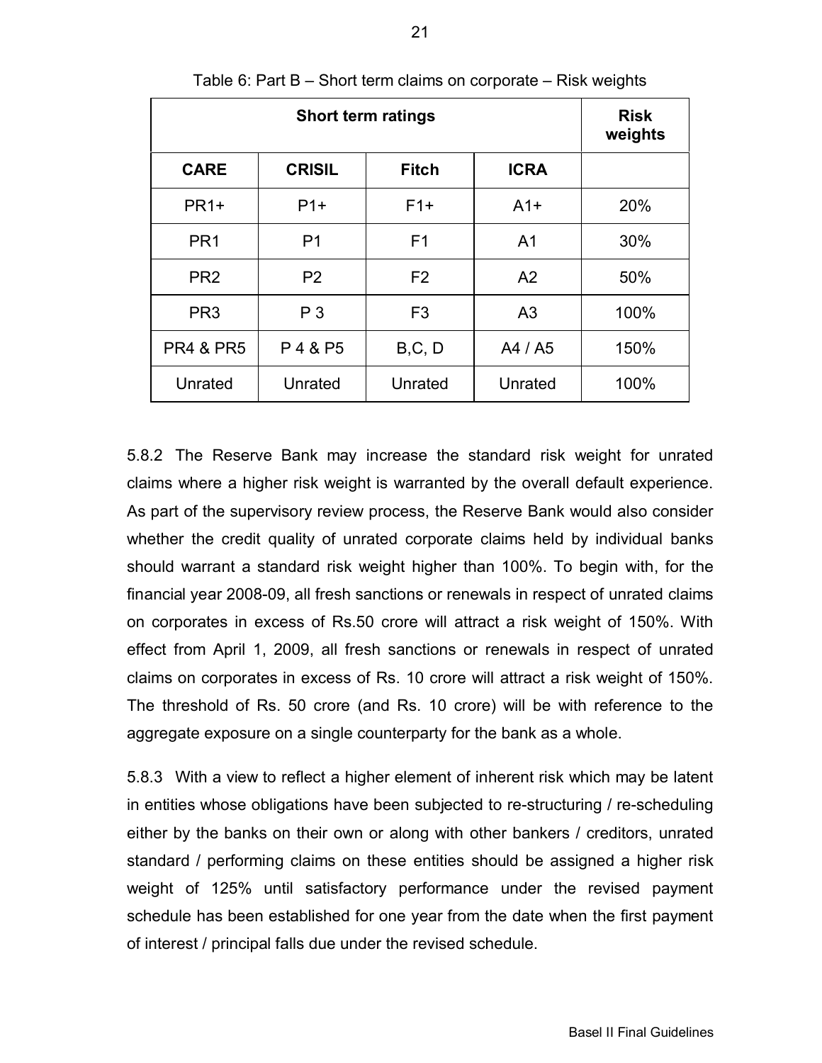Table 6: Part B – Short term claims on corporate – Risk weights

| Short term ratings | | | | Risk weights |
|---|---|---|---|---|
| **CARE** | **CRISIL** | **Fitch** | **ICRA** | |
| PR1+ | P1+ | F1+ | A1+ | 20% |
| PR1 | P1 | F1 | A1 | 30% |
| PR2 | P2 | F2 | A2 | 50% |
| PR3 | P 3 | F3 | A3 | 100% |
| PR4 & PR5 | P 4 & P5 | B,C, D | A4 / A5 | 150% |
| Unrated | Unrated | Unrated | Unrated | 100% |

5.8.2 The Reserve Bank may increase the standard risk weight for unrated claims where a higher risk weight is warranted by the overall default experience. As part of the supervisory review process, the Reserve Bank would also consider whether the credit quality of unrated corporate claims held by individual banks should warrant a standard risk weight higher than 100%. To begin with, for the financial year 2008-09, all fresh sanctions or renewals in respect of unrated claims on corporates in excess of Rs.50 crore will attract a risk weight of 150%. With effect from April 1, 2009, all fresh sanctions or renewals in respect of unrated claims on corporates in excess of Rs. 10 crore will attract a risk weight of 150%. The threshold of Rs. 50 crore (and Rs. 10 crore) will be with reference to the aggregate exposure on a single counterparty for the bank as a whole.

5.8.3 With a view to reflect a higher element of inherent risk which may be latent in entities whose obligations have been subjected to re-structuring / re-scheduling either by the banks on their own or along with other bankers / creditors, unrated standard / performing claims on these entities should be assigned a higher risk weight of 125% until satisfactory performance under the revised payment schedule has been established for one year from the date when the first payment of interest / principal falls due under the revised schedule.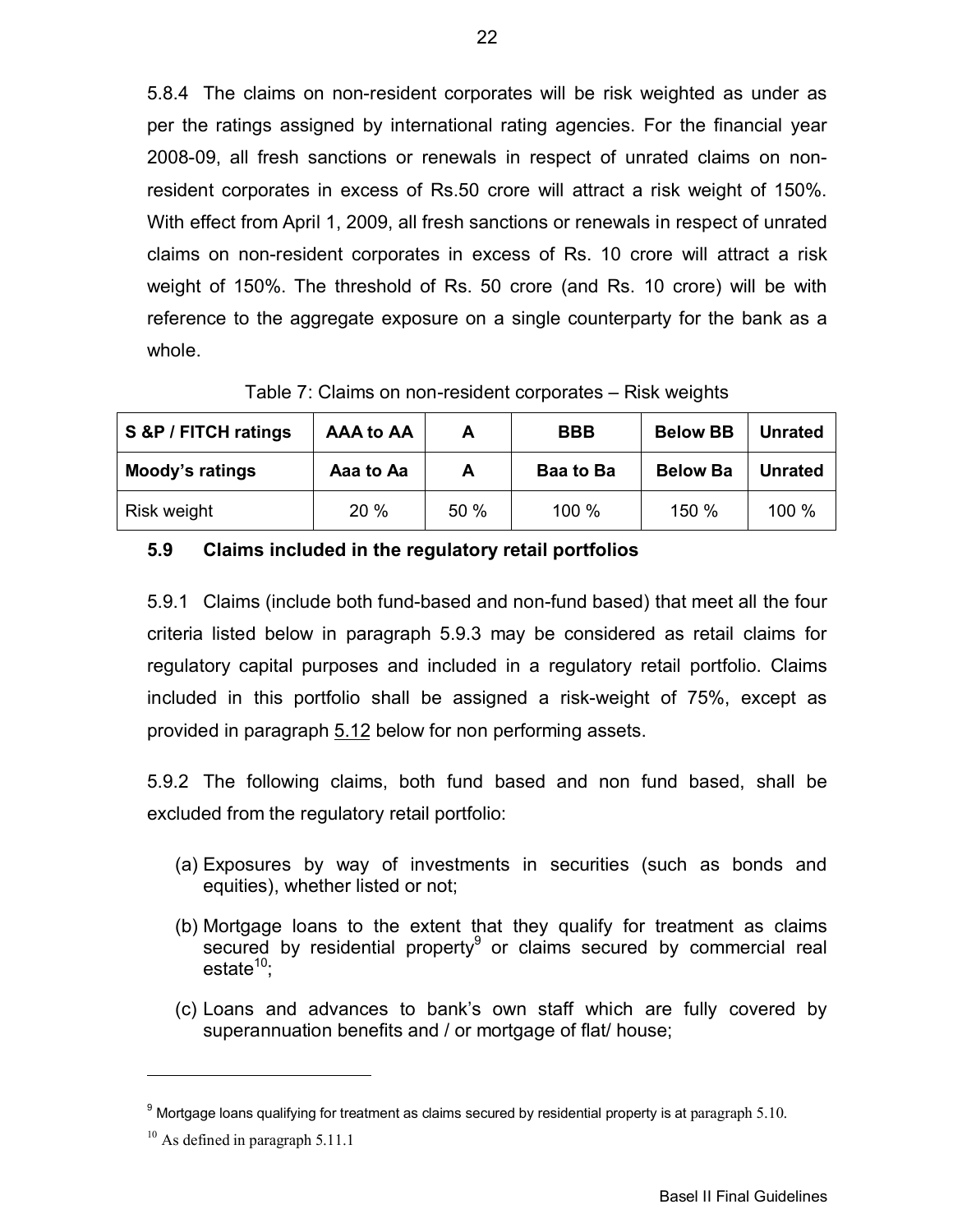5.8.4 The claims on non-resident corporates will be risk weighted as under as per the ratings assigned by international rating agencies. For the financial year 2008-09, all fresh sanctions or renewals in respect of unrated claims on non-resident corporates in excess of Rs.50 crore will attract a risk weight of 150%. With effect from April 1, 2009, all fresh sanctions or renewals in respect of unrated claims on non-resident corporates in excess of Rs. 10 crore will attract a risk weight of 150%. The threshold of Rs. 50 crore (and Rs. 10 crore) will be with reference to the aggregate exposure on a single counterparty for the bank as a whole.

Table 7: Claims on non-resident corporates – Risk weights

| S &P / FITCH ratings | AAA to AA | A | BBB | Below BB | Unrated |
|---|---|---|---|---|---|
| Moody's ratings | Aaa to Aa | A | Baa to Ba | Below Ba | Unrated |
| Risk weight | 20 % | 50 % | 100 % | 150 % | 100 % |

### 5.9 Claims included in the regulatory retail portfolios

5.9.1 Claims (include both fund-based and non-fund based) that meet all the four criteria listed below in paragraph 5.9.3 may be considered as retail claims for regulatory capital purposes and included in a regulatory retail portfolio. Claims included in this portfolio shall be assigned a risk-weight of 75%, except as provided in paragraph 5.12 below for non performing assets.

5.9.2 The following claims, both fund based and non fund based, shall be excluded from the regulatory retail portfolio:

(a) Exposures by way of investments in securities (such as bonds and equities), whether listed or not;

(b) Mortgage loans to the extent that they qualify for treatment as claims secured by residential property[9] or claims secured by commercial real estate[10];

(c) Loans and advances to bank's own staff which are fully covered by superannuation benefits and / or mortgage of flat/ house;

---

[9] Mortgage loans qualifying for treatment as claims secured by residential property is at paragraph 5.10.

[10] As defined in paragraph 5.11.1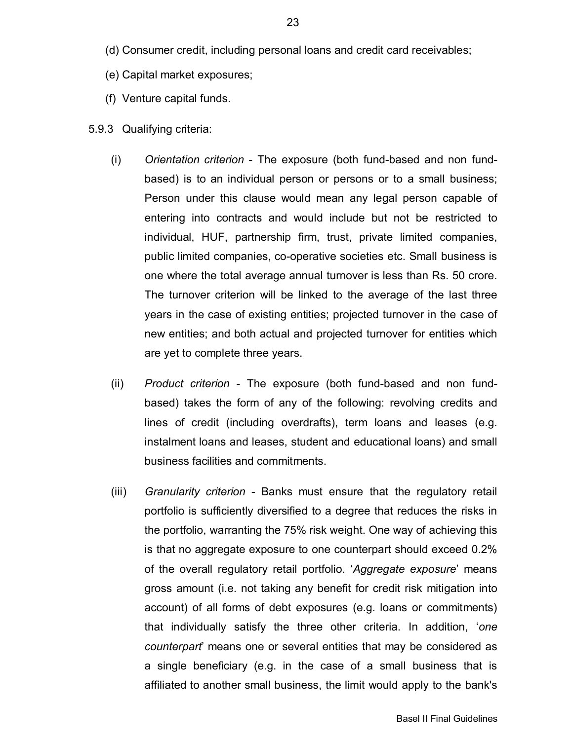(d) Consumer credit, including personal loans and credit card receivables;

(e) Capital market exposures;

(f) Venture capital funds.

5.9.3 Qualifying criteria:

(i) *Orientation criterion* - The exposure (both fund-based and non fund-based) is to an individual person or persons or to a small business; Person under this clause would mean any legal person capable of entering into contracts and would include but not be restricted to individual, HUF, partnership firm, trust, private limited companies, public limited companies, co-operative societies etc. Small business is one where the total average annual turnover is less than Rs. 50 crore. The turnover criterion will be linked to the average of the last three years in the case of existing entities; projected turnover in the case of new entities; and both actual and projected turnover for entities which are yet to complete three years.

(ii) *Product criterion* - The exposure (both fund-based and non fund-based) takes the form of any of the following: revolving credits and lines of credit (including overdrafts), term loans and leases (e.g. instalment loans and leases, student and educational loans) and small business facilities and commitments.

(iii) *Granularity criterion* - Banks must ensure that the regulatory retail portfolio is sufficiently diversified to a degree that reduces the risks in the portfolio, warranting the 75% risk weight. One way of achieving this is that no aggregate exposure to one counterpart should exceed 0.2% of the overall regulatory retail portfolio. '*Aggregate exposure*' means gross amount (i.e. not taking any benefit for credit risk mitigation into account) of all forms of debt exposures (e.g. loans or commitments) that individually satisfy the three other criteria. In addition, '*one counterpart*' means one or several entities that may be considered as a single beneficiary (e.g. in the case of a small business that is affiliated to another small business, the limit would apply to the bank's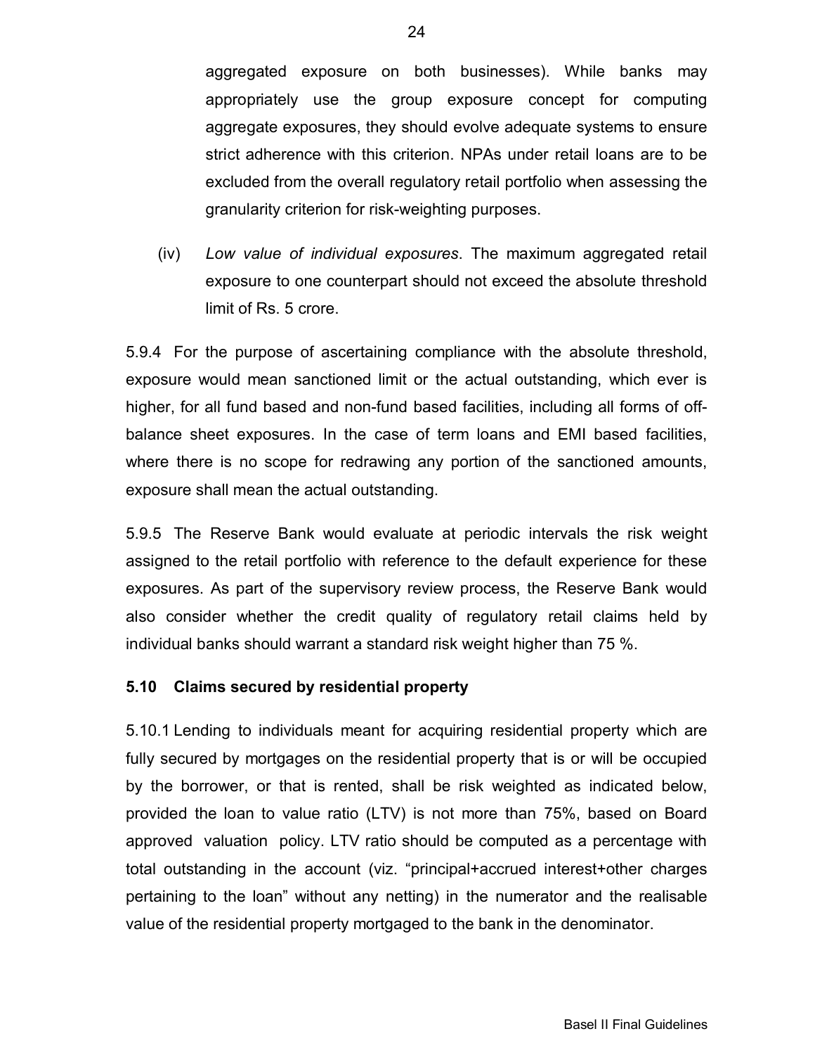aggregated exposure on both businesses). While banks may appropriately use the group exposure concept for computing aggregate exposures, they should evolve adequate systems to ensure strict adherence with this criterion. NPAs under retail loans are to be excluded from the overall regulatory retail portfolio when assessing the granularity criterion for risk-weighting purposes.

(iv) *Low value of individual exposures*. The maximum aggregated retail exposure to one counterpart should not exceed the absolute threshold limit of Rs. 5 crore.

5.9.4 For the purpose of ascertaining compliance with the absolute threshold, exposure would mean sanctioned limit or the actual outstanding, which ever is higher, for all fund based and non-fund based facilities, including all forms of off-balance sheet exposures. In the case of term loans and EMI based facilities, where there is no scope for redrawing any portion of the sanctioned amounts, exposure shall mean the actual outstanding.

5.9.5 The Reserve Bank would evaluate at periodic intervals the risk weight assigned to the retail portfolio with reference to the default experience for these exposures. As part of the supervisory review process, the Reserve Bank would also consider whether the credit quality of regulatory retail claims held by individual banks should warrant a standard risk weight higher than 75 %.

### 5.10 Claims secured by residential property

5.10.1 Lending to individuals meant for acquiring residential property which are fully secured by mortgages on the residential property that is or will be occupied by the borrower, or that is rented, shall be risk weighted as indicated below, provided the loan to value ratio (LTV) is not more than 75%, based on Board approved valuation policy. LTV ratio should be computed as a percentage with total outstanding in the account (viz. "principal+accrued interest+other charges pertaining to the loan" without any netting) in the numerator and the realisable value of the residential property mortgaged to the bank in the denominator.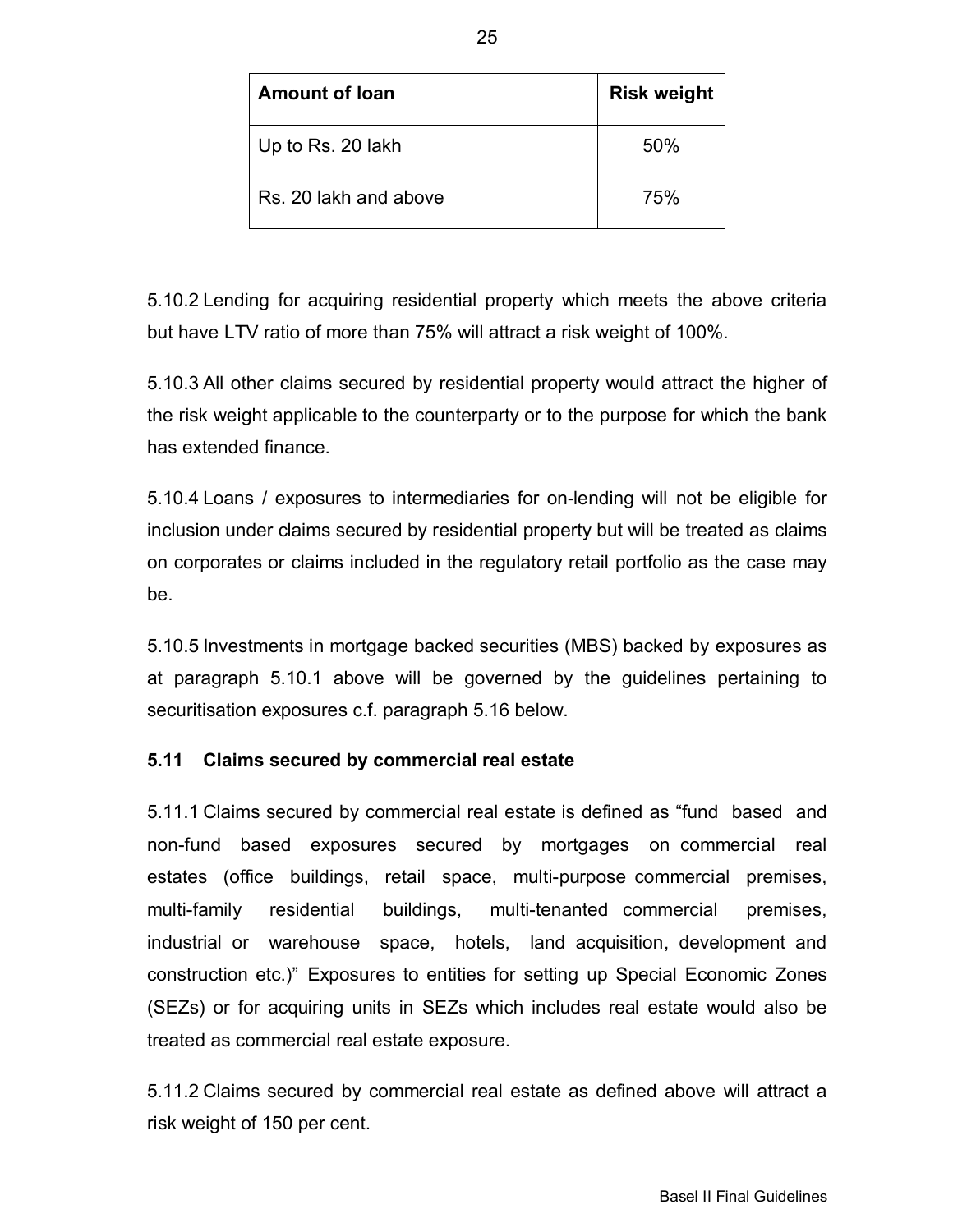| Amount of loan | Risk weight |
|---|---|
| Up to Rs. 20 lakh | 50% |
| Rs. 20 lakh and above | 75% |

5.10.2 Lending for acquiring residential property which meets the above criteria but have LTV ratio of more than 75% will attract a risk weight of 100%.

5.10.3 All other claims secured by residential property would attract the higher of the risk weight applicable to the counterparty or to the purpose for which the bank has extended finance.

5.10.4 Loans / exposures to intermediaries for on-lending will not be eligible for inclusion under claims secured by residential property but will be treated as claims on corporates or claims included in the regulatory retail portfolio as the case may be.

5.10.5 Investments in mortgage backed securities (MBS) backed by exposures as at paragraph 5.10.1 above will be governed by the guidelines pertaining to securitisation exposures c.f. paragraph 5.16 below.

### 5.11 Claims secured by commercial real estate

5.11.1 Claims secured by commercial real estate is defined as "fund based and non-fund based exposures secured by mortgages on commercial real estates (office buildings, retail space, multi-purpose commercial premises, multi-family residential buildings, multi-tenanted commercial premises, industrial or warehouse space, hotels, land acquisition, development and construction etc.)" Exposures to entities for setting up Special Economic Zones (SEZs) or for acquiring units in SEZs which includes real estate would also be treated as commercial real estate exposure.

5.11.2 Claims secured by commercial real estate as defined above will attract a risk weight of 150 per cent.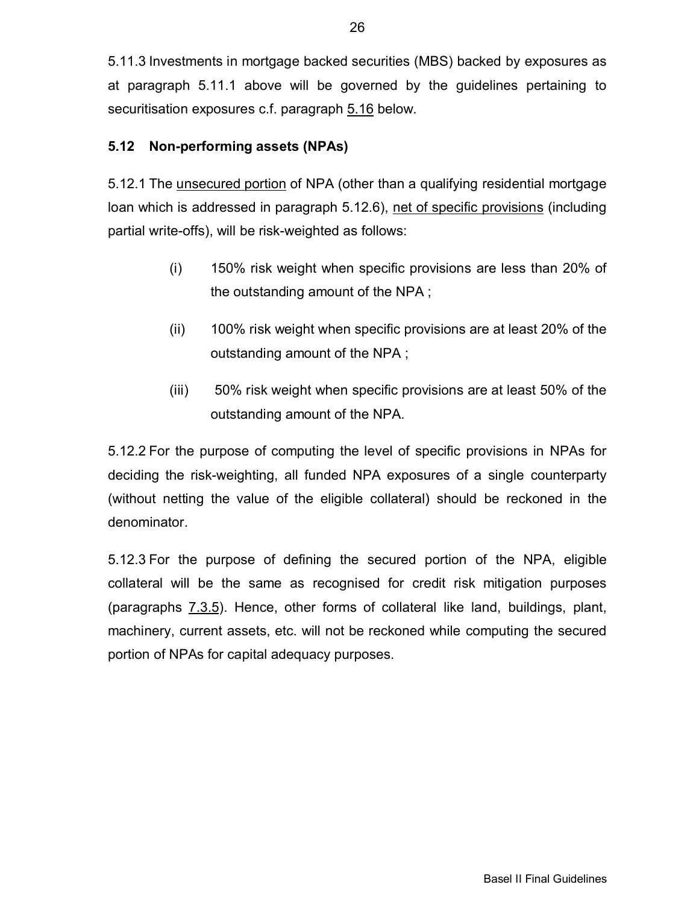5.11.3 Investments in mortgage backed securities (MBS) backed by exposures as at paragraph 5.11.1 above will be governed by the guidelines pertaining to securitisation exposures c.f. paragraph 5.16 below.

### 5.12 Non-performing assets (NPAs)

5.12.1 The unsecured portion of NPA (other than a qualifying residential mortgage loan which is addressed in paragraph 5.12.6), net of specific provisions (including partial write-offs), will be risk-weighted as follows:

(i) 150% risk weight when specific provisions are less than 20% of the outstanding amount of the NPA ;

(ii) 100% risk weight when specific provisions are at least 20% of the outstanding amount of the NPA ;

(iii) 50% risk weight when specific provisions are at least 50% of the outstanding amount of the NPA.

5.12.2 For the purpose of computing the level of specific provisions in NPAs for deciding the risk-weighting, all funded NPA exposures of a single counterparty (without netting the value of the eligible collateral) should be reckoned in the denominator.

5.12.3 For the purpose of defining the secured portion of the NPA, eligible collateral will be the same as recognised for credit risk mitigation purposes (paragraphs 7.3.5). Hence, other forms of collateral like land, buildings, plant, machinery, current assets, etc. will not be reckoned while computing the secured portion of NPAs for capital adequacy purposes.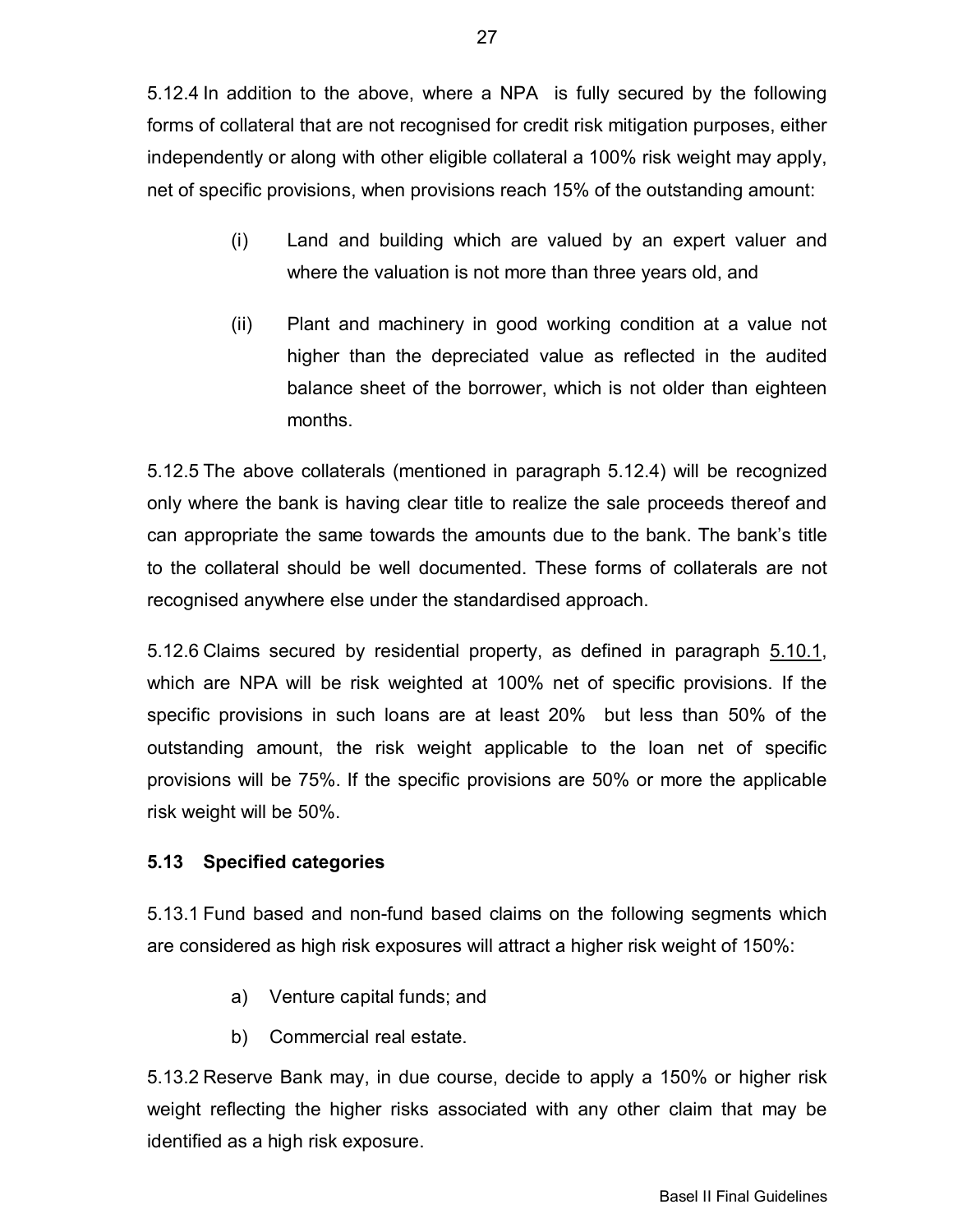5.12.4 In addition to the above, where a NPA is fully secured by the following forms of collateral that are not recognised for credit risk mitigation purposes, either independently or along with other eligible collateral a 100% risk weight may apply, net of specific provisions, when provisions reach 15% of the outstanding amount:

(i) Land and building which are valued by an expert valuer and where the valuation is not more than three years old, and

(ii) Plant and machinery in good working condition at a value not higher than the depreciated value as reflected in the audited balance sheet of the borrower, which is not older than eighteen months.

5.12.5 The above collaterals (mentioned in paragraph 5.12.4) will be recognized only where the bank is having clear title to realize the sale proceeds thereof and can appropriate the same towards the amounts due to the bank. The bank's title to the collateral should be well documented. These forms of collaterals are not recognised anywhere else under the standardised approach.

5.12.6 Claims secured by residential property, as defined in paragraph 5.10.1, which are NPA will be risk weighted at 100% net of specific provisions. If the specific provisions in such loans are at least 20% but less than 50% of the outstanding amount, the risk weight applicable to the loan net of specific provisions will be 75%. If the specific provisions are 50% or more the applicable risk weight will be 50%.

### 5.13 Specified categories

5.13.1 Fund based and non-fund based claims on the following segments which are considered as high risk exposures will attract a higher risk weight of 150%:

a) Venture capital funds; and

b) Commercial real estate.

5.13.2 Reserve Bank may, in due course, decide to apply a 150% or higher risk weight reflecting the higher risks associated with any other claim that may be identified as a high risk exposure.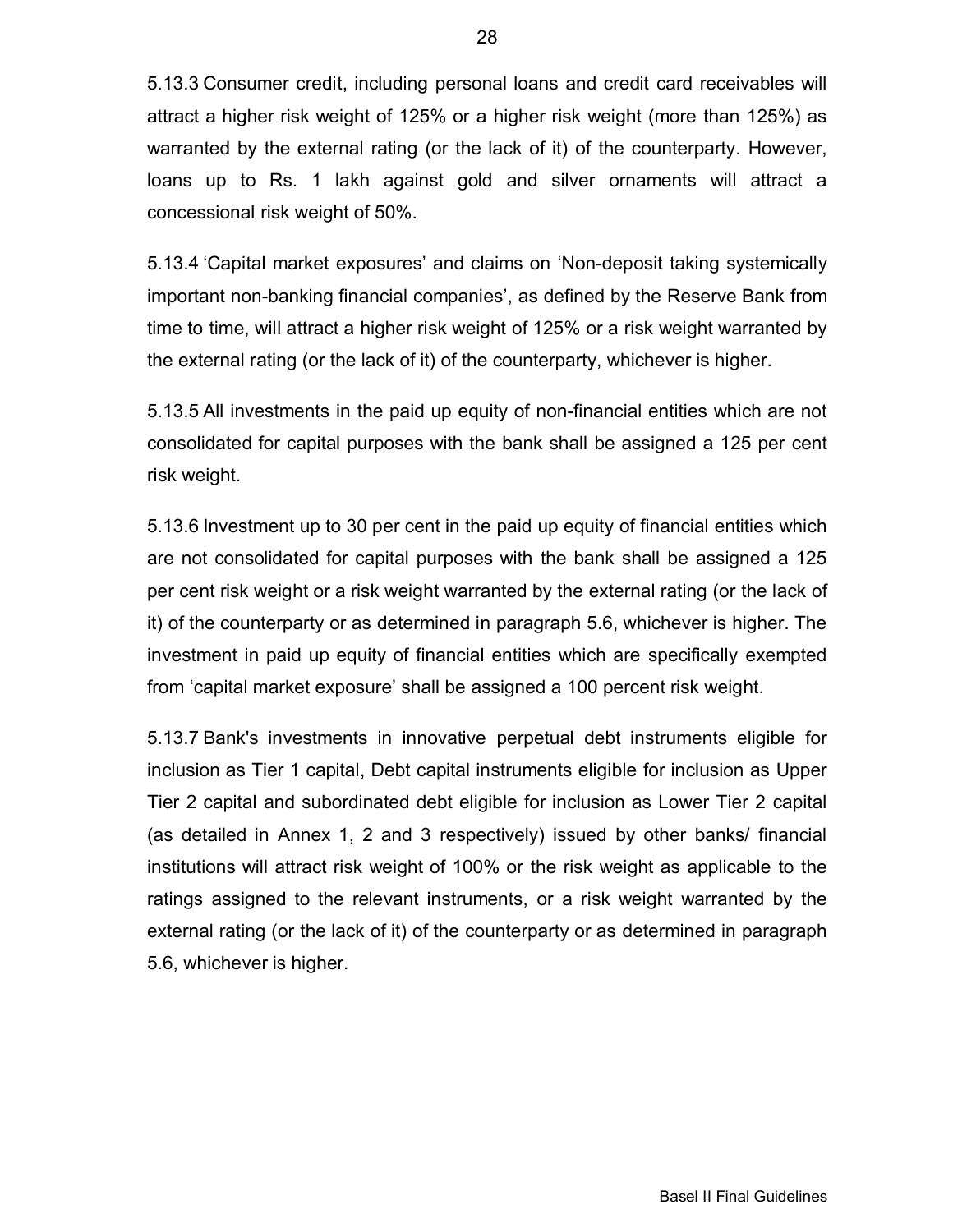5.13.3 Consumer credit, including personal loans and credit card receivables will attract a higher risk weight of 125% or a higher risk weight (more than 125%) as warranted by the external rating (or the lack of it) of the counterparty. However, loans up to Rs. 1 lakh against gold and silver ornaments will attract a concessional risk weight of 50%.

5.13.4 'Capital market exposures' and claims on 'Non-deposit taking systemically important non-banking financial companies', as defined by the Reserve Bank from time to time, will attract a higher risk weight of 125% or a risk weight warranted by the external rating (or the lack of it) of the counterparty, whichever is higher.

5.13.5 All investments in the paid up equity of non-financial entities which are not consolidated for capital purposes with the bank shall be assigned a 125 per cent risk weight.

5.13.6 Investment up to 30 per cent in the paid up equity of financial entities which are not consolidated for capital purposes with the bank shall be assigned a 125 per cent risk weight or a risk weight warranted by the external rating (or the lack of it) of the counterparty or as determined in paragraph 5.6, whichever is higher. The investment in paid up equity of financial entities which are specifically exempted from 'capital market exposure' shall be assigned a 100 percent risk weight.

5.13.7 Bank's investments in innovative perpetual debt instruments eligible for inclusion as Tier 1 capital, Debt capital instruments eligible for inclusion as Upper Tier 2 capital and subordinated debt eligible for inclusion as Lower Tier 2 capital (as detailed in Annex 1, 2 and 3 respectively) issued by other banks/ financial institutions will attract risk weight of 100% or the risk weight as applicable to the ratings assigned to the relevant instruments, or a risk weight warranted by the external rating (or the lack of it) of the counterparty or as determined in paragraph 5.6, whichever is higher.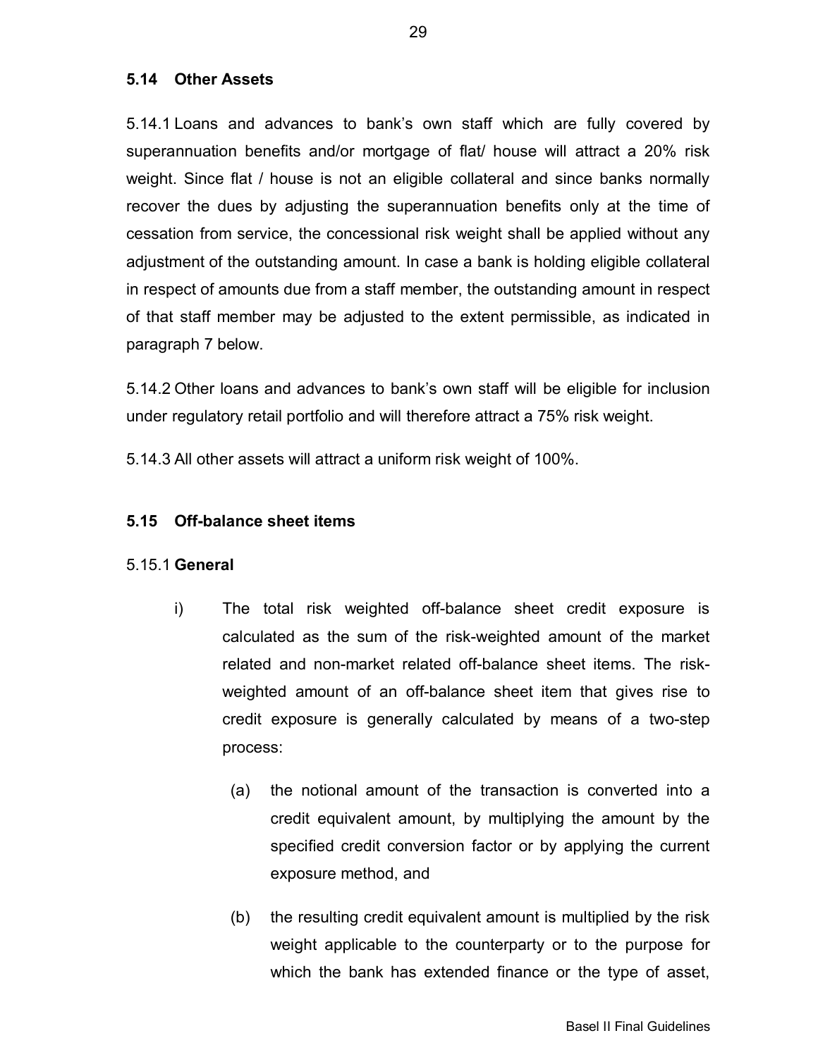### 5.14 Other Assets

5.14.1 Loans and advances to bank's own staff which are fully covered by superannuation benefits and/or mortgage of flat/ house will attract a 20% risk weight. Since flat / house is not an eligible collateral and since banks normally recover the dues by adjusting the superannuation benefits only at the time of cessation from service, the concessional risk weight shall be applied without any adjustment of the outstanding amount. In case a bank is holding eligible collateral in respect of amounts due from a staff member, the outstanding amount in respect of that staff member may be adjusted to the extent permissible, as indicated in paragraph 7 below.

5.14.2 Other loans and advances to bank's own staff will be eligible for inclusion under regulatory retail portfolio and will therefore attract a 75% risk weight.

5.14.3 All other assets will attract a uniform risk weight of 100%.

### 5.15 Off-balance sheet items

5.15.1 **General**

i) The total risk weighted off-balance sheet credit exposure is calculated as the sum of the risk-weighted amount of the market related and non-market related off-balance sheet items. The risk-weighted amount of an off-balance sheet item that gives rise to credit exposure is generally calculated by means of a two-step process:

   (a) the notional amount of the transaction is converted into a credit equivalent amount, by multiplying the amount by the specified credit conversion factor or by applying the current exposure method, and

   (b) the resulting credit equivalent amount is multiplied by the risk weight applicable to the counterparty or to the purpose for which the bank has extended finance or the type of asset,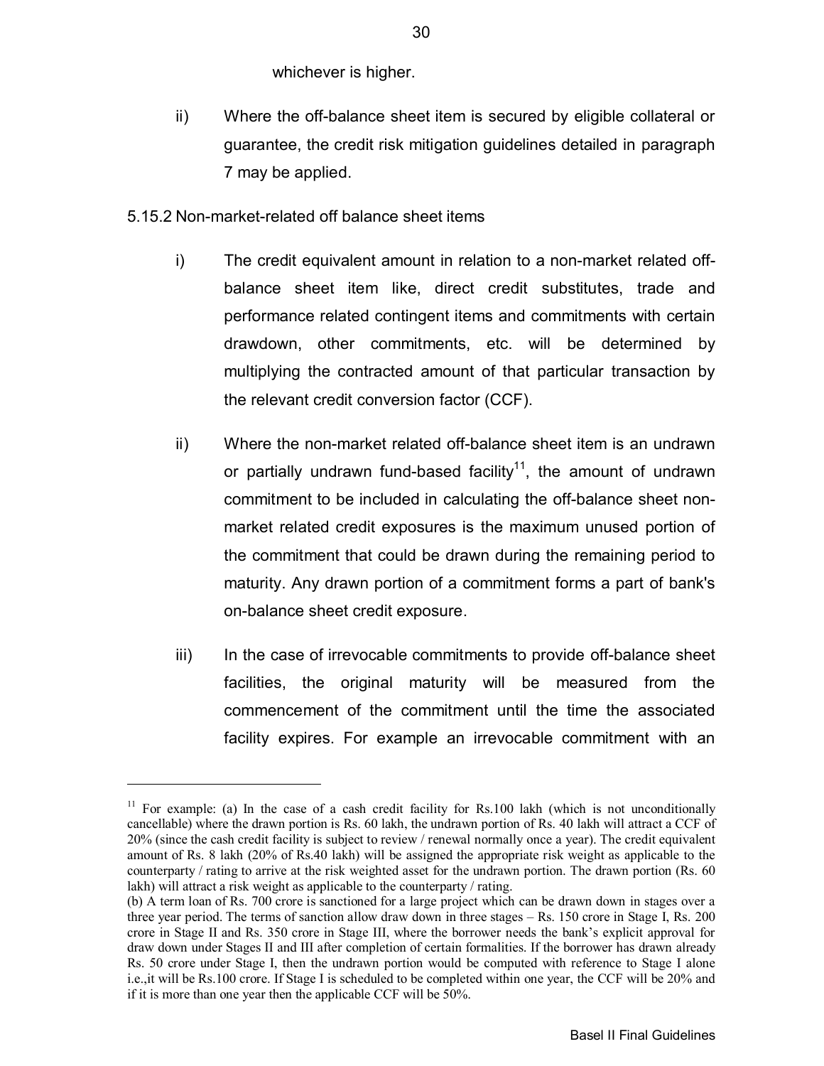whichever is higher.

ii) Where the off-balance sheet item is secured by eligible collateral or guarantee, the credit risk mitigation guidelines detailed in paragraph 7 may be applied.

5.15.2 Non-market-related off balance sheet items

i) The credit equivalent amount in relation to a non-market related off-balance sheet item like, direct credit substitutes, trade and performance related contingent items and commitments with certain drawdown, other commitments, etc. will be determined by multiplying the contracted amount of that particular transaction by the relevant credit conversion factor (CCF).

ii) Where the non-market related off-balance sheet item is an undrawn or partially undrawn fund-based facility[11], the amount of undrawn commitment to be included in calculating the off-balance sheet non-market related credit exposures is the maximum unused portion of the commitment that could be drawn during the remaining period to maturity. Any drawn portion of a commitment forms a part of bank's on-balance sheet credit exposure.

iii) In the case of irrevocable commitments to provide off-balance sheet facilities, the original maturity will be measured from the commencement of the commitment until the time the associated facility expires. For example an irrevocable commitment with an

---

[11] For example: (a) In the case of a cash credit facility for Rs.100 lakh (which is not unconditionally cancellable) where the drawn portion is Rs. 60 lakh, the undrawn portion of Rs. 40 lakh will attract a CCF of 20% (since the cash credit facility is subject to review / renewal normally once a year). The credit equivalent amount of Rs. 8 lakh (20% of Rs.40 lakh) will be assigned the appropriate risk weight as applicable to the counterparty / rating to arrive at the risk weighted asset for the undrawn portion. The drawn portion (Rs. 60 lakh) will attract a risk weight as applicable to the counterparty / rating.

(b) A term loan of Rs. 700 crore is sanctioned for a large project which can be drawn down in stages over a three year period. The terms of sanction allow draw down in three stages – Rs. 150 crore in Stage I, Rs. 200 crore in Stage II and Rs. 350 crore in Stage III, where the borrower needs the bank's explicit approval for draw down under Stages II and III after completion of certain formalities. If the borrower has drawn already Rs. 50 crore under Stage I, then the undrawn portion would be computed with reference to Stage I alone i.e.,it will be Rs.100 crore. If Stage I is scheduled to be completed within one year, the CCF will be 20% and if it is more than one year then the applicable CCF will be 50%.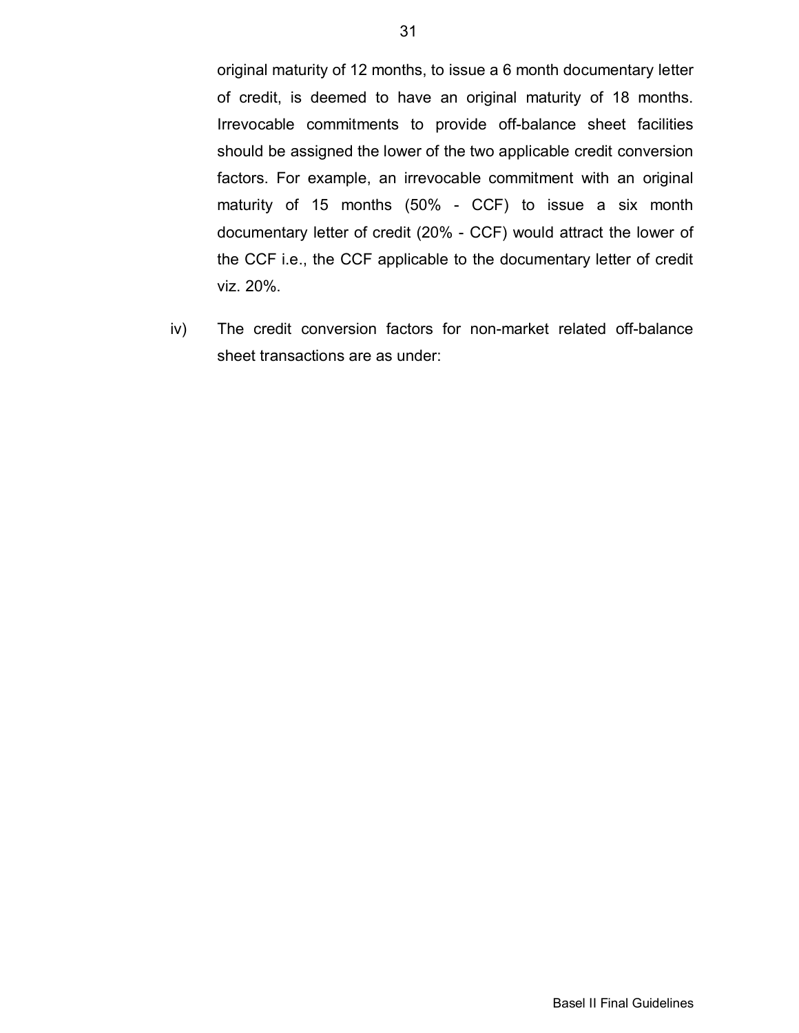original maturity of 12 months, to issue a 6 month documentary letter of credit, is deemed to have an original maturity of 18 months. Irrevocable commitments to provide off-balance sheet facilities should be assigned the lower of the two applicable credit conversion factors. For example, an irrevocable commitment with an original maturity of 15 months (50% - CCF) to issue a six month documentary letter of credit (20% - CCF) would attract the lower of the CCF i.e., the CCF applicable to the documentary letter of credit viz. 20%.

iv) The credit conversion factors for non-market related off-balance sheet transactions are as under: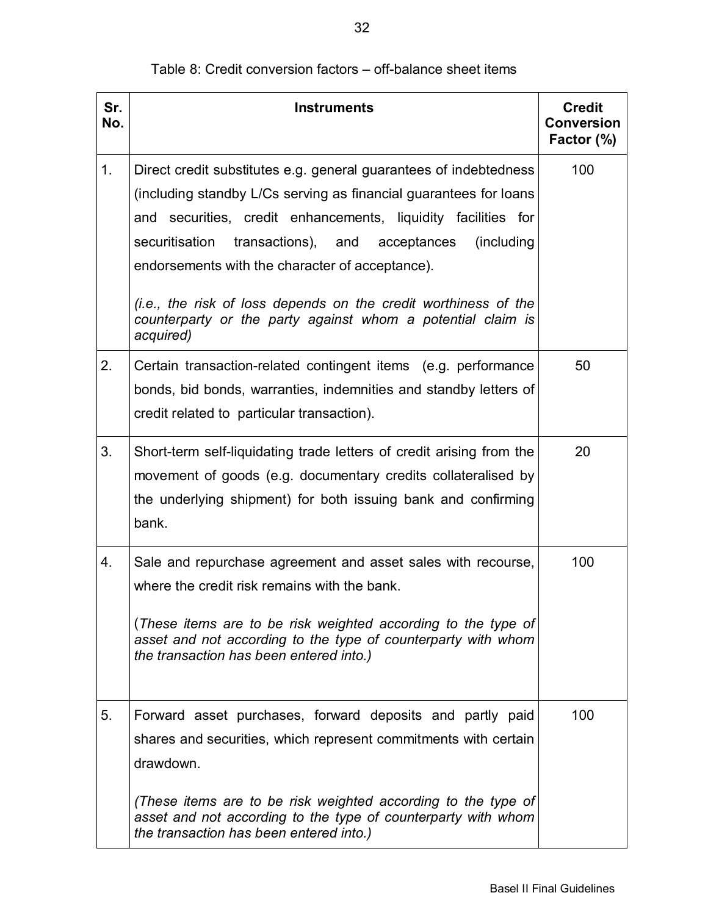Table 8: Credit conversion factors – off-balance sheet items

| Sr. No. | Instruments | Credit Conversion Factor (%) |
| --- | --- | --- |
| 1. | Direct credit substitutes e.g. general guarantees of indebtedness (including standby L/Cs serving as financial guarantees for loans and securities, credit enhancements, liquidity facilities for securitisation transactions), and acceptances (including endorsements with the character of acceptance).<br><br>*(i.e., the risk of loss depends on the credit worthiness of the counterparty or the party against whom a potential claim is acquired)* | 100 |
| 2. | Certain transaction-related contingent items (e.g. performance bonds, bid bonds, warranties, indemnities and standby letters of credit related to particular transaction). | 50 |
| 3. | Short-term self-liquidating trade letters of credit arising from the movement of goods (e.g. documentary credits collateralised by the underlying shipment) for both issuing bank and confirming bank. | 20 |
| 4. | Sale and repurchase agreement and asset sales with recourse, where the credit risk remains with the bank.<br><br>(*These items are to be risk weighted according to the type of asset and not according to the type of counterparty with whom the transaction has been entered into.)* | 100 |
| 5. | Forward asset purchases, forward deposits and partly paid shares and securities, which represent commitments with certain drawdown.<br><br>*(These items are to be risk weighted according to the type of asset and not according to the type of counterparty with whom the transaction has been entered into.)* | 100 |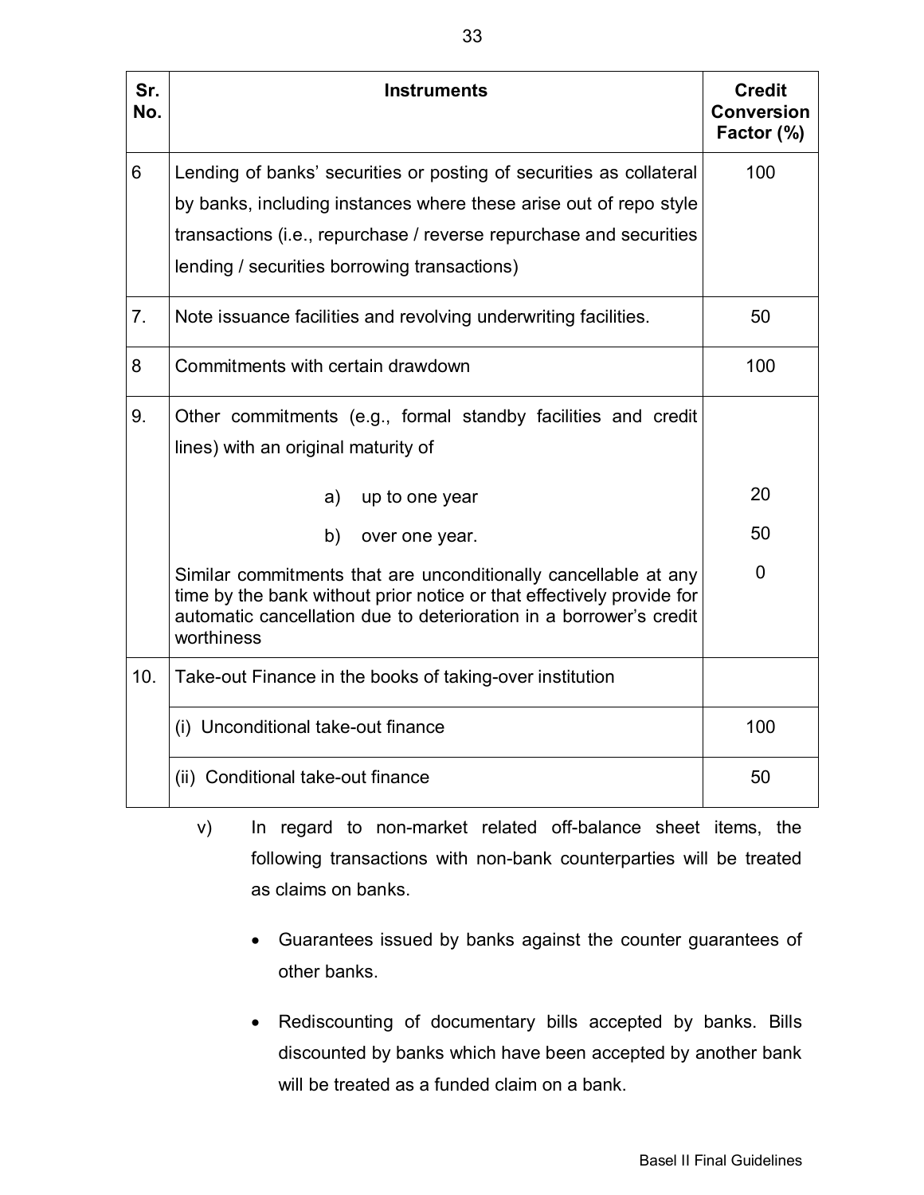| Sr. No. | Instruments | Credit Conversion Factor (%) |
|---|---|---|
| 6 | Lending of banks' securities or posting of securities as collateral by banks, including instances where these arise out of repo style transactions (i.e., repurchase / reverse repurchase and securities lending / securities borrowing transactions) | 100 |
| 7. | Note issuance facilities and revolving underwriting facilities. | 50 |
| 8 | Commitments with certain drawdown | 100 |
| 9. | Other commitments (e.g., formal standby facilities and credit lines) with an original maturity of | |
| | a) up to one year | 20 |
| | b) over one year. | 50 |
| | Similar commitments that are unconditionally cancellable at any time by the bank without prior notice or that effectively provide for automatic cancellation due to deterioration in a borrower's credit worthiness | 0 |
| 10. | Take-out Finance in the books of taking-over institution | |
| | (i) Unconditional take-out finance | 100 |
| | (ii) Conditional take-out finance | 50 |

v) In regard to non-market related off-balance sheet items, the following transactions with non-bank counterparties will be treated as claims on banks.

- Guarantees issued by banks against the counter guarantees of other banks.
- Rediscounting of documentary bills accepted by banks. Bills discounted by banks which have been accepted by another bank will be treated as a funded claim on a bank.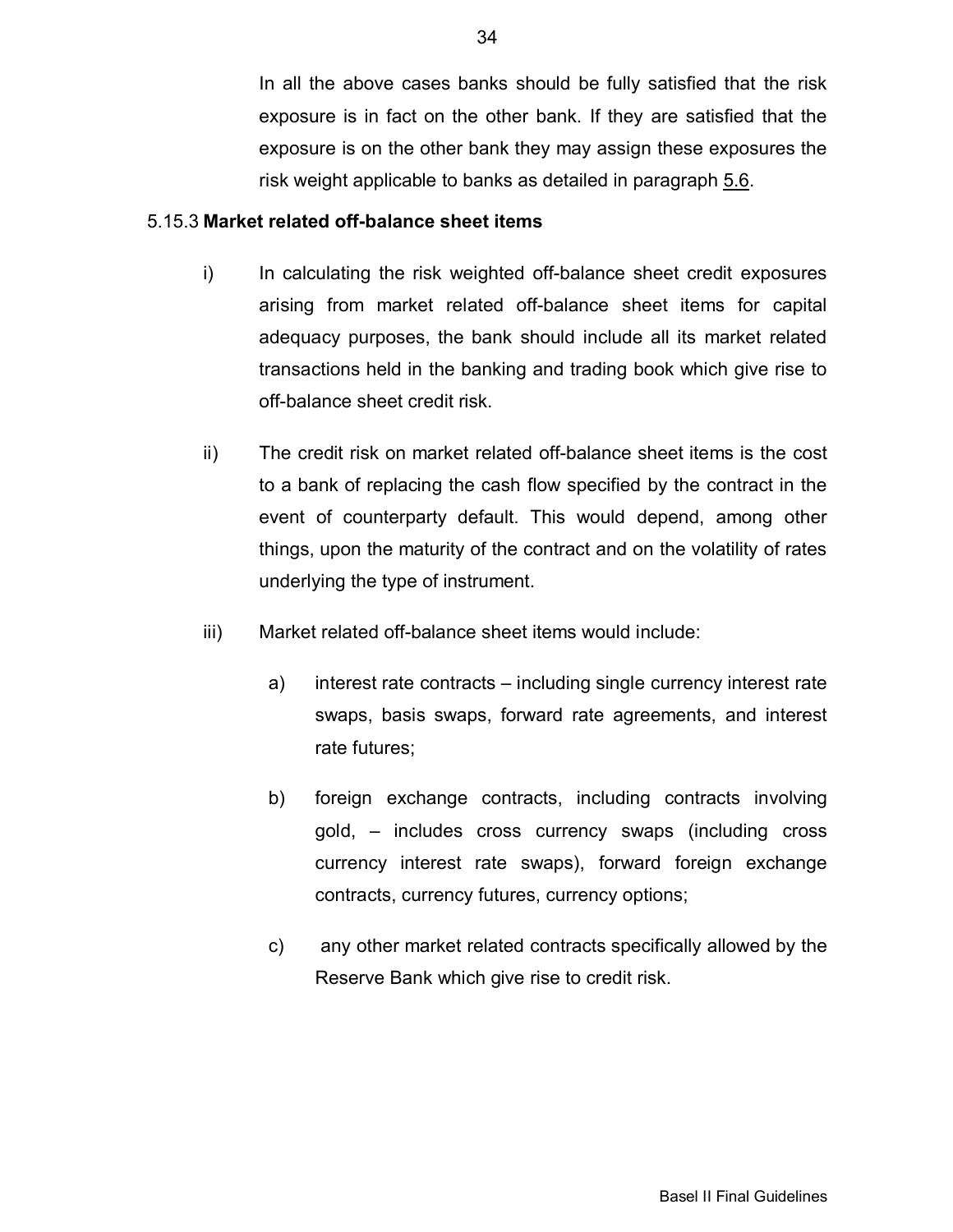In all the above cases banks should be fully satisfied that the risk exposure is in fact on the other bank. If they are satisfied that the exposure is on the other bank they may assign these exposures the risk weight applicable to banks as detailed in paragraph 5.6.

### 5.15.3 Market related off-balance sheet items

i) In calculating the risk weighted off-balance sheet credit exposures arising from market related off-balance sheet items for capital adequacy purposes, the bank should include all its market related transactions held in the banking and trading book which give rise to off-balance sheet credit risk.

ii) The credit risk on market related off-balance sheet items is the cost to a bank of replacing the cash flow specified by the contract in the event of counterparty default. This would depend, among other things, upon the maturity of the contract and on the volatility of rates underlying the type of instrument.

iii) Market related off-balance sheet items would include:

   a) interest rate contracts – including single currency interest rate swaps, basis swaps, forward rate agreements, and interest rate futures;

   b) foreign exchange contracts, including contracts involving gold, – includes cross currency swaps (including cross currency interest rate swaps), forward foreign exchange contracts, currency futures, currency options;

   c) any other market related contracts specifically allowed by the Reserve Bank which give rise to credit risk.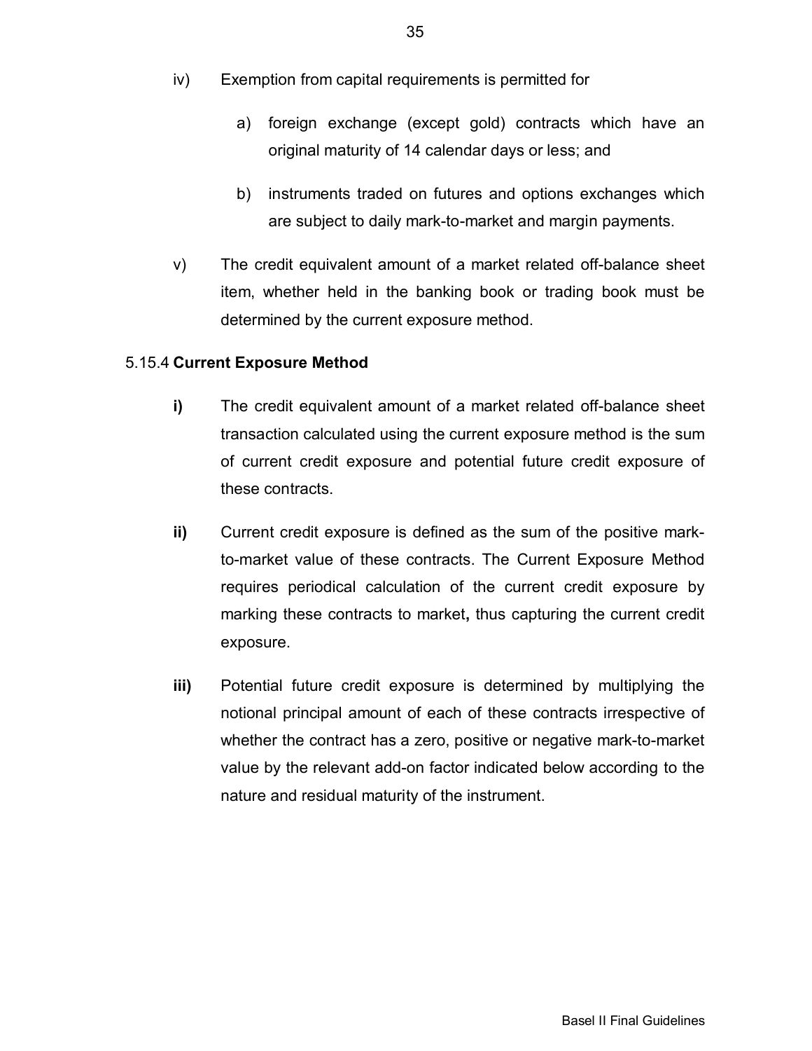iv) Exemption from capital requirements is permitted for

   a) foreign exchange (except gold) contracts which have an original maturity of 14 calendar days or less; and

   b) instruments traded on futures and options exchanges which are subject to daily mark-to-market and margin payments.

v) The credit equivalent amount of a market related off-balance sheet item, whether held in the banking book or trading book must be determined by the current exposure method.

### 5.15.4 **Current Exposure Method**

**i)** The credit equivalent amount of a market related off-balance sheet transaction calculated using the current exposure method is the sum of current credit exposure and potential future credit exposure of these contracts.

**ii)** Current credit exposure is defined as the sum of the positive mark-to-market value of these contracts. The Current Exposure Method requires periodical calculation of the current credit exposure by marking these contracts to market**,** thus capturing the current credit exposure.

**iii)** Potential future credit exposure is determined by multiplying the notional principal amount of each of these contracts irrespective of whether the contract has a zero, positive or negative mark-to-market value by the relevant add-on factor indicated below according to the nature and residual maturity of the instrument.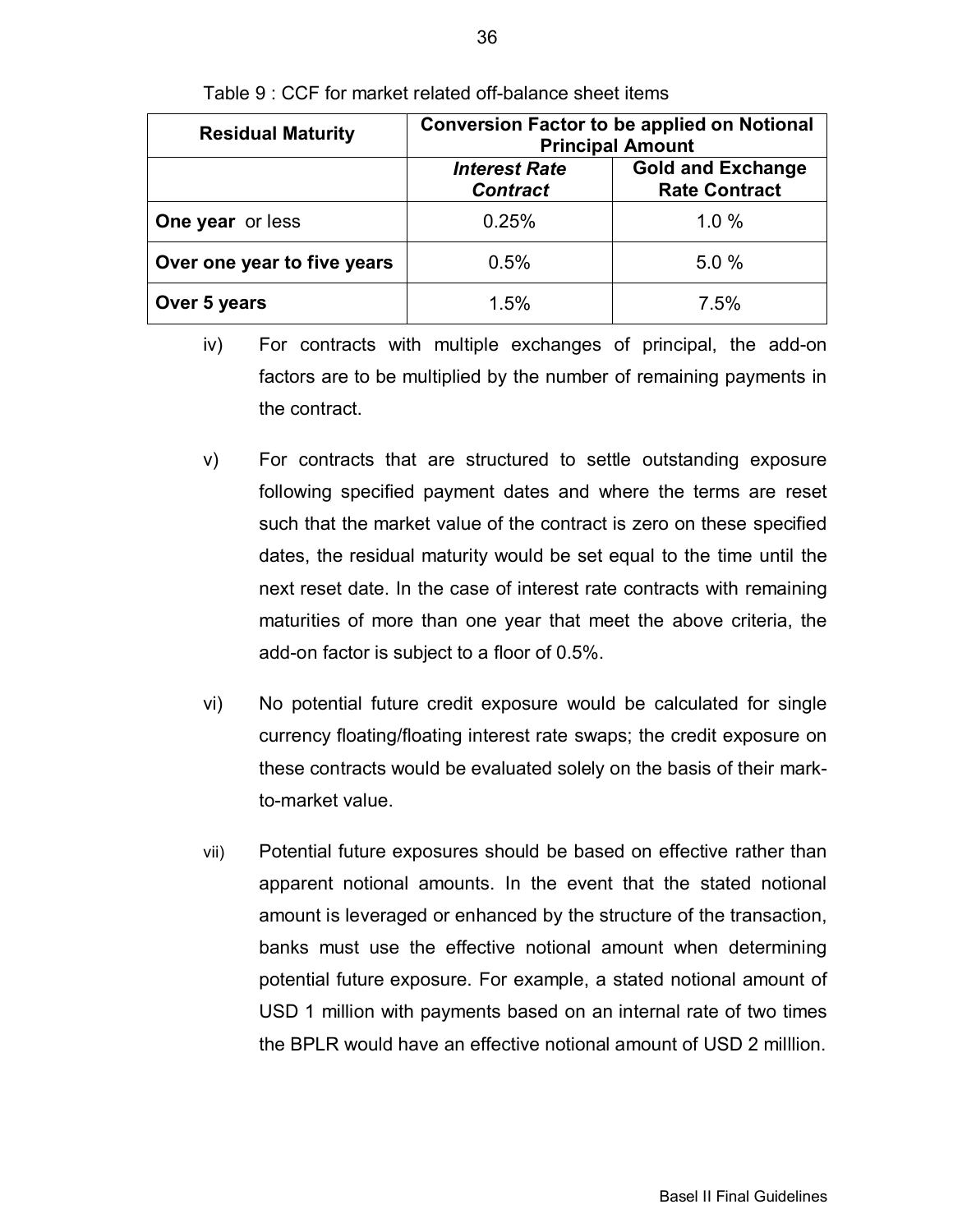Table 9 : CCF for market related off-balance sheet items

| Residual Maturity | Conversion Factor to be applied on Notional Principal Amount | |
|---|---|---|
| | ***Interest Rate Contract*** | **Gold and Exchange Rate Contract** |
| **One year** or less | 0.25% | 1.0 % |
| **Over one year to five years** | 0.5% | 5.0 % |
| **Over 5 years** | 1.5% | 7.5% |

iv) For contracts with multiple exchanges of principal, the add-on factors are to be multiplied by the number of remaining payments in the contract.

v) For contracts that are structured to settle outstanding exposure following specified payment dates and where the terms are reset such that the market value of the contract is zero on these specified dates, the residual maturity would be set equal to the time until the next reset date. In the case of interest rate contracts with remaining maturities of more than one year that meet the above criteria, the add-on factor is subject to a floor of 0.5%.

vi) No potential future credit exposure would be calculated for single currency floating/floating interest rate swaps; the credit exposure on these contracts would be evaluated solely on the basis of their mark-to-market value.

vii) Potential future exposures should be based on effective rather than apparent notional amounts. In the event that the stated notional amount is leveraged or enhanced by the structure of the transaction, banks must use the effective notional amount when determining potential future exposure. For example, a stated notional amount of USD 1 million with payments based on an internal rate of two times the BPLR would have an effective notional amount of USD 2 milllion.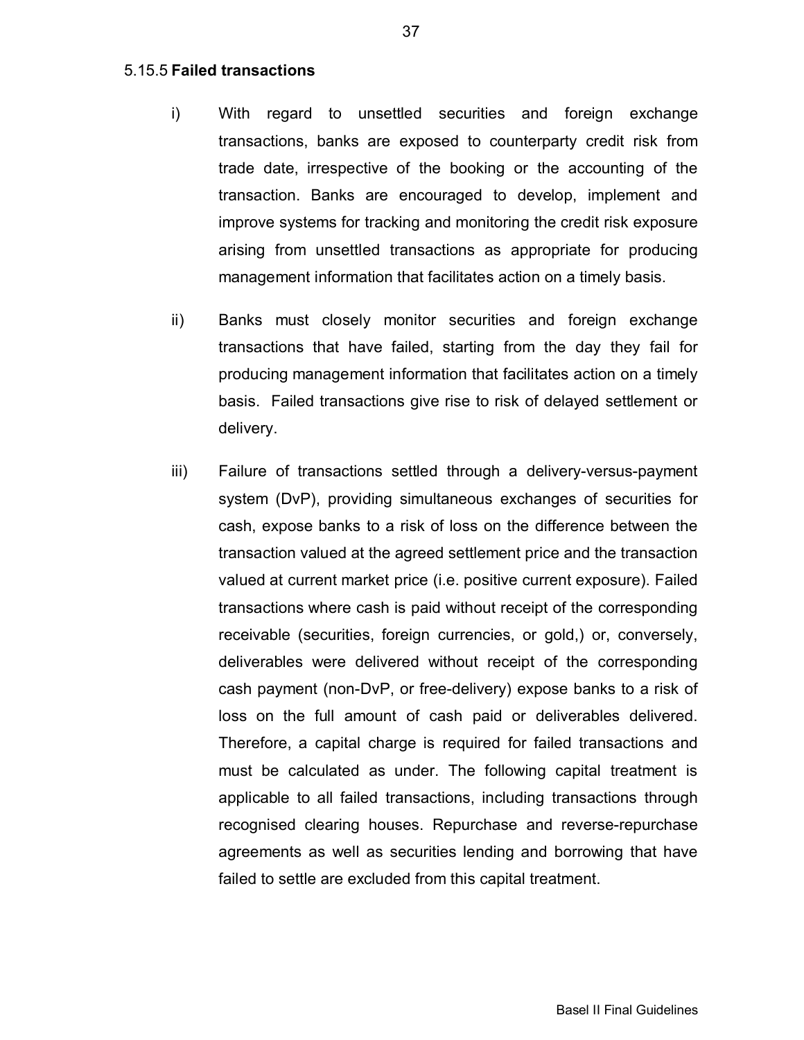5.15.5 **Failed transactions**

i) With regard to unsettled securities and foreign exchange transactions, banks are exposed to counterparty credit risk from trade date, irrespective of the booking or the accounting of the transaction. Banks are encouraged to develop, implement and improve systems for tracking and monitoring the credit risk exposure arising from unsettled transactions as appropriate for producing management information that facilitates action on a timely basis.

ii) Banks must closely monitor securities and foreign exchange transactions that have failed, starting from the day they fail for producing management information that facilitates action on a timely basis. Failed transactions give rise to risk of delayed settlement or delivery.

iii) Failure of transactions settled through a delivery-versus-payment system (DvP), providing simultaneous exchanges of securities for cash, expose banks to a risk of loss on the difference between the transaction valued at the agreed settlement price and the transaction valued at current market price (i.e. positive current exposure). Failed transactions where cash is paid without receipt of the corresponding receivable (securities, foreign currencies, or gold,) or, conversely, deliverables were delivered without receipt of the corresponding cash payment (non-DvP, or free-delivery) expose banks to a risk of loss on the full amount of cash paid or deliverables delivered. Therefore, a capital charge is required for failed transactions and must be calculated as under. The following capital treatment is applicable to all failed transactions, including transactions through recognised clearing houses. Repurchase and reverse-repurchase agreements as well as securities lending and borrowing that have failed to settle are excluded from this capital treatment.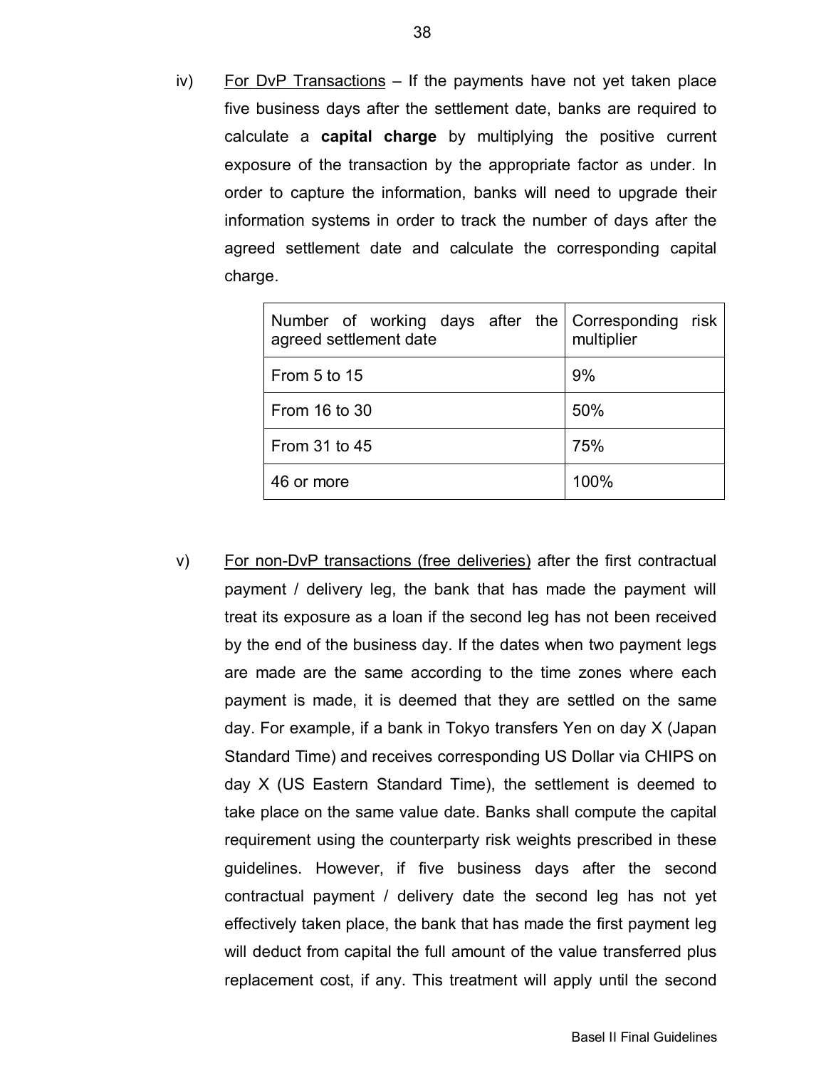iv) <u>For DvP Transactions</u> – If the payments have not yet taken place five business days after the settlement date, banks are required to calculate a **capital charge** by multiplying the positive current exposure of the transaction by the appropriate factor as under. In order to capture the information, banks will need to upgrade their information systems in order to track the number of days after the agreed settlement date and calculate the corresponding capital charge.

| Number of working days after the agreed settlement date | Corresponding risk multiplier |
|---|---|
| From 5 to 15 | 9% |
| From 16 to 30 | 50% |
| From 31 to 45 | 75% |
| 46 or more | 100% |

v) <u>For non-DvP transactions (free deliveries)</u> after the first contractual payment / delivery leg, the bank that has made the payment will treat its exposure as a loan if the second leg has not been received by the end of the business day. If the dates when two payment legs are made are the same according to the time zones where each payment is made, it is deemed that they are settled on the same day. For example, if a bank in Tokyo transfers Yen on day X (Japan Standard Time) and receives corresponding US Dollar via CHIPS on day X (US Eastern Standard Time), the settlement is deemed to take place on the same value date. Banks shall compute the capital requirement using the counterparty risk weights prescribed in these guidelines. However, if five business days after the second contractual payment / delivery date the second leg has not yet effectively taken place, the bank that has made the first payment leg will deduct from capital the full amount of the value transferred plus replacement cost, if any. This treatment will apply until the second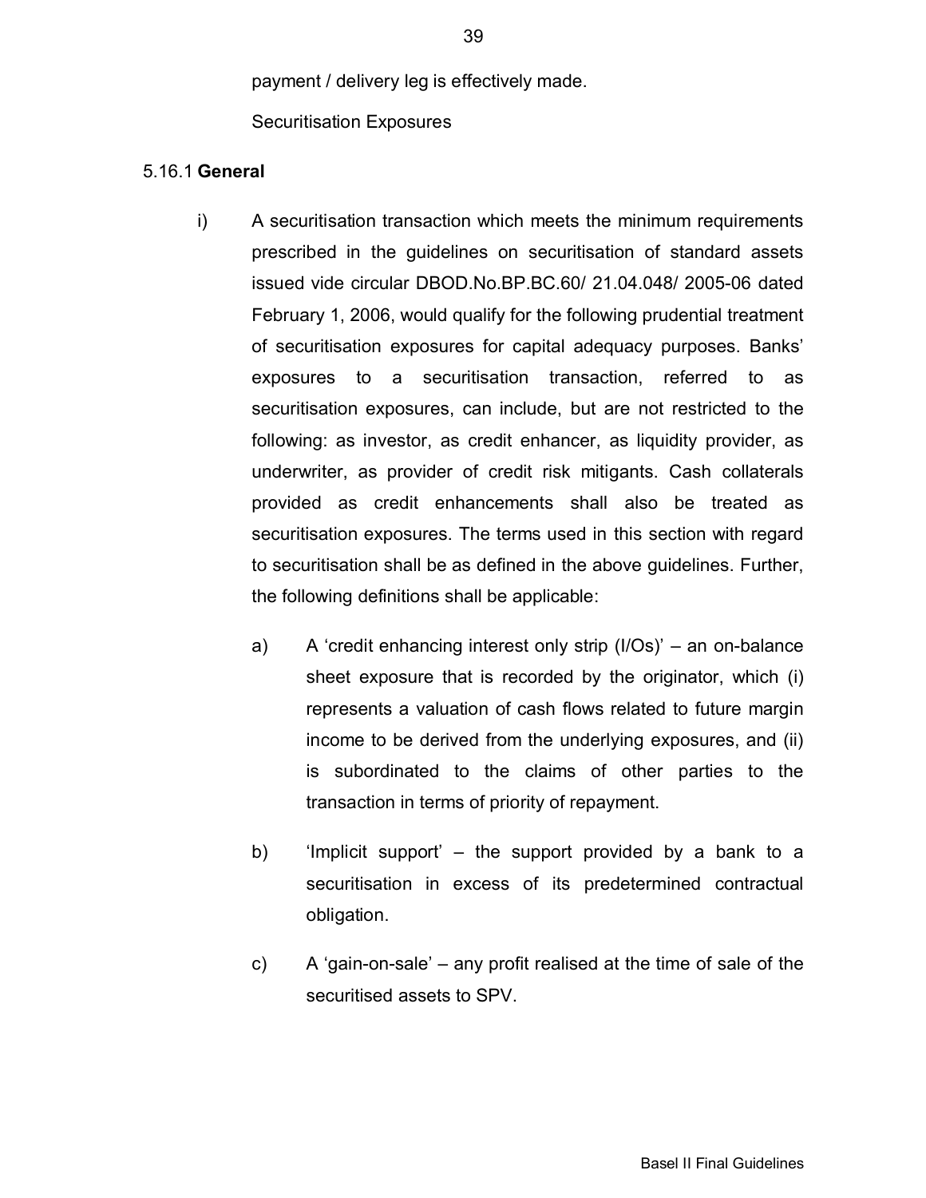payment / delivery leg is effectively made.

Securitisation Exposures

5.16.1 **General**

i) A securitisation transaction which meets the minimum requirements prescribed in the guidelines on securitisation of standard assets issued vide circular DBOD.No.BP.BC.60/ 21.04.048/ 2005-06 dated February 1, 2006, would qualify for the following prudential treatment of securitisation exposures for capital adequacy purposes. Banks' exposures to a securitisation transaction, referred to as securitisation exposures, can include, but are not restricted to the following: as investor, as credit enhancer, as liquidity provider, as underwriter, as provider of credit risk mitigants. Cash collaterals provided as credit enhancements shall also be treated as securitisation exposures. The terms used in this section with regard to securitisation shall be as defined in the above guidelines. Further, the following definitions shall be applicable:

a) A 'credit enhancing interest only strip (I/Os)' – an on-balance sheet exposure that is recorded by the originator, which (i) represents a valuation of cash flows related to future margin income to be derived from the underlying exposures, and (ii) is subordinated to the claims of other parties to the transaction in terms of priority of repayment.

b) 'Implicit support' – the support provided by a bank to a securitisation in excess of its predetermined contractual obligation.

c) A 'gain-on-sale' – any profit realised at the time of sale of the securitised assets to SPV.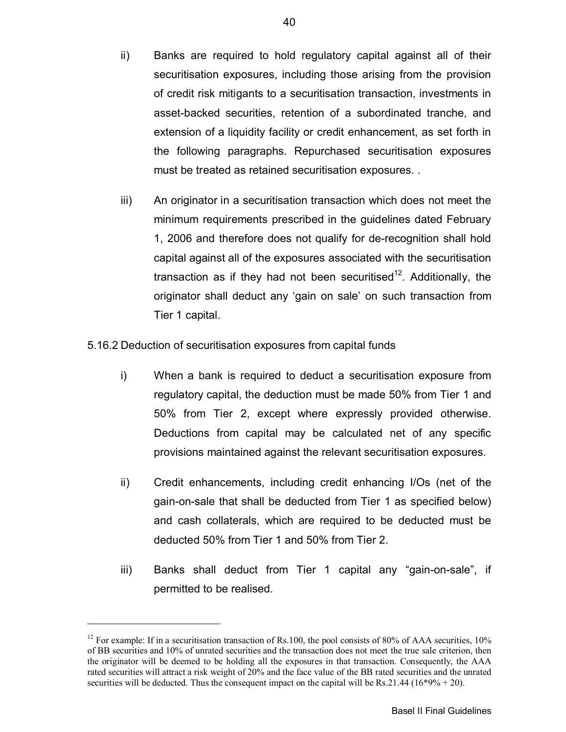ii) Banks are required to hold regulatory capital against all of their securitisation exposures, including those arising from the provision of credit risk mitigants to a securitisation transaction, investments in asset-backed securities, retention of a subordinated tranche, and extension of a liquidity facility or credit enhancement, as set forth in the following paragraphs. Repurchased securitisation exposures must be treated as retained securitisation exposures. .

iii) An originator in a securitisation transaction which does not meet the minimum requirements prescribed in the guidelines dated February 1, 2006 and therefore does not qualify for de-recognition shall hold capital against all of the exposures associated with the securitisation transaction as if they had not been securitised[12]. Additionally, the originator shall deduct any 'gain on sale' on such transaction from Tier 1 capital.

5.16.2 Deduction of securitisation exposures from capital funds

i) When a bank is required to deduct a securitisation exposure from regulatory capital, the deduction must be made 50% from Tier 1 and 50% from Tier 2, except where expressly provided otherwise. Deductions from capital may be calculated net of any specific provisions maintained against the relevant securitisation exposures.

ii) Credit enhancements, including credit enhancing I/Os (net of the gain-on-sale that shall be deducted from Tier 1 as specified below) and cash collaterals, which are required to be deducted must be deducted 50% from Tier 1 and 50% from Tier 2.

iii) Banks shall deduct from Tier 1 capital any "gain-on-sale", if permitted to be realised.

---

[12] For example: If in a securitisation transaction of Rs.100, the pool consists of 80% of AAA securities, 10% of BB securities and 10% of unrated securities and the transaction does not meet the true sale criterion, then the originator will be deemed to be holding all the exposures in that transaction. Consequently, the AAA rated securities will attract a risk weight of 20% and the face value of the BB rated securities and the unrated securities will be deducted. Thus the consequent impact on the capital will be Rs.21.44 (16*9% + 20).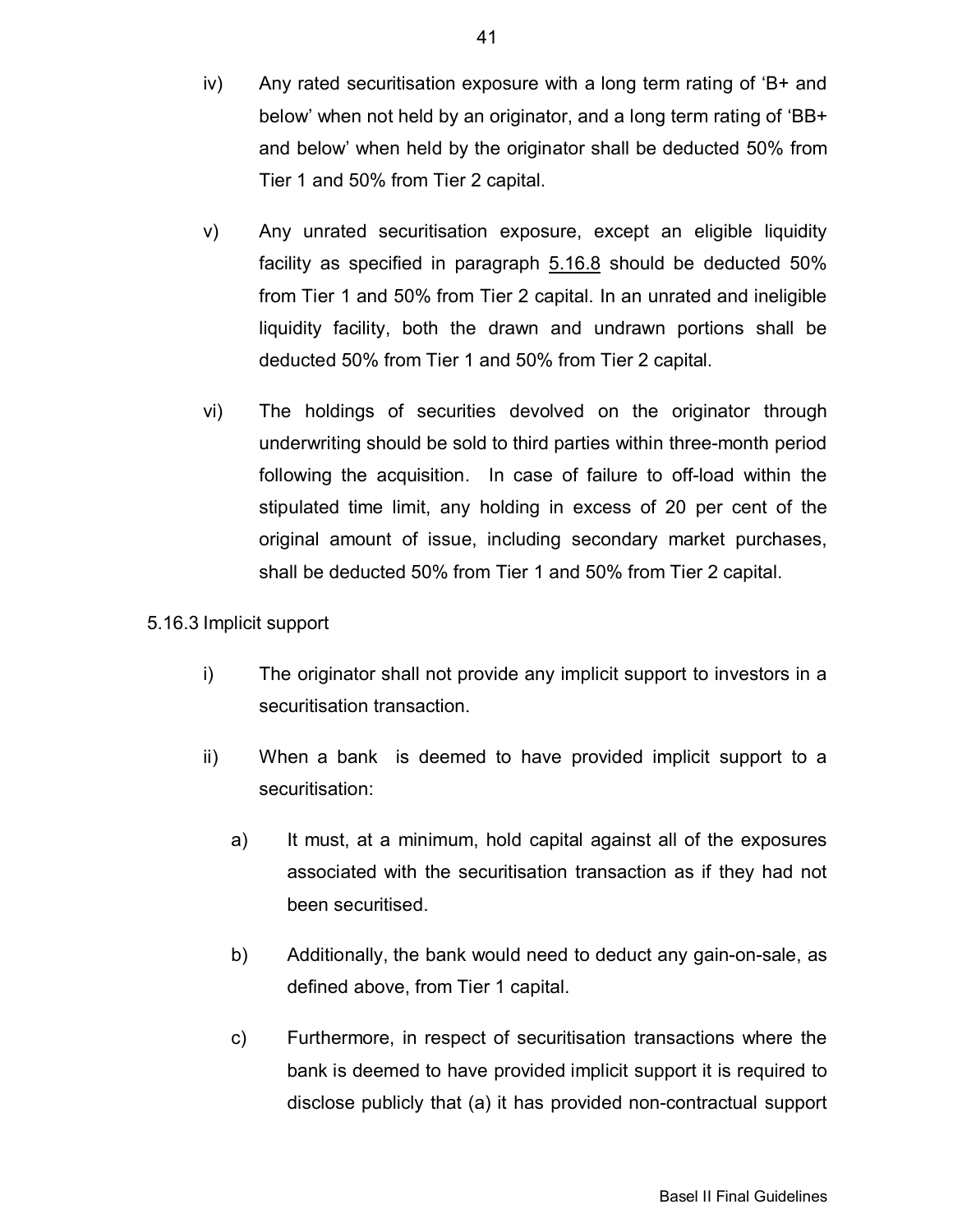iv) Any rated securitisation exposure with a long term rating of 'B+ and below' when not held by an originator, and a long term rating of 'BB+ and below' when held by the originator shall be deducted 50% from Tier 1 and 50% from Tier 2 capital.

v) Any unrated securitisation exposure, except an eligible liquidity facility as specified in paragraph 5.16.8 should be deducted 50% from Tier 1 and 50% from Tier 2 capital. In an unrated and ineligible liquidity facility, both the drawn and undrawn portions shall be deducted 50% from Tier 1 and 50% from Tier 2 capital.

vi) The holdings of securities devolved on the originator through underwriting should be sold to third parties within three-month period following the acquisition. In case of failure to off-load within the stipulated time limit, any holding in excess of 20 per cent of the original amount of issue, including secondary market purchases, shall be deducted 50% from Tier 1 and 50% from Tier 2 capital.

5.16.3 Implicit support

i) The originator shall not provide any implicit support to investors in a securitisation transaction.

ii) When a bank is deemed to have provided implicit support to a securitisation:

a) It must, at a minimum, hold capital against all of the exposures associated with the securitisation transaction as if they had not been securitised.

b) Additionally, the bank would need to deduct any gain-on-sale, as defined above, from Tier 1 capital.

c) Furthermore, in respect of securitisation transactions where the bank is deemed to have provided implicit support it is required to disclose publicly that (a) it has provided non-contractual support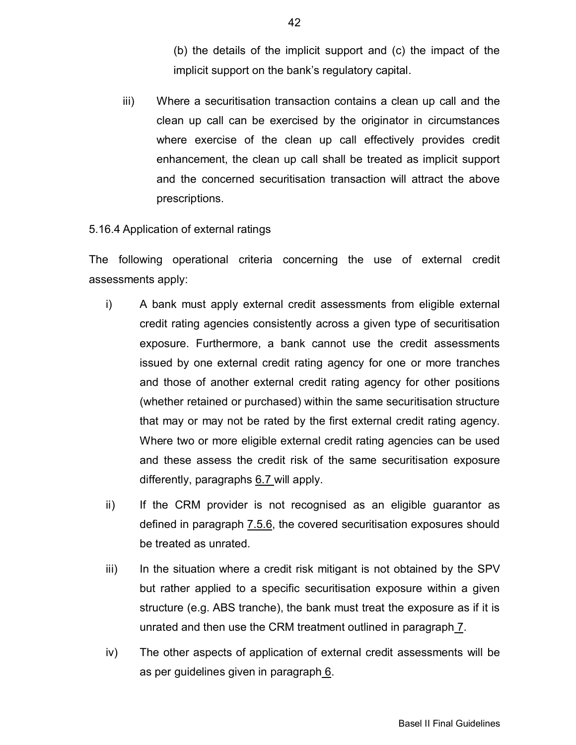(b) the details of the implicit support and (c) the impact of the implicit support on the bank's regulatory capital.

iii) Where a securitisation transaction contains a clean up call and the clean up call can be exercised by the originator in circumstances where exercise of the clean up call effectively provides credit enhancement, the clean up call shall be treated as implicit support and the concerned securitisation transaction will attract the above prescriptions.

5.16.4 Application of external ratings

The following operational criteria concerning the use of external credit assessments apply:

i) A bank must apply external credit assessments from eligible external credit rating agencies consistently across a given type of securitisation exposure. Furthermore, a bank cannot use the credit assessments issued by one external credit rating agency for one or more tranches and those of another external credit rating agency for other positions (whether retained or purchased) within the same securitisation structure that may or may not be rated by the first external credit rating agency. Where two or more eligible external credit rating agencies can be used and these assess the credit risk of the same securitisation exposure differently, paragraphs 6.7 will apply.

ii) If the CRM provider is not recognised as an eligible guarantor as defined in paragraph 7.5.6, the covered securitisation exposures should be treated as unrated.

iii) In the situation where a credit risk mitigant is not obtained by the SPV but rather applied to a specific securitisation exposure within a given structure (e.g. ABS tranche), the bank must treat the exposure as if it is unrated and then use the CRM treatment outlined in paragraph 7.

iv) The other aspects of application of external credit assessments will be as per guidelines given in paragraph 6.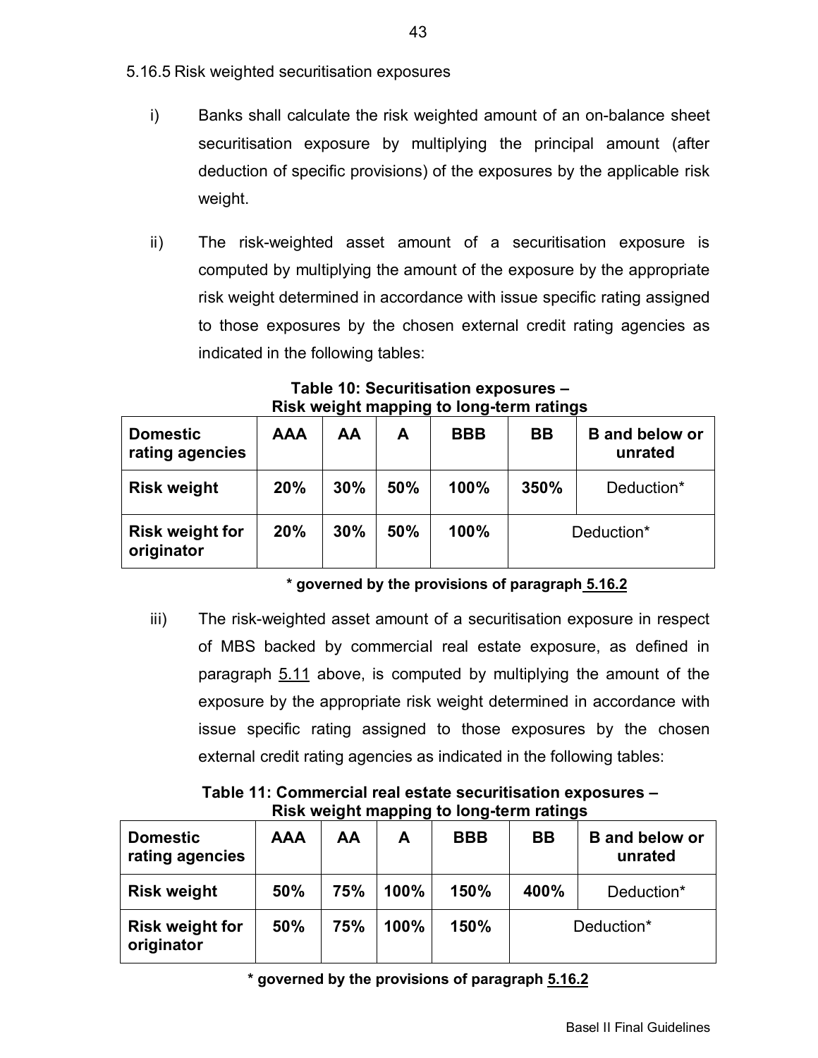5.16.5 Risk weighted securitisation exposures

i) Banks shall calculate the risk weighted amount of an on-balance sheet securitisation exposure by multiplying the principal amount (after deduction of specific provisions) of the exposures by the applicable risk weight.

ii) The risk-weighted asset amount of a securitisation exposure is computed by multiplying the amount of the exposure by the appropriate risk weight determined in accordance with issue specific rating assigned to those exposures by the chosen external credit rating agencies as indicated in the following tables:

**Table 10: Securitisation exposures – Risk weight mapping to long-term ratings**

| Domestic rating agencies | AAA | AA | A | BBB | BB | B and below or unrated |
|---|---|---|---|---|---|---|
| **Risk weight** | **20%** | **30%** | **50%** | **100%** | **350%** | Deduction* |
| **Risk weight for originator** | **20%** | **30%** | **50%** | **100%** | Deduction* | |

**\* governed by the provisions of paragraph 5.16.2**

iii) The risk-weighted asset amount of a securitisation exposure in respect of MBS backed by commercial real estate exposure, as defined in paragraph 5.11 above, is computed by multiplying the amount of the exposure by the appropriate risk weight determined in accordance with issue specific rating assigned to those exposures by the chosen external credit rating agencies as indicated in the following tables:

**Table 11: Commercial real estate securitisation exposures – Risk weight mapping to long-term ratings**

| Domestic rating agencies | AAA | AA | A | BBB | BB | B and below or unrated |
|---|---|---|---|---|---|---|
| **Risk weight** | **50%** | **75%** | **100%** | **150%** | **400%** | Deduction* |
| **Risk weight for originator** | **50%** | **75%** | **100%** | **150%** | Deduction* | |

**\* governed by the provisions of paragraph 5.16.2**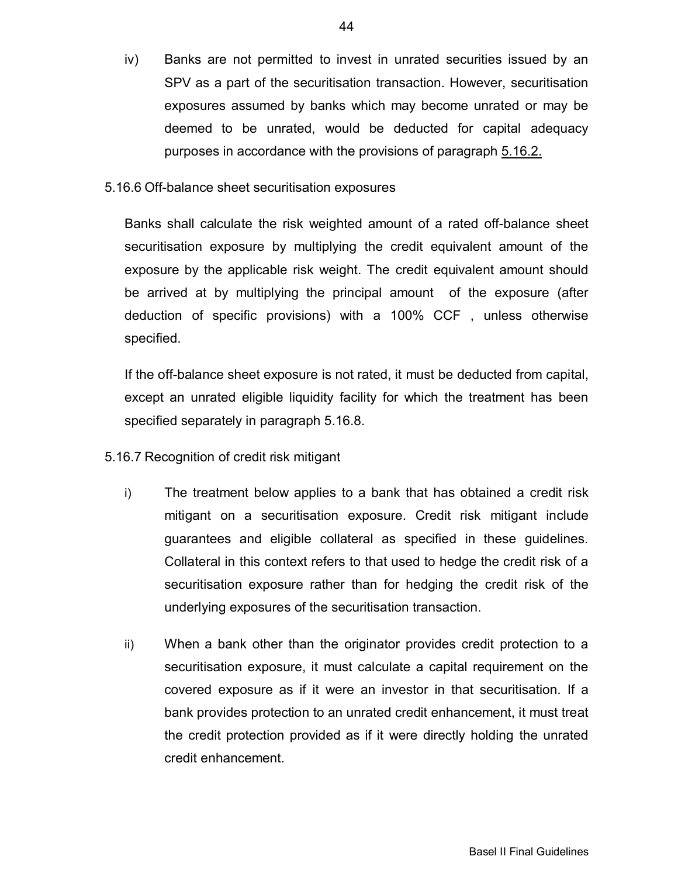iv) Banks are not permitted to invest in unrated securities issued by an SPV as a part of the securitisation transaction. However, securitisation exposures assumed by banks which may become unrated or may be deemed to be unrated, would be deducted for capital adequacy purposes in accordance with the provisions of paragraph 5.16.2.

5.16.6 Off-balance sheet securitisation exposures

Banks shall calculate the risk weighted amount of a rated off-balance sheet securitisation exposure by multiplying the credit equivalent amount of the exposure by the applicable risk weight. The credit equivalent amount should be arrived at by multiplying the principal amount of the exposure (after deduction of specific provisions) with a 100% CCF , unless otherwise specified.

If the off-balance sheet exposure is not rated, it must be deducted from capital, except an unrated eligible liquidity facility for which the treatment has been specified separately in paragraph 5.16.8.

5.16.7 Recognition of credit risk mitigant

i) The treatment below applies to a bank that has obtained a credit risk mitigant on a securitisation exposure. Credit risk mitigant include guarantees and eligible collateral as specified in these guidelines. Collateral in this context refers to that used to hedge the credit risk of a securitisation exposure rather than for hedging the credit risk of the underlying exposures of the securitisation transaction.

ii) When a bank other than the originator provides credit protection to a securitisation exposure, it must calculate a capital requirement on the covered exposure as if it were an investor in that securitisation. If a bank provides protection to an unrated credit enhancement, it must treat the credit protection provided as if it were directly holding the unrated credit enhancement.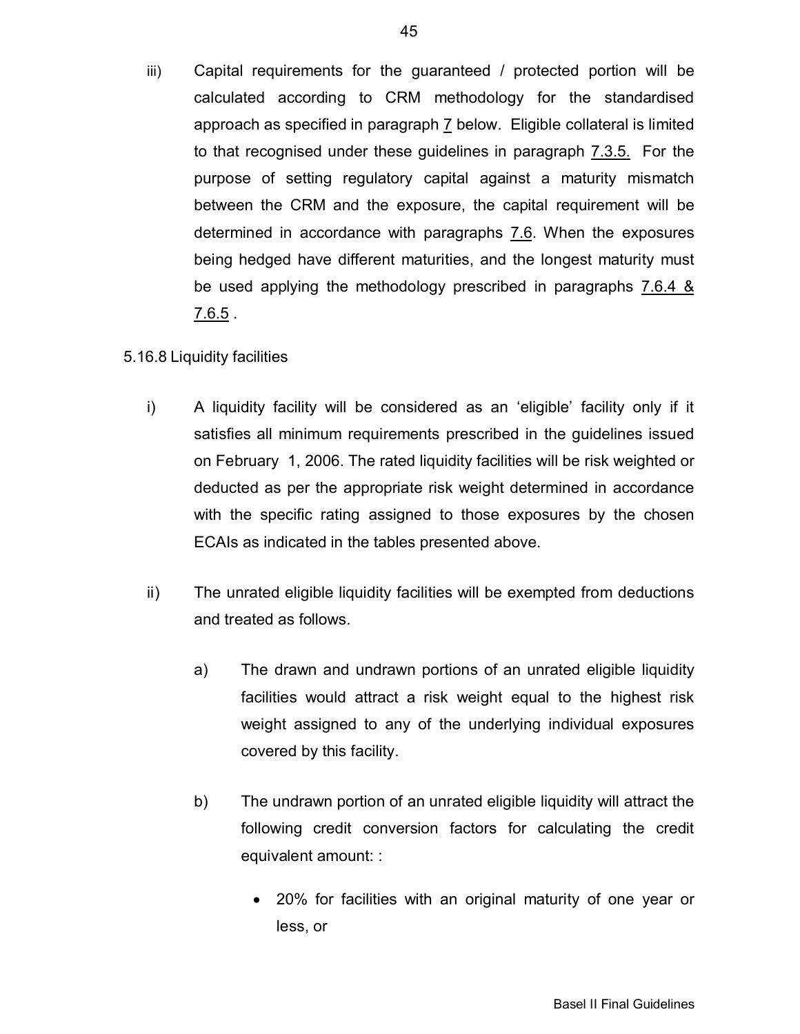iii) Capital requirements for the guaranteed / protected portion will be calculated according to CRM methodology for the standardised approach as specified in paragraph 7 below. Eligible collateral is limited to that recognised under these guidelines in paragraph 7.3.5. For the purpose of setting regulatory capital against a maturity mismatch between the CRM and the exposure, the capital requirement will be determined in accordance with paragraphs 7.6. When the exposures being hedged have different maturities, and the longest maturity must be used applying the methodology prescribed in paragraphs 7.6.4 & 7.6.5 .

5.16.8 Liquidity facilities

i) A liquidity facility will be considered as an 'eligible' facility only if it satisfies all minimum requirements prescribed in the guidelines issued on February 1, 2006. The rated liquidity facilities will be risk weighted or deducted as per the appropriate risk weight determined in accordance with the specific rating assigned to those exposures by the chosen ECAIs as indicated in the tables presented above.

ii) The unrated eligible liquidity facilities will be exempted from deductions and treated as follows.

   a) The drawn and undrawn portions of an unrated eligible liquidity facilities would attract a risk weight equal to the highest risk weight assigned to any of the underlying individual exposures covered by this facility.

   b) The undrawn portion of an unrated eligible liquidity will attract the following credit conversion factors for calculating the credit equivalent amount: :

      - 20% for facilities with an original maturity of one year or less, or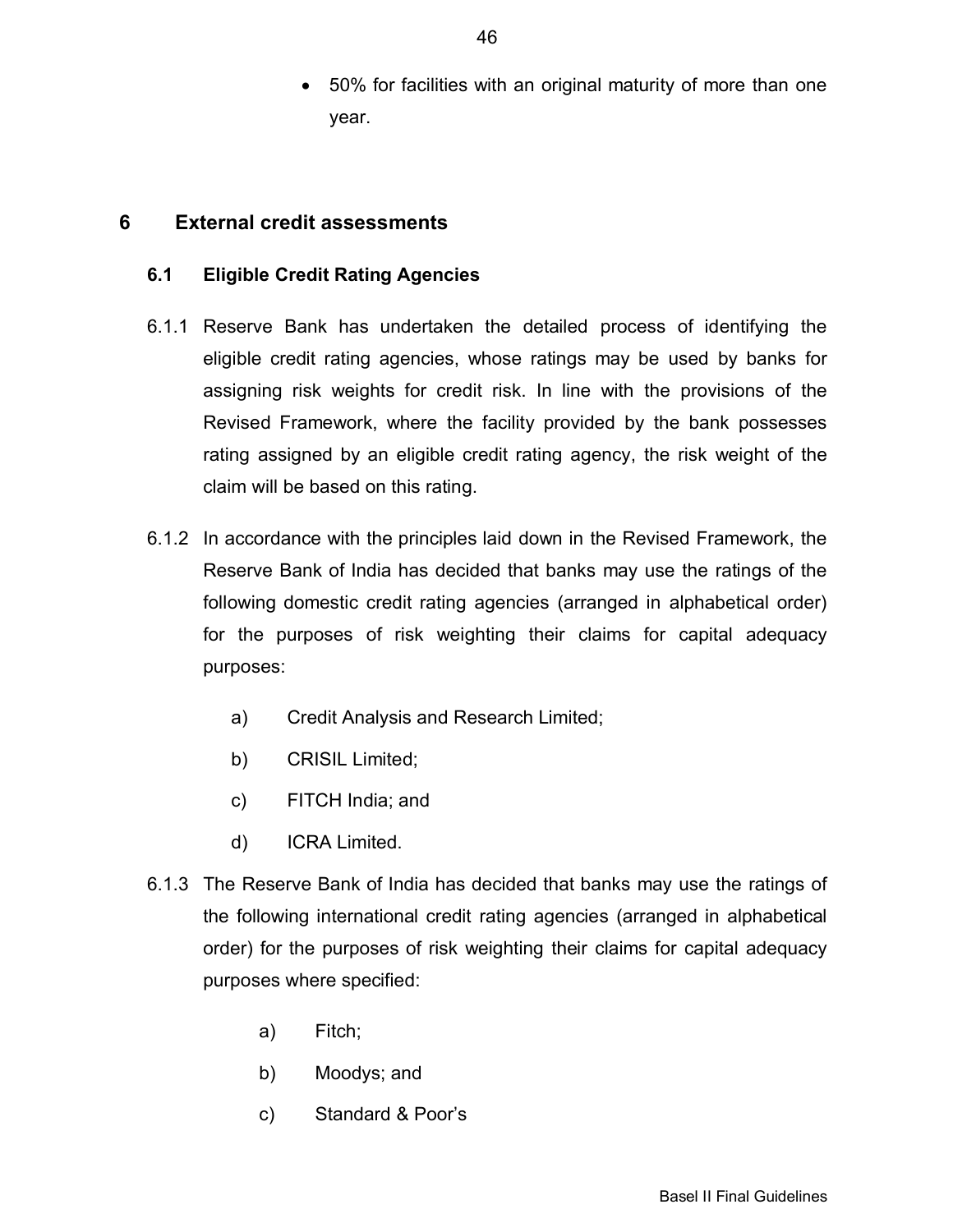- 50% for facilities with an original maturity of more than one year.

# 6 External credit assessments

## 6.1 Eligible Credit Rating Agencies

6.1.1 Reserve Bank has undertaken the detailed process of identifying the eligible credit rating agencies, whose ratings may be used by banks for assigning risk weights for credit risk. In line with the provisions of the Revised Framework, where the facility provided by the bank possesses rating assigned by an eligible credit rating agency, the risk weight of the claim will be based on this rating.

6.1.2 In accordance with the principles laid down in the Revised Framework, the Reserve Bank of India has decided that banks may use the ratings of the following domestic credit rating agencies (arranged in alphabetical order) for the purposes of risk weighting their claims for capital adequacy purposes:

a) Credit Analysis and Research Limited;

b) CRISIL Limited;

c) FITCH India; and

d) ICRA Limited.

6.1.3 The Reserve Bank of India has decided that banks may use the ratings of the following international credit rating agencies (arranged in alphabetical order) for the purposes of risk weighting their claims for capital adequacy purposes where specified:

a) Fitch;

b) Moodys; and

c) Standard & Poor's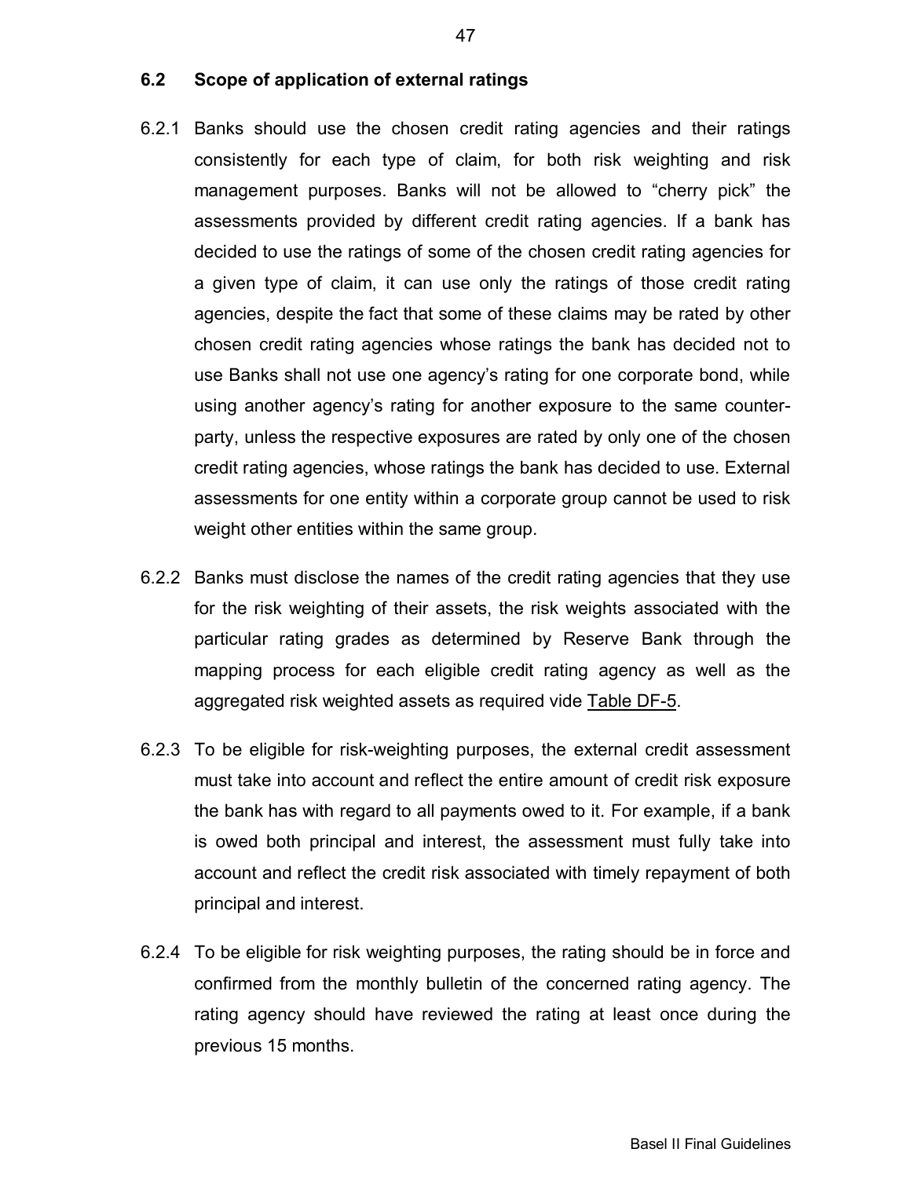## 6.2 Scope of application of external ratings

6.2.1 Banks should use the chosen credit rating agencies and their ratings consistently for each type of claim, for both risk weighting and risk management purposes. Banks will not be allowed to "cherry pick" the assessments provided by different credit rating agencies. If a bank has decided to use the ratings of some of the chosen credit rating agencies for a given type of claim, it can use only the ratings of those credit rating agencies, despite the fact that some of these claims may be rated by other chosen credit rating agencies whose ratings the bank has decided not to use Banks shall not use one agency's rating for one corporate bond, while using another agency's rating for another exposure to the same counter-party, unless the respective exposures are rated by only one of the chosen credit rating agencies, whose ratings the bank has decided to use. External assessments for one entity within a corporate group cannot be used to risk weight other entities within the same group.

6.2.2 Banks must disclose the names of the credit rating agencies that they use for the risk weighting of their assets, the risk weights associated with the particular rating grades as determined by Reserve Bank through the mapping process for each eligible credit rating agency as well as the aggregated risk weighted assets as required vide Table DF-5.

6.2.3 To be eligible for risk-weighting purposes, the external credit assessment must take into account and reflect the entire amount of credit risk exposure the bank has with regard to all payments owed to it. For example, if a bank is owed both principal and interest, the assessment must fully take into account and reflect the credit risk associated with timely repayment of both principal and interest.

6.2.4 To be eligible for risk weighting purposes, the rating should be in force and confirmed from the monthly bulletin of the concerned rating agency. The rating agency should have reviewed the rating at least once during the previous 15 months.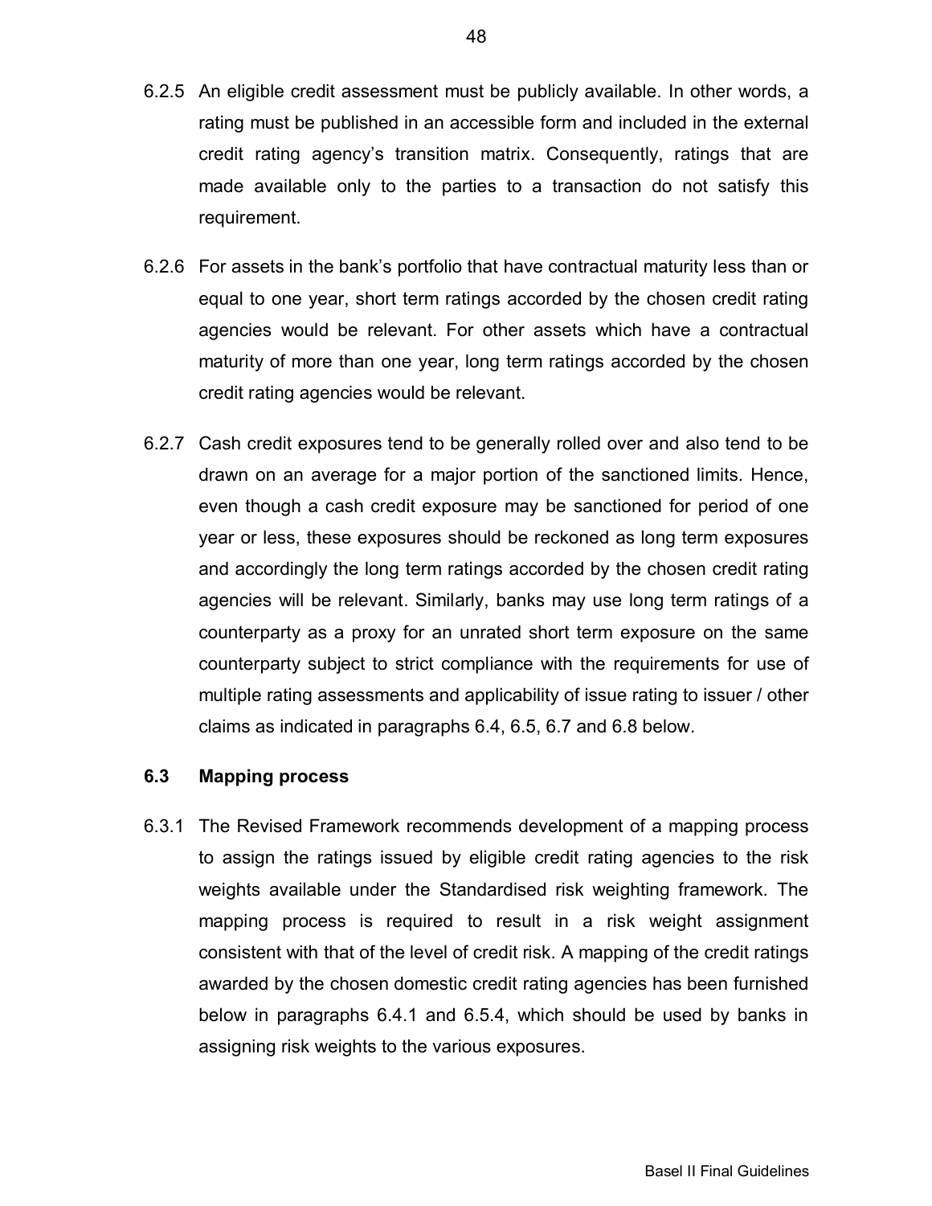6.2.5 An eligible credit assessment must be publicly available. In other words, a rating must be published in an accessible form and included in the external credit rating agency's transition matrix. Consequently, ratings that are made available only to the parties to a transaction do not satisfy this requirement.

6.2.6 For assets in the bank's portfolio that have contractual maturity less than or equal to one year, short term ratings accorded by the chosen credit rating agencies would be relevant. For other assets which have a contractual maturity of more than one year, long term ratings accorded by the chosen credit rating agencies would be relevant.

6.2.7 Cash credit exposures tend to be generally rolled over and also tend to be drawn on an average for a major portion of the sanctioned limits. Hence, even though a cash credit exposure may be sanctioned for period of one year or less, these exposures should be reckoned as long term exposures and accordingly the long term ratings accorded by the chosen credit rating agencies will be relevant. Similarly, banks may use long term ratings of a counterparty as a proxy for an unrated short term exposure on the same counterparty subject to strict compliance with the requirements for use of multiple rating assessments and applicability of issue rating to issuer / other claims as indicated in paragraphs 6.4, 6.5, 6.7 and 6.8 below.

### 6.3 Mapping process

6.3.1 The Revised Framework recommends development of a mapping process to assign the ratings issued by eligible credit rating agencies to the risk weights available under the Standardised risk weighting framework. The mapping process is required to result in a risk weight assignment consistent with that of the level of credit risk. A mapping of the credit ratings awarded by the chosen domestic credit rating agencies has been furnished below in paragraphs 6.4.1 and 6.5.4, which should be used by banks in assigning risk weights to the various exposures.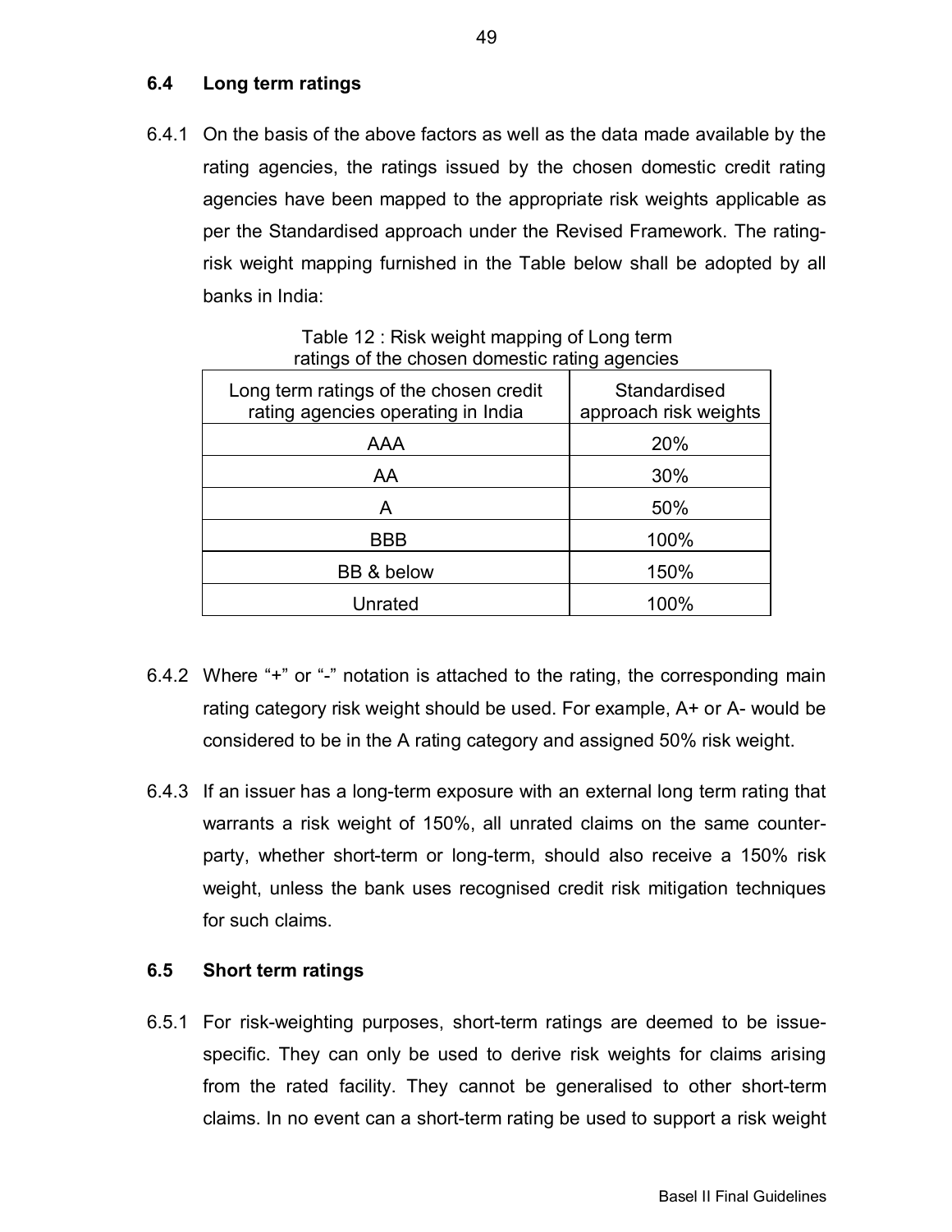### 6.4 Long term ratings

6.4.1 On the basis of the above factors as well as the data made available by the rating agencies, the ratings issued by the chosen domestic credit rating agencies have been mapped to the appropriate risk weights applicable as per the Standardised approach under the Revised Framework. The rating-risk weight mapping furnished in the Table below shall be adopted by all banks in India:

Table 12 : Risk weight mapping of Long term ratings of the chosen domestic rating agencies

| Long term ratings of the chosen credit rating agencies operating in India | Standardised approach risk weights |
|---|---|
| AAA | 20% |
| AA | 30% |
| A | 50% |
| BBB | 100% |
| BB & below | 150% |
| Unrated | 100% |

6.4.2 Where "+" or "-" notation is attached to the rating, the corresponding main rating category risk weight should be used. For example, A+ or A- would be considered to be in the A rating category and assigned 50% risk weight.

6.4.3 If an issuer has a long-term exposure with an external long term rating that warrants a risk weight of 150%, all unrated claims on the same counter-party, whether short-term or long-term, should also receive a 150% risk weight, unless the bank uses recognised credit risk mitigation techniques for such claims.

### 6.5 Short term ratings

6.5.1 For risk-weighting purposes, short-term ratings are deemed to be issue-specific. They can only be used to derive risk weights for claims arising from the rated facility. They cannot be generalised to other short-term claims. In no event can a short-term rating be used to support a risk weight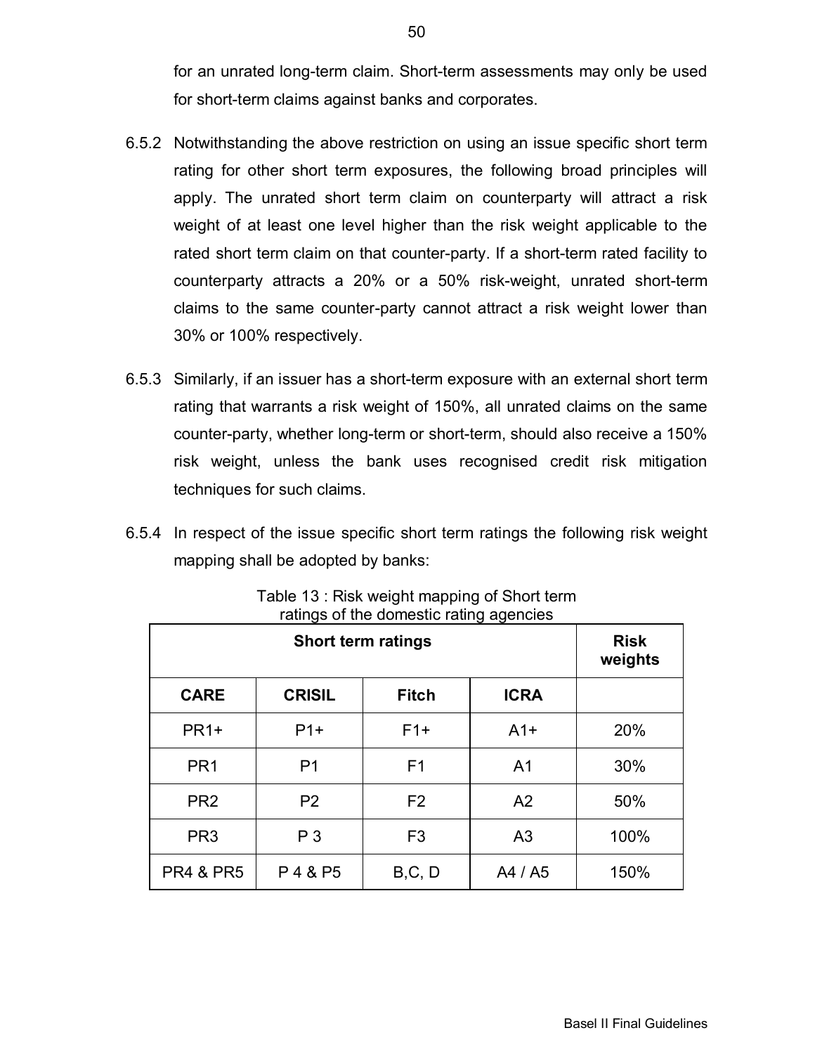for an unrated long-term claim. Short-term assessments may only be used for short-term claims against banks and corporates.

6.5.2 Notwithstanding the above restriction on using an issue specific short term rating for other short term exposures, the following broad principles will apply. The unrated short term claim on counterparty will attract a risk weight of at least one level higher than the risk weight applicable to the rated short term claim on that counter-party. If a short-term rated facility to counterparty attracts a 20% or a 50% risk-weight, unrated short-term claims to the same counter-party cannot attract a risk weight lower than 30% or 100% respectively.

6.5.3 Similarly, if an issuer has a short-term exposure with an external short term rating that warrants a risk weight of 150%, all unrated claims on the same counter-party, whether long-term or short-term, should also receive a 150% risk weight, unless the bank uses recognised credit risk mitigation techniques for such claims.

6.5.4 In respect of the issue specific short term ratings the following risk weight mapping shall be adopted by banks:

Table 13 : Risk weight mapping of Short term ratings of the domestic rating agencies

| **Short term ratings** | | | | **Risk weights** |
|---|---|---|---|---|
| **CARE** | **CRISIL** | **Fitch** | **ICRA** | |
| PR1+ | P1+ | F1+ | A1+ | 20% |
| PR1 | P1 | F1 | A1 | 30% |
| PR2 | P2 | F2 | A2 | 50% |
| PR3 | P 3 | F3 | A3 | 100% |
| PR4 & PR5 | P 4 & P5 | B,C, D | A4 / A5 | 150% |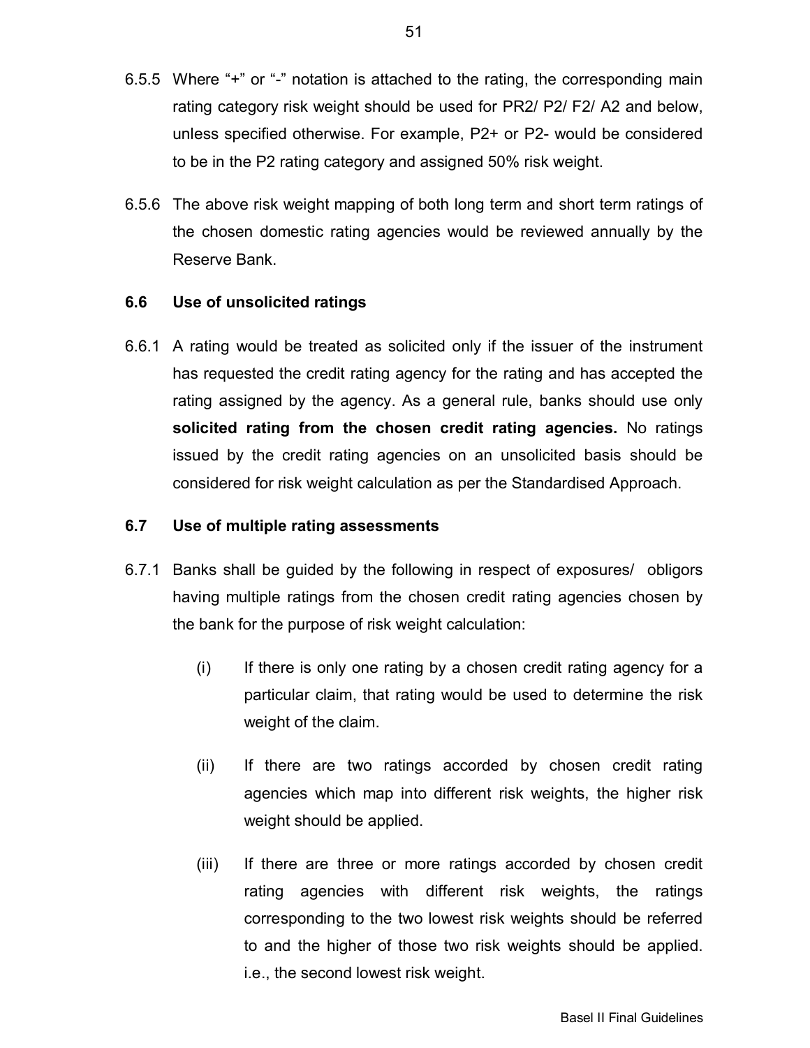6.5.5 Where "+" or "-" notation is attached to the rating, the corresponding main rating category risk weight should be used for PR2/ P2/ F2/ A2 and below, unless specified otherwise. For example, P2+ or P2- would be considered to be in the P2 rating category and assigned 50% risk weight.

6.5.6 The above risk weight mapping of both long term and short term ratings of the chosen domestic rating agencies would be reviewed annually by the Reserve Bank.

### 6.6 Use of unsolicited ratings

6.6.1 A rating would be treated as solicited only if the issuer of the instrument has requested the credit rating agency for the rating and has accepted the rating assigned by the agency. As a general rule, banks should use only **solicited rating from the chosen credit rating agencies.** No ratings issued by the credit rating agencies on an unsolicited basis should be considered for risk weight calculation as per the Standardised Approach.

### 6.7 Use of multiple rating assessments

6.7.1 Banks shall be guided by the following in respect of exposures/ obligors having multiple ratings from the chosen credit rating agencies chosen by the bank for the purpose of risk weight calculation:

(i) If there is only one rating by a chosen credit rating agency for a particular claim, that rating would be used to determine the risk weight of the claim.

(ii) If there are two ratings accorded by chosen credit rating agencies which map into different risk weights, the higher risk weight should be applied.

(iii) If there are three or more ratings accorded by chosen credit rating agencies with different risk weights, the ratings corresponding to the two lowest risk weights should be referred to and the higher of those two risk weights should be applied. i.e., the second lowest risk weight.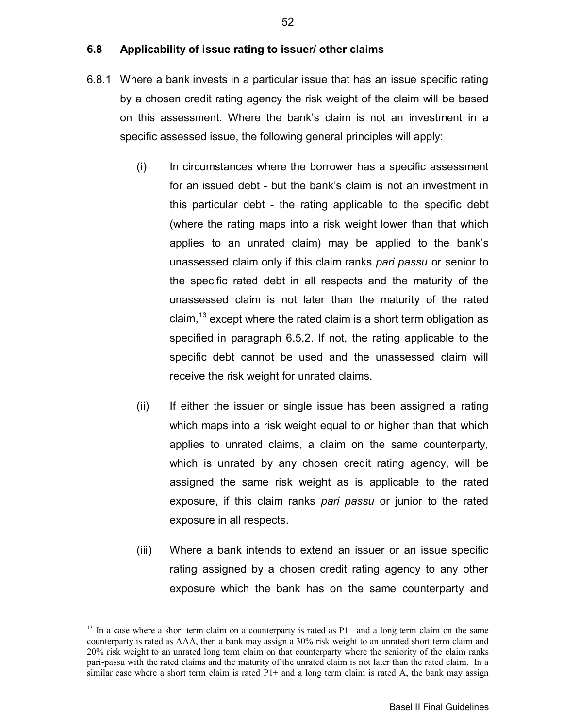### 6.8 Applicability of issue rating to issuer/ other claims

6.8.1 Where a bank invests in a particular issue that has an issue specific rating by a chosen credit rating agency the risk weight of the claim will be based on this assessment. Where the bank's claim is not an investment in a specific assessed issue, the following general principles will apply:

(i) In circumstances where the borrower has a specific assessment for an issued debt - but the bank's claim is not an investment in this particular debt - the rating applicable to the specific debt (where the rating maps into a risk weight lower than that which applies to an unrated claim) may be applied to the bank's unassessed claim only if this claim ranks *pari passu* or senior to the specific rated debt in all respects and the maturity of the unassessed claim is not later than the maturity of the rated claim,[13] except where the rated claim is a short term obligation as specified in paragraph 6.5.2. If not, the rating applicable to the specific debt cannot be used and the unassessed claim will receive the risk weight for unrated claims.

(ii) If either the issuer or single issue has been assigned a rating which maps into a risk weight equal to or higher than that which applies to unrated claims, a claim on the same counterparty, which is unrated by any chosen credit rating agency, will be assigned the same risk weight as is applicable to the rated exposure, if this claim ranks *pari passu* or junior to the rated exposure in all respects.

(iii) Where a bank intends to extend an issuer or an issue specific rating assigned by a chosen credit rating agency to any other exposure which the bank has on the same counterparty and

---

[13] In a case where a short term claim on a counterparty is rated as P1+ and a long term claim on the same counterparty is rated as AAA, then a bank may assign a 30% risk weight to an unrated short term claim and 20% risk weight to an unrated long term claim on that counterparty where the seniority of the claim ranks pari-passu with the rated claims and the maturity of the unrated claim is not later than the rated claim. In a similar case where a short term claim is rated P1+ and a long term claim is rated A, the bank may assign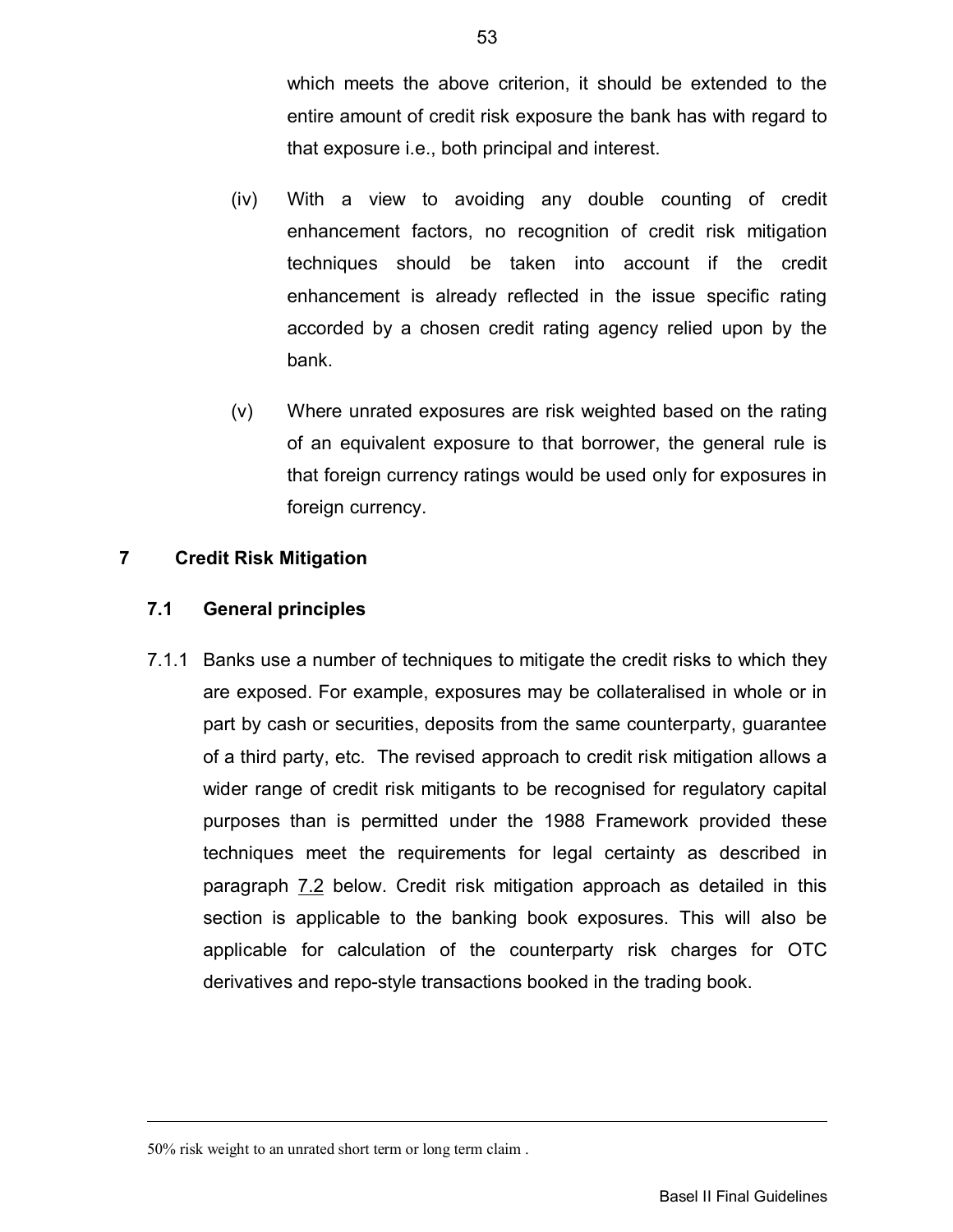which meets the above criterion, it should be extended to the entire amount of credit risk exposure the bank has with regard to that exposure i.e., both principal and interest.

(iv) With a view to avoiding any double counting of credit enhancement factors, no recognition of credit risk mitigation techniques should be taken into account if the credit enhancement is already reflected in the issue specific rating accorded by a chosen credit rating agency relied upon by the bank.

(v) Where unrated exposures are risk weighted based on the rating of an equivalent exposure to that borrower, the general rule is that foreign currency ratings would be used only for exposures in foreign currency.

## 7 Credit Risk Mitigation

### 7.1 General principles

7.1.1 Banks use a number of techniques to mitigate the credit risks to which they are exposed. For example, exposures may be collateralised in whole or in part by cash or securities, deposits from the same counterparty, guarantee of a third party, etc. The revised approach to credit risk mitigation allows a wider range of credit risk mitigants to be recognised for regulatory capital purposes than is permitted under the 1988 Framework provided these techniques meet the requirements for legal certainty as described in paragraph 7.2 below. Credit risk mitigation approach as detailed in this section is applicable to the banking book exposures. This will also be applicable for calculation of the counterparty risk charges for OTC derivatives and repo-style transactions booked in the trading book.

---

50% risk weight to an unrated short term or long term claim .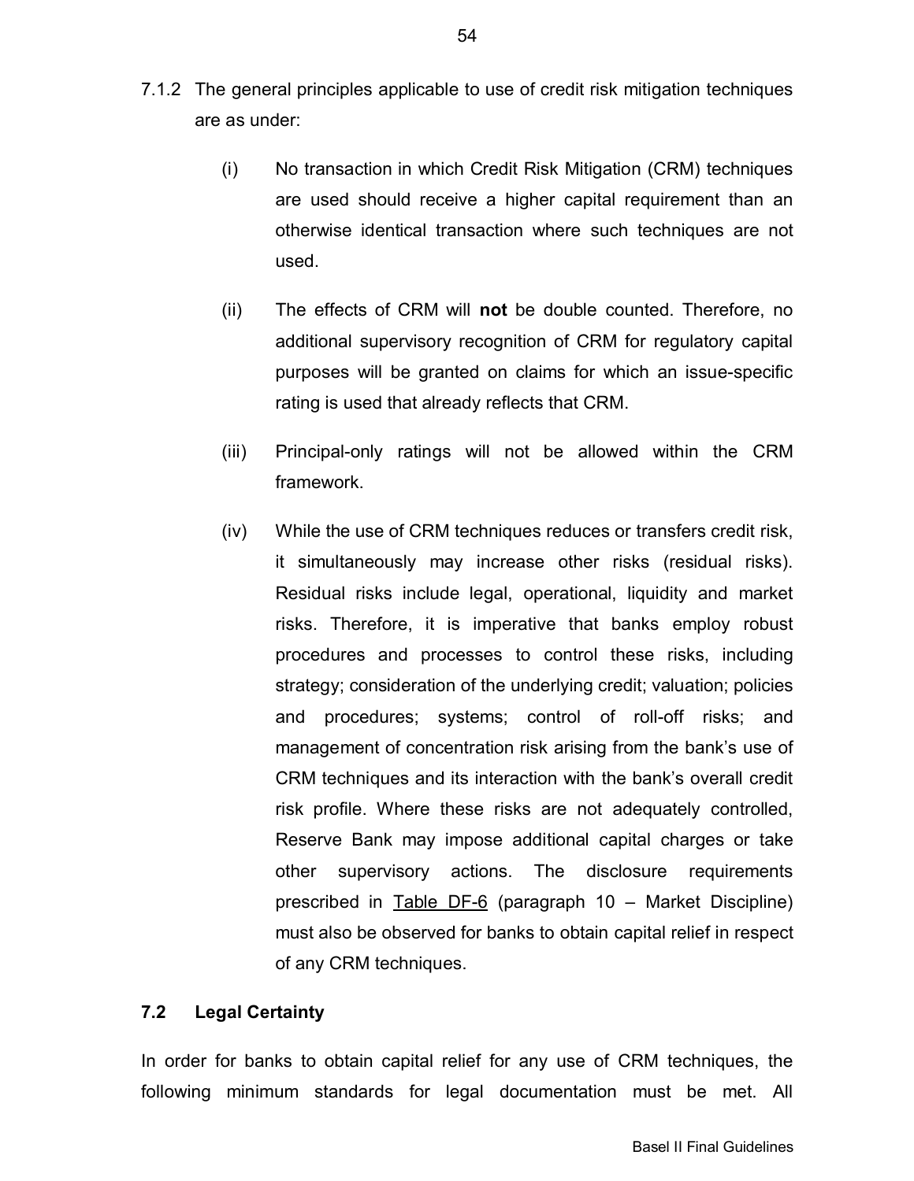7.1.2 The general principles applicable to use of credit risk mitigation techniques are as under:

(i) No transaction in which Credit Risk Mitigation (CRM) techniques are used should receive a higher capital requirement than an otherwise identical transaction where such techniques are not used.

(ii) The effects of CRM will **not** be double counted. Therefore, no additional supervisory recognition of CRM for regulatory capital purposes will be granted on claims for which an issue-specific rating is used that already reflects that CRM.

(iii) Principal-only ratings will not be allowed within the CRM framework.

(iv) While the use of CRM techniques reduces or transfers credit risk, it simultaneously may increase other risks (residual risks). Residual risks include legal, operational, liquidity and market risks. Therefore, it is imperative that banks employ robust procedures and processes to control these risks, including strategy; consideration of the underlying credit; valuation; policies and procedures; systems; control of roll-off risks; and management of concentration risk arising from the bank's use of CRM techniques and its interaction with the bank's overall credit risk profile. Where these risks are not adequately controlled, Reserve Bank may impose additional capital charges or take other supervisory actions. The disclosure requirements prescribed in Table DF-6 (paragraph 10 – Market Discipline) must also be observed for banks to obtain capital relief in respect of any CRM techniques.

### 7.2 Legal Certainty

In order for banks to obtain capital relief for any use of CRM techniques, the following minimum standards for legal documentation must be met. All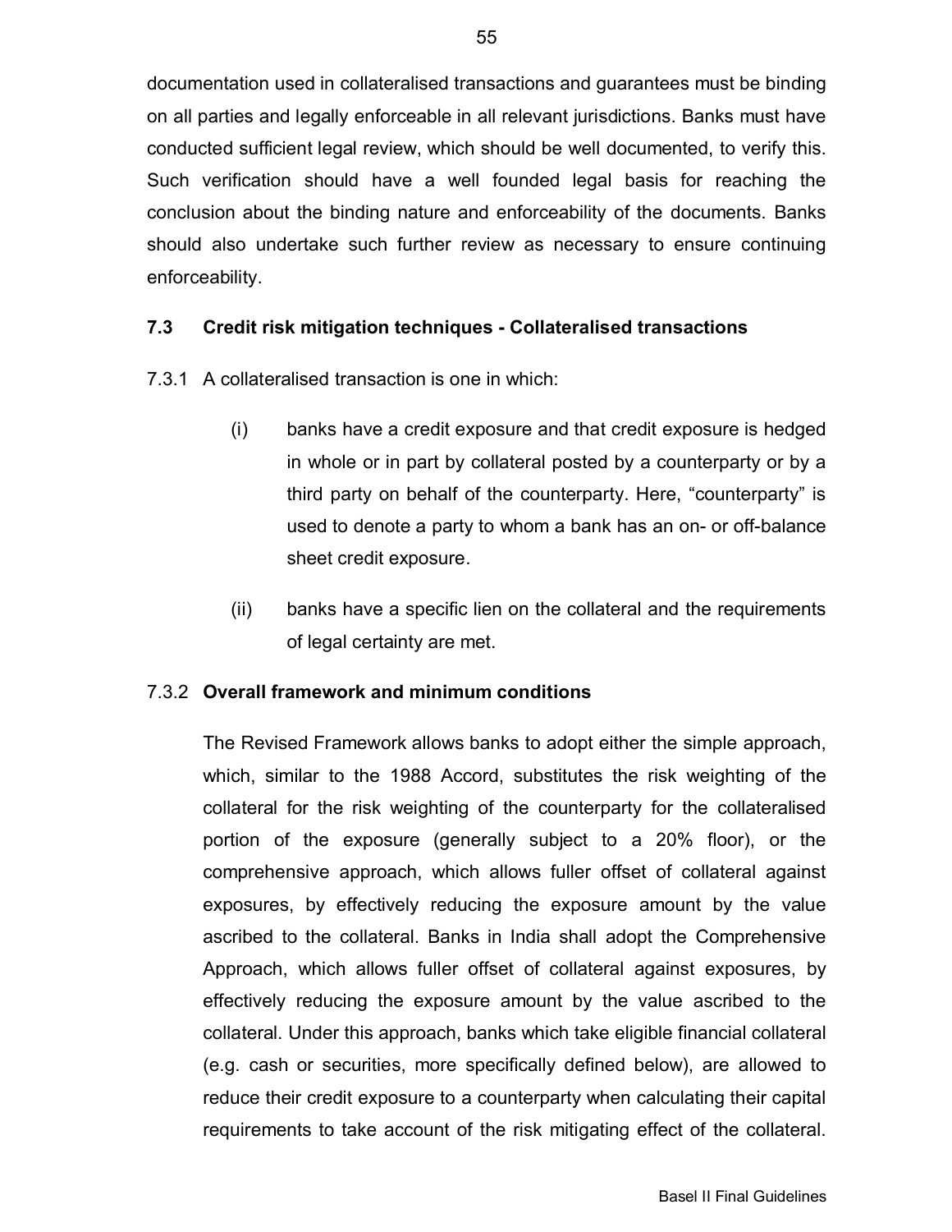documentation used in collateralised transactions and guarantees must be binding on all parties and legally enforceable in all relevant jurisdictions. Banks must have conducted sufficient legal review, which should be well documented, to verify this. Such verification should have a well founded legal basis for reaching the conclusion about the binding nature and enforceability of the documents. Banks should also undertake such further review as necessary to ensure continuing enforceability.

### 7.3 Credit risk mitigation techniques - Collateralised transactions

7.3.1 A collateralised transaction is one in which:

(i) banks have a credit exposure and that credit exposure is hedged in whole or in part by collateral posted by a counterparty or by a third party on behalf of the counterparty. Here, "counterparty" is used to denote a party to whom a bank has an on- or off-balance sheet credit exposure.

(ii) banks have a specific lien on the collateral and the requirements of legal certainty are met.

7.3.2 **Overall framework and minimum conditions**

The Revised Framework allows banks to adopt either the simple approach, which, similar to the 1988 Accord, substitutes the risk weighting of the collateral for the risk weighting of the counterparty for the collateralised portion of the exposure (generally subject to a 20% floor), or the comprehensive approach, which allows fuller offset of collateral against exposures, by effectively reducing the exposure amount by the value ascribed to the collateral. Banks in India shall adopt the Comprehensive Approach, which allows fuller offset of collateral against exposures, by effectively reducing the exposure amount by the value ascribed to the collateral. Under this approach, banks which take eligible financial collateral (e.g. cash or securities, more specifically defined below), are allowed to reduce their credit exposure to a counterparty when calculating their capital requirements to take account of the risk mitigating effect of the collateral.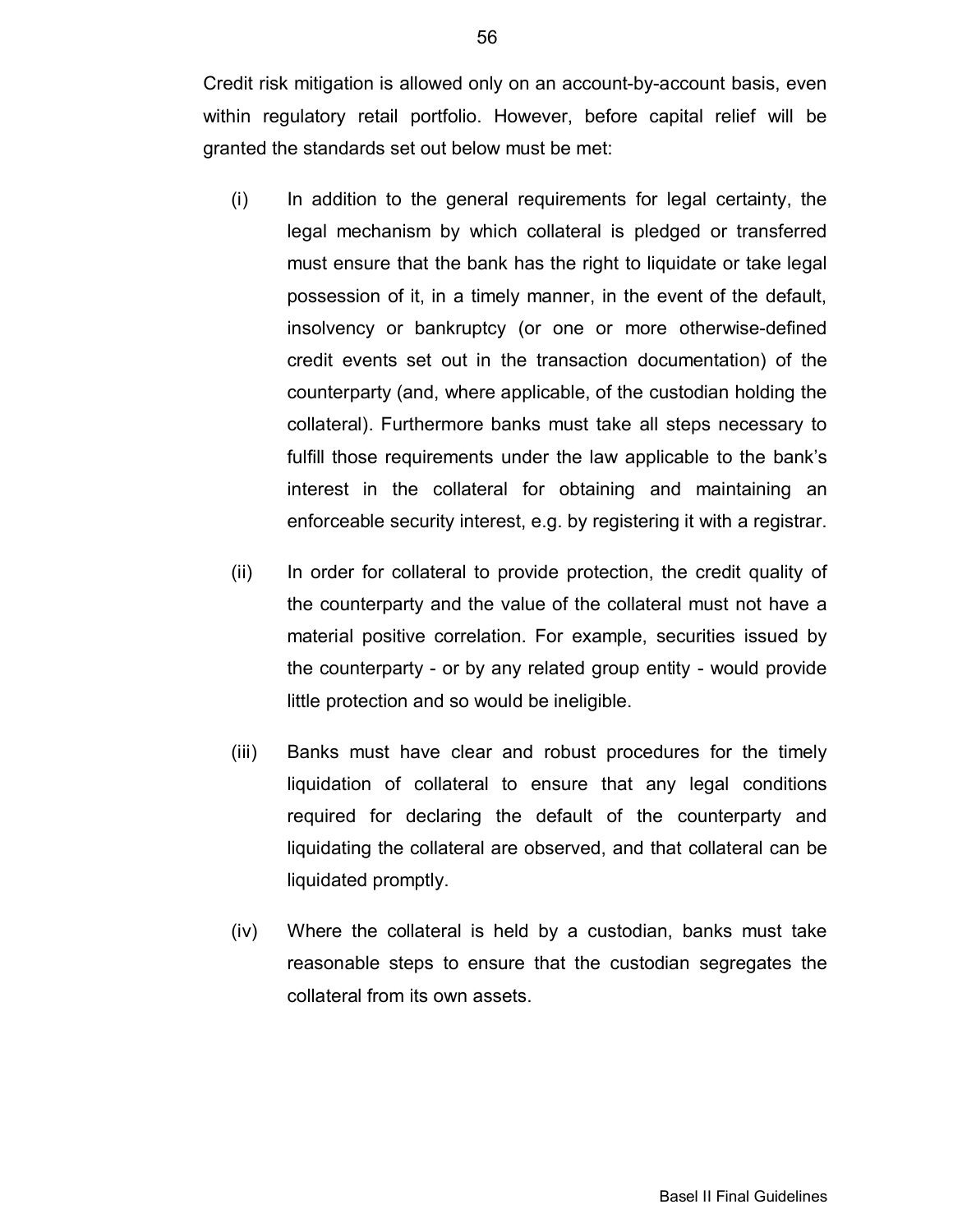Credit risk mitigation is allowed only on an account-by-account basis, even within regulatory retail portfolio. However, before capital relief will be granted the standards set out below must be met:

(i) In addition to the general requirements for legal certainty, the legal mechanism by which collateral is pledged or transferred must ensure that the bank has the right to liquidate or take legal possession of it, in a timely manner, in the event of the default, insolvency or bankruptcy (or one or more otherwise-defined credit events set out in the transaction documentation) of the counterparty (and, where applicable, of the custodian holding the collateral). Furthermore banks must take all steps necessary to fulfill those requirements under the law applicable to the bank's interest in the collateral for obtaining and maintaining an enforceable security interest, e.g. by registering it with a registrar.

(ii) In order for collateral to provide protection, the credit quality of the counterparty and the value of the collateral must not have a material positive correlation. For example, securities issued by the counterparty - or by any related group entity - would provide little protection and so would be ineligible.

(iii) Banks must have clear and robust procedures for the timely liquidation of collateral to ensure that any legal conditions required for declaring the default of the counterparty and liquidating the collateral are observed, and that collateral can be liquidated promptly.

(iv) Where the collateral is held by a custodian, banks must take reasonable steps to ensure that the custodian segregates the collateral from its own assets.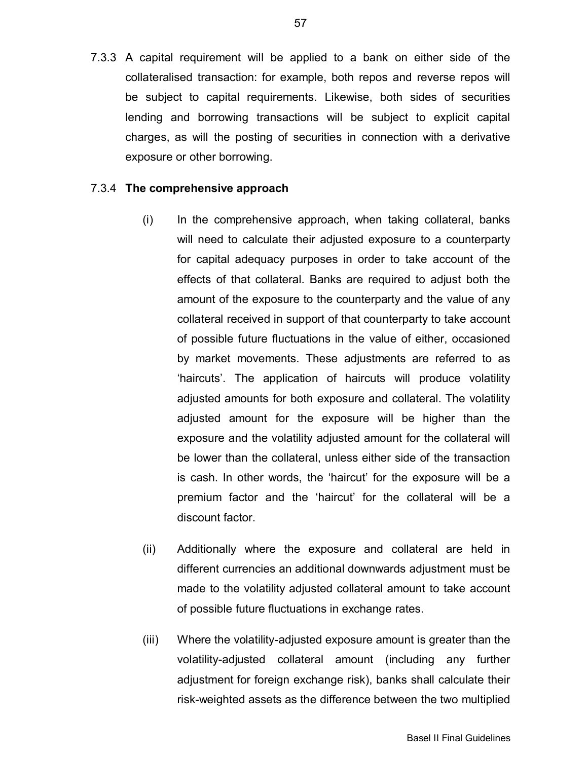7.3.3 A capital requirement will be applied to a bank on either side of the collateralised transaction: for example, both repos and reverse repos will be subject to capital requirements. Likewise, both sides of securities lending and borrowing transactions will be subject to explicit capital charges, as will the posting of securities in connection with a derivative exposure or other borrowing.

7.3.4 **The comprehensive approach**

(i) In the comprehensive approach, when taking collateral, banks will need to calculate their adjusted exposure to a counterparty for capital adequacy purposes in order to take account of the effects of that collateral. Banks are required to adjust both the amount of the exposure to the counterparty and the value of any collateral received in support of that counterparty to take account of possible future fluctuations in the value of either, occasioned by market movements. These adjustments are referred to as 'haircuts'. The application of haircuts will produce volatility adjusted amounts for both exposure and collateral. The volatility adjusted amount for the exposure will be higher than the exposure and the volatility adjusted amount for the collateral will be lower than the collateral, unless either side of the transaction is cash. In other words, the 'haircut' for the exposure will be a premium factor and the 'haircut' for the collateral will be a discount factor.

(ii) Additionally where the exposure and collateral are held in different currencies an additional downwards adjustment must be made to the volatility adjusted collateral amount to take account of possible future fluctuations in exchange rates.

(iii) Where the volatility-adjusted exposure amount is greater than the volatility-adjusted collateral amount (including any further adjustment for foreign exchange risk), banks shall calculate their risk-weighted assets as the difference between the two multiplied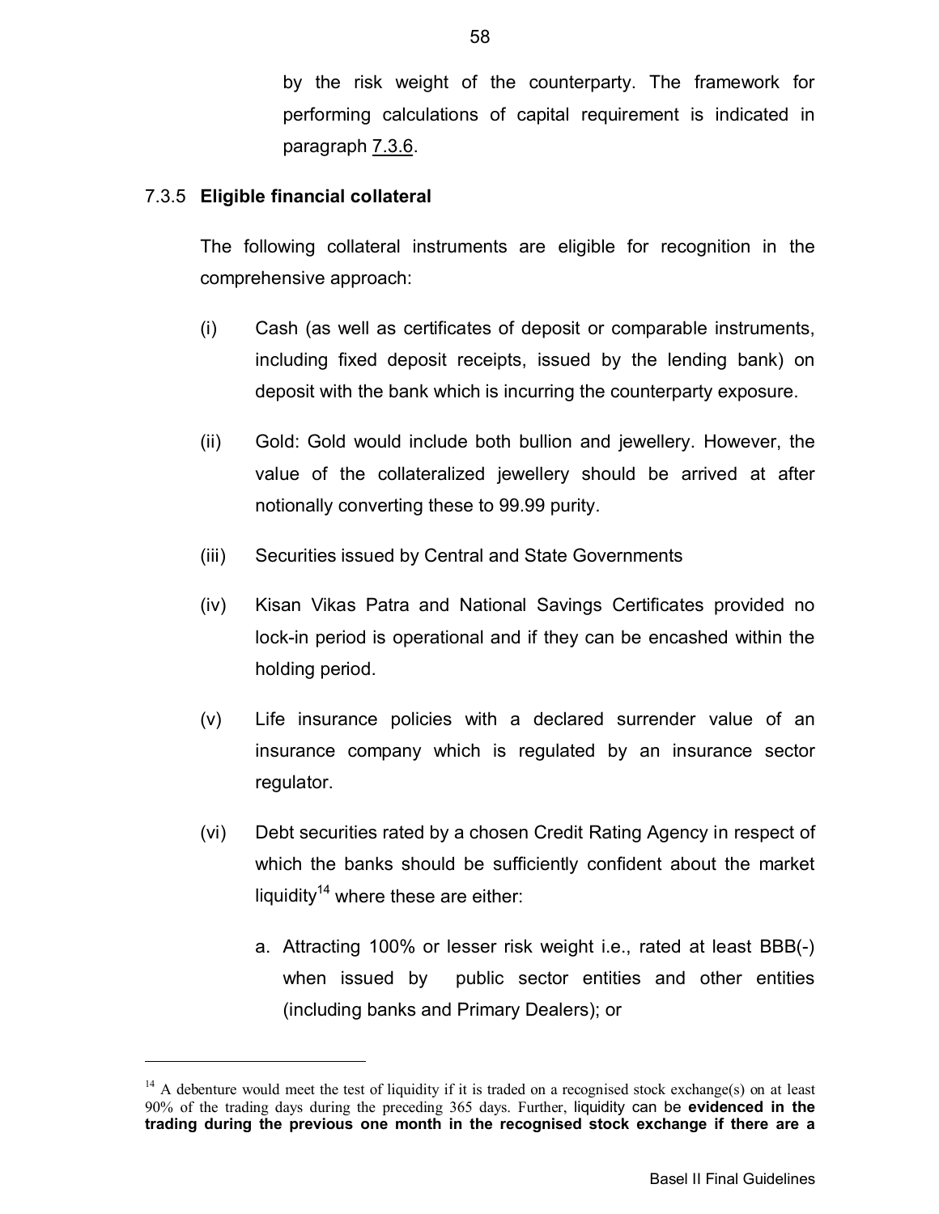by the risk weight of the counterparty. The framework for performing calculations of capital requirement is indicated in paragraph 7.3.6.

7.3.5 **Eligible financial collateral**

The following collateral instruments are eligible for recognition in the comprehensive approach:

(i) Cash (as well as certificates of deposit or comparable instruments, including fixed deposit receipts, issued by the lending bank) on deposit with the bank which is incurring the counterparty exposure.

(ii) Gold: Gold would include both bullion and jewellery. However, the value of the collateralized jewellery should be arrived at after notionally converting these to 99.99 purity.

(iii) Securities issued by Central and State Governments

(iv) Kisan Vikas Patra and National Savings Certificates provided no lock-in period is operational and if they can be encashed within the holding period.

(v) Life insurance policies with a declared surrender value of an insurance company which is regulated by an insurance sector regulator.

(vi) Debt securities rated by a chosen Credit Rating Agency in respect of which the banks should be sufficiently confident about the market liquidity[14] where these are either:

a. Attracting 100% or lesser risk weight i.e., rated at least BBB(-) when issued by public sector entities and other entities (including banks and Primary Dealers); or

---

[14] A debenture would meet the test of liquidity if it is traded on a recognised stock exchange(s) on at least 90% of the trading days during the preceding 365 days. Further, liquidity can be **evidenced in the trading during the previous one month in the recognised stock exchange if there are a**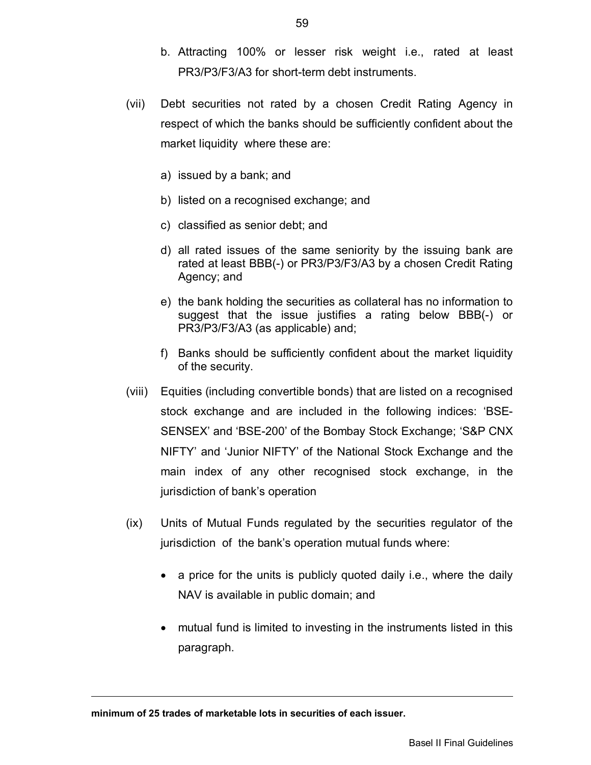b. Attracting 100% or lesser risk weight i.e., rated at least PR3/P3/F3/A3 for short-term debt instruments.

(vii) Debt securities not rated by a chosen Credit Rating Agency in respect of which the banks should be sufficiently confident about the market liquidity where these are:

a) issued by a bank; and

b) listed on a recognised exchange; and

c) classified as senior debt; and

d) all rated issues of the same seniority by the issuing bank are rated at least BBB(-) or PR3/P3/F3/A3 by a chosen Credit Rating Agency; and

e) the bank holding the securities as collateral has no information to suggest that the issue justifies a rating below BBB(-) or PR3/P3/F3/A3 (as applicable) and;

f) Banks should be sufficiently confident about the market liquidity of the security.

(viii) Equities (including convertible bonds) that are listed on a recognised stock exchange and are included in the following indices: 'BSE-SENSEX' and 'BSE-200' of the Bombay Stock Exchange; 'S&P CNX NIFTY' and 'Junior NIFTY' of the National Stock Exchange and the main index of any other recognised stock exchange, in the jurisdiction of bank's operation

(ix) Units of Mutual Funds regulated by the securities regulator of the jurisdiction of the bank's operation mutual funds where:

- a price for the units is publicly quoted daily i.e., where the daily NAV is available in public domain; and
- mutual fund is limited to investing in the instruments listed in this paragraph.

---

**minimum of 25 trades of marketable lots in securities of each issuer.**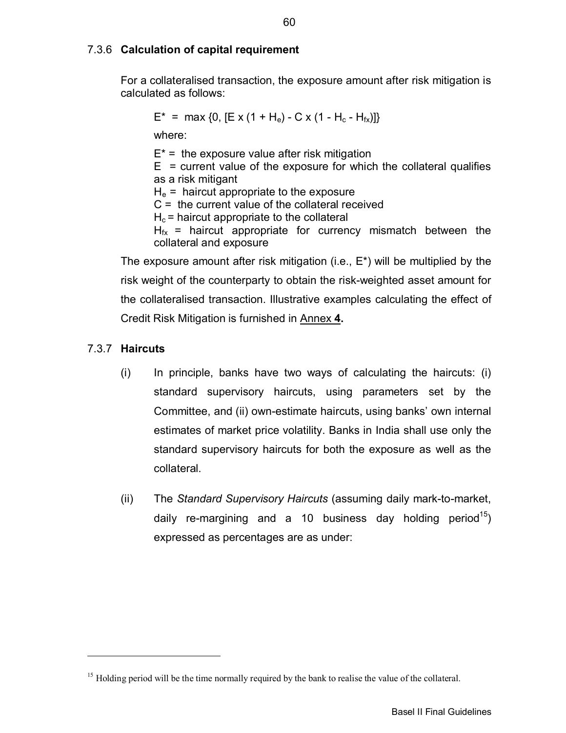### 7.3.6 **Calculation of capital requirement**

For a collateralised transaction, the exposure amount after risk mitigation is calculated as follows:

$$E^* = \max \{0, [E \times (1 + H_e) - C \times (1 - H_c - H_{fx})]\}$$

where:

$E^*$ = the exposure value after risk mitigation
$E$ = current value of the exposure for which the collateral qualifies as a risk mitigant
$H_e$ = haircut appropriate to the exposure
$C$ = the current value of the collateral received
$H_c$ = haircut appropriate to the collateral
$H_{fx}$ = haircut appropriate for currency mismatch between the collateral and exposure

The exposure amount after risk mitigation (i.e., $E^*$) will be multiplied by the risk weight of the counterparty to obtain the risk-weighted asset amount for the collateralised transaction. Illustrative examples calculating the effect of Credit Risk Mitigation is furnished in Annex **4.**

### 7.3.7 **Haircuts**

(i) In principle, banks have two ways of calculating the haircuts: (i) standard supervisory haircuts, using parameters set by the Committee, and (ii) own-estimate haircuts, using banks' own internal estimates of market price volatility. Banks in India shall use only the standard supervisory haircuts for both the exposure as well as the collateral.

(ii) The *Standard Supervisory Haircuts* (assuming daily mark-to-market, daily re-margining and a 10 business day holding period[15]) expressed as percentages are as under:

[15] Holding period will be the time normally required by the bank to realise the value of the collateral.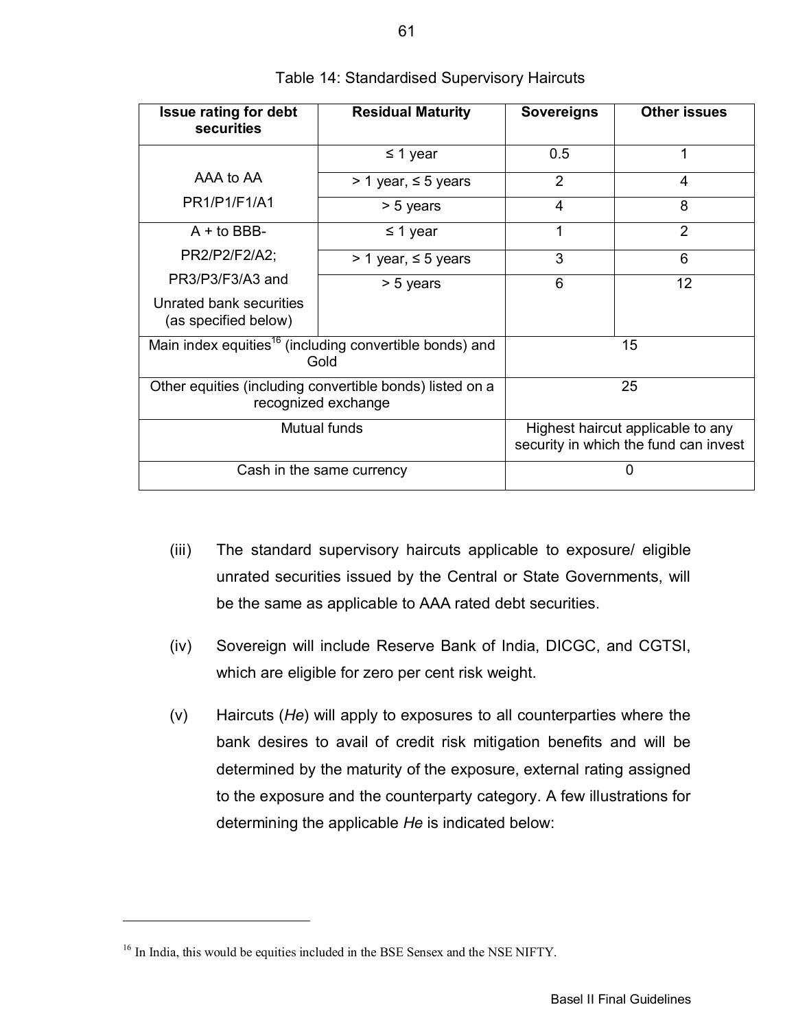Table 14: Standardised Supervisory Haircuts

| Issue rating for debt securities | Residual Maturity | Sovereigns | Other issues |
|---|---|---|---|
| AAA to AA<br>PR1/P1/F1/A1 | ≤ 1 year | 0.5 | 1 |
| | > 1 year, ≤ 5 years | 2 | 4 |
| | > 5 years | 4 | 8 |
| A + to BBB-<br>PR2/P2/F2/A2;<br>PR3/P3/F3/A3 and<br>Unrated bank securities (as specified below) | ≤ 1 year | 1 | 2 |
| | > 1 year, ≤ 5 years | 3 | 6 |
| | > 5 years | 6 | 12 |
| Main index equities[16] (including convertible bonds) and Gold | | 15 | |
| Other equities (including convertible bonds) listed on a recognized exchange | | 25 | |
| Mutual funds | | Highest haircut applicable to any security in which the fund can invest | |
| Cash in the same currency | | 0 | |

(iii) The standard supervisory haircuts applicable to exposure/ eligible unrated securities issued by the Central or State Governments, will be the same as applicable to AAA rated debt securities.

(iv) Sovereign will include Reserve Bank of India, DICGC, and CGTSI, which are eligible for zero per cent risk weight.

(v) Haircuts (*He*) will apply to exposures to all counterparties where the bank desires to avail of credit risk mitigation benefits and will be determined by the maturity of the exposure, external rating assigned to the exposure and the counterparty category. A few illustrations for determining the applicable *He* is indicated below:

---

[16] In India, this would be equities included in the BSE Sensex and the NSE NIFTY.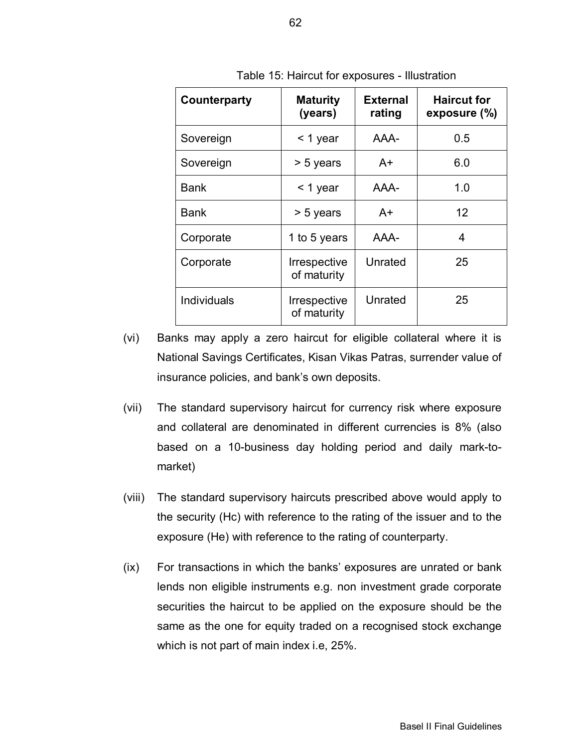Table 15: Haircut for exposures - Illustration

| Counterparty | Maturity (years) | External rating | Haircut for exposure (%) |
|---|---|---|---|
| Sovereign | < 1 year | AAA- | 0.5 |
| Sovereign | > 5 years | A+ | 6.0 |
| Bank | < 1 year | AAA- | 1.0 |
| Bank | > 5 years | A+ | 12 |
| Corporate | 1 to 5 years | AAA- | 4 |
| Corporate | Irrespective of maturity | Unrated | 25 |
| Individuals | Irrespective of maturity | Unrated | 25 |

(vi) Banks may apply a zero haircut for eligible collateral where it is National Savings Certificates, Kisan Vikas Patras, surrender value of insurance policies, and bank's own deposits.

(vii) The standard supervisory haircut for currency risk where exposure and collateral are denominated in different currencies is 8% (also based on a 10-business day holding period and daily mark-to-market)

(viii) The standard supervisory haircuts prescribed above would apply to the security (Hc) with reference to the rating of the issuer and to the exposure (He) with reference to the rating of counterparty.

(ix) For transactions in which the banks' exposures are unrated or bank lends non eligible instruments e.g. non investment grade corporate securities the haircut to be applied on the exposure should be the same as the one for equity traded on a recognised stock exchange which is not part of main index i.e, 25%.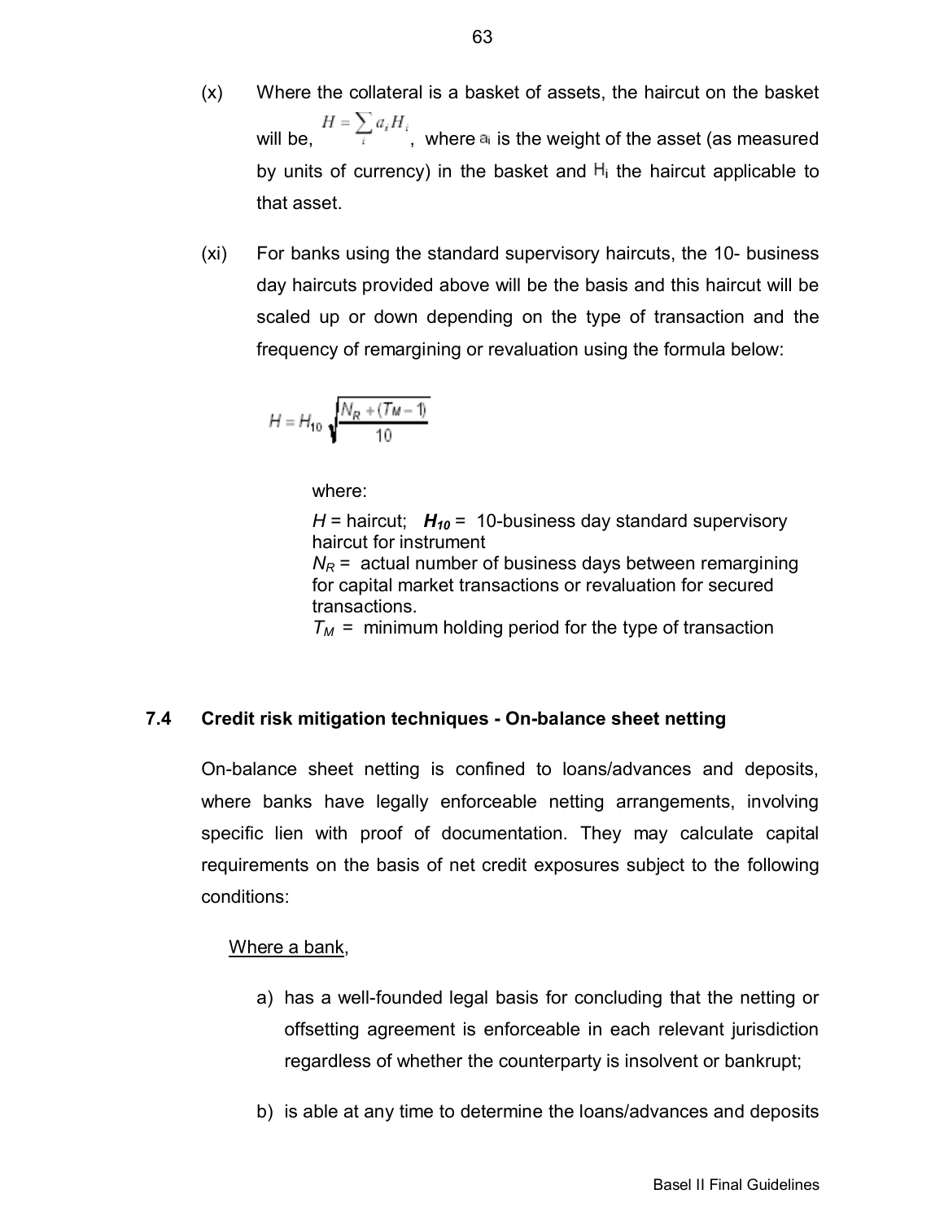(x) Where the collateral is a basket of assets, the haircut on the basket will be, $H = \sum_i a_i H_i$, where $a_i$ is the weight of the asset (as measured by units of currency) in the basket and $H_i$ the haircut applicable to that asset.

(xi) For banks using the standard supervisory haircuts, the 10- business day haircuts provided above will be the basis and this haircut will be scaled up or down depending on the type of transaction and the frequency of remargining or revaluation using the formula below:

$$H = H_{10} \sqrt{\frac{N_R + (T_M - 1)}{10}}$$

where:

$H$ = haircut; $H_{10}$ = 10-business day standard supervisory haircut for instrument

$N_R$ = actual number of business days between remargining for capital market transactions or revaluation for secured transactions.

$T_M$ = minimum holding period for the type of transaction

## 7.4 Credit risk mitigation techniques - On-balance sheet netting

On-balance sheet netting is confined to loans/advances and deposits, where banks have legally enforceable netting arrangements, involving specific lien with proof of documentation. They may calculate capital requirements on the basis of net credit exposures subject to the following conditions:

Where a bank,

a) has a well-founded legal basis for concluding that the netting or offsetting agreement is enforceable in each relevant jurisdiction regardless of whether the counterparty is insolvent or bankrupt;

b) is able at any time to determine the loans/advances and deposits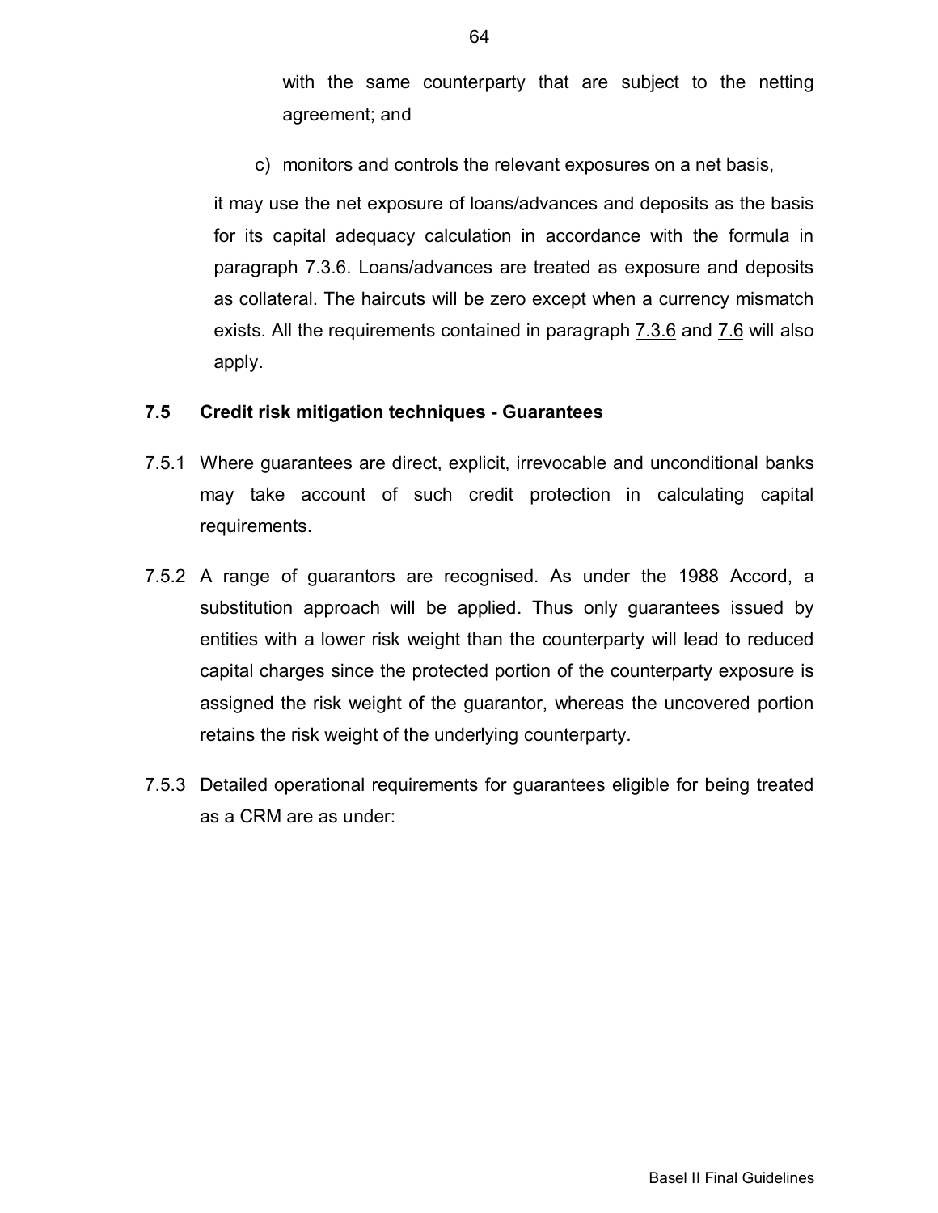with the same counterparty that are subject to the netting agreement; and

c) monitors and controls the relevant exposures on a net basis,

it may use the net exposure of loans/advances and deposits as the basis for its capital adequacy calculation in accordance with the formula in paragraph 7.3.6. Loans/advances are treated as exposure and deposits as collateral. The haircuts will be zero except when a currency mismatch exists. All the requirements contained in paragraph 7.3.6 and 7.6 will also apply.

## 7.5 Credit risk mitigation techniques - Guarantees

7.5.1 Where guarantees are direct, explicit, irrevocable and unconditional banks may take account of such credit protection in calculating capital requirements.

7.5.2 A range of guarantors are recognised. As under the 1988 Accord, a substitution approach will be applied. Thus only guarantees issued by entities with a lower risk weight than the counterparty will lead to reduced capital charges since the protected portion of the counterparty exposure is assigned the risk weight of the guarantor, whereas the uncovered portion retains the risk weight of the underlying counterparty.

7.5.3 Detailed operational requirements for guarantees eligible for being treated as a CRM are as under: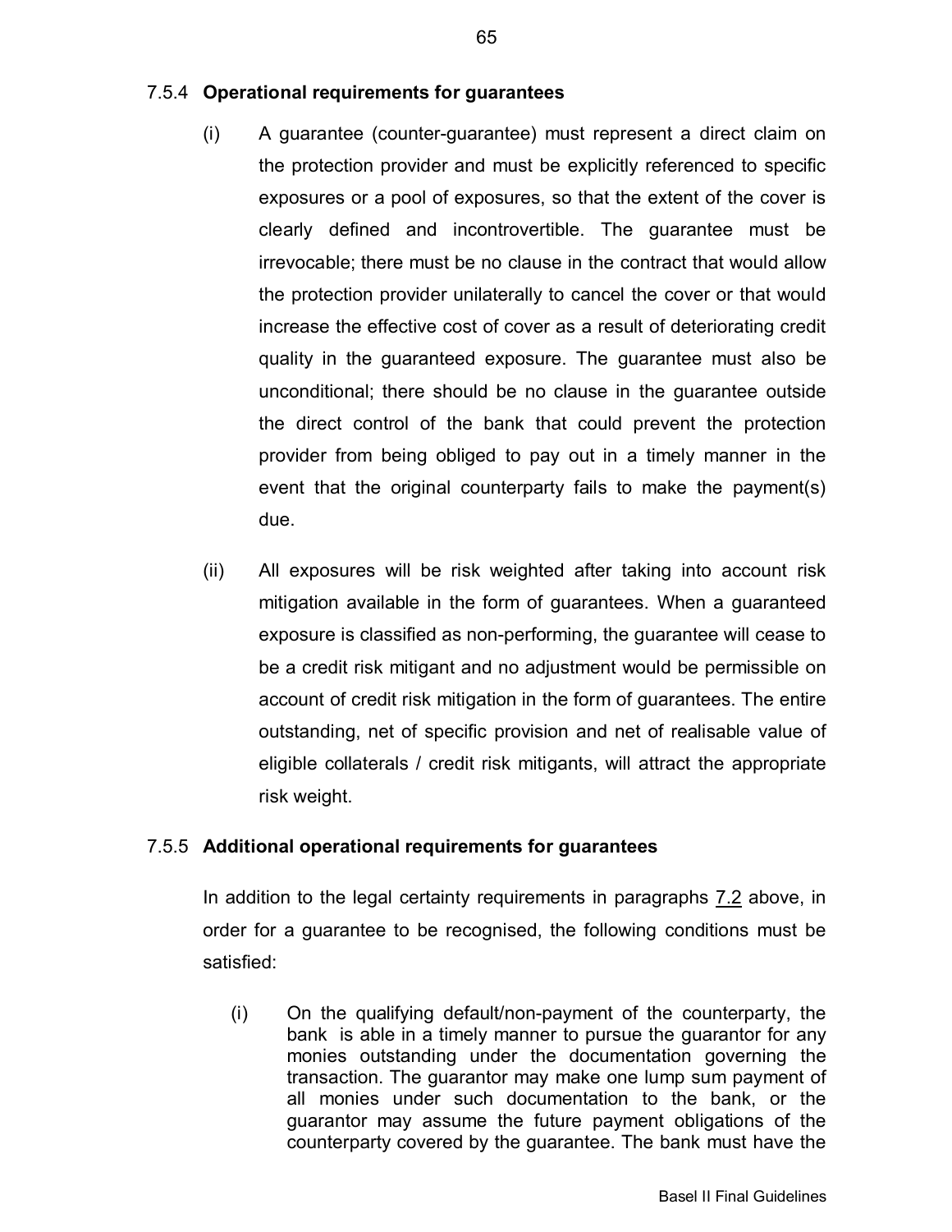### 7.5.4 **Operational requirements for guarantees**

(i) A guarantee (counter-guarantee) must represent a direct claim on the protection provider and must be explicitly referenced to specific exposures or a pool of exposures, so that the extent of the cover is clearly defined and incontrovertible. The guarantee must be irrevocable; there must be no clause in the contract that would allow the protection provider unilaterally to cancel the cover or that would increase the effective cost of cover as a result of deteriorating credit quality in the guaranteed exposure. The guarantee must also be unconditional; there should be no clause in the guarantee outside the direct control of the bank that could prevent the protection provider from being obliged to pay out in a timely manner in the event that the original counterparty fails to make the payment(s) due.

(ii) All exposures will be risk weighted after taking into account risk mitigation available in the form of guarantees. When a guaranteed exposure is classified as non-performing, the guarantee will cease to be a credit risk mitigant and no adjustment would be permissible on account of credit risk mitigation in the form of guarantees. The entire outstanding, net of specific provision and net of realisable value of eligible collaterals / credit risk mitigants, will attract the appropriate risk weight.

### 7.5.5 **Additional operational requirements for guarantees**

In addition to the legal certainty requirements in paragraphs 7.2 above, in order for a guarantee to be recognised, the following conditions must be satisfied:

(i) On the qualifying default/non-payment of the counterparty, the bank is able in a timely manner to pursue the guarantor for any monies outstanding under the documentation governing the transaction. The guarantor may make one lump sum payment of all monies under such documentation to the bank, or the guarantor may assume the future payment obligations of the counterparty covered by the guarantee. The bank must have the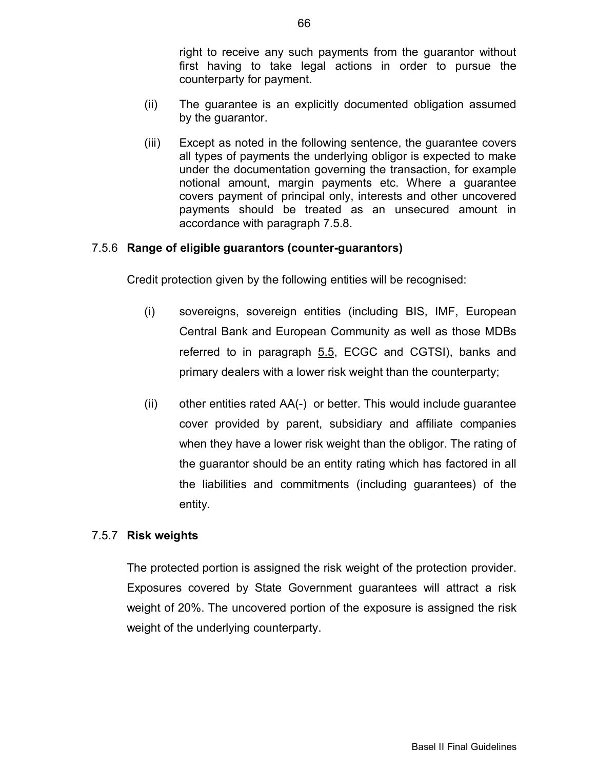right to receive any such payments from the guarantor without first having to take legal actions in order to pursue the counterparty for payment.

(ii) The guarantee is an explicitly documented obligation assumed by the guarantor.

(iii) Except as noted in the following sentence, the guarantee covers all types of payments the underlying obligor is expected to make under the documentation governing the transaction, for example notional amount, margin payments etc. Where a guarantee covers payment of principal only, interests and other uncovered payments should be treated as an unsecured amount in accordance with paragraph 7.5.8.

### 7.5.6 Range of eligible guarantors (counter-guarantors)

Credit protection given by the following entities will be recognised:

(i) sovereigns, sovereign entities (including BIS, IMF, European Central Bank and European Community as well as those MDBs referred to in paragraph 5.5, ECGC and CGTSI), banks and primary dealers with a lower risk weight than the counterparty;

(ii) other entities rated AA(-) or better. This would include guarantee cover provided by parent, subsidiary and affiliate companies when they have a lower risk weight than the obligor. The rating of the guarantor should be an entity rating which has factored in all the liabilities and commitments (including guarantees) of the entity.

### 7.5.7 Risk weights

The protected portion is assigned the risk weight of the protection provider. Exposures covered by State Government guarantees will attract a risk weight of 20%. The uncovered portion of the exposure is assigned the risk weight of the underlying counterparty.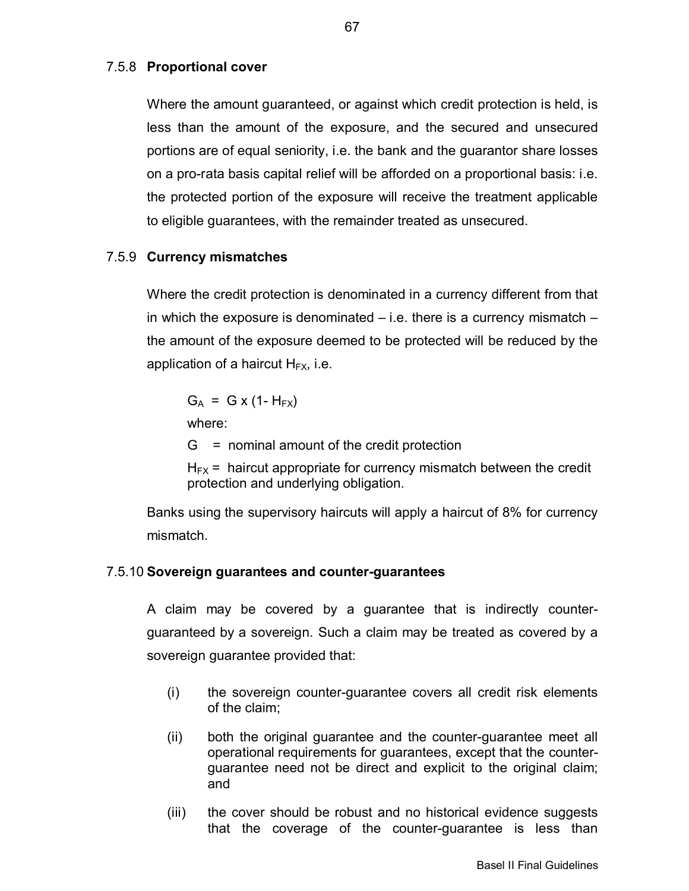### 7.5.8 **Proportional cover**

Where the amount guaranteed, or against which credit protection is held, is less than the amount of the exposure, and the secured and unsecured portions are of equal seniority, i.e. the bank and the guarantor share losses on a pro-rata basis capital relief will be afforded on a proportional basis: i.e. the protected portion of the exposure will receive the treatment applicable to eligible guarantees, with the remainder treated as unsecured.

### 7.5.9 **Currency mismatches**

Where the credit protection is denominated in a currency different from that in which the exposure is denominated – i.e. there is a currency mismatch – the amount of the exposure deemed to be protected will be reduced by the application of a haircut $H_{FX}$, i.e.

$$G_A = G \times (1 - H_{FX})$$

where:

$G$ = nominal amount of the credit protection

$H_{FX}$ = haircut appropriate for currency mismatch between the credit protection and underlying obligation.

Banks using the supervisory haircuts will apply a haircut of 8% for currency mismatch.

### 7.5.10 **Sovereign guarantees and counter-guarantees**

A claim may be covered by a guarantee that is indirectly counter-guaranteed by a sovereign. Such a claim may be treated as covered by a sovereign guarantee provided that:

(i) the sovereign counter-guarantee covers all credit risk elements of the claim;

(ii) both the original guarantee and the counter-guarantee meet all operational requirements for guarantees, except that the counter-guarantee need not be direct and explicit to the original claim; and

(iii) the cover should be robust and no historical evidence suggests that the coverage of the counter-guarantee is less than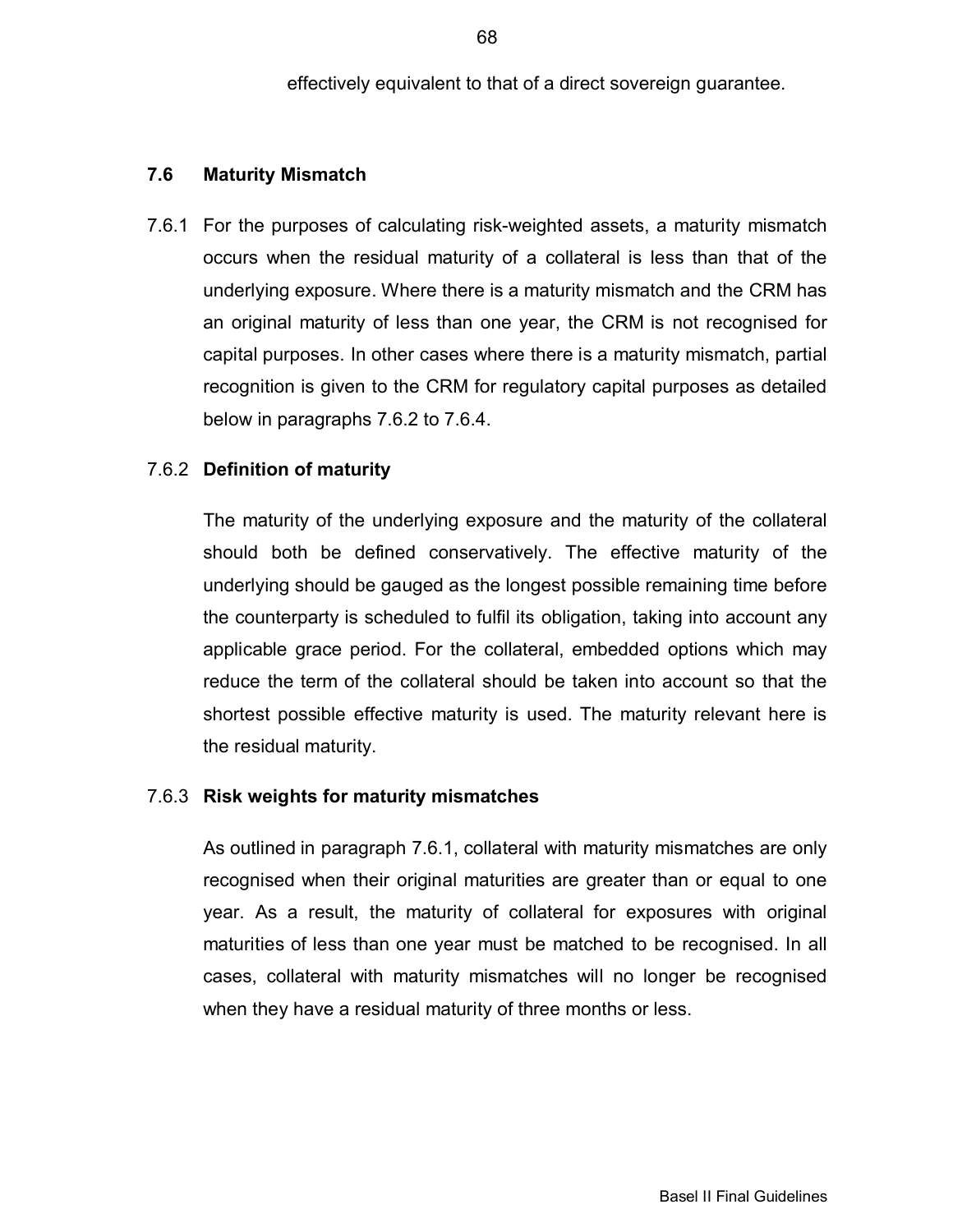effectively equivalent to that of a direct sovereign guarantee.

## 7.6 Maturity Mismatch

7.6.1 For the purposes of calculating risk-weighted assets, a maturity mismatch occurs when the residual maturity of a collateral is less than that of the underlying exposure. Where there is a maturity mismatch and the CRM has an original maturity of less than one year, the CRM is not recognised for capital purposes. In other cases where there is a maturity mismatch, partial recognition is given to the CRM for regulatory capital purposes as detailed below in paragraphs 7.6.2 to 7.6.4.

7.6.2 **Definition of maturity**

The maturity of the underlying exposure and the maturity of the collateral should both be defined conservatively. The effective maturity of the underlying should be gauged as the longest possible remaining time before the counterparty is scheduled to fulfil its obligation, taking into account any applicable grace period. For the collateral, embedded options which may reduce the term of the collateral should be taken into account so that the shortest possible effective maturity is used. The maturity relevant here is the residual maturity.

7.6.3 **Risk weights for maturity mismatches**

As outlined in paragraph 7.6.1, collateral with maturity mismatches are only recognised when their original maturities are greater than or equal to one year. As a result, the maturity of collateral for exposures with original maturities of less than one year must be matched to be recognised. In all cases, collateral with maturity mismatches will no longer be recognised when they have a residual maturity of three months or less.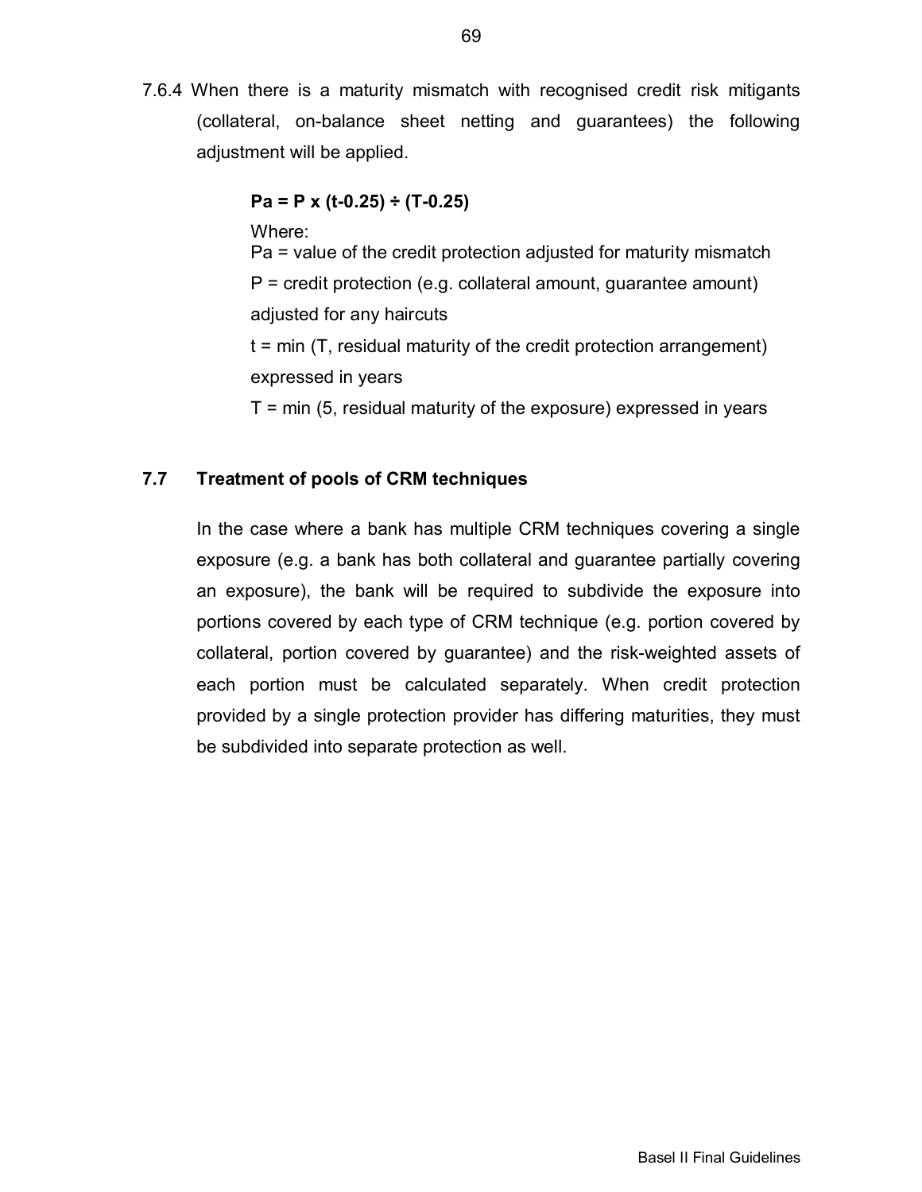7.6.4 When there is a maturity mismatch with recognised credit risk mitigants (collateral, on-balance sheet netting and guarantees) the following adjustment will be applied.

$$Pa = P \times (t-0.25) \div (T-0.25)$$

Where:

Pa = value of the credit protection adjusted for maturity mismatch

P = credit protection (e.g. collateral amount, guarantee amount) adjusted for any haircuts

t = min (T, residual maturity of the credit protection arrangement) expressed in years

T = min (5, residual maturity of the exposure) expressed in years

## 7.7 Treatment of pools of CRM techniques

In the case where a bank has multiple CRM techniques covering a single exposure (e.g. a bank has both collateral and guarantee partially covering an exposure), the bank will be required to subdivide the exposure into portions covered by each type of CRM technique (e.g. portion covered by collateral, portion covered by guarantee) and the risk-weighted assets of each portion must be calculated separately. When credit protection provided by a single protection provider has differing maturities, they must be subdivided into separate protection as well.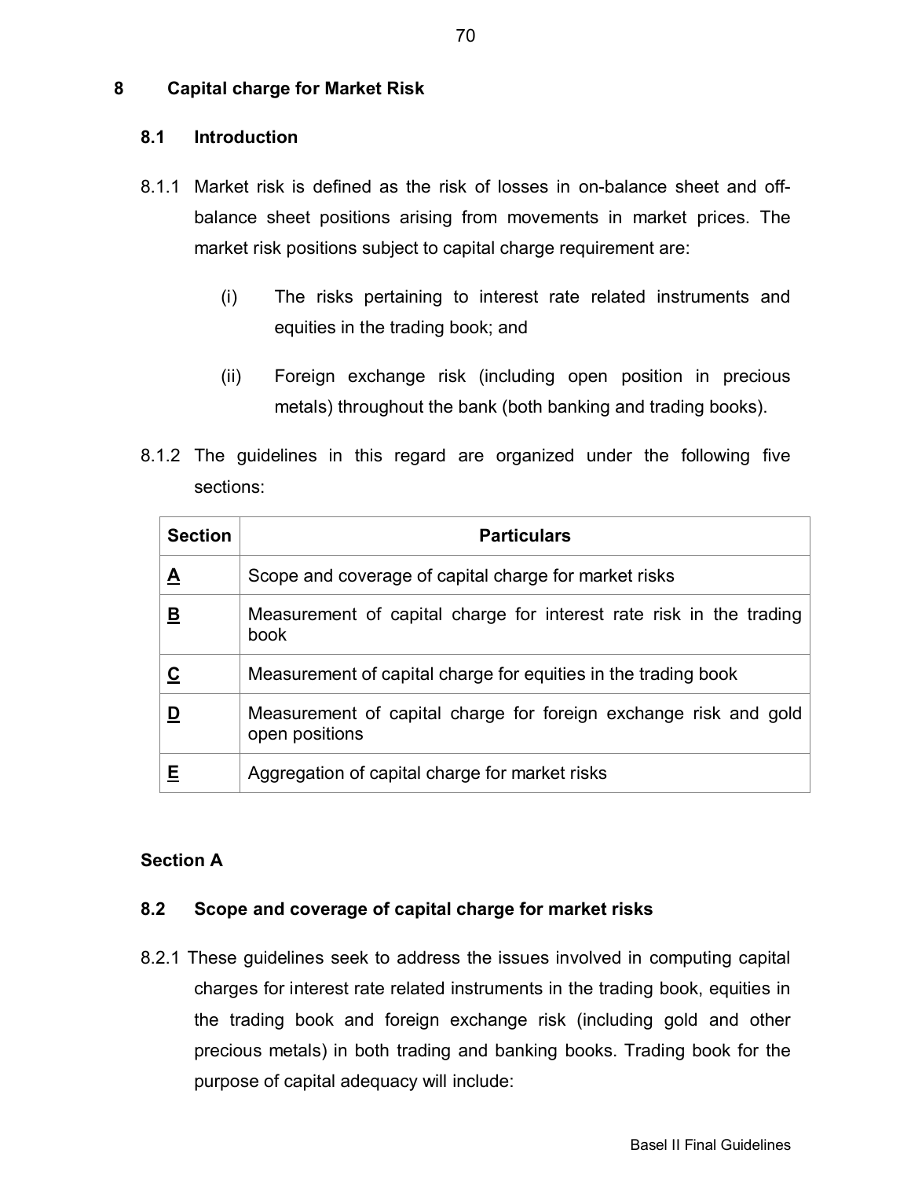# 8 Capital charge for Market Risk

## 8.1 Introduction

8.1.1 Market risk is defined as the risk of losses in on-balance sheet and off-balance sheet positions arising from movements in market prices. The market risk positions subject to capital charge requirement are:

(i) The risks pertaining to interest rate related instruments and equities in the trading book; and

(ii) Foreign exchange risk (including open position in precious metals) throughout the bank (both banking and trading books).

8.1.2 The guidelines in this regard are organized under the following five sections:

| Section | Particulars |
|---|---|
| **A** | Scope and coverage of capital charge for market risks |
| **B** | Measurement of capital charge for interest rate risk in the trading book |
| **C** | Measurement of capital charge for equities in the trading book |
| **D** | Measurement of capital charge for foreign exchange risk and gold open positions |
| **E** | Aggregation of capital charge for market risks |

**Section A**

## 8.2 Scope and coverage of capital charge for market risks

8.2.1 These guidelines seek to address the issues involved in computing capital charges for interest rate related instruments in the trading book, equities in the trading book and foreign exchange risk (including gold and other precious metals) in both trading and banking books. Trading book for the purpose of capital adequacy will include: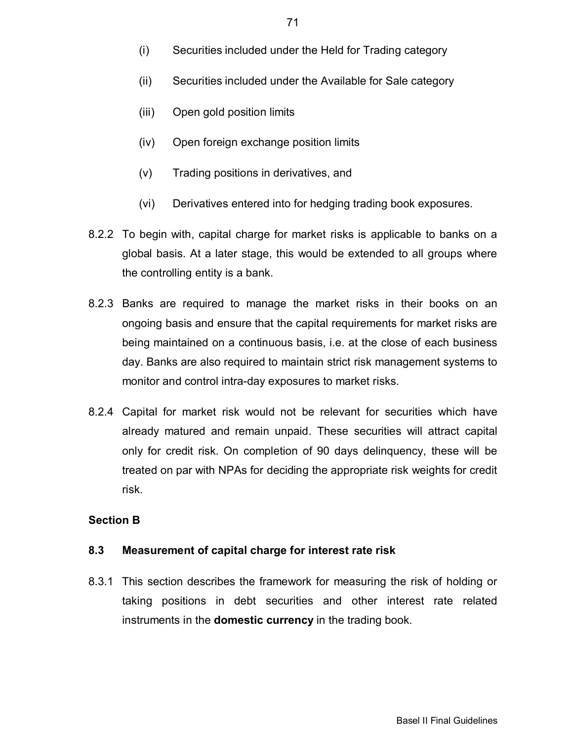(i) Securities included under the Held for Trading category

(ii) Securities included under the Available for Sale category

(iii) Open gold position limits

(iv) Open foreign exchange position limits

(v) Trading positions in derivatives, and

(vi) Derivatives entered into for hedging trading book exposures.

8.2.2 To begin with, capital charge for market risks is applicable to banks on a global basis. At a later stage, this would be extended to all groups where the controlling entity is a bank.

8.2.3 Banks are required to manage the market risks in their books on an ongoing basis and ensure that the capital requirements for market risks are being maintained on a continuous basis, i.e. at the close of each business day. Banks are also required to maintain strict risk management systems to monitor and control intra-day exposures to market risks.

8.2.4 Capital for market risk would not be relevant for securities which have already matured and remain unpaid. These securities will attract capital only for credit risk. On completion of 90 days delinquency, these will be treated on par with NPAs for deciding the appropriate risk weights for credit risk.

**Section B**

### 8.3 Measurement of capital charge for interest rate risk

8.3.1 This section describes the framework for measuring the risk of holding or taking positions in debt securities and other interest rate related instruments in the **domestic currency** in the trading book.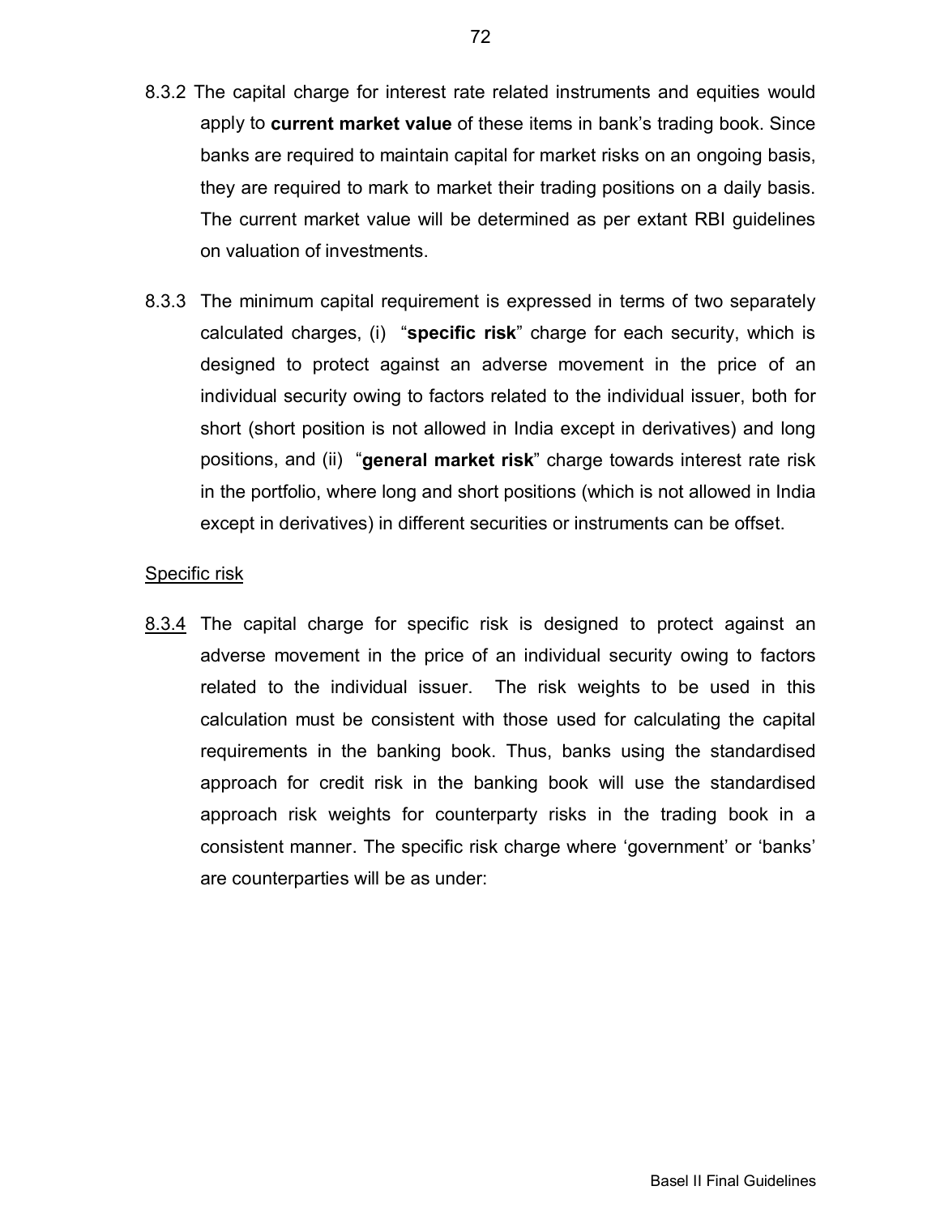8.3.2 The capital charge for interest rate related instruments and equities would apply to **current market value** of these items in bank's trading book. Since banks are required to maintain capital for market risks on an ongoing basis, they are required to mark to market their trading positions on a daily basis. The current market value will be determined as per extant RBI guidelines on valuation of investments.

8.3.3 The minimum capital requirement is expressed in terms of two separately calculated charges, (i) "**specific risk**" charge for each security, which is designed to protect against an adverse movement in the price of an individual security owing to factors related to the individual issuer, both for short (short position is not allowed in India except in derivatives) and long positions, and (ii) "**general market risk**" charge towards interest rate risk in the portfolio, where long and short positions (which is not allowed in India except in derivatives) in different securities or instruments can be offset.

<u>Specific risk</u>

<u>8.3.4</u> The capital charge for specific risk is designed to protect against an adverse movement in the price of an individual security owing to factors related to the individual issuer. The risk weights to be used in this calculation must be consistent with those used for calculating the capital requirements in the banking book. Thus, banks using the standardised approach for credit risk in the banking book will use the standardised approach risk weights for counterparty risks in the trading book in a consistent manner. The specific risk charge where 'government' or 'banks' are counterparties will be as under: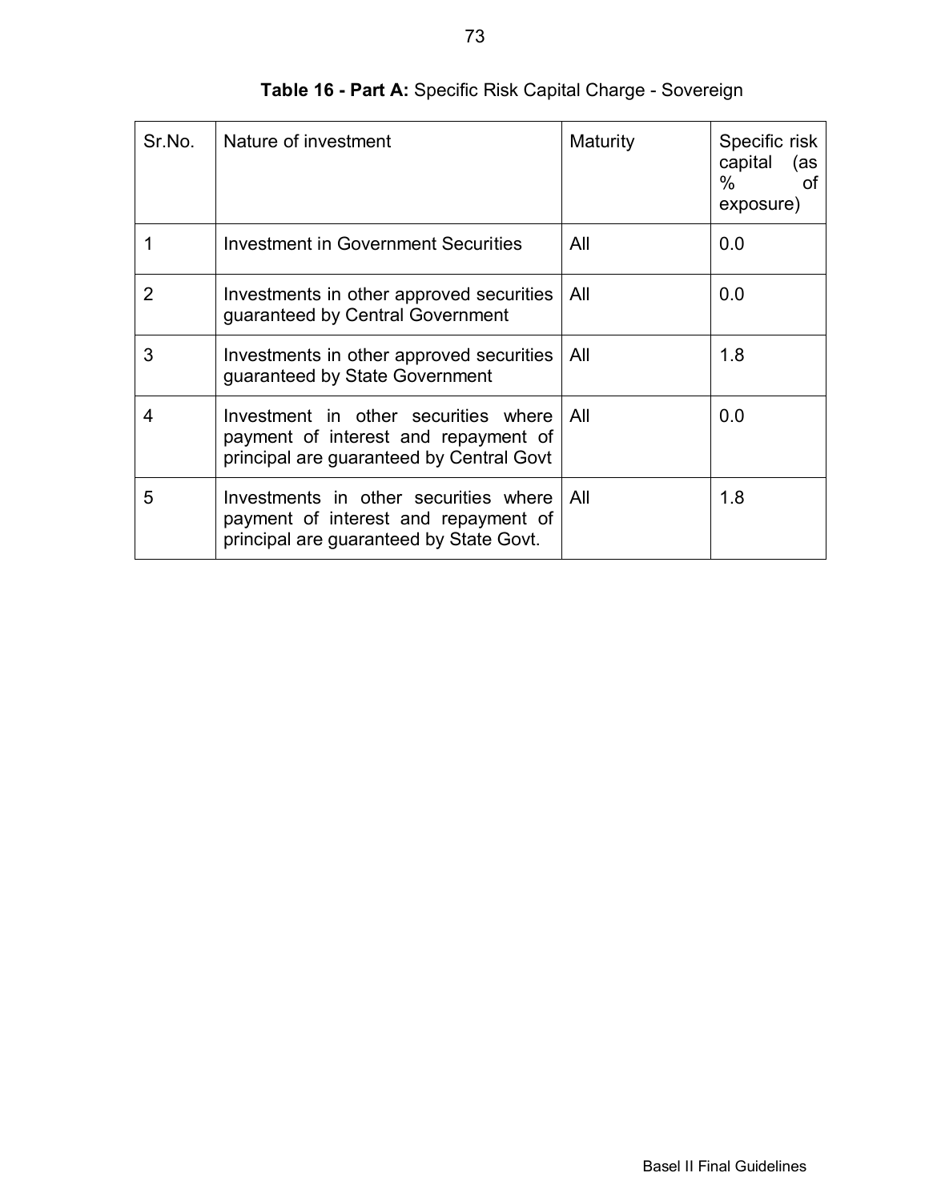**Table 16 - Part A:** Specific Risk Capital Charge - Sovereign

| Sr.No. | Nature of investment | Maturity | Specific risk capital (as % of exposure) |
|---|---|---|---|
| 1 | Investment in Government Securities | All | 0.0 |
| 2 | Investments in other approved securities guaranteed by Central Government | All | 0.0 |
| 3 | Investments in other approved securities guaranteed by State Government | All | 1.8 |
| 4 | Investment in other securities where payment of interest and repayment of principal are guaranteed by Central Govt | All | 0.0 |
| 5 | Investments in other securities where payment of interest and repayment of principal are guaranteed by State Govt. | All | 1.8 |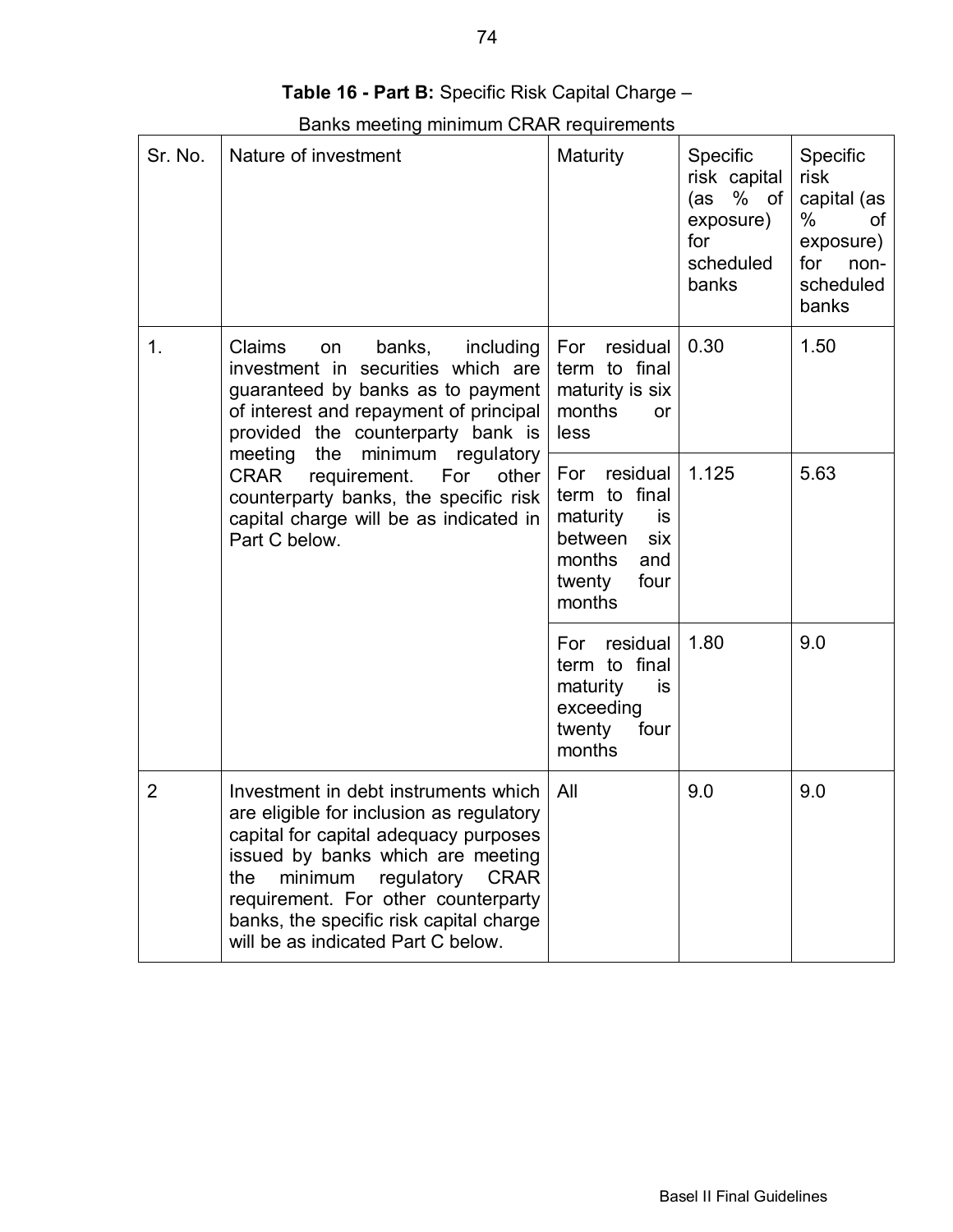**Table 16 - Part B:** Specific Risk Capital Charge –

Banks meeting minimum CRAR requirements

| Sr. No. | Nature of investment | Maturity | Specific risk capital (as % of exposure) for scheduled banks | Specific risk capital (as % of exposure) for non-scheduled banks |
|---|---|---|---|---|
| 1. | Claims on banks, including investment in securities which are guaranteed by banks as to payment of interest and repayment of principal provided the counterparty bank is meeting the minimum regulatory CRAR requirement. For other counterparty banks, the specific risk capital charge will be as indicated in Part C below. | For residual term to final maturity is six months or less | 0.30 | 1.50 |
| | | For residual term to final maturity is between six months and twenty four months | 1.125 | 5.63 |
| | | For residual term to final maturity is exceeding twenty four months | 1.80 | 9.0 |
| 2 | Investment in debt instruments which are eligible for inclusion as regulatory capital for capital adequacy purposes issued by banks which are meeting the minimum regulatory CRAR requirement. For other counterparty banks, the specific risk capital charge will be as indicated Part C below. | All | 9.0 | 9.0 |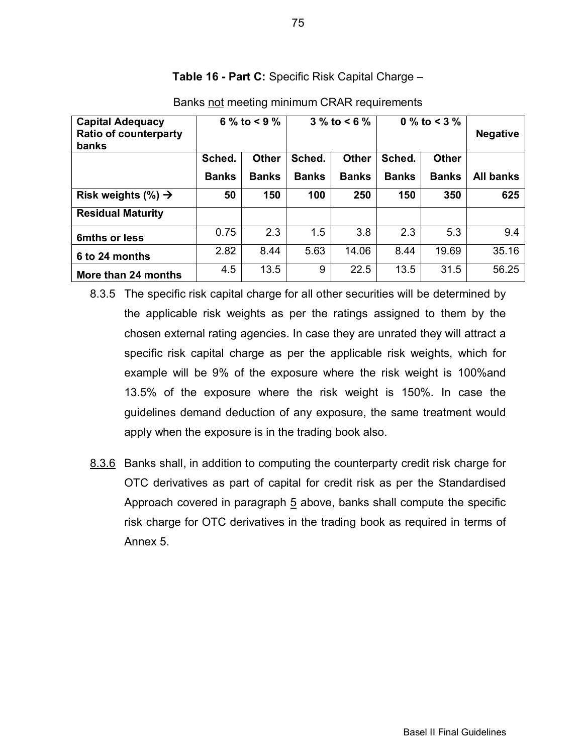**Table 16 - Part C:** Specific Risk Capital Charge –

Banks not meeting minimum CRAR requirements

| Capital Adequacy Ratio of counterparty banks | 6 % to < 9 % | | 3 % to < 6 % | | 0 % to < 3 % | | Negative |
|---|---|---|---|---|---|---|---|
| | Sched. Banks | Other Banks | Sched. Banks | Other Banks | Sched. Banks | Other Banks | All banks |
| **Risk weights (%) →** | **50** | **150** | **100** | **250** | **150** | **350** | **625** |
| **Residual Maturity** | | | | | | | |
| **6mths or less** | 0.75 | 2.3 | 1.5 | 3.8 | 2.3 | 5.3 | 9.4 |
| **6 to 24 months** | 2.82 | 8.44 | 5.63 | 14.06 | 8.44 | 19.69 | 35.16 |
| **More than 24 months** | 4.5 | 13.5 | 9 | 22.5 | 13.5 | 31.5 | 56.25 |

8.3.5 The specific risk capital charge for all other securities will be determined by the applicable risk weights as per the ratings assigned to them by the chosen external rating agencies. In case they are unrated they will attract a specific risk capital charge as per the applicable risk weights, which for example will be 9% of the exposure where the risk weight is 100%and 13.5% of the exposure where the risk weight is 150%. In case the guidelines demand deduction of any exposure, the same treatment would apply when the exposure is in the trading book also.

8.3.6 Banks shall, in addition to computing the counterparty credit risk charge for OTC derivatives as part of capital for credit risk as per the Standardised Approach covered in paragraph 5 above, banks shall compute the specific risk charge for OTC derivatives in the trading book as required in terms of Annex 5.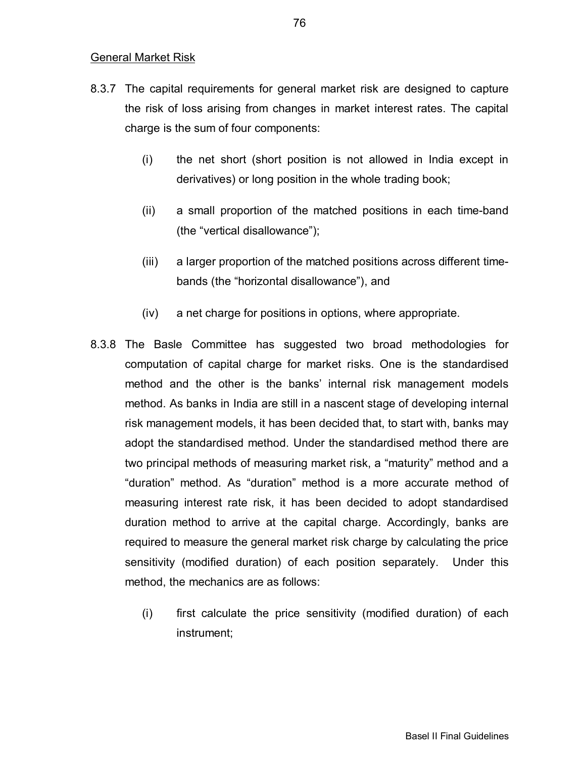General Market Risk

8.3.7 The capital requirements for general market risk are designed to capture the risk of loss arising from changes in market interest rates. The capital charge is the sum of four components:

(i) the net short (short position is not allowed in India except in derivatives) or long position in the whole trading book;

(ii) a small proportion of the matched positions in each time-band (the "vertical disallowance");

(iii) a larger proportion of the matched positions across different time-bands (the "horizontal disallowance"), and

(iv) a net charge for positions in options, where appropriate.

8.3.8 The Basle Committee has suggested two broad methodologies for computation of capital charge for market risks. One is the standardised method and the other is the banks' internal risk management models method. As banks in India are still in a nascent stage of developing internal risk management models, it has been decided that, to start with, banks may adopt the standardised method. Under the standardised method there are two principal methods of measuring market risk, a "maturity" method and a "duration" method. As "duration" method is a more accurate method of measuring interest rate risk, it has been decided to adopt standardised duration method to arrive at the capital charge. Accordingly, banks are required to measure the general market risk charge by calculating the price sensitivity (modified duration) of each position separately. Under this method, the mechanics are as follows:

(i) first calculate the price sensitivity (modified duration) of each instrument;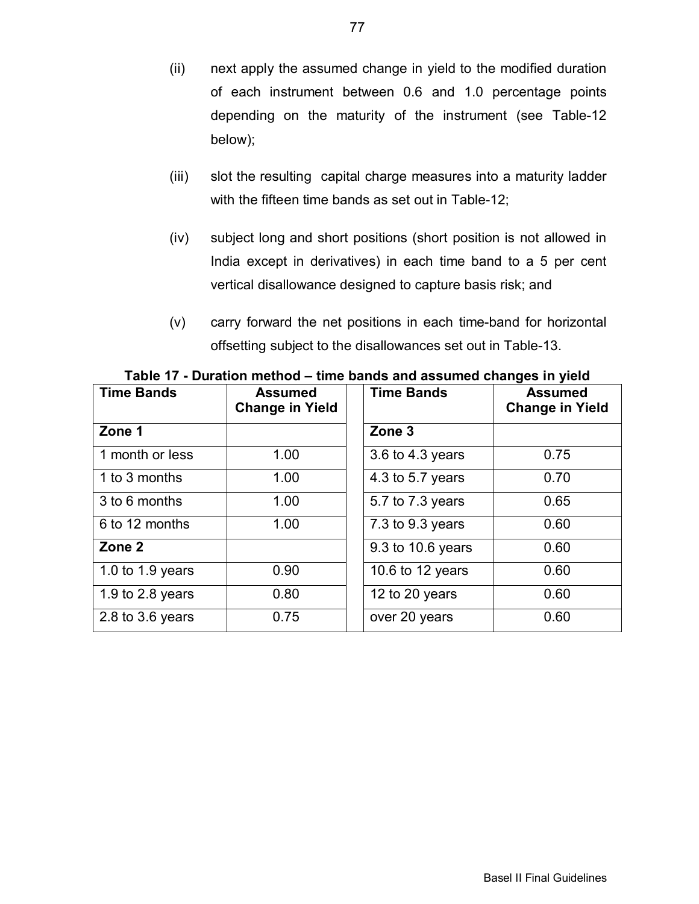(ii) next apply the assumed change in yield to the modified duration of each instrument between 0.6 and 1.0 percentage points depending on the maturity of the instrument (see Table-12 below);

(iii) slot the resulting capital charge measures into a maturity ladder with the fifteen time bands as set out in Table-12;

(iv) subject long and short positions (short position is not allowed in India except in derivatives) in each time band to a 5 per cent vertical disallowance designed to capture basis risk; and

(v) carry forward the net positions in each time-band for horizontal offsetting subject to the disallowances set out in Table-13.

**Table 17 - Duration method – time bands and assumed changes in yield**

| Time Bands | Assumed Change in Yield | | Time Bands | Assumed Change in Yield |
|---|---|---|---|---|
| **Zone 1** | | | **Zone 3** | |
| 1 month or less | 1.00 | | 3.6 to 4.3 years | 0.75 |
| 1 to 3 months | 1.00 | | 4.3 to 5.7 years | 0.70 |
| 3 to 6 months | 1.00 | | 5.7 to 7.3 years | 0.65 |
| 6 to 12 months | 1.00 | | 7.3 to 9.3 years | 0.60 |
| **Zone 2** | | | 9.3 to 10.6 years | 0.60 |
| 1.0 to 1.9 years | 0.90 | | 10.6 to 12 years | 0.60 |
| 1.9 to 2.8 years | 0.80 | | 12 to 20 years | 0.60 |
| 2.8 to 3.6 years | 0.75 | | over 20 years | 0.60 |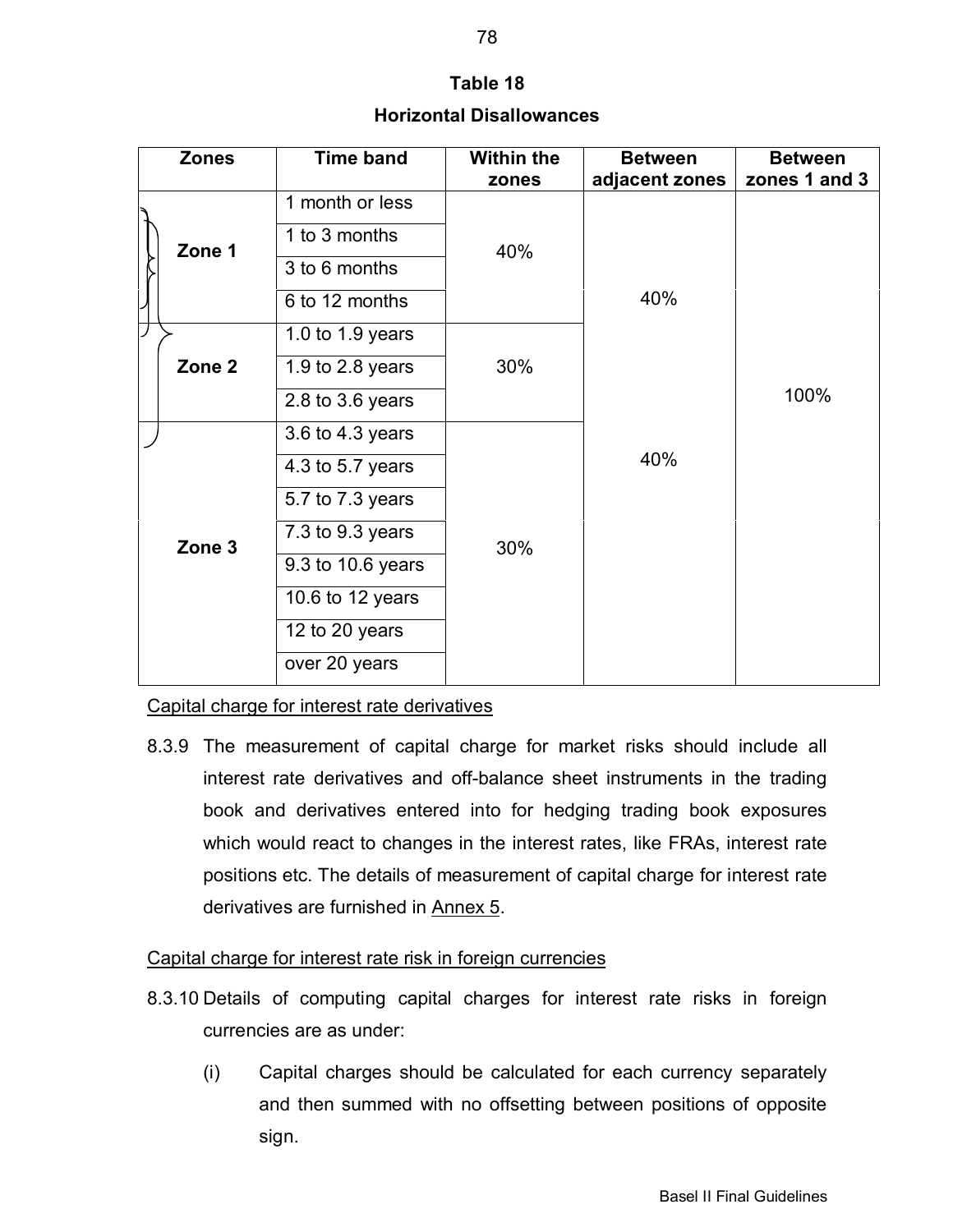**Table 18**

**Horizontal Disallowances**

| Zones | Time band | Within the zones | Between adjacent zones | Between zones 1 and 3 |
|---|---|---|---|---|
| Zone 1 | 1 month or less | 40% | 40% | 100% |
| | 1 to 3 months | | | |
| | 3 to 6 months | | | |
| | 6 to 12 months | | | |
| Zone 2 | 1.0 to 1.9 years | 30% | | |
| | 1.9 to 2.8 years | | | |
| | 2.8 to 3.6 years | | | |
| Zone 3 | 3.6 to 4.3 years | 30% | 40% | |
| | 4.3 to 5.7 years | | | |
| | 5.7 to 7.3 years | | | |
| | 7.3 to 9.3 years | | | |
| | 9.3 to 10.6 years | | | |
| | 10.6 to 12 years | | | |
| | 12 to 20 years | | | |
| | over 20 years | | | |

Capital charge for interest rate derivatives

8.3.9 The measurement of capital charge for market risks should include all interest rate derivatives and off-balance sheet instruments in the trading book and derivatives entered into for hedging trading book exposures which would react to changes in the interest rates, like FRAs, interest rate positions etc. The details of measurement of capital charge for interest rate derivatives are furnished in Annex 5.

Capital charge for interest rate risk in foreign currencies

8.3.10 Details of computing capital charges for interest rate risks in foreign currencies are as under:

(i) Capital charges should be calculated for each currency separately and then summed with no offsetting between positions of opposite sign.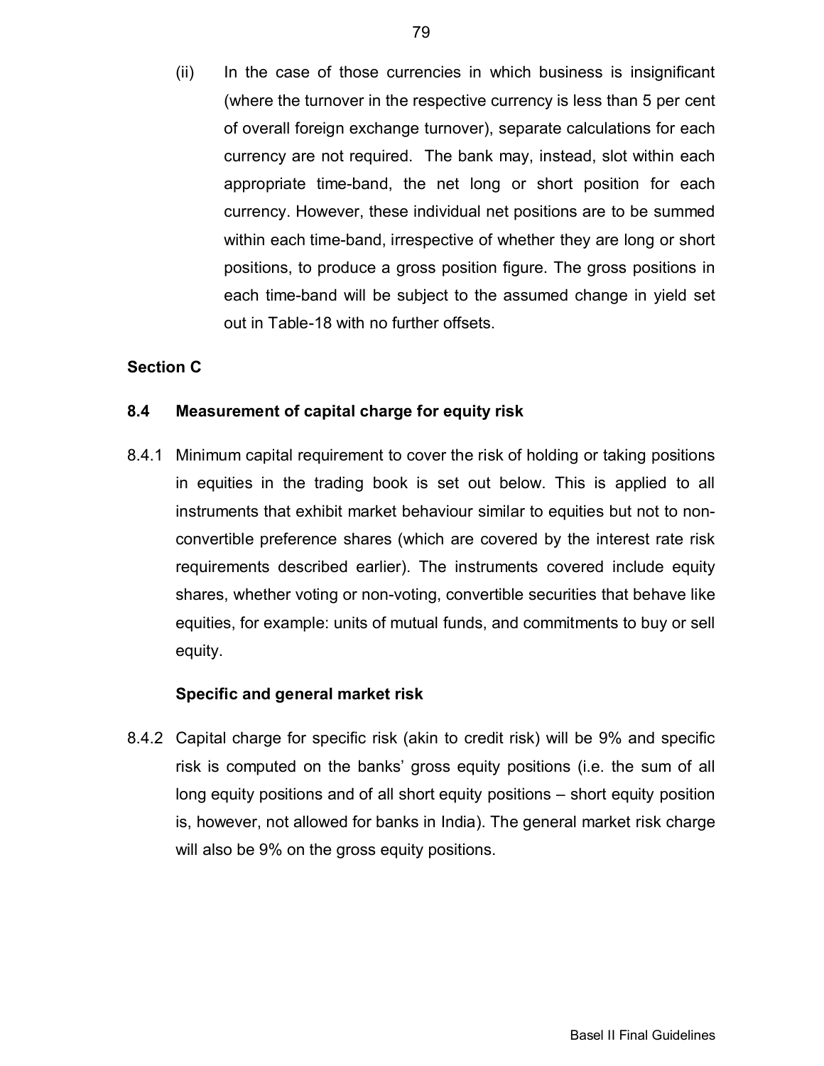(ii) In the case of those currencies in which business is insignificant (where the turnover in the respective currency is less than 5 per cent of overall foreign exchange turnover), separate calculations for each currency are not required. The bank may, instead, slot within each appropriate time-band, the net long or short position for each currency. However, these individual net positions are to be summed within each time-band, irrespective of whether they are long or short positions, to produce a gross position figure. The gross positions in each time-band will be subject to the assumed change in yield set out in Table-18 with no further offsets.

**Section C**

### 8.4 Measurement of capital charge for equity risk

8.4.1 Minimum capital requirement to cover the risk of holding or taking positions in equities in the trading book is set out below. This is applied to all instruments that exhibit market behaviour similar to equities but not to non-convertible preference shares (which are covered by the interest rate risk requirements described earlier). The instruments covered include equity shares, whether voting or non-voting, convertible securities that behave like equities, for example: units of mutual funds, and commitments to buy or sell equity.

**Specific and general market risk**

8.4.2 Capital charge for specific risk (akin to credit risk) will be 9% and specific risk is computed on the banks' gross equity positions (i.e. the sum of all long equity positions and of all short equity positions – short equity position is, however, not allowed for banks in India). The general market risk charge will also be 9% on the gross equity positions.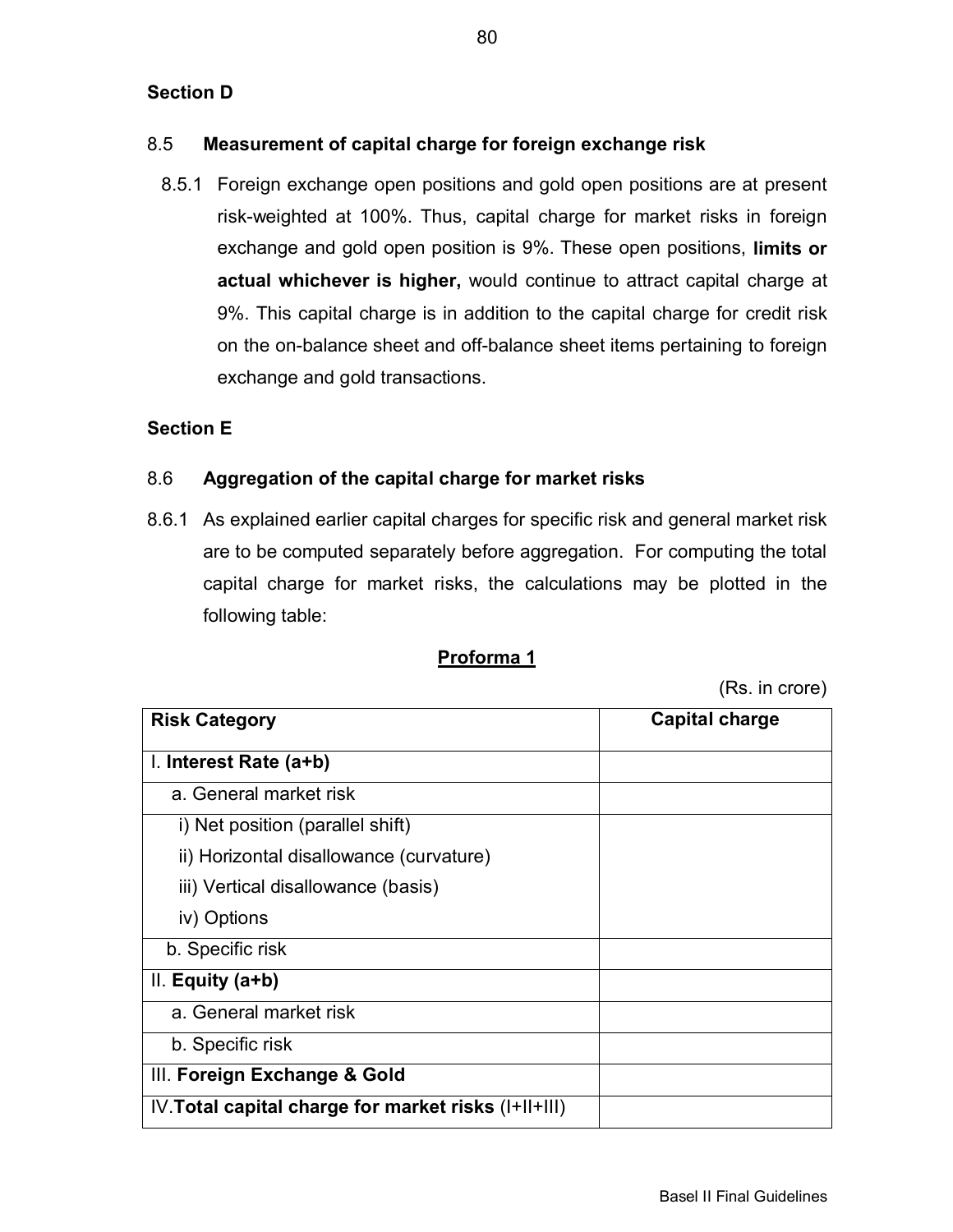**Section D**

**8.5 Measurement of capital charge for foreign exchange risk**

8.5.1 Foreign exchange open positions and gold open positions are at present risk-weighted at 100%. Thus, capital charge for market risks in foreign exchange and gold open position is 9%. These open positions, **limits or actual whichever is higher,** would continue to attract capital charge at 9%. This capital charge is in addition to the capital charge for credit risk on the on-balance sheet and off-balance sheet items pertaining to foreign exchange and gold transactions.

**Section E**

**8.6 Aggregation of the capital charge for market risks**

8.6.1 As explained earlier capital charges for specific risk and general market risk are to be computed separately before aggregation. For computing the total capital charge for market risks, the calculations may be plotted in the following table:

**Proforma 1**

(Rs. in crore)

| **Risk Category** | **Capital charge** |
|---|---|
| I. **Interest Rate (a+b)** | |
| a. General market risk | |
| i) Net position (parallel shift)<br>ii) Horizontal disallowance (curvature)<br>iii) Vertical disallowance (basis)<br>iv) Options | |
| b. Specific risk | |
| II. **Equity (a+b)** | |
| a. General market risk | |
| b. Specific risk | |
| III. **Foreign Exchange & Gold** | |
| IV. **Total capital charge for market risks** (I+II+III) | |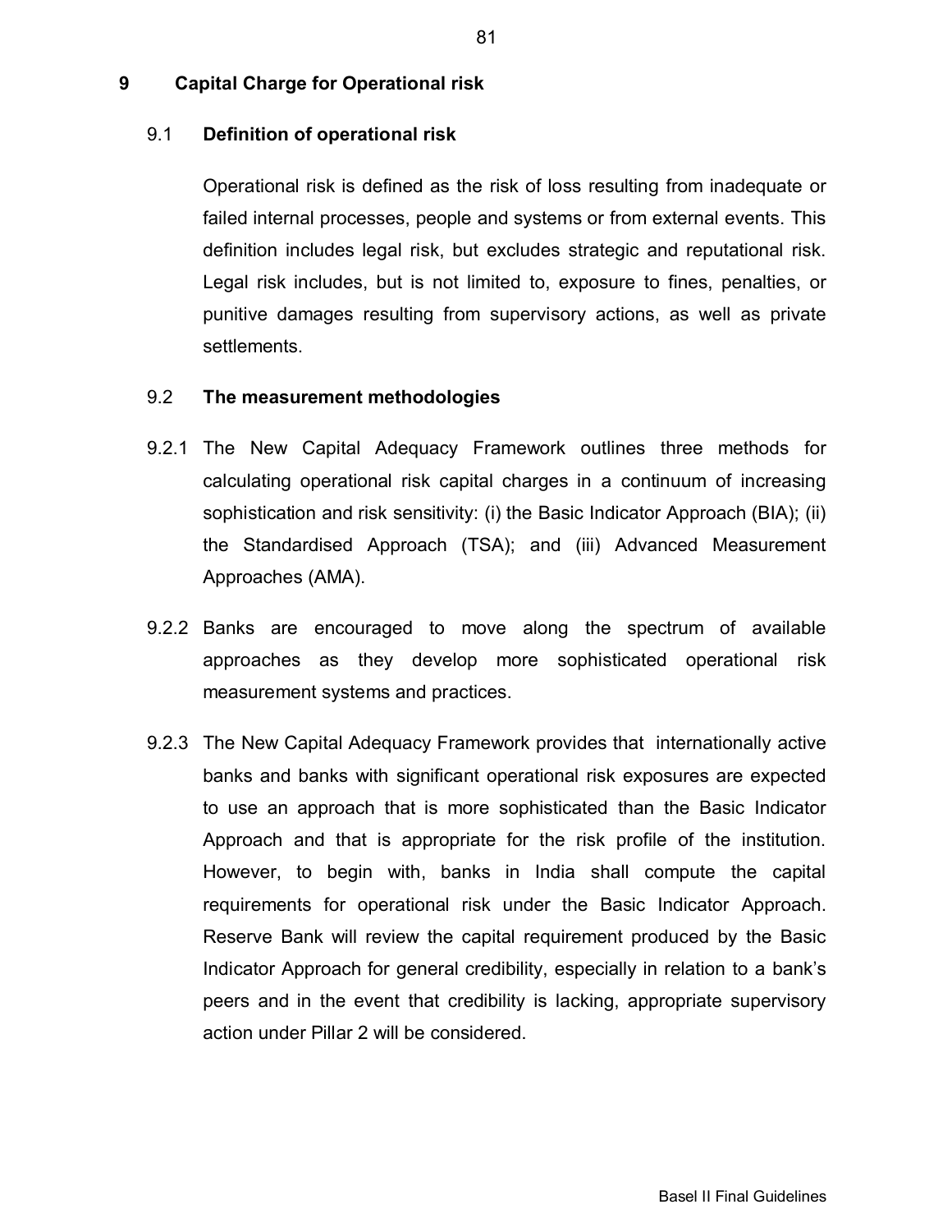## 9 Capital Charge for Operational risk

### 9.1 Definition of operational risk

Operational risk is defined as the risk of loss resulting from inadequate or failed internal processes, people and systems or from external events. This definition includes legal risk, but excludes strategic and reputational risk. Legal risk includes, but is not limited to, exposure to fines, penalties, or punitive damages resulting from supervisory actions, as well as private settlements.

### 9.2 The measurement methodologies

9.2.1 The New Capital Adequacy Framework outlines three methods for calculating operational risk capital charges in a continuum of increasing sophistication and risk sensitivity: (i) the Basic Indicator Approach (BIA); (ii) the Standardised Approach (TSA); and (iii) Advanced Measurement Approaches (AMA).

9.2.2 Banks are encouraged to move along the spectrum of available approaches as they develop more sophisticated operational risk measurement systems and practices.

9.2.3 The New Capital Adequacy Framework provides that internationally active banks and banks with significant operational risk exposures are expected to use an approach that is more sophisticated than the Basic Indicator Approach and that is appropriate for the risk profile of the institution. However, to begin with, banks in India shall compute the capital requirements for operational risk under the Basic Indicator Approach. Reserve Bank will review the capital requirement produced by the Basic Indicator Approach for general credibility, especially in relation to a bank's peers and in the event that credibility is lacking, appropriate supervisory action under Pillar 2 will be considered.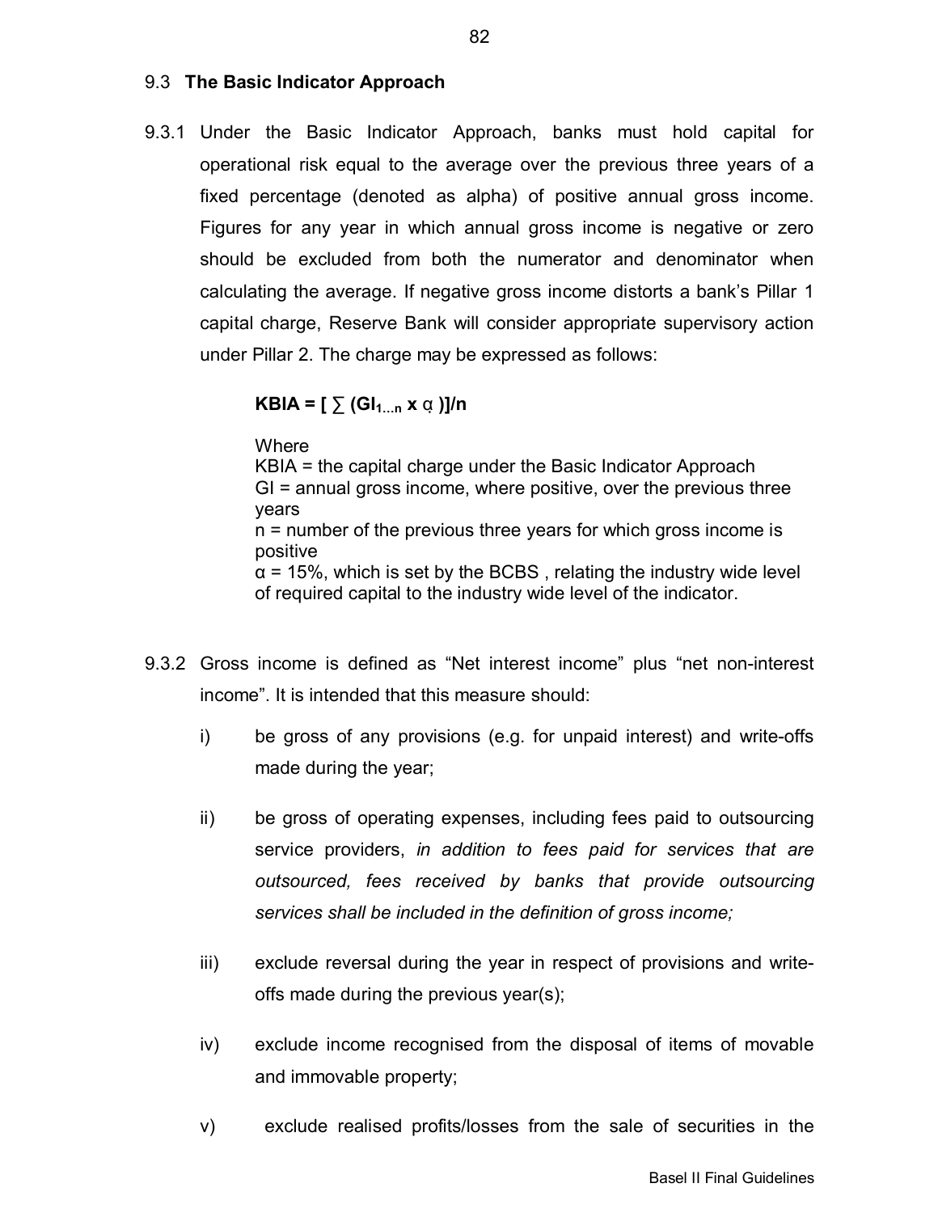## 9.3 **The Basic Indicator Approach**

9.3.1 Under the Basic Indicator Approach, banks must hold capital for operational risk equal to the average over the previous three years of a fixed percentage (denoted as alpha) of positive annual gross income. Figures for any year in which annual gross income is negative or zero should be excluded from both the numerator and denominator when calculating the average. If negative gross income distorts a bank's Pillar 1 capital charge, Reserve Bank will consider appropriate supervisory action under Pillar 2. The charge may be expressed as follows:

$$\mathbf{KBIA = [ \sum (GI_{1...n} \times \alpha )]/n}$$

Where
KBIA = the capital charge under the Basic Indicator Approach
GI = annual gross income, where positive, over the previous three years
n = number of the previous three years for which gross income is positive
α = 15%, which is set by the BCBS , relating the industry wide level of required capital to the industry wide level of the indicator.

9.3.2 Gross income is defined as "Net interest income" plus "net non-interest income". It is intended that this measure should:

i) be gross of any provisions (e.g. for unpaid interest) and write-offs made during the year;

ii) be gross of operating expenses, including fees paid to outsourcing service providers, *in addition to fees paid for services that are outsourced, fees received by banks that provide outsourcing services shall be included in the definition of gross income;*

iii) exclude reversal during the year in respect of provisions and write-offs made during the previous year(s);

iv) exclude income recognised from the disposal of items of movable and immovable property;

v) exclude realised profits/losses from the sale of securities in the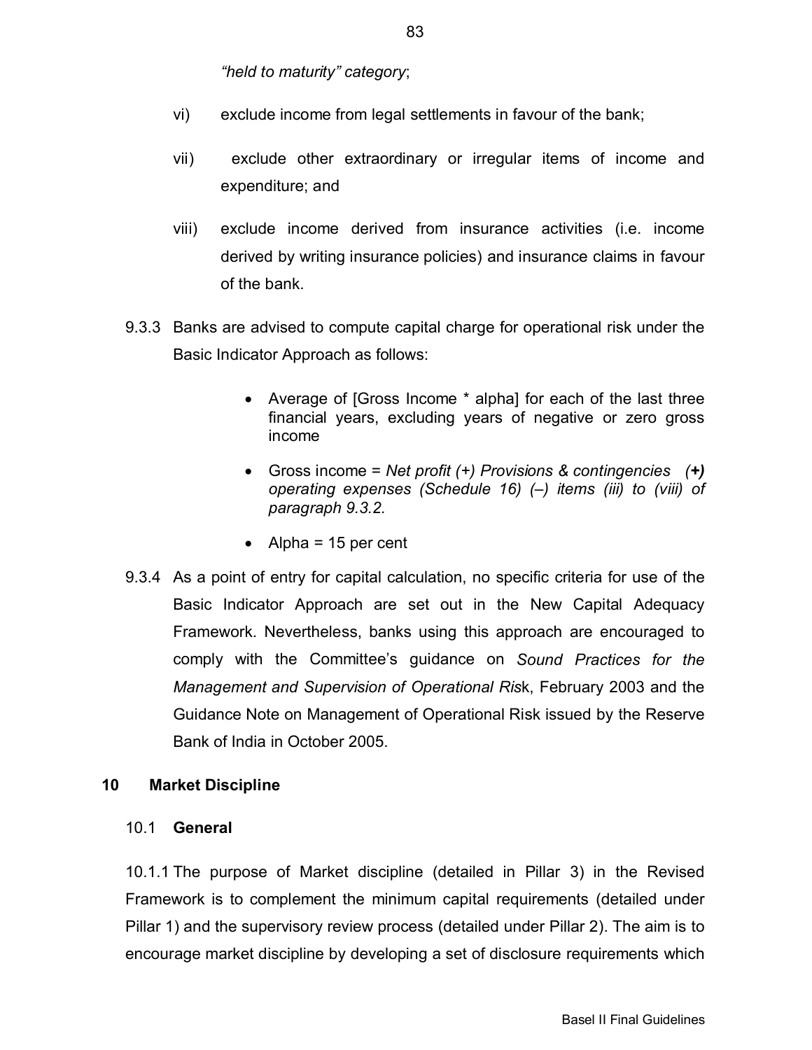*"held to maturity" category*;

vi) exclude income from legal settlements in favour of the bank;

vii) exclude other extraordinary or irregular items of income and expenditure; and

viii) exclude income derived from insurance activities (i.e. income derived by writing insurance policies) and insurance claims in favour of the bank.

9.3.3 Banks are advised to compute capital charge for operational risk under the Basic Indicator Approach as follows:

- Average of [Gross Income * alpha] for each of the last three financial years, excluding years of negative or zero gross income
- Gross income = *Net profit (+) Provisions & contingencies* ***(+)*** *operating expenses (Schedule 16) (–) items (iii) to (viii) of paragraph 9.3.2.*
- Alpha = 15 per cent

9.3.4 As a point of entry for capital calculation, no specific criteria for use of the Basic Indicator Approach are set out in the New Capital Adequacy Framework. Nevertheless, banks using this approach are encouraged to comply with the Committee's guidance on *Sound Practices for the Management and Supervision of Operational Ris*k, February 2003 and the Guidance Note on Management of Operational Risk issued by the Reserve Bank of India in October 2005.

## 10 Market Discipline

### 10.1 General

10.1.1 The purpose of Market discipline (detailed in Pillar 3) in the Revised Framework is to complement the minimum capital requirements (detailed under Pillar 1) and the supervisory review process (detailed under Pillar 2). The aim is to encourage market discipline by developing a set of disclosure requirements which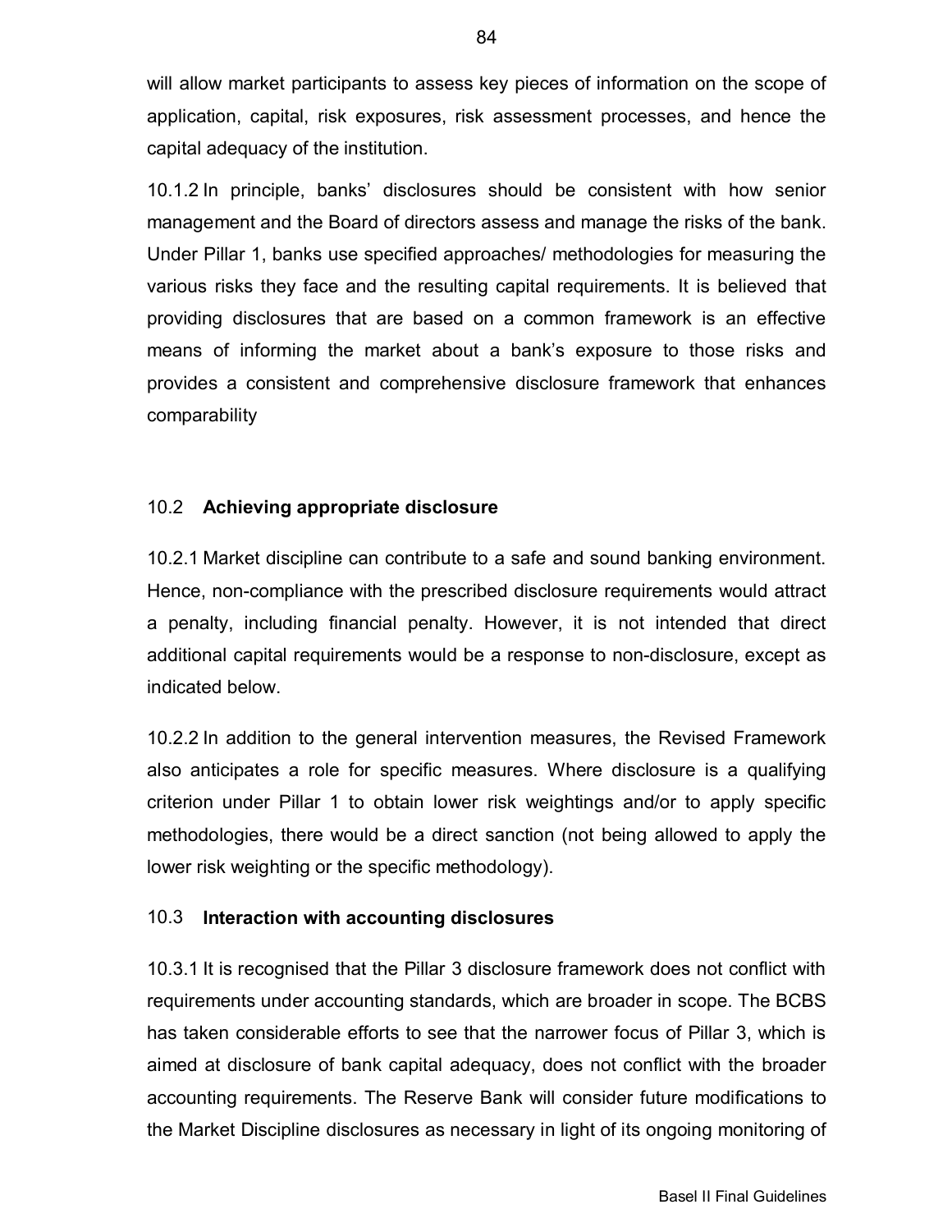will allow market participants to assess key pieces of information on the scope of application, capital, risk exposures, risk assessment processes, and hence the capital adequacy of the institution.

10.1.2 In principle, banks' disclosures should be consistent with how senior management and the Board of directors assess and manage the risks of the bank. Under Pillar 1, banks use specified approaches/ methodologies for measuring the various risks they face and the resulting capital requirements. It is believed that providing disclosures that are based on a common framework is an effective means of informing the market about a bank's exposure to those risks and provides a consistent and comprehensive disclosure framework that enhances comparability

## 10.2 Achieving appropriate disclosure

10.2.1 Market discipline can contribute to a safe and sound banking environment. Hence, non-compliance with the prescribed disclosure requirements would attract a penalty, including financial penalty. However, it is not intended that direct additional capital requirements would be a response to non-disclosure, except as indicated below.

10.2.2 In addition to the general intervention measures, the Revised Framework also anticipates a role for specific measures. Where disclosure is a qualifying criterion under Pillar 1 to obtain lower risk weightings and/or to apply specific methodologies, there would be a direct sanction (not being allowed to apply the lower risk weighting or the specific methodology).

## 10.3 Interaction with accounting disclosures

10.3.1 It is recognised that the Pillar 3 disclosure framework does not conflict with requirements under accounting standards, which are broader in scope. The BCBS has taken considerable efforts to see that the narrower focus of Pillar 3, which is aimed at disclosure of bank capital adequacy, does not conflict with the broader accounting requirements. The Reserve Bank will consider future modifications to the Market Discipline disclosures as necessary in light of its ongoing monitoring of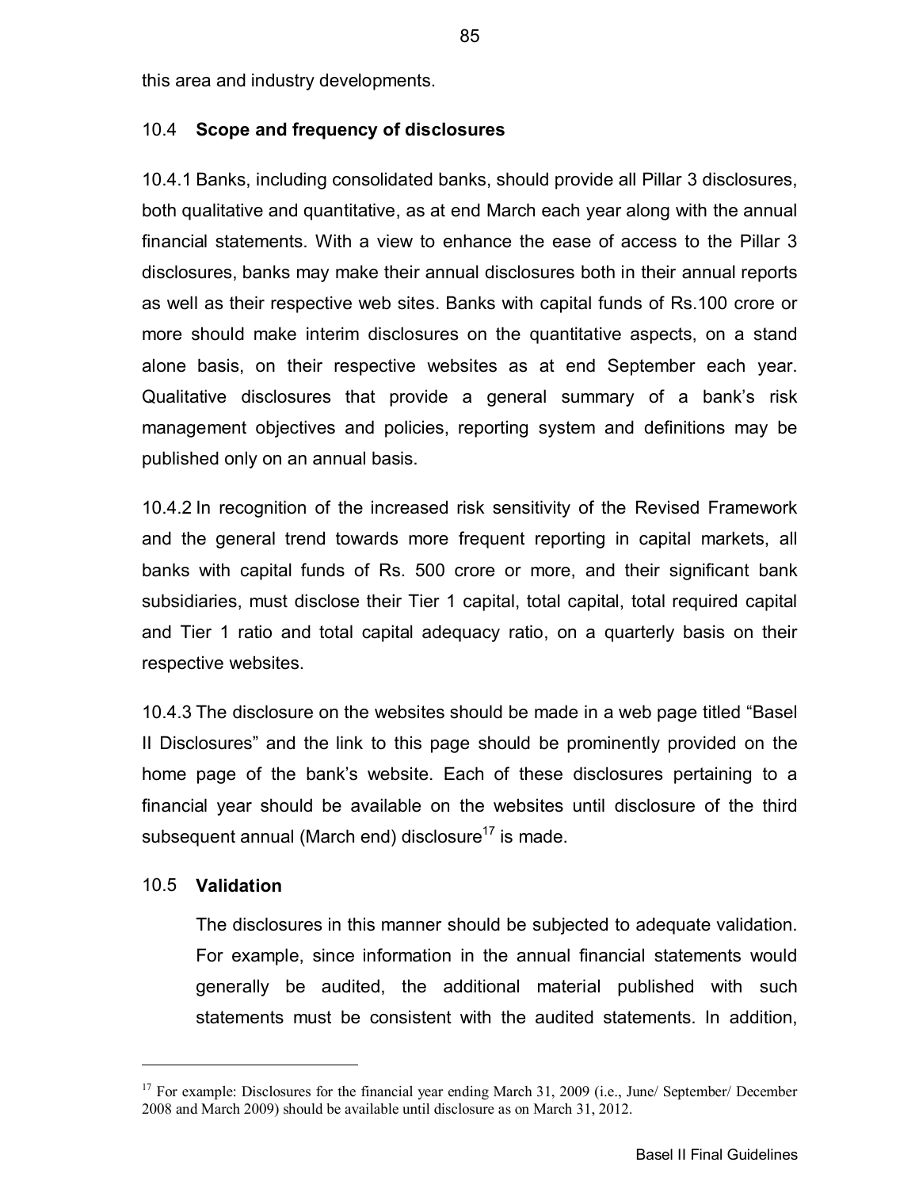this area and industry developments.

## 10.4 Scope and frequency of disclosures

10.4.1 Banks, including consolidated banks, should provide all Pillar 3 disclosures, both qualitative and quantitative, as at end March each year along with the annual financial statements. With a view to enhance the ease of access to the Pillar 3 disclosures, banks may make their annual disclosures both in their annual reports as well as their respective web sites. Banks with capital funds of Rs.100 crore or more should make interim disclosures on the quantitative aspects, on a stand alone basis, on their respective websites as at end September each year. Qualitative disclosures that provide a general summary of a bank's risk management objectives and policies, reporting system and definitions may be published only on an annual basis.

10.4.2 In recognition of the increased risk sensitivity of the Revised Framework and the general trend towards more frequent reporting in capital markets, all banks with capital funds of Rs. 500 crore or more, and their significant bank subsidiaries, must disclose their Tier 1 capital, total capital, total required capital and Tier 1 ratio and total capital adequacy ratio, on a quarterly basis on their respective websites.

10.4.3 The disclosure on the websites should be made in a web page titled "Basel II Disclosures" and the link to this page should be prominently provided on the home page of the bank's website. Each of these disclosures pertaining to a financial year should be available on the websites until disclosure of the third subsequent annual (March end) disclosure[17] is made.

## 10.5 Validation

The disclosures in this manner should be subjected to adequate validation. For example, since information in the annual financial statements would generally be audited, the additional material published with such statements must be consistent with the audited statements. In addition,

---

[17] For example: Disclosures for the financial year ending March 31, 2009 (i.e., June/ September/ December 2008 and March 2009) should be available until disclosure as on March 31, 2012.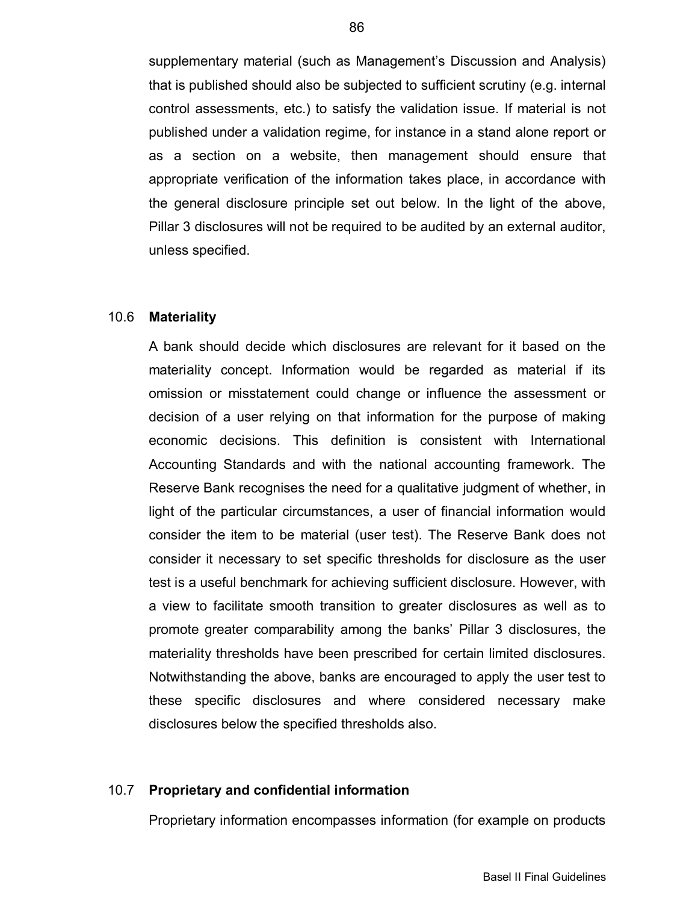supplementary material (such as Management's Discussion and Analysis) that is published should also be subjected to sufficient scrutiny (e.g. internal control assessments, etc.) to satisfy the validation issue. If material is not published under a validation regime, for instance in a stand alone report or as a section on a website, then management should ensure that appropriate verification of the information takes place, in accordance with the general disclosure principle set out below. In the light of the above, Pillar 3 disclosures will not be required to be audited by an external auditor, unless specified.

### 10.6 Materiality

A bank should decide which disclosures are relevant for it based on the materiality concept. Information would be regarded as material if its omission or misstatement could change or influence the assessment or decision of a user relying on that information for the purpose of making economic decisions. This definition is consistent with International Accounting Standards and with the national accounting framework. The Reserve Bank recognises the need for a qualitative judgment of whether, in light of the particular circumstances, a user of financial information would consider the item to be material (user test). The Reserve Bank does not consider it necessary to set specific thresholds for disclosure as the user test is a useful benchmark for achieving sufficient disclosure. However, with a view to facilitate smooth transition to greater disclosures as well as to promote greater comparability among the banks' Pillar 3 disclosures, the materiality thresholds have been prescribed for certain limited disclosures. Notwithstanding the above, banks are encouraged to apply the user test to these specific disclosures and where considered necessary make disclosures below the specified thresholds also.

### 10.7 Proprietary and confidential information

Proprietary information encompasses information (for example on products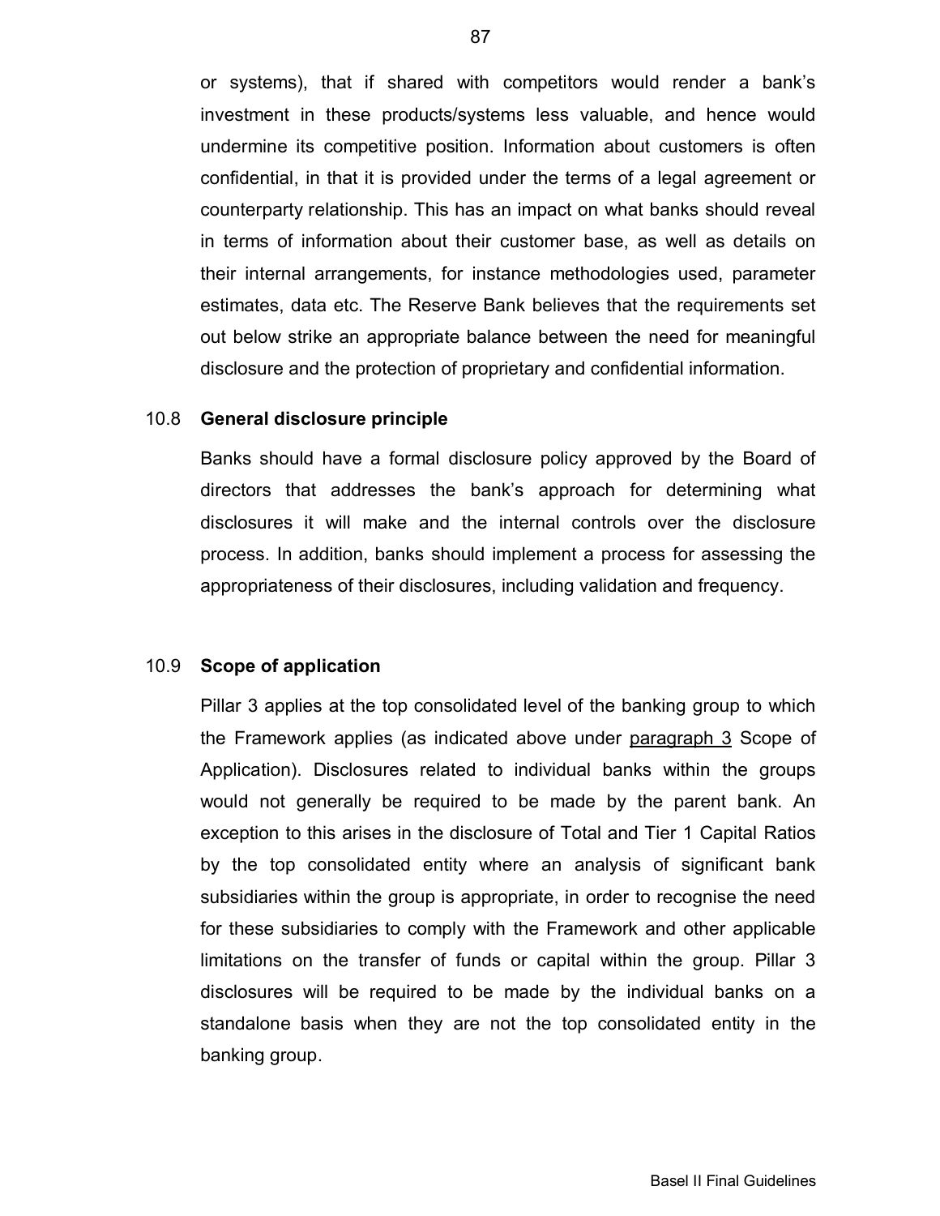or systems), that if shared with competitors would render a bank's investment in these products/systems less valuable, and hence would undermine its competitive position. Information about customers is often confidential, in that it is provided under the terms of a legal agreement or counterparty relationship. This has an impact on what banks should reveal in terms of information about their customer base, as well as details on their internal arrangements, for instance methodologies used, parameter estimates, data etc. The Reserve Bank believes that the requirements set out below strike an appropriate balance between the need for meaningful disclosure and the protection of proprietary and confidential information.

### 10.8 General disclosure principle

Banks should have a formal disclosure policy approved by the Board of directors that addresses the bank's approach for determining what disclosures it will make and the internal controls over the disclosure process. In addition, banks should implement a process for assessing the appropriateness of their disclosures, including validation and frequency.

### 10.9 Scope of application

Pillar 3 applies at the top consolidated level of the banking group to which the Framework applies (as indicated above under paragraph 3 Scope of Application). Disclosures related to individual banks within the groups would not generally be required to be made by the parent bank. An exception to this arises in the disclosure of Total and Tier 1 Capital Ratios by the top consolidated entity where an analysis of significant bank subsidiaries within the group is appropriate, in order to recognise the need for these subsidiaries to comply with the Framework and other applicable limitations on the transfer of funds or capital within the group. Pillar 3 disclosures will be required to be made by the individual banks on a standalone basis when they are not the top consolidated entity in the banking group.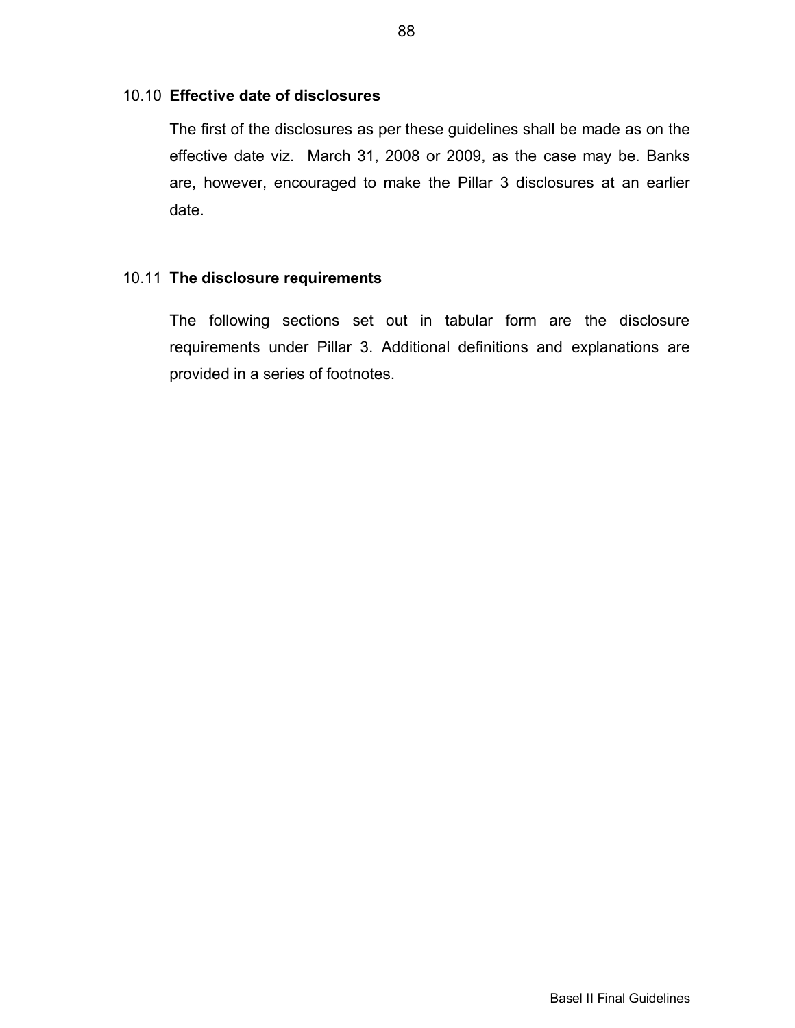### 10.10 **Effective date of disclosures**

The first of the disclosures as per these guidelines shall be made as on the effective date viz. March 31, 2008 or 2009, as the case may be. Banks are, however, encouraged to make the Pillar 3 disclosures at an earlier date.

### 10.11 **The disclosure requirements**

The following sections set out in tabular form are the disclosure requirements under Pillar 3. Additional definitions and explanations are provided in a series of footnotes.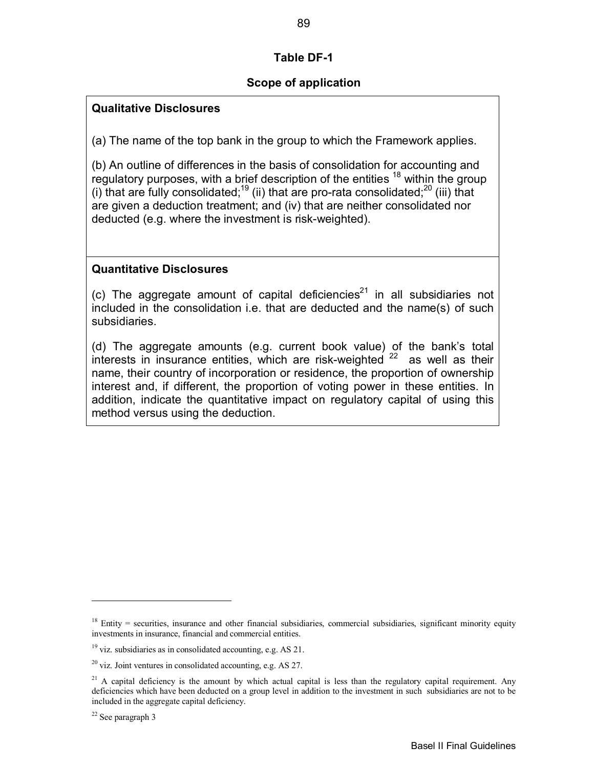## Table DF-1

### Scope of application

**Qualitative Disclosures**

(a) The name of the top bank in the group to which the Framework applies.

(b) An outline of differences in the basis of consolidation for accounting and regulatory purposes, with a brief description of the entities [18] within the group (i) that are fully consolidated;[19] (ii) that are pro-rata consolidated;[20] (iii) that are given a deduction treatment; and (iv) that are neither consolidated nor deducted (e.g. where the investment is risk-weighted).

**Quantitative Disclosures**

(c) The aggregate amount of capital deficiencies[21] in all subsidiaries not included in the consolidation i.e. that are deducted and the name(s) of such subsidiaries.

(d) The aggregate amounts (e.g. current book value) of the bank's total interests in insurance entities, which are risk-weighted [22] as well as their name, their country of incorporation or residence, the proportion of ownership interest and, if different, the proportion of voting power in these entities. In addition, indicate the quantitative impact on regulatory capital of using this method versus using the deduction.

---

[18] Entity = securities, insurance and other financial subsidiaries, commercial subsidiaries, significant minority equity investments in insurance, financial and commercial entities.

[19] viz. subsidiaries as in consolidated accounting, e.g. AS 21.

[20] viz. Joint ventures in consolidated accounting, e.g. AS 27.

[21] A capital deficiency is the amount by which actual capital is less than the regulatory capital requirement. Any deficiencies which have been deducted on a group level in addition to the investment in such subsidiaries are not to be included in the aggregate capital deficiency.

[22] See paragraph 3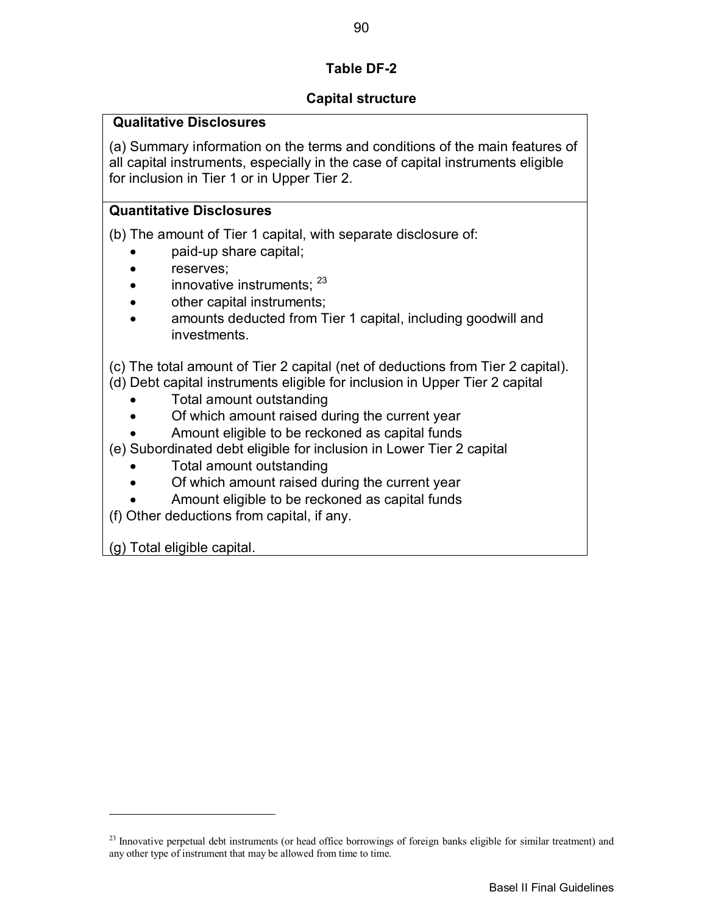## Table DF-2

### Capital structure

**Qualitative Disclosures**

(a) Summary information on the terms and conditions of the main features of all capital instruments, especially in the case of capital instruments eligible for inclusion in Tier 1 or in Upper Tier 2.

**Quantitative Disclosures**

(b) The amount of Tier 1 capital, with separate disclosure of:

- paid-up share capital;
- reserves;
- innovative instruments; [23]
- other capital instruments;
- amounts deducted from Tier 1 capital, including goodwill and investments.

(c) The total amount of Tier 2 capital (net of deductions from Tier 2 capital).

(d) Debt capital instruments eligible for inclusion in Upper Tier 2 capital

- Total amount outstanding
- Of which amount raised during the current year
- Amount eligible to be reckoned as capital funds

(e) Subordinated debt eligible for inclusion in Lower Tier 2 capital

- Total amount outstanding
- Of which amount raised during the current year
- Amount eligible to be reckoned as capital funds

(f) Other deductions from capital, if any.

(g) Total eligible capital.

---

[23] Innovative perpetual debt instruments (or head office borrowings of foreign banks eligible for similar treatment) and any other type of instrument that may be allowed from time to time.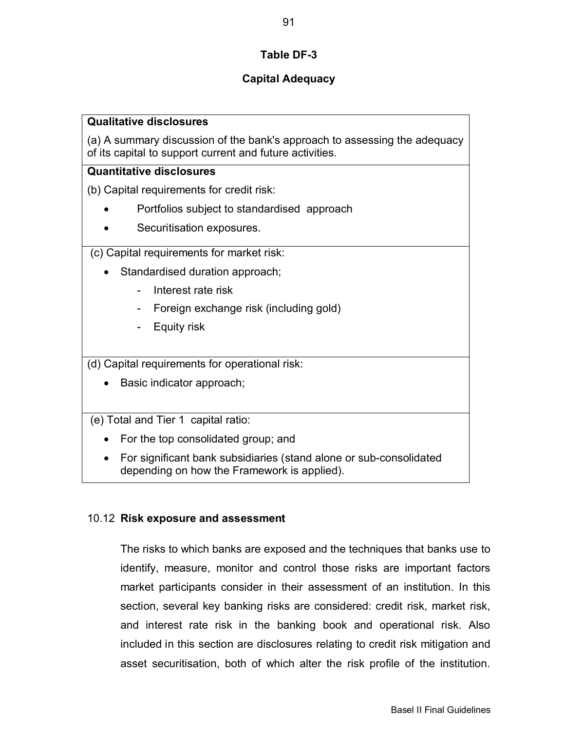## Table DF-3

### Capital Adequacy

| Qualitative disclosures |
|---|
| (a) A summary discussion of the bank's approach to assessing the adequacy of its capital to support current and future activities. |
| **Quantitative disclosures** |
| (b) Capital requirements for credit risk:<br>• Portfolios subject to standardised approach<br>• Securitisation exposures. |
| (c) Capital requirements for market risk:<br>• Standardised duration approach;<br>- Interest rate risk<br>- Foreign exchange risk (including gold)<br>- Equity risk |
| (d) Capital requirements for operational risk:<br>• Basic indicator approach; |
| (e) Total and Tier 1 capital ratio:<br>• For the top consolidated group; and<br>• For significant bank subsidiaries (stand alone or sub-consolidated depending on how the Framework is applied). |

10.12 **Risk exposure and assessment**

The risks to which banks are exposed and the techniques that banks use to identify, measure, monitor and control those risks are important factors market participants consider in their assessment of an institution. In this section, several key banking risks are considered: credit risk, market risk, and interest rate risk in the banking book and operational risk. Also included in this section are disclosures relating to credit risk mitigation and asset securitisation, both of which alter the risk profile of the institution.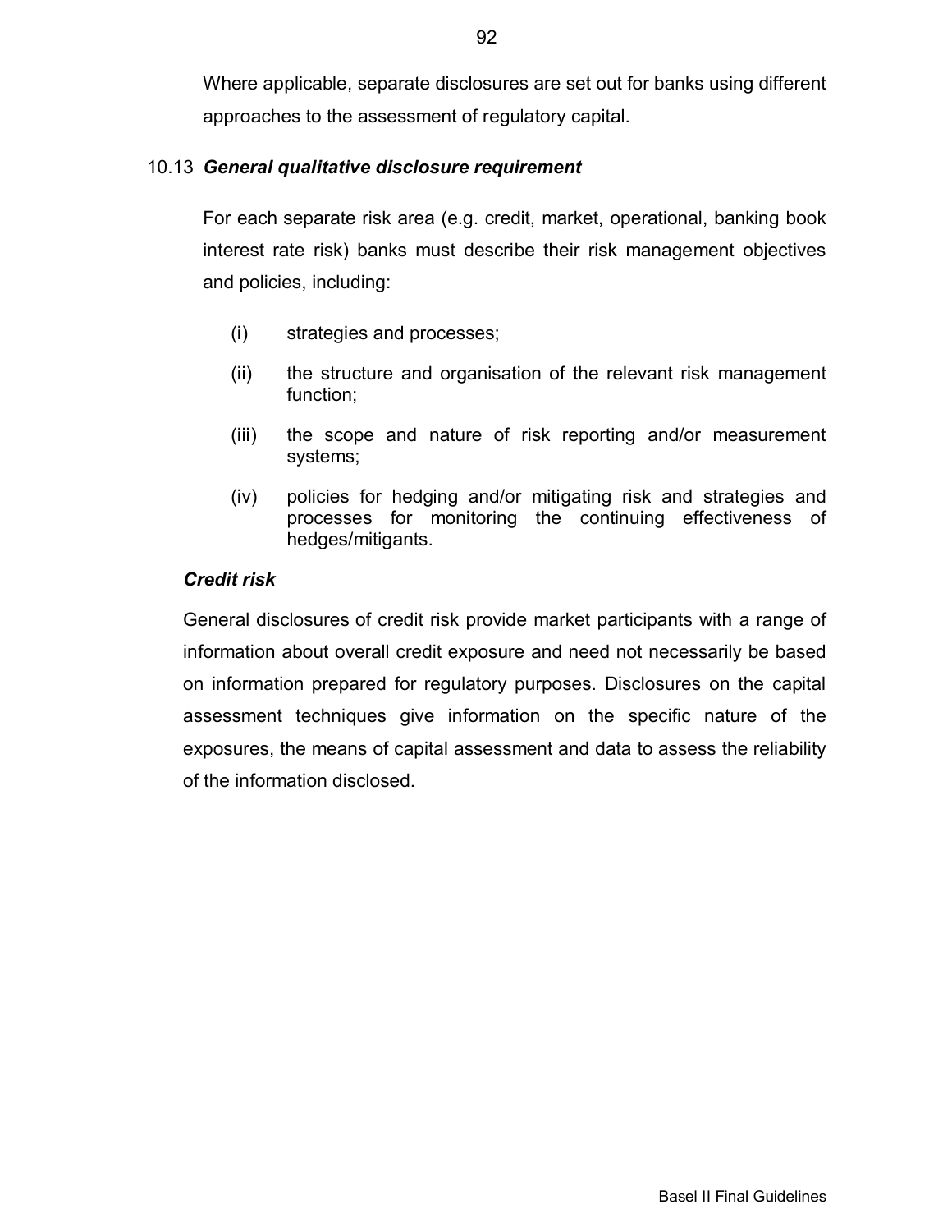Where applicable, separate disclosures are set out for banks using different approaches to the assessment of regulatory capital.

10.13 ***General qualitative disclosure requirement***

For each separate risk area (e.g. credit, market, operational, banking book interest rate risk) banks must describe their risk management objectives and policies, including:

(i) strategies and processes;

(ii) the structure and organisation of the relevant risk management function;

(iii) the scope and nature of risk reporting and/or measurement systems;

(iv) policies for hedging and/or mitigating risk and strategies and processes for monitoring the continuing effectiveness of hedges/mitigants.

***Credit risk***

General disclosures of credit risk provide market participants with a range of information about overall credit exposure and need not necessarily be based on information prepared for regulatory purposes. Disclosures on the capital assessment techniques give information on the specific nature of the exposures, the means of capital assessment and data to assess the reliability of the information disclosed.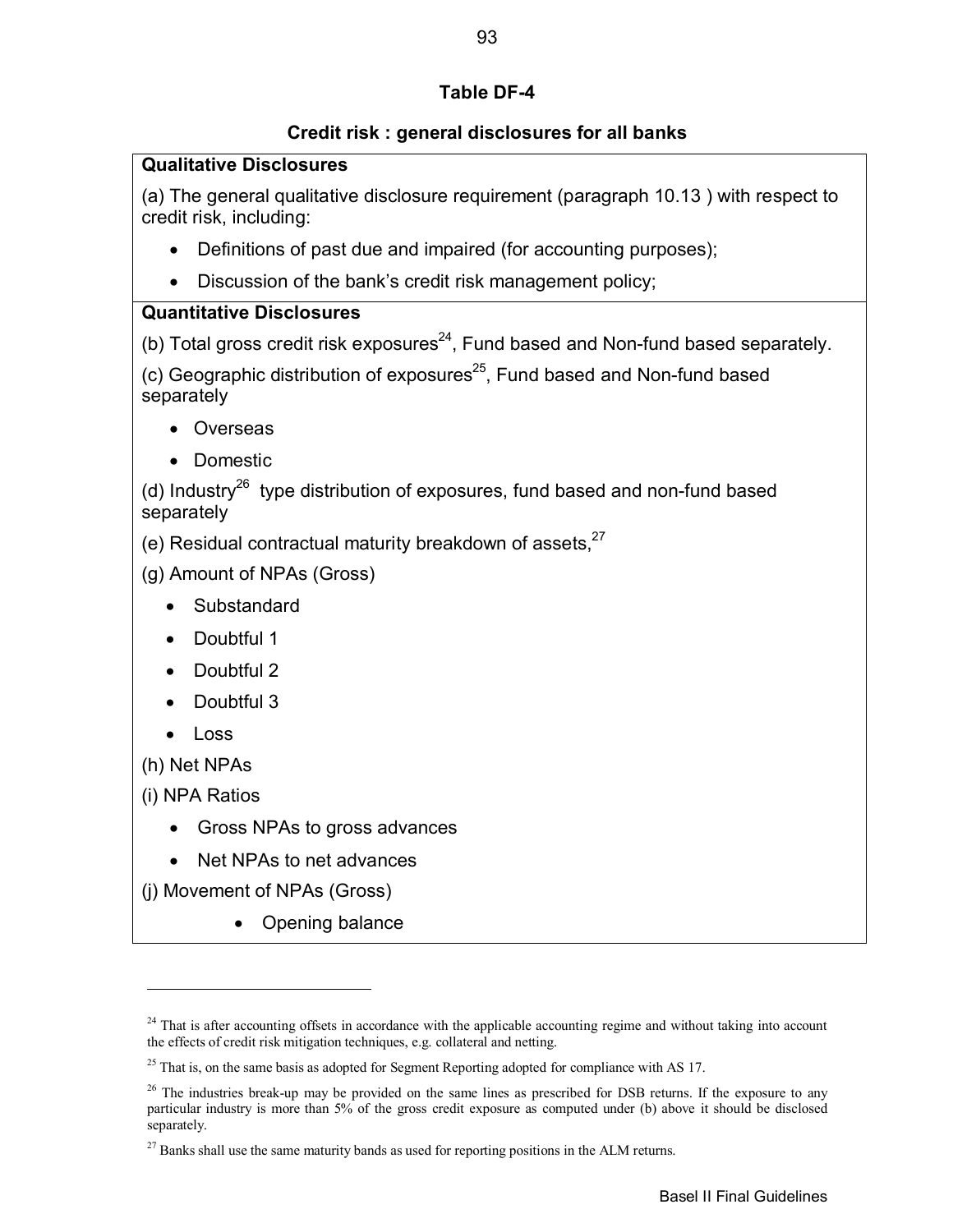## Table DF-4

### Credit risk : general disclosures for all banks

**Qualitative Disclosures**

(a) The general qualitative disclosure requirement (paragraph 10.13 ) with respect to credit risk, including:

- Definitions of past due and impaired (for accounting purposes);
- Discussion of the bank's credit risk management policy;

**Quantitative Disclosures**

(b) Total gross credit risk exposures[24], Fund based and Non-fund based separately.

(c) Geographic distribution of exposures[25], Fund based and Non-fund based separately

- Overseas
- Domestic

(d) Industry[26] type distribution of exposures, fund based and non-fund based separately

(e) Residual contractual maturity breakdown of assets,[27]

(g) Amount of NPAs (Gross)

- Substandard
- Doubtful 1
- Doubtful 2
- Doubtful 3
- Loss

(h) Net NPAs

(i) NPA Ratios

- Gross NPAs to gross advances
- Net NPAs to net advances

(j) Movement of NPAs (Gross)

- Opening balance

---

[24] That is after accounting offsets in accordance with the applicable accounting regime and without taking into account the effects of credit risk mitigation techniques, e.g. collateral and netting.

[25] That is, on the same basis as adopted for Segment Reporting adopted for compliance with AS 17.

[26] The industries break-up may be provided on the same lines as prescribed for DSB returns. If the exposure to any particular industry is more than 5% of the gross credit exposure as computed under (b) above it should be disclosed separately.

[27] Banks shall use the same maturity bands as used for reporting positions in the ALM returns.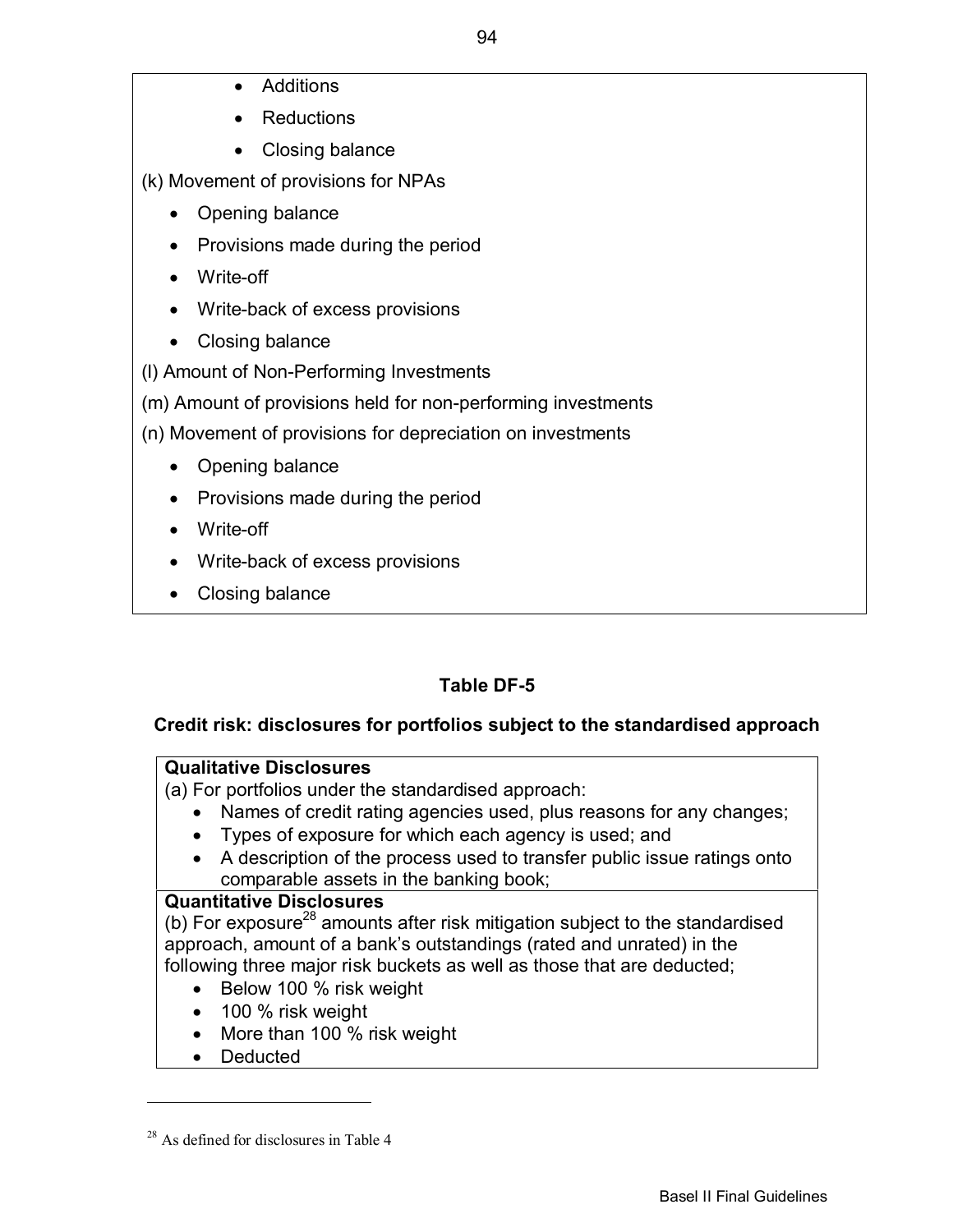- Additions
- Reductions
- Closing balance

(k) Movement of provisions for NPAs

- Opening balance
- Provisions made during the period
- Write-off
- Write-back of excess provisions
- Closing balance

(l) Amount of Non-Performing Investments

(m) Amount of provisions held for non-performing investments

(n) Movement of provisions for depreciation on investments

- Opening balance
- Provisions made during the period
- Write-off
- Write-back of excess provisions
- Closing balance

## Table DF-5

### Credit risk: disclosures for portfolios subject to the standardised approach

**Qualitative Disclosures**

(a) For portfolios under the standardised approach:

- Names of credit rating agencies used, plus reasons for any changes;
- Types of exposure for which each agency is used; and
- A description of the process used to transfer public issue ratings onto comparable assets in the banking book;

**Quantitative Disclosures**

(b) For exposure[28] amounts after risk mitigation subject to the standardised approach, amount of a bank's outstandings (rated and unrated) in the following three major risk buckets as well as those that are deducted;

- Below 100 % risk weight
- 100 % risk weight
- More than 100 % risk weight
- Deducted

[28] As defined for disclosures in Table 4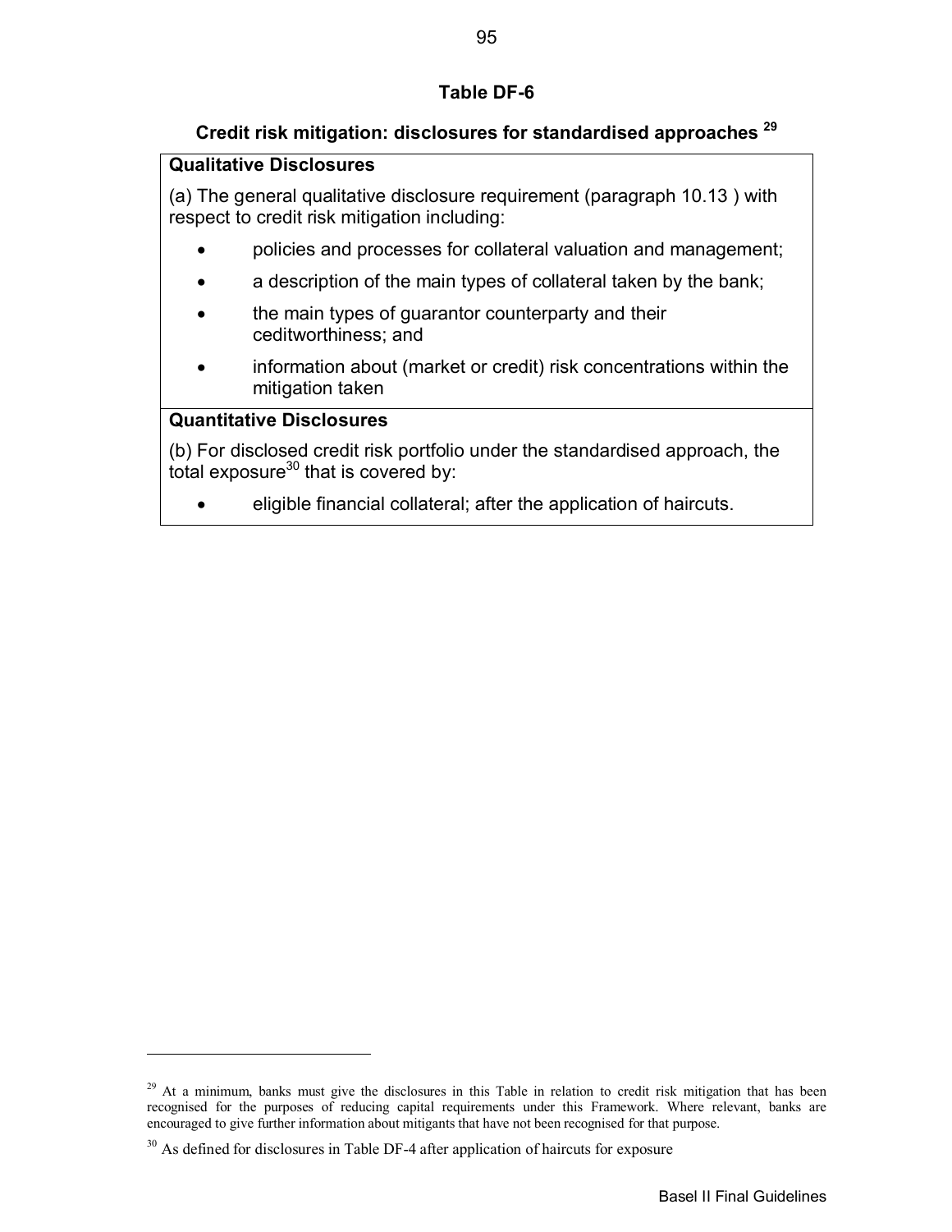### Table DF-6

### Credit risk mitigation: disclosures for standardised approaches [29]

| **Qualitative Disclosures** |
|---|
| (a) The general qualitative disclosure requirement (paragraph 10.13 ) with respect to credit risk mitigation including:<br>• policies and processes for collateral valuation and management;<br>• a description of the main types of collateral taken by the bank;<br>• the main types of guarantor counterparty and their ceditworthiness; and<br>• information about (market or credit) risk concentrations within the mitigation taken |
| **Quantitative Disclosures** |
| (b) For disclosed credit risk portfolio under the standardised approach, the total exposure[30] that is covered by:<br>• eligible financial collateral; after the application of haircuts. |

[29] At a minimum, banks must give the disclosures in this Table in relation to credit risk mitigation that has been recognised for the purposes of reducing capital requirements under this Framework. Where relevant, banks are encouraged to give further information about mitigants that have not been recognised for that purpose.

[30] As defined for disclosures in Table DF-4 after application of haircuts for exposure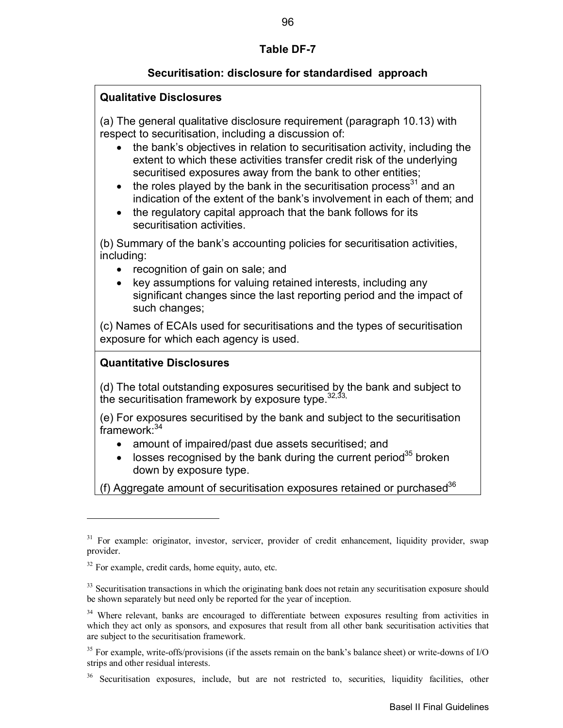## Table DF-7

### Securitisation: disclosure for standardised approach

**Qualitative Disclosures**

(a) The general qualitative disclosure requirement (paragraph 10.13) with respect to securitisation, including a discussion of:

- the bank's objectives in relation to securitisation activity, including the extent to which these activities transfer credit risk of the underlying securitised exposures away from the bank to other entities;
- the roles played by the bank in the securitisation process[31] and an indication of the extent of the bank's involvement in each of them; and
- the regulatory capital approach that the bank follows for its securitisation activities.

(b) Summary of the bank's accounting policies for securitisation activities, including:

- recognition of gain on sale; and
- key assumptions for valuing retained interests, including any significant changes since the last reporting period and the impact of such changes;

(c) Names of ECAIs used for securitisations and the types of securitisation exposure for which each agency is used.

**Quantitative Disclosures**

(d) The total outstanding exposures securitised by the bank and subject to the securitisation framework by exposure type.[32,33,]

(e) For exposures securitised by the bank and subject to the securitisation framework:[34]

- amount of impaired/past due assets securitised; and
- losses recognised by the bank during the current period[35] broken down by exposure type.

(f) Aggregate amount of securitisation exposures retained or purchased[36]

---

[31] For example: originator, investor, servicer, provider of credit enhancement, liquidity provider, swap provider.

[32] For example, credit cards, home equity, auto, etc.

[33] Securitisation transactions in which the originating bank does not retain any securitisation exposure should be shown separately but need only be reported for the year of inception.

[34] Where relevant, banks are encouraged to differentiate between exposures resulting from activities in which they act only as sponsors, and exposures that result from all other bank securitisation activities that are subject to the securitisation framework.

[35] For example, write-offs/provisions (if the assets remain on the bank's balance sheet) or write-downs of I/O strips and other residual interests.

[36] Securitisation exposures, include, but are not restricted to, securities, liquidity facilities, other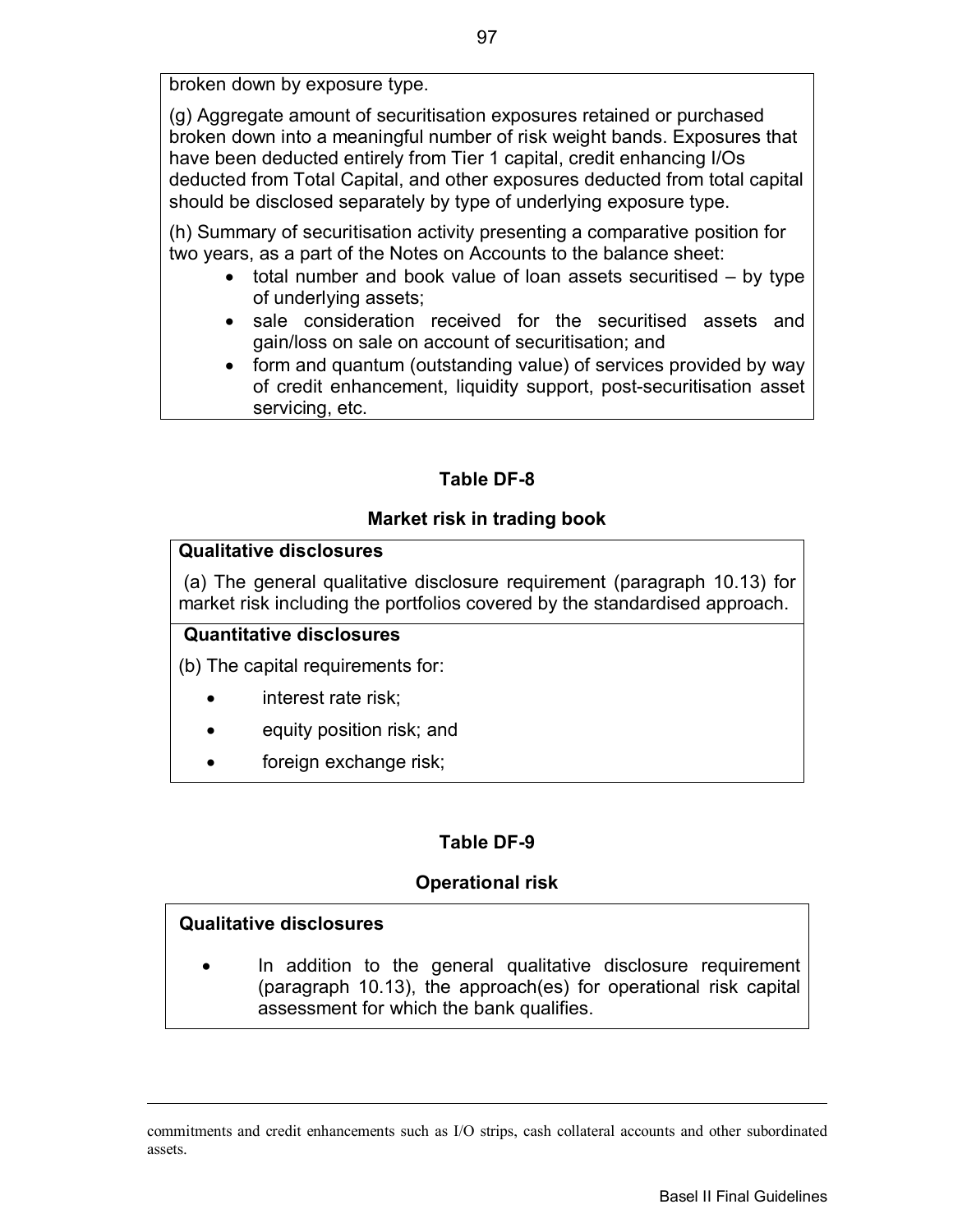broken down by exposure type.

(g) Aggregate amount of securitisation exposures retained or purchased broken down into a meaningful number of risk weight bands. Exposures that have been deducted entirely from Tier 1 capital, credit enhancing I/Os deducted from Total Capital, and other exposures deducted from total capital should be disclosed separately by type of underlying exposure type.

(h) Summary of securitisation activity presenting a comparative position for two years, as a part of the Notes on Accounts to the balance sheet:

- total number and book value of loan assets securitised – by type of underlying assets;
- sale consideration received for the securitised assets and gain/loss on sale on account of securitisation; and
- form and quantum (outstanding value) of services provided by way of credit enhancement, liquidity support, post-securitisation asset servicing, etc.

## Table DF-8

### Market risk in trading book

**Qualitative disclosures**

(a) The general qualitative disclosure requirement (paragraph 10.13) for market risk including the portfolios covered by the standardised approach.

**Quantitative disclosures**

(b) The capital requirements for:

- interest rate risk;
- equity position risk; and
- foreign exchange risk;

## Table DF-9

### Operational risk

**Qualitative disclosures**

- In addition to the general qualitative disclosure requirement (paragraph 10.13), the approach(es) for operational risk capital assessment for which the bank qualifies.

---

commitments and credit enhancements such as I/O strips, cash collateral accounts and other subordinated assets.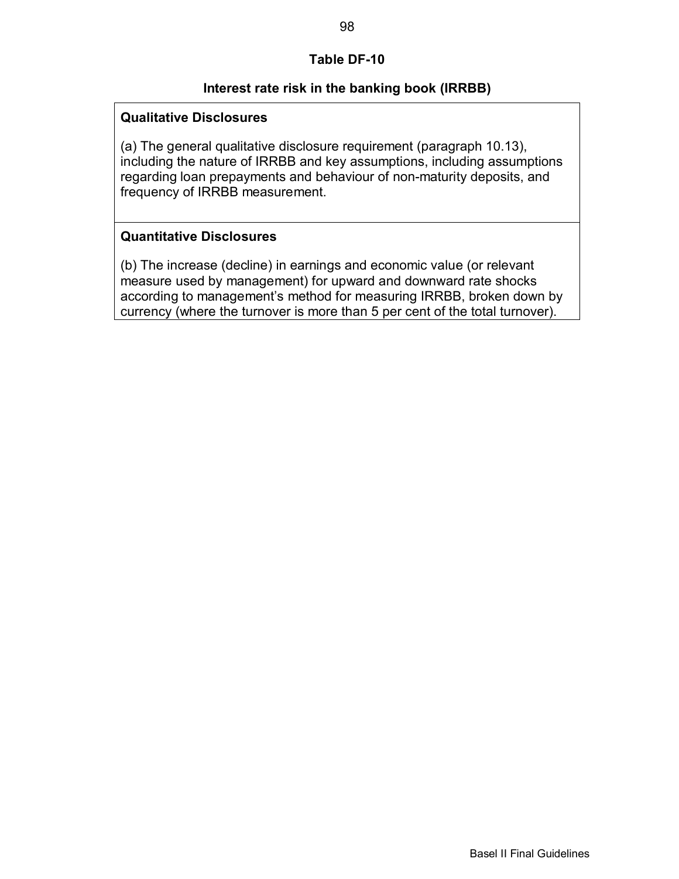## Table DF-10

### Interest rate risk in the banking book (IRRBB)

| **Qualitative Disclosures** |
| --- |
| (a) The general qualitative disclosure requirement (paragraph 10.13), including the nature of IRRBB and key assumptions, including assumptions regarding loan prepayments and behaviour of non-maturity deposits, and frequency of IRRBB measurement. |
| **Quantitative Disclosures** |
| (b) The increase (decline) in earnings and economic value (or relevant measure used by management) for upward and downward rate shocks according to management's method for measuring IRRBB, broken down by currency (where the turnover is more than 5 per cent of the total turnover). |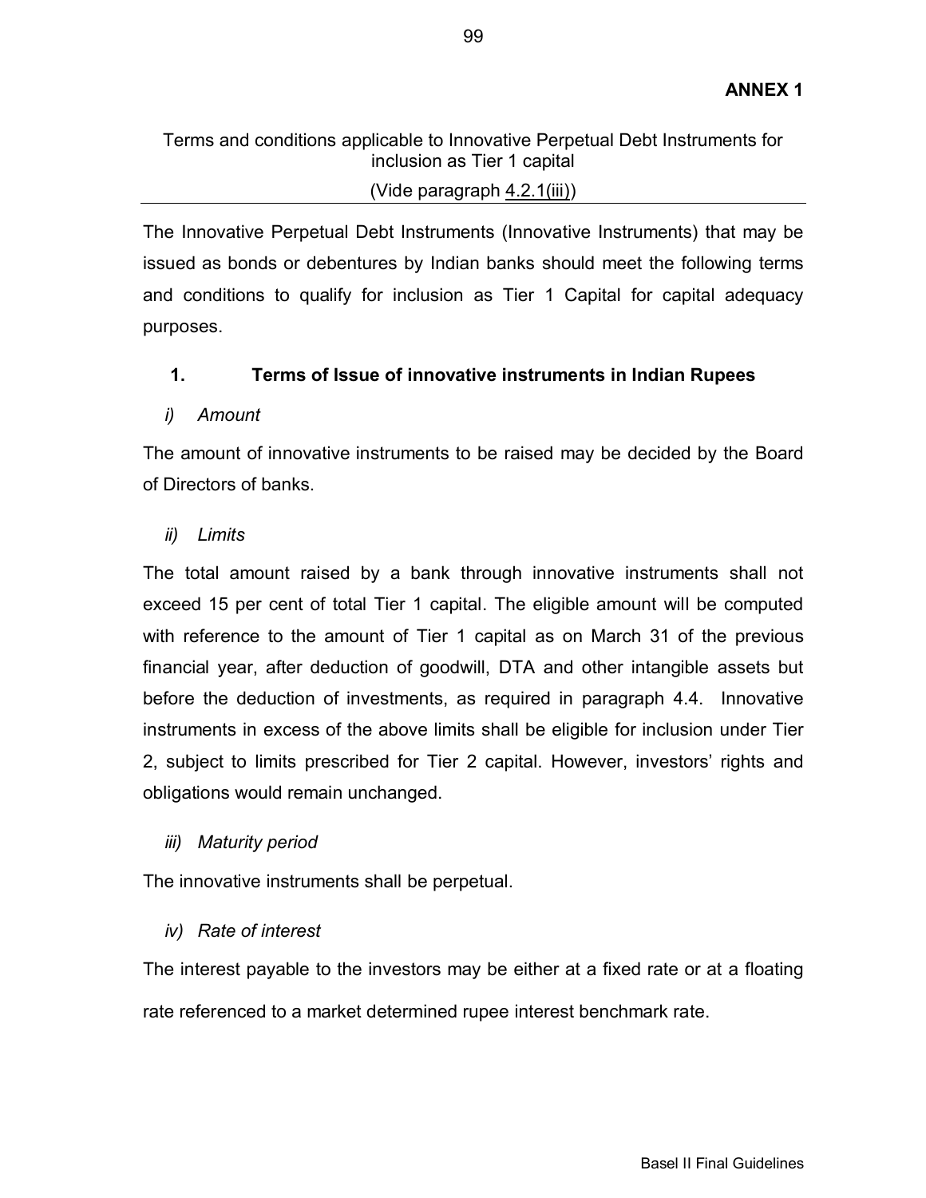**ANNEX 1**

Terms and conditions applicable to Innovative Perpetual Debt Instruments for inclusion as Tier 1 capital

(Vide paragraph 4.2.1(iii))

The Innovative Perpetual Debt Instruments (Innovative Instruments) that may be issued as bonds or debentures by Indian banks should meet the following terms and conditions to qualify for inclusion as Tier 1 Capital for capital adequacy purposes.

## 1. Terms of Issue of innovative instruments in Indian Rupees

*i) Amount*

The amount of innovative instruments to be raised may be decided by the Board of Directors of banks.

*ii) Limits*

The total amount raised by a bank through innovative instruments shall not exceed 15 per cent of total Tier 1 capital. The eligible amount will be computed with reference to the amount of Tier 1 capital as on March 31 of the previous financial year, after deduction of goodwill, DTA and other intangible assets but before the deduction of investments, as required in paragraph 4.4. Innovative instruments in excess of the above limits shall be eligible for inclusion under Tier 2, subject to limits prescribed for Tier 2 capital. However, investors' rights and obligations would remain unchanged.

*iii) Maturity period*

The innovative instruments shall be perpetual.

*iv) Rate of interest*

The interest payable to the investors may be either at a fixed rate or at a floating rate referenced to a market determined rupee interest benchmark rate.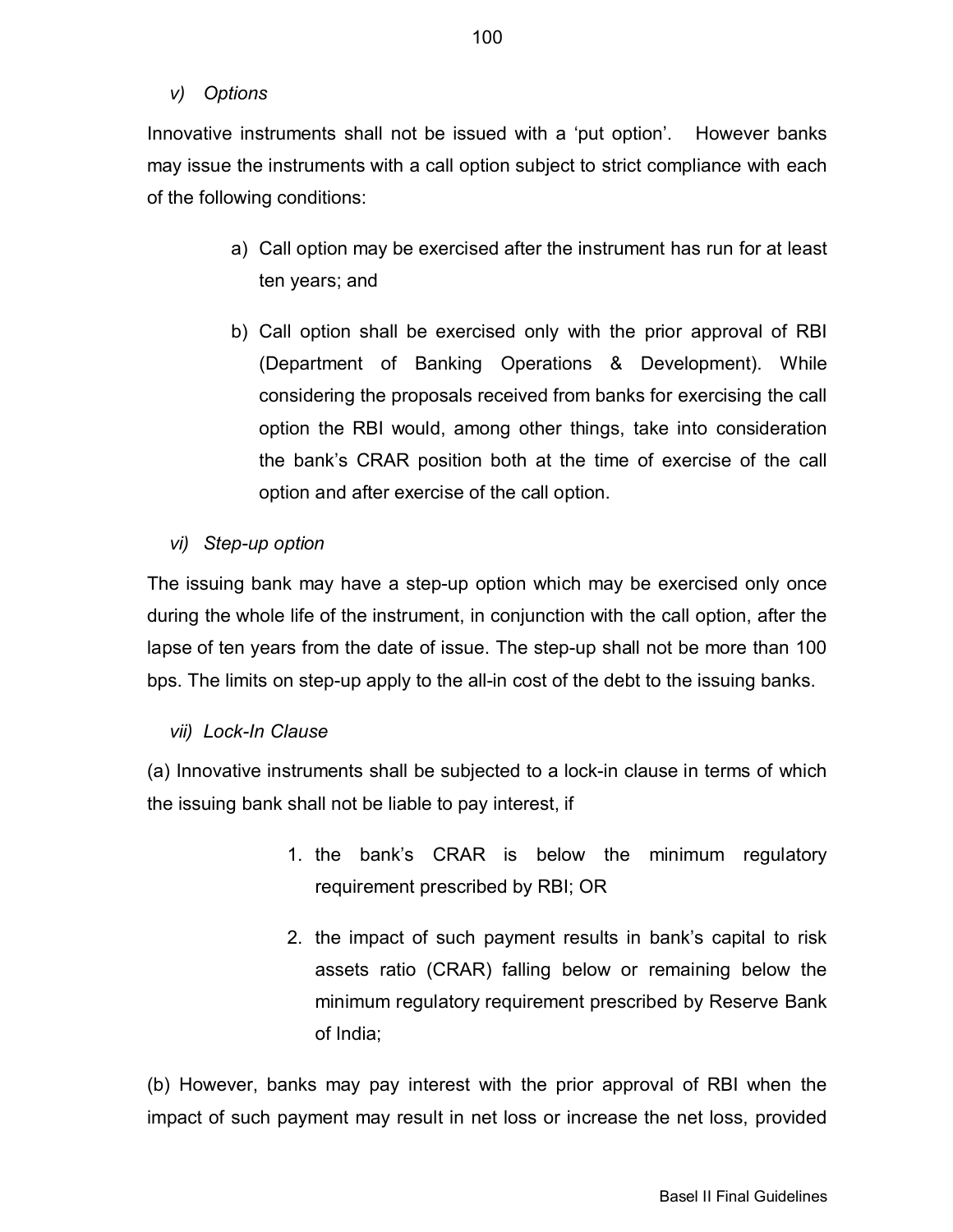*v) Options*

Innovative instruments shall not be issued with a 'put option'. However banks may issue the instruments with a call option subject to strict compliance with each of the following conditions:

a) Call option may be exercised after the instrument has run for at least ten years; and

b) Call option shall be exercised only with the prior approval of RBI (Department of Banking Operations & Development). While considering the proposals received from banks for exercising the call option the RBI would, among other things, take into consideration the bank's CRAR position both at the time of exercise of the call option and after exercise of the call option.

*vi) Step-up option*

The issuing bank may have a step-up option which may be exercised only once during the whole life of the instrument, in conjunction with the call option, after the lapse of ten years from the date of issue. The step-up shall not be more than 100 bps. The limits on step-up apply to the all-in cost of the debt to the issuing banks.

*vii) Lock-In Clause*

(a) Innovative instruments shall be subjected to a lock-in clause in terms of which the issuing bank shall not be liable to pay interest, if

1. the bank's CRAR is below the minimum regulatory requirement prescribed by RBI; OR
2. the impact of such payment results in bank's capital to risk assets ratio (CRAR) falling below or remaining below the minimum regulatory requirement prescribed by Reserve Bank of India;

(b) However, banks may pay interest with the prior approval of RBI when the impact of such payment may result in net loss or increase the net loss, provided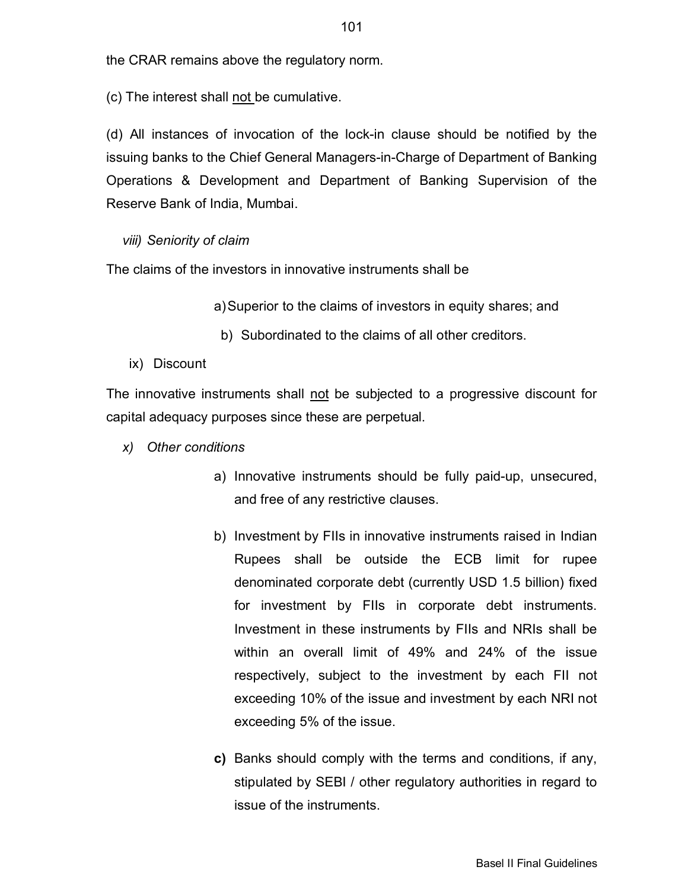the CRAR remains above the regulatory norm.

(c) The interest shall <u>not</u> be cumulative.

(d) All instances of invocation of the lock-in clause should be notified by the issuing banks to the Chief General Managers-in-Charge of Department of Banking Operations & Development and Department of Banking Supervision of the Reserve Bank of India, Mumbai.

*viii) Seniority of claim*

The claims of the investors in innovative instruments shall be

a) Superior to the claims of investors in equity shares; and

b) Subordinated to the claims of all other creditors.

ix) Discount

The innovative instruments shall <u>not</u> be subjected to a progressive discount for capital adequacy purposes since these are perpetual.

*x) Other conditions*

a) Innovative instruments should be fully paid-up, unsecured, and free of any restrictive clauses.

b) Investment by FIIs in innovative instruments raised in Indian Rupees shall be outside the ECB limit for rupee denominated corporate debt (currently USD 1.5 billion) fixed for investment by FIIs in corporate debt instruments. Investment in these instruments by FIIs and NRIs shall be within an overall limit of 49% and 24% of the issue respectively, subject to the investment by each FII not exceeding 10% of the issue and investment by each NRI not exceeding 5% of the issue.

**c)** Banks should comply with the terms and conditions, if any, stipulated by SEBI / other regulatory authorities in regard to issue of the instruments.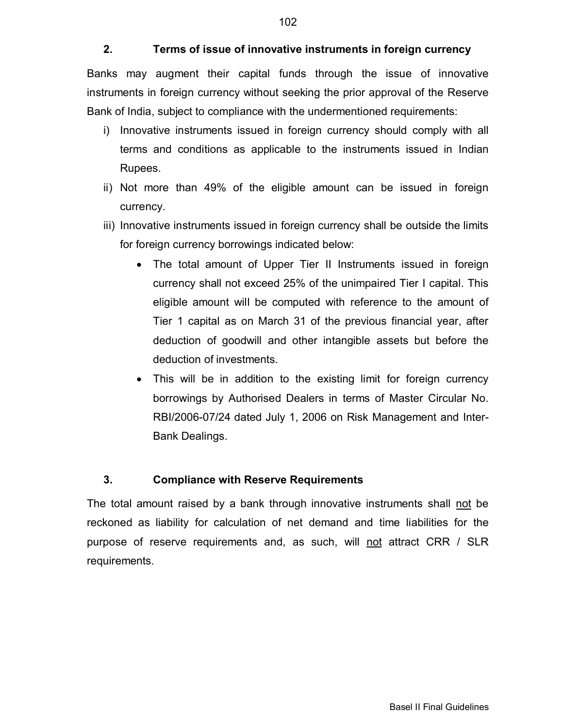## 2. Terms of issue of innovative instruments in foreign currency

Banks may augment their capital funds through the issue of innovative instruments in foreign currency without seeking the prior approval of the Reserve Bank of India, subject to compliance with the undermentioned requirements:

i) Innovative instruments issued in foreign currency should comply with all terms and conditions as applicable to the instruments issued in Indian Rupees.

ii) Not more than 49% of the eligible amount can be issued in foreign currency.

iii) Innovative instruments issued in foreign currency shall be outside the limits for foreign currency borrowings indicated below:

- The total amount of Upper Tier II Instruments issued in foreign currency shall not exceed 25% of the unimpaired Tier I capital. This eligible amount will be computed with reference to the amount of Tier 1 capital as on March 31 of the previous financial year, after deduction of goodwill and other intangible assets but before the deduction of investments.
- This will be in addition to the existing limit for foreign currency borrowings by Authorised Dealers in terms of Master Circular No. RBI/2006-07/24 dated July 1, 2006 on Risk Management and Inter-Bank Dealings.

## 3. Compliance with Reserve Requirements

The total amount raised by a bank through innovative instruments shall not be reckoned as liability for calculation of net demand and time liabilities for the purpose of reserve requirements and, as such, will not attract CRR / SLR requirements.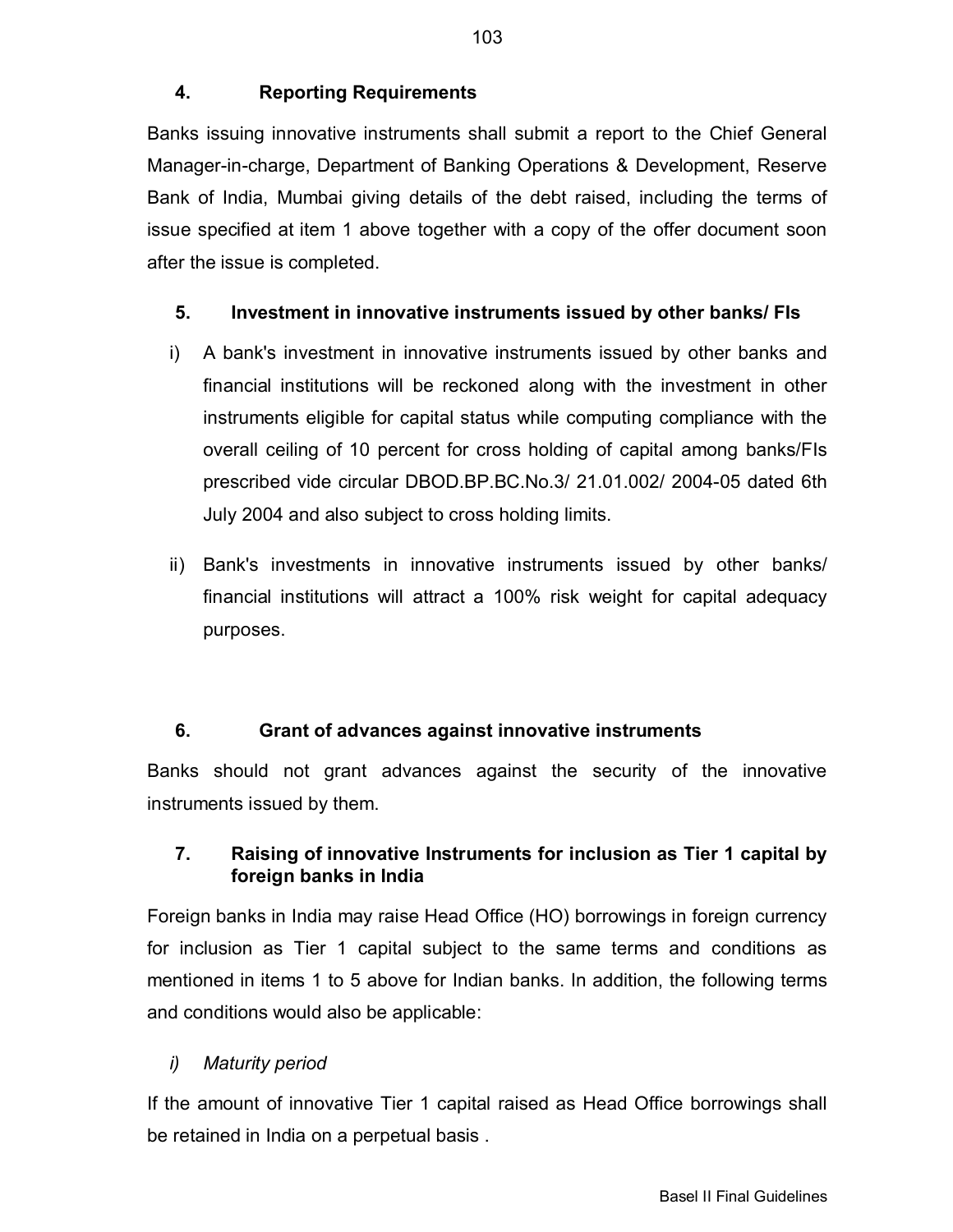## 4. Reporting Requirements

Banks issuing innovative instruments shall submit a report to the Chief General Manager-in-charge, Department of Banking Operations & Development, Reserve Bank of India, Mumbai giving details of the debt raised, including the terms of issue specified at item 1 above together with a copy of the offer document soon after the issue is completed.

## 5. Investment in innovative instruments issued by other banks/ FIs

i) A bank's investment in innovative instruments issued by other banks and financial institutions will be reckoned along with the investment in other instruments eligible for capital status while computing compliance with the overall ceiling of 10 percent for cross holding of capital among banks/FIs prescribed vide circular DBOD.BP.BC.No.3/ 21.01.002/ 2004-05 dated 6th July 2004 and also subject to cross holding limits.

ii) Bank's investments in innovative instruments issued by other banks/ financial institutions will attract a 100% risk weight for capital adequacy purposes.

## 6. Grant of advances against innovative instruments

Banks should not grant advances against the security of the innovative instruments issued by them.

## 7. Raising of innovative Instruments for inclusion as Tier 1 capital by foreign banks in India

Foreign banks in India may raise Head Office (HO) borrowings in foreign currency for inclusion as Tier 1 capital subject to the same terms and conditions as mentioned in items 1 to 5 above for Indian banks. In addition, the following terms and conditions would also be applicable:

*i) Maturity period*

If the amount of innovative Tier 1 capital raised as Head Office borrowings shall be retained in India on a perpetual basis .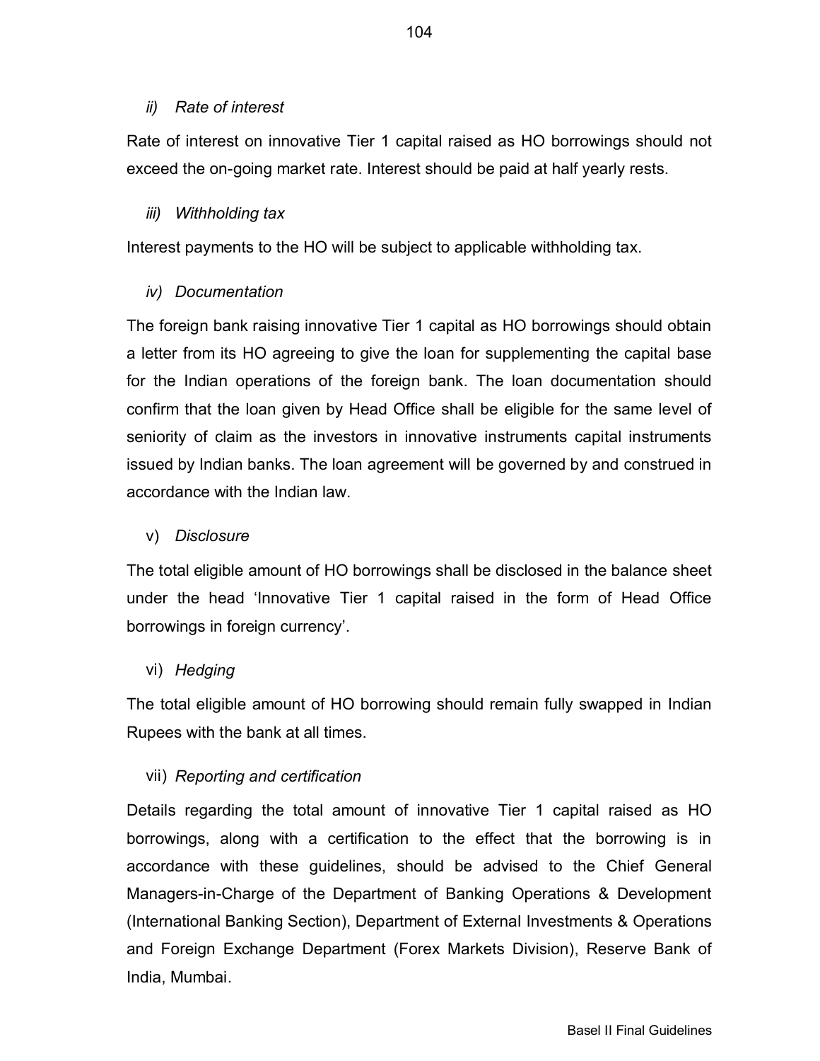*ii) Rate of interest*

Rate of interest on innovative Tier 1 capital raised as HO borrowings should not exceed the on-going market rate. Interest should be paid at half yearly rests.

*iii) Withholding tax*

Interest payments to the HO will be subject to applicable withholding tax.

*iv) Documentation*

The foreign bank raising innovative Tier 1 capital as HO borrowings should obtain a letter from its HO agreeing to give the loan for supplementing the capital base for the Indian operations of the foreign bank. The loan documentation should confirm that the loan given by Head Office shall be eligible for the same level of seniority of claim as the investors in innovative instruments capital instruments issued by Indian banks. The loan agreement will be governed by and construed in accordance with the Indian law.

v) *Disclosure*

The total eligible amount of HO borrowings shall be disclosed in the balance sheet under the head 'Innovative Tier 1 capital raised in the form of Head Office borrowings in foreign currency'.

vi) *Hedging*

The total eligible amount of HO borrowing should remain fully swapped in Indian Rupees with the bank at all times.

vii) *Reporting and certification*

Details regarding the total amount of innovative Tier 1 capital raised as HO borrowings, along with a certification to the effect that the borrowing is in accordance with these guidelines, should be advised to the Chief General Managers-in-Charge of the Department of Banking Operations & Development (International Banking Section), Department of External Investments & Operations and Foreign Exchange Department (Forex Markets Division), Reserve Bank of India, Mumbai.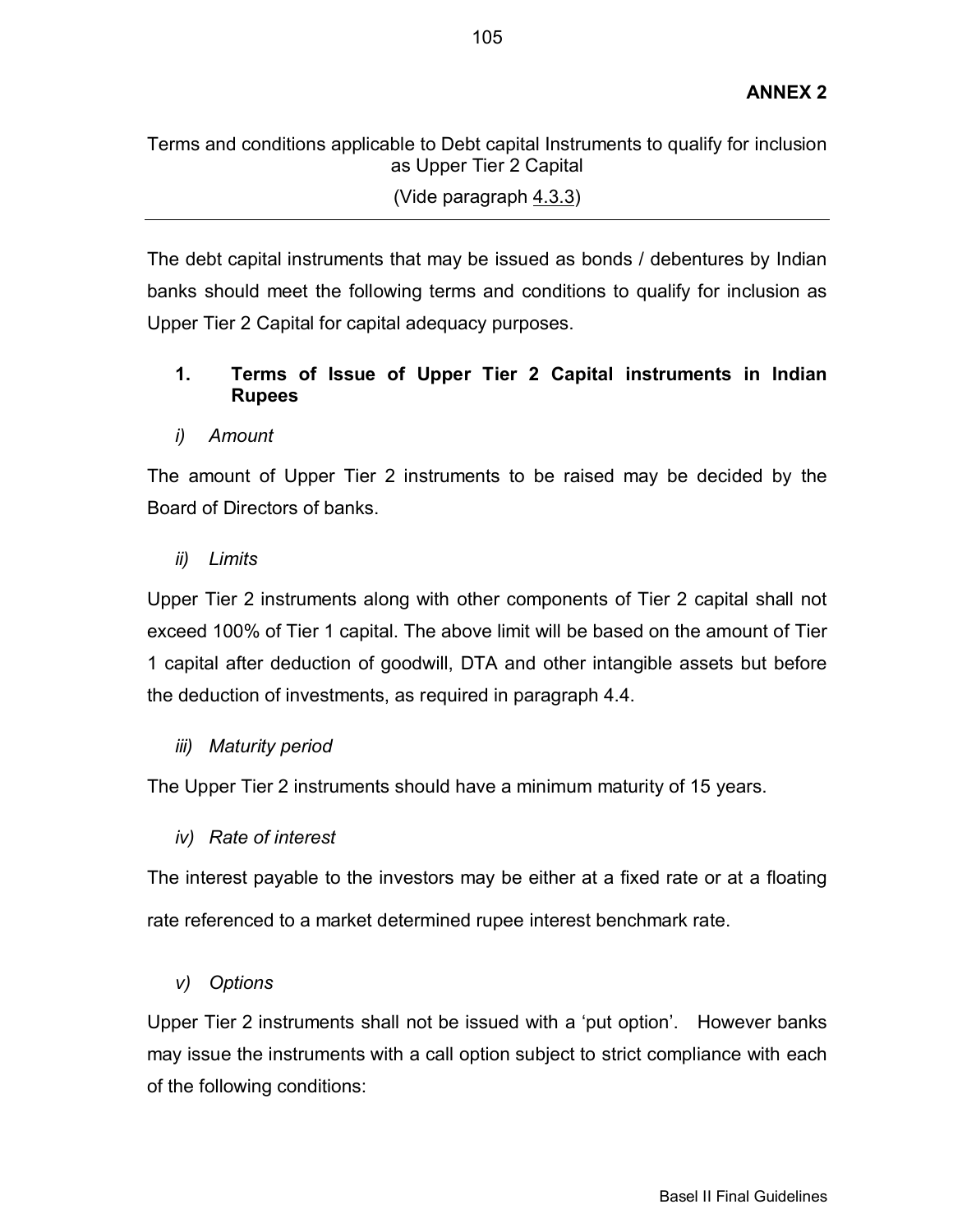**ANNEX 2**

Terms and conditions applicable to Debt capital Instruments to qualify for inclusion as Upper Tier 2 Capital

(Vide paragraph 4.3.3)

---

The debt capital instruments that may be issued as bonds / debentures by Indian banks should meet the following terms and conditions to qualify for inclusion as Upper Tier 2 Capital for capital adequacy purposes.

## 1. Terms of Issue of Upper Tier 2 Capital instruments in Indian Rupees

*i) Amount*

The amount of Upper Tier 2 instruments to be raised may be decided by the Board of Directors of banks.

*ii) Limits*

Upper Tier 2 instruments along with other components of Tier 2 capital shall not exceed 100% of Tier 1 capital. The above limit will be based on the amount of Tier 1 capital after deduction of goodwill, DTA and other intangible assets but before the deduction of investments, as required in paragraph 4.4.

*iii) Maturity period*

The Upper Tier 2 instruments should have a minimum maturity of 15 years.

*iv) Rate of interest*

The interest payable to the investors may be either at a fixed rate or at a floating rate referenced to a market determined rupee interest benchmark rate.

*v) Options*

Upper Tier 2 instruments shall not be issued with a 'put option'. However banks may issue the instruments with a call option subject to strict compliance with each of the following conditions: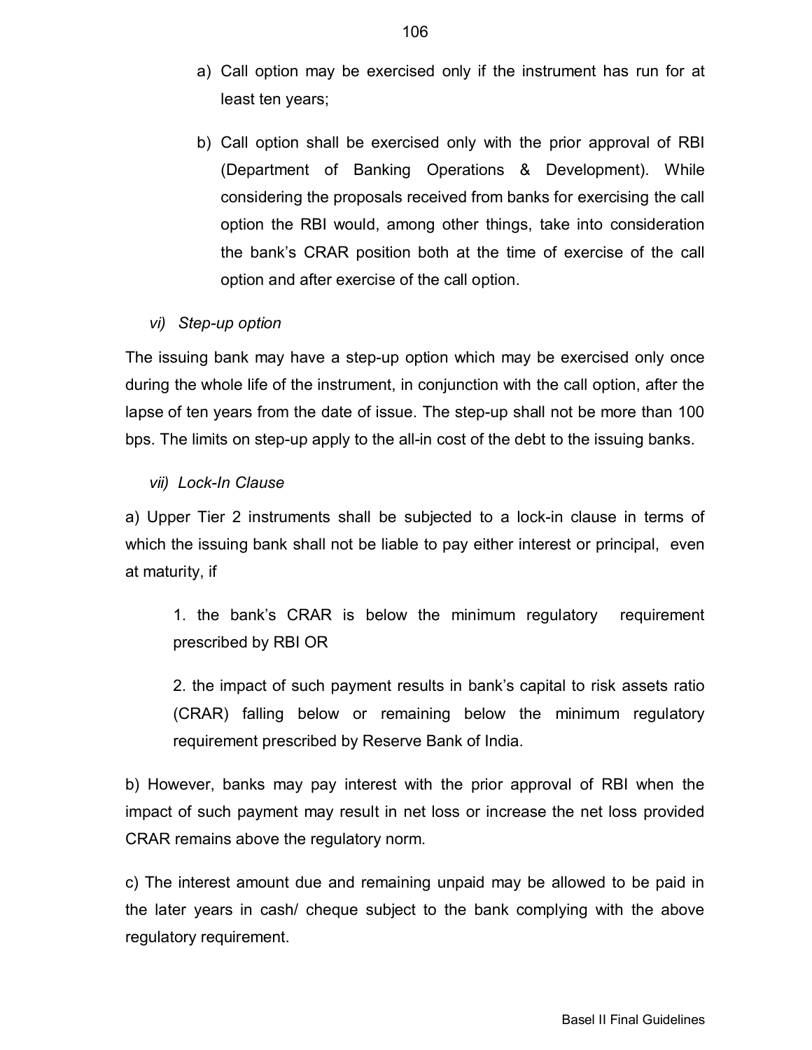a) Call option may be exercised only if the instrument has run for at least ten years;

b) Call option shall be exercised only with the prior approval of RBI (Department of Banking Operations & Development). While considering the proposals received from banks for exercising the call option the RBI would, among other things, take into consideration the bank's CRAR position both at the time of exercise of the call option and after exercise of the call option.

*vi) Step-up option*

The issuing bank may have a step-up option which may be exercised only once during the whole life of the instrument, in conjunction with the call option, after the lapse of ten years from the date of issue. The step-up shall not be more than 100 bps. The limits on step-up apply to the all-in cost of the debt to the issuing banks.

*vii) Lock-In Clause*

a) Upper Tier 2 instruments shall be subjected to a lock-in clause in terms of which the issuing bank shall not be liable to pay either interest or principal, even at maturity, if

1. the bank's CRAR is below the minimum regulatory requirement prescribed by RBI OR

2. the impact of such payment results in bank's capital to risk assets ratio (CRAR) falling below or remaining below the minimum regulatory requirement prescribed by Reserve Bank of India.

b) However, banks may pay interest with the prior approval of RBI when the impact of such payment may result in net loss or increase the net loss provided CRAR remains above the regulatory norm.

c) The interest amount due and remaining unpaid may be allowed to be paid in the later years in cash/ cheque subject to the bank complying with the above regulatory requirement.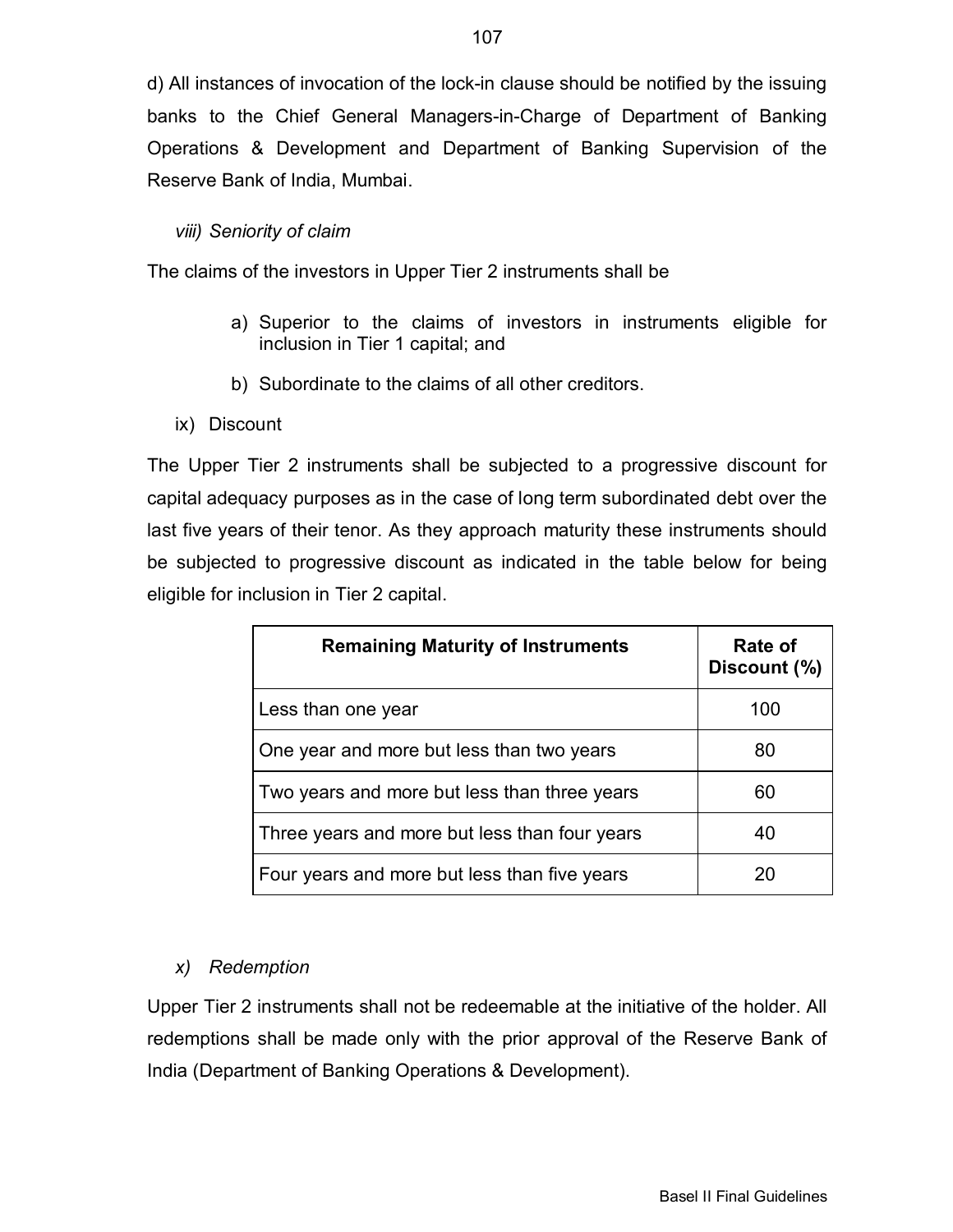d) All instances of invocation of the lock-in clause should be notified by the issuing banks to the Chief General Managers-in-Charge of Department of Banking Operations & Development and Department of Banking Supervision of the Reserve Bank of India, Mumbai.

*viii) Seniority of claim*

The claims of the investors in Upper Tier 2 instruments shall be

a) Superior to the claims of investors in instruments eligible for inclusion in Tier 1 capital; and

b) Subordinate to the claims of all other creditors.

ix) Discount

The Upper Tier 2 instruments shall be subjected to a progressive discount for capital adequacy purposes as in the case of long term subordinated debt over the last five years of their tenor. As they approach maturity these instruments should be subjected to progressive discount as indicated in the table below for being eligible for inclusion in Tier 2 capital.

| Remaining Maturity of Instruments | Rate of Discount (%) |
|---|---|
| Less than one year | 100 |
| One year and more but less than two years | 80 |
| Two years and more but less than three years | 60 |
| Three years and more but less than four years | 40 |
| Four years and more but less than five years | 20 |

*x) Redemption*

Upper Tier 2 instruments shall not be redeemable at the initiative of the holder. All redemptions shall be made only with the prior approval of the Reserve Bank of India (Department of Banking Operations & Development).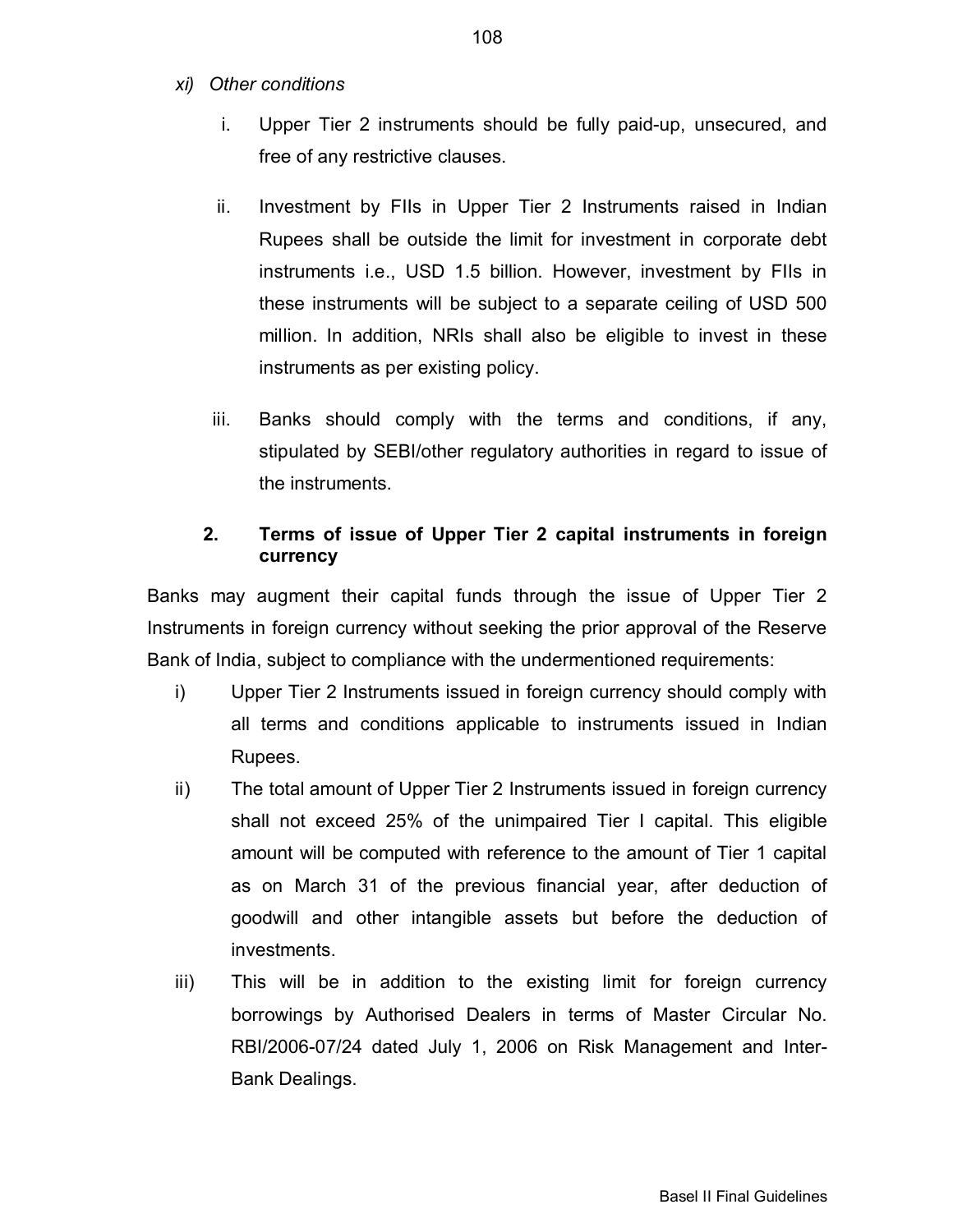*xi) Other conditions*

i. Upper Tier 2 instruments should be fully paid-up, unsecured, and free of any restrictive clauses.

ii. Investment by FIIs in Upper Tier 2 Instruments raised in Indian Rupees shall be outside the limit for investment in corporate debt instruments i.e., USD 1.5 billion. However, investment by FIIs in these instruments will be subject to a separate ceiling of USD 500 million. In addition, NRIs shall also be eligible to invest in these instruments as per existing policy.

iii. Banks should comply with the terms and conditions, if any, stipulated by SEBI/other regulatory authorities in regard to issue of the instruments.

## 2. Terms of issue of Upper Tier 2 capital instruments in foreign currency

Banks may augment their capital funds through the issue of Upper Tier 2 Instruments in foreign currency without seeking the prior approval of the Reserve Bank of India, subject to compliance with the undermentioned requirements:

i) Upper Tier 2 Instruments issued in foreign currency should comply with all terms and conditions applicable to instruments issued in Indian Rupees.

ii) The total amount of Upper Tier 2 Instruments issued in foreign currency shall not exceed 25% of the unimpaired Tier I capital. This eligible amount will be computed with reference to the amount of Tier 1 capital as on March 31 of the previous financial year, after deduction of goodwill and other intangible assets but before the deduction of investments.

iii) This will be in addition to the existing limit for foreign currency borrowings by Authorised Dealers in terms of Master Circular No. RBI/2006-07/24 dated July 1, 2006 on Risk Management and Inter-Bank Dealings.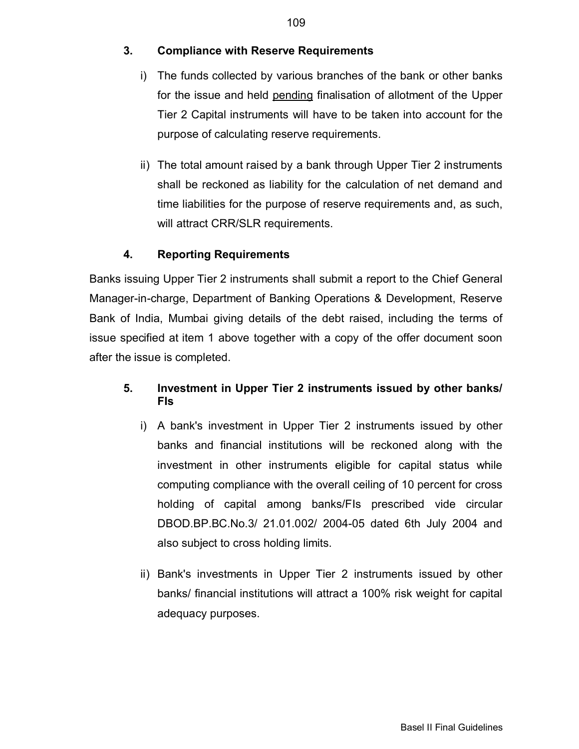### 3. Compliance with Reserve Requirements

i) The funds collected by various branches of the bank or other banks for the issue and held pending finalisation of allotment of the Upper Tier 2 Capital instruments will have to be taken into account for the purpose of calculating reserve requirements.

ii) The total amount raised by a bank through Upper Tier 2 instruments shall be reckoned as liability for the calculation of net demand and time liabilities for the purpose of reserve requirements and, as such, will attract CRR/SLR requirements.

### 4. Reporting Requirements

Banks issuing Upper Tier 2 instruments shall submit a report to the Chief General Manager-in-charge, Department of Banking Operations & Development, Reserve Bank of India, Mumbai giving details of the debt raised, including the terms of issue specified at item 1 above together with a copy of the offer document soon after the issue is completed.

### 5. Investment in Upper Tier 2 instruments issued by other banks/ FIs

i) A bank's investment in Upper Tier 2 instruments issued by other banks and financial institutions will be reckoned along with the investment in other instruments eligible for capital status while computing compliance with the overall ceiling of 10 percent for cross holding of capital among banks/FIs prescribed vide circular DBOD.BP.BC.No.3/ 21.01.002/ 2004-05 dated 6th July 2004 and also subject to cross holding limits.

ii) Bank's investments in Upper Tier 2 instruments issued by other banks/ financial institutions will attract a 100% risk weight for capital adequacy purposes.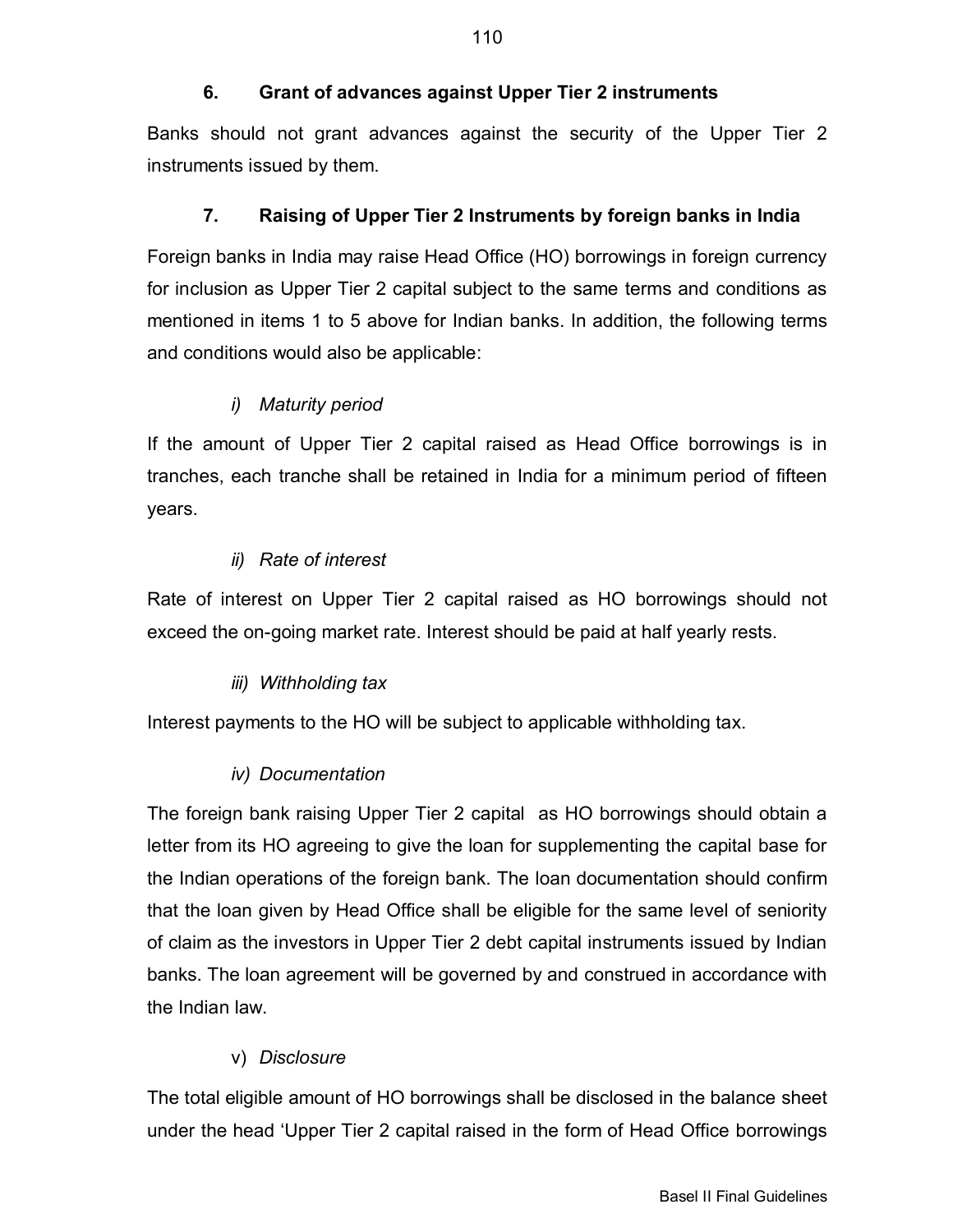## 6. Grant of advances against Upper Tier 2 instruments

Banks should not grant advances against the security of the Upper Tier 2 instruments issued by them.

## 7. Raising of Upper Tier 2 Instruments by foreign banks in India

Foreign banks in India may raise Head Office (HO) borrowings in foreign currency for inclusion as Upper Tier 2 capital subject to the same terms and conditions as mentioned in items 1 to 5 above for Indian banks. In addition, the following terms and conditions would also be applicable:

*i) Maturity period*

If the amount of Upper Tier 2 capital raised as Head Office borrowings is in tranches, each tranche shall be retained in India for a minimum period of fifteen years.

*ii) Rate of interest*

Rate of interest on Upper Tier 2 capital raised as HO borrowings should not exceed the on-going market rate. Interest should be paid at half yearly rests.

*iii) Withholding tax*

Interest payments to the HO will be subject to applicable withholding tax.

*iv) Documentation*

The foreign bank raising Upper Tier 2 capital as HO borrowings should obtain a letter from its HO agreeing to give the loan for supplementing the capital base for the Indian operations of the foreign bank. The loan documentation should confirm that the loan given by Head Office shall be eligible for the same level of seniority of claim as the investors in Upper Tier 2 debt capital instruments issued by Indian banks. The loan agreement will be governed by and construed in accordance with the Indian law.

v) *Disclosure*

The total eligible amount of HO borrowings shall be disclosed in the balance sheet under the head 'Upper Tier 2 capital raised in the form of Head Office borrowings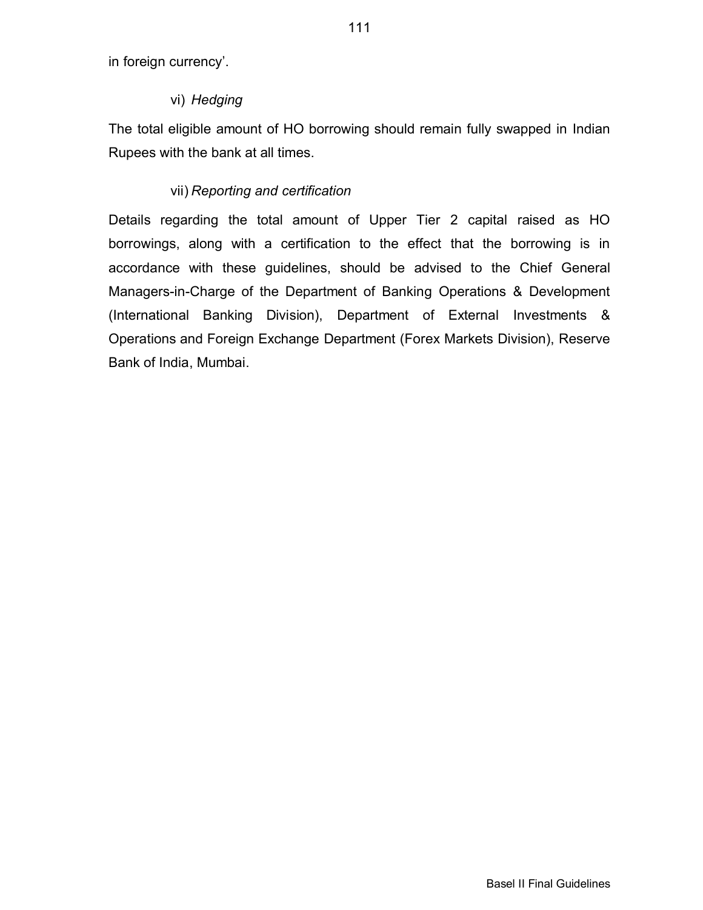in foreign currency'.

vi) *Hedging*

The total eligible amount of HO borrowing should remain fully swapped in Indian Rupees with the bank at all times.

vii) *Reporting and certification*

Details regarding the total amount of Upper Tier 2 capital raised as HO borrowings, along with a certification to the effect that the borrowing is in accordance with these guidelines, should be advised to the Chief General Managers-in-Charge of the Department of Banking Operations & Development (International Banking Division), Department of External Investments & Operations and Foreign Exchange Department (Forex Markets Division), Reserve Bank of India, Mumbai.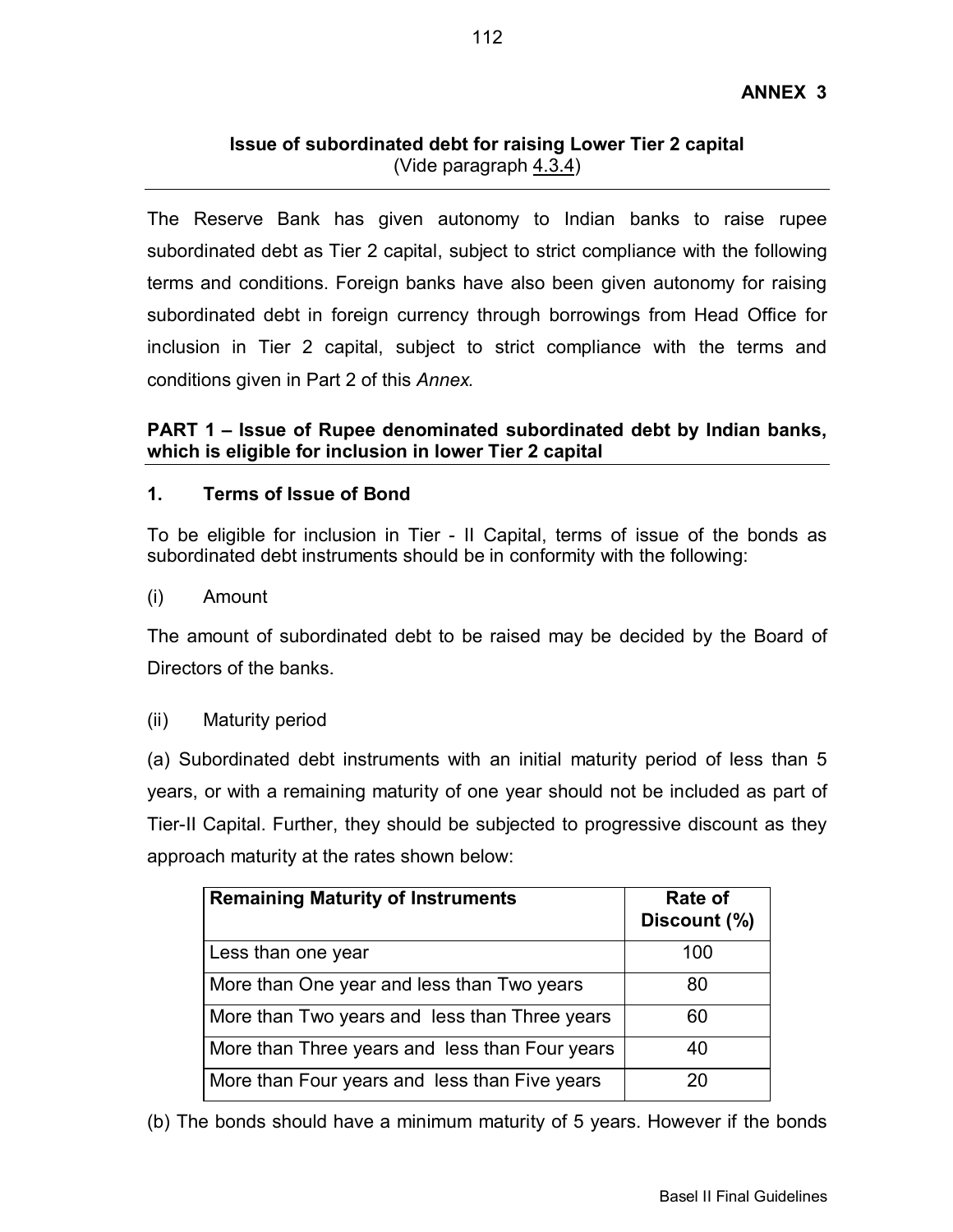**ANNEX 3**

## Issue of subordinated debt for raising Lower Tier 2 capital

(Vide paragraph 4.3.4)

The Reserve Bank has given autonomy to Indian banks to raise rupee subordinated debt as Tier 2 capital, subject to strict compliance with the following terms and conditions. Foreign banks have also been given autonomy for raising subordinated debt in foreign currency through borrowings from Head Office for inclusion in Tier 2 capital, subject to strict compliance with the terms and conditions given in Part 2 of this *Annex.*

### PART 1 – Issue of Rupee denominated subordinated debt by Indian banks, which is eligible for inclusion in lower Tier 2 capital

#### 1. Terms of Issue of Bond

To be eligible for inclusion in Tier - II Capital, terms of issue of the bonds as subordinated debt instruments should be in conformity with the following:

(i) Amount

The amount of subordinated debt to be raised may be decided by the Board of Directors of the banks.

(ii) Maturity period

(a) Subordinated debt instruments with an initial maturity period of less than 5 years, or with a remaining maturity of one year should not be included as part of Tier-II Capital. Further, they should be subjected to progressive discount as they approach maturity at the rates shown below:

| Remaining Maturity of Instruments | Rate of Discount (%) |
|---|---|
| Less than one year | 100 |
| More than One year and less than Two years | 80 |
| More than Two years and less than Three years | 60 |
| More than Three years and less than Four years | 40 |
| More than Four years and less than Five years | 20 |

(b) The bonds should have a minimum maturity of 5 years. However if the bonds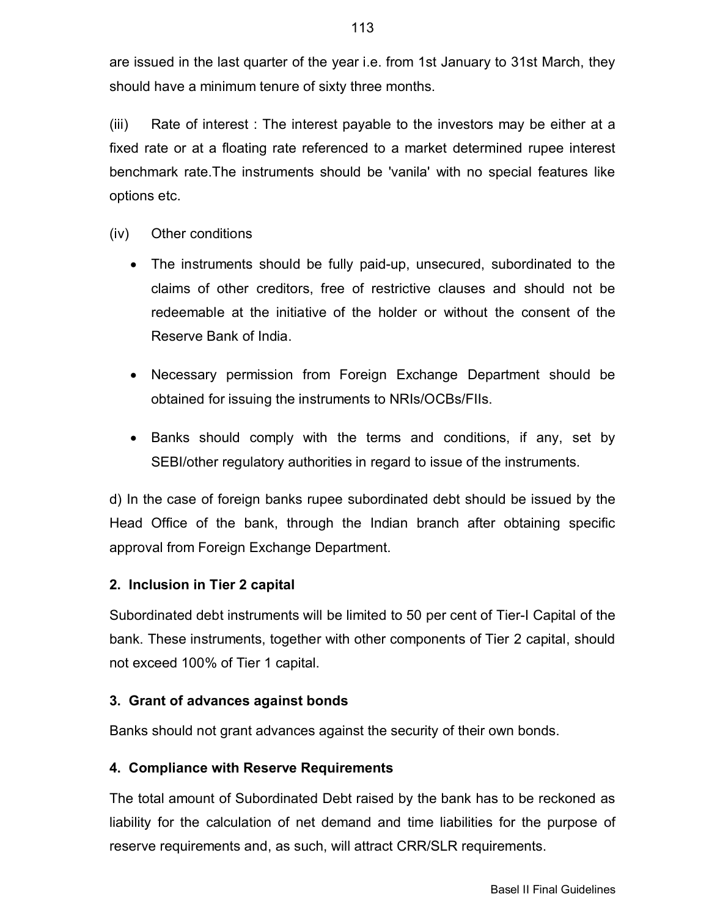are issued in the last quarter of the year i.e. from 1st January to 31st March, they should have a minimum tenure of sixty three months.

(iii) Rate of interest : The interest payable to the investors may be either at a fixed rate or at a floating rate referenced to a market determined rupee interest benchmark rate.The instruments should be 'vanila' with no special features like options etc.

(iv) Other conditions

- The instruments should be fully paid-up, unsecured, subordinated to the claims of other creditors, free of restrictive clauses and should not be redeemable at the initiative of the holder or without the consent of the Reserve Bank of India.

- Necessary permission from Foreign Exchange Department should be obtained for issuing the instruments to NRIs/OCBs/FIIs.

- Banks should comply with the terms and conditions, if any, set by SEBI/other regulatory authorities in regard to issue of the instruments.

d) In the case of foreign banks rupee subordinated debt should be issued by the Head Office of the bank, through the Indian branch after obtaining specific approval from Foreign Exchange Department.

### 2. Inclusion in Tier 2 capital

Subordinated debt instruments will be limited to 50 per cent of Tier-I Capital of the bank. These instruments, together with other components of Tier 2 capital, should not exceed 100% of Tier 1 capital.

### 3. Grant of advances against bonds

Banks should not grant advances against the security of their own bonds.

### 4. Compliance with Reserve Requirements

The total amount of Subordinated Debt raised by the bank has to be reckoned as liability for the calculation of net demand and time liabilities for the purpose of reserve requirements and, as such, will attract CRR/SLR requirements.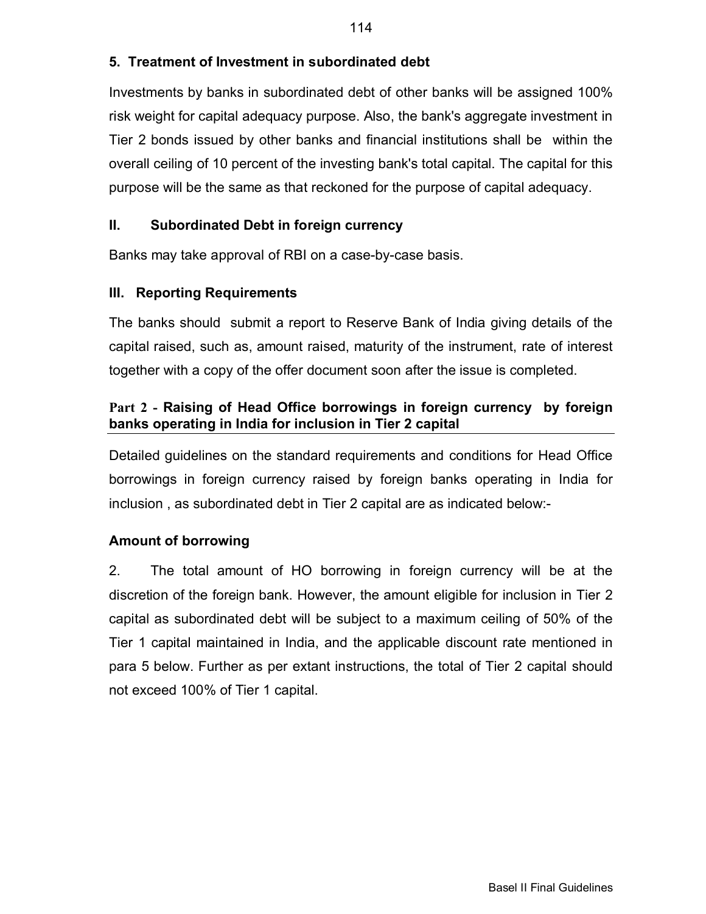### 5. Treatment of Investment in subordinated debt

Investments by banks in subordinated debt of other banks will be assigned 100% risk weight for capital adequacy purpose. Also, the bank's aggregate investment in Tier 2 bonds issued by other banks and financial institutions shall be within the overall ceiling of 10 percent of the investing bank's total capital. The capital for this purpose will be the same as that reckoned for the purpose of capital adequacy.

### II. Subordinated Debt in foreign currency

Banks may take approval of RBI on a case-by-case basis.

### III. Reporting Requirements

The banks should submit a report to Reserve Bank of India giving details of the capital raised, such as, amount raised, maturity of the instrument, rate of interest together with a copy of the offer document soon after the issue is completed.

## Part 2 - Raising of Head Office borrowings in foreign currency by foreign banks operating in India for inclusion in Tier 2 capital

Detailed guidelines on the standard requirements and conditions for Head Office borrowings in foreign currency raised by foreign banks operating in India for inclusion , as subordinated debt in Tier 2 capital are as indicated below:-

### Amount of borrowing

2. The total amount of HO borrowing in foreign currency will be at the discretion of the foreign bank. However, the amount eligible for inclusion in Tier 2 capital as subordinated debt will be subject to a maximum ceiling of 50% of the Tier 1 capital maintained in India, and the applicable discount rate mentioned in para 5 below. Further as per extant instructions, the total of Tier 2 capital should not exceed 100% of Tier 1 capital.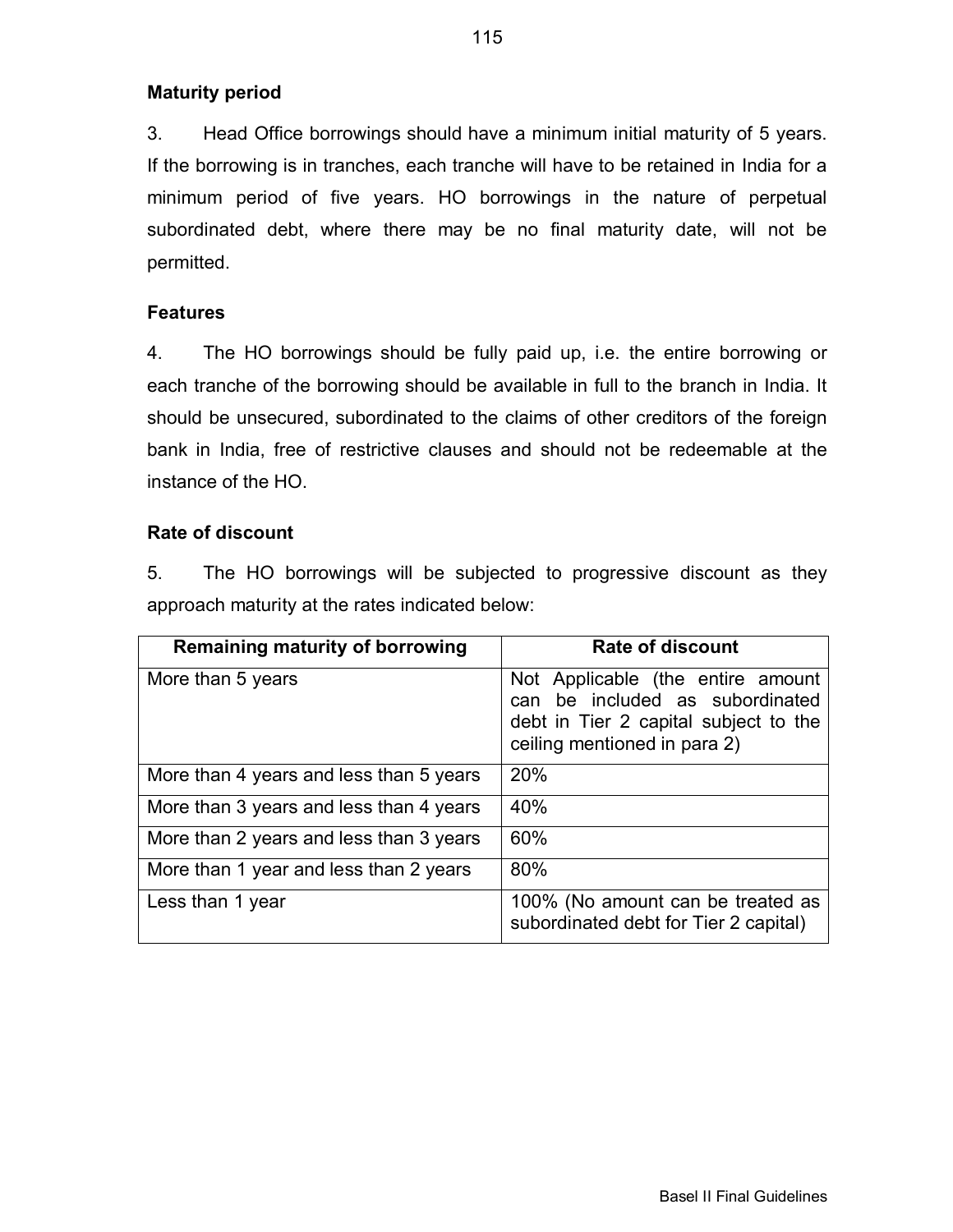**Maturity period**

3. Head Office borrowings should have a minimum initial maturity of 5 years. If the borrowing is in tranches, each tranche will have to be retained in India for a minimum period of five years. HO borrowings in the nature of perpetual subordinated debt, where there may be no final maturity date, will not be permitted.

**Features**

4. The HO borrowings should be fully paid up, i.e. the entire borrowing or each tranche of the borrowing should be available in full to the branch in India. It should be unsecured, subordinated to the claims of other creditors of the foreign bank in India, free of restrictive clauses and should not be redeemable at the instance of the HO.

**Rate of discount**

5. The HO borrowings will be subjected to progressive discount as they approach maturity at the rates indicated below:

| Remaining maturity of borrowing | Rate of discount |
|---|---|
| More than 5 years | Not Applicable (the entire amount can be included as subordinated debt in Tier 2 capital subject to the ceiling mentioned in para 2) |
| More than 4 years and less than 5 years | 20% |
| More than 3 years and less than 4 years | 40% |
| More than 2 years and less than 3 years | 60% |
| More than 1 year and less than 2 years | 80% |
| Less than 1 year | 100% (No amount can be treated as subordinated debt for Tier 2 capital) |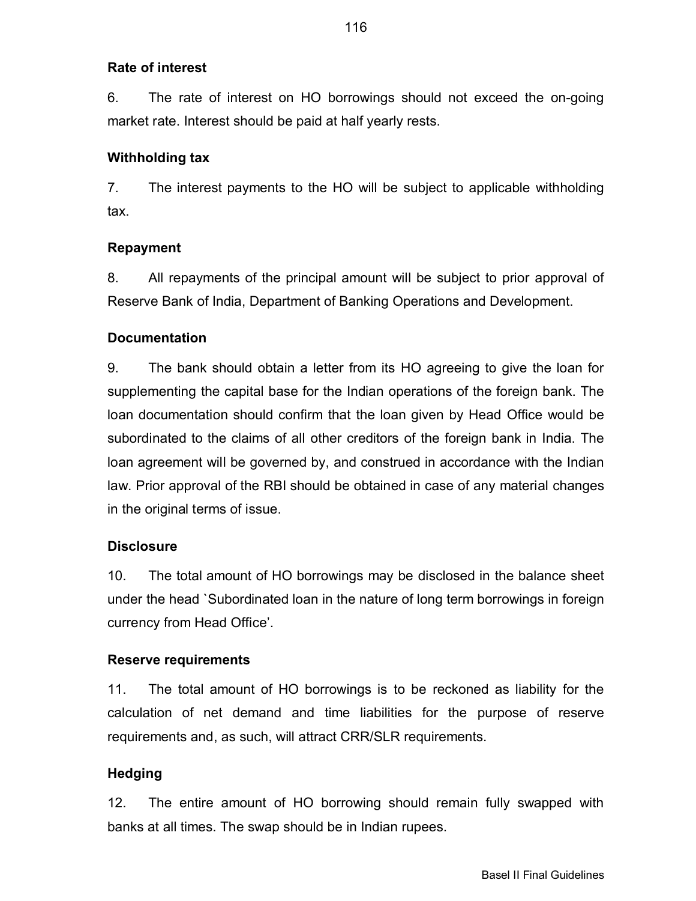**Rate of interest**

6. The rate of interest on HO borrowings should not exceed the on-going market rate. Interest should be paid at half yearly rests.

**Withholding tax**

7. The interest payments to the HO will be subject to applicable withholding tax.

**Repayment**

8. All repayments of the principal amount will be subject to prior approval of Reserve Bank of India, Department of Banking Operations and Development.

**Documentation**

9. The bank should obtain a letter from its HO agreeing to give the loan for supplementing the capital base for the Indian operations of the foreign bank. The loan documentation should confirm that the loan given by Head Office would be subordinated to the claims of all other creditors of the foreign bank in India. The loan agreement will be governed by, and construed in accordance with the Indian law. Prior approval of the RBI should be obtained in case of any material changes in the original terms of issue.

**Disclosure**

10. The total amount of HO borrowings may be disclosed in the balance sheet under the head `Subordinated loan in the nature of long term borrowings in foreign currency from Head Office'.

**Reserve requirements**

11. The total amount of HO borrowings is to be reckoned as liability for the calculation of net demand and time liabilities for the purpose of reserve requirements and, as such, will attract CRR/SLR requirements.

**Hedging**

12. The entire amount of HO borrowing should remain fully swapped with banks at all times. The swap should be in Indian rupees.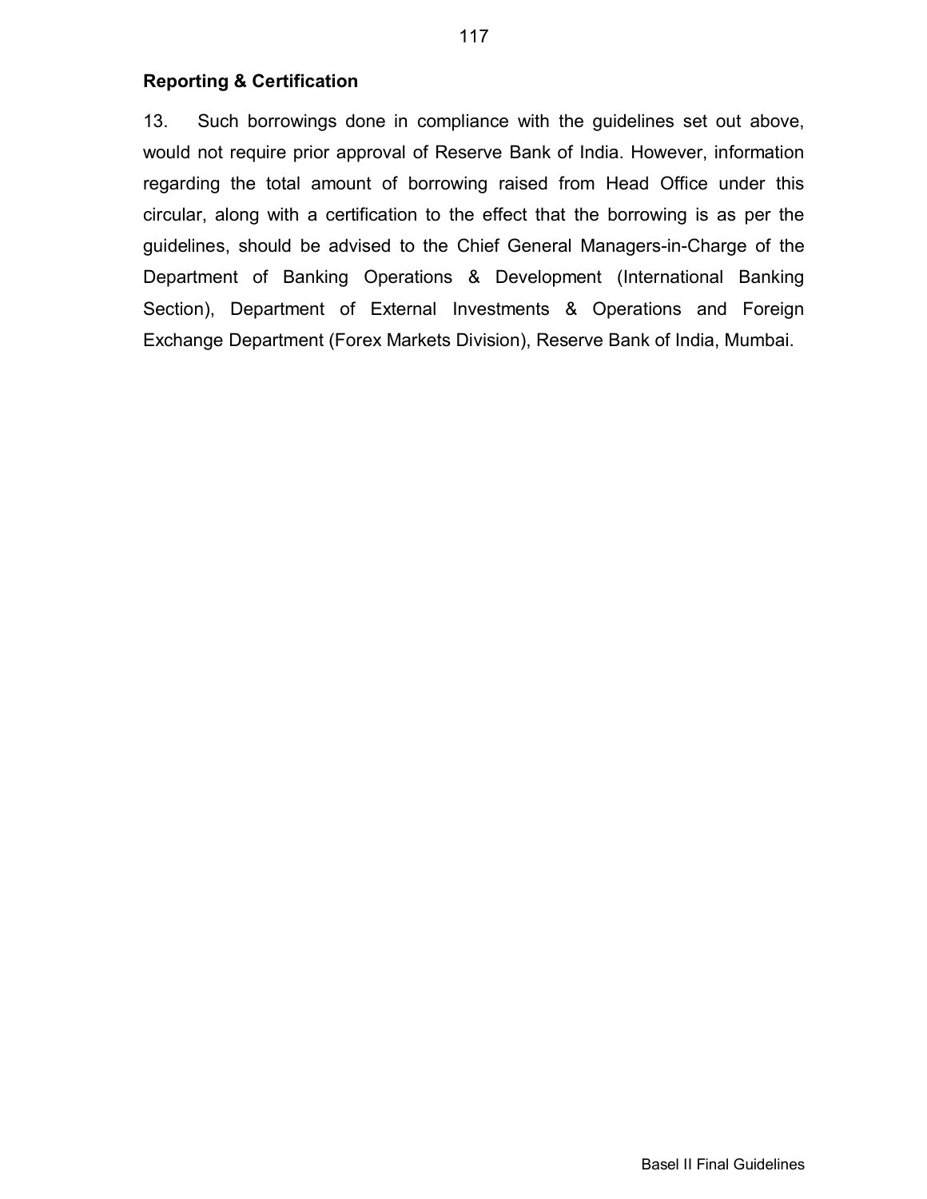**Reporting & Certification**

13. Such borrowings done in compliance with the guidelines set out above, would not require prior approval of Reserve Bank of India. However, information regarding the total amount of borrowing raised from Head Office under this circular, along with a certification to the effect that the borrowing is as per the guidelines, should be advised to the Chief General Managers-in-Charge of the Department of Banking Operations & Development (International Banking Section), Department of External Investments & Operations and Foreign Exchange Department (Forex Markets Division), Reserve Bank of India, Mumbai.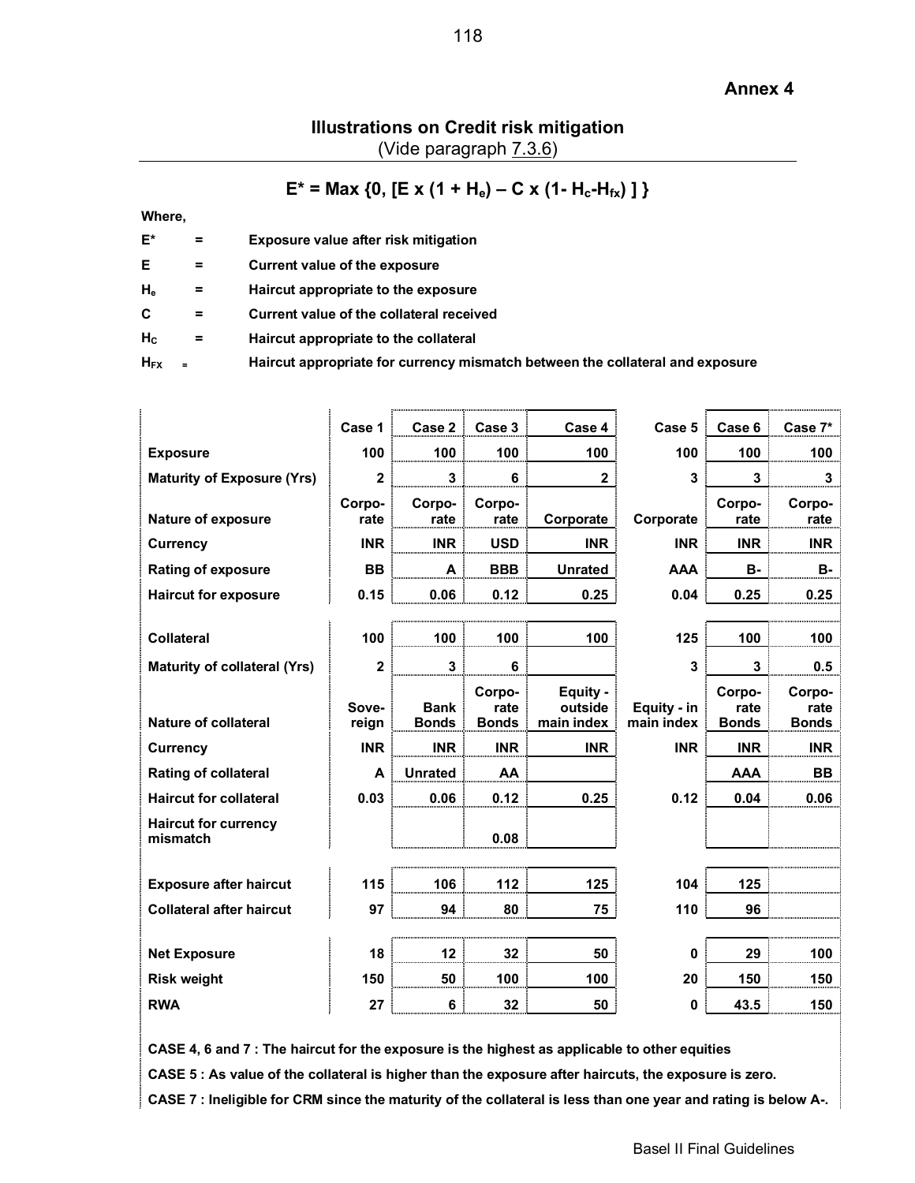**Annex 4**

## Illustrations on Credit risk mitigation

(Vide paragraph 7.3.6)

$$E^* = \text{Max} \{0, [E \times (1 + H_e) - C \times (1 - H_c - H_{fx})]\}$$

**Where,**

| | | |
|---|---|---|
| **E\*** | **=** | **Exposure value after risk mitigation** |
| **E** | **=** | **Current value of the exposure** |
| **$H_e$** | **=** | **Haircut appropriate to the exposure** |
| **C** | **=** | **Current value of the collateral received** |
| **$H_C$** | **=** | **Haircut appropriate to the collateral** |
| **$H_{FX}$** | **=** | **Haircut appropriate for currency mismatch between the collateral and exposure** |

| | Case 1 | Case 2 | Case 3 | Case 4 | Case 5 | Case 6 | Case 7* |
|---|---|---|---|---|---|---|---|
| **Exposure** | 100 | 100 | 100 | 100 | 100 | 100 | 100 |
| **Maturity of Exposure (Yrs)** | 2 | 3 | 6 | 2 | 3 | 3 | 3 |
| **Nature of exposure** | Corporate | Corporate | Corporate | Corporate | Corporate | Corporate | Corporate |
| **Currency** | INR | INR | USD | INR | INR | INR | INR |
| **Rating of exposure** | BB | A | BBB | Unrated | AAA | B- | B- |
| **Haircut for exposure** | 0.15 | 0.06 | 0.12 | 0.25 | 0.04 | 0.25 | 0.25 |
| | | | | | | | |
| **Collateral** | 100 | 100 | 100 | 100 | 125 | 100 | 100 |
| **Maturity of collateral (Yrs)** | 2 | 3 | 6 | | 3 | 3 | 0.5 |
| **Nature of collateral** | Sovereign | Bank Bonds | Corporate Bonds | Equity - outside main index | Equity - in main index | Corporate Bonds | Corporate Bonds |
| **Currency** | INR | INR | INR | INR | INR | INR | INR |
| **Rating of collateral** | A | Unrated | AA | | | AAA | BB |
| **Haircut for collateral** | 0.03 | 0.06 | 0.12 | 0.25 | 0.12 | 0.04 | 0.06 |
| **Haircut for currency mismatch** | | | 0.08 | | | | |
| | | | | | | | |
| **Exposure after haircut** | 115 | 106 | 112 | 125 | 104 | 125 | |
| **Collateral after haircut** | 97 | 94 | 80 | 75 | 110 | 96 | |
| | | | | | | | |
| **Net Exposure** | 18 | 12 | 32 | 50 | 0 | 29 | 100 |
| **Risk weight** | 150 | 50 | 100 | 100 | 20 | 150 | 150 |
| **RWA** | 27 | 6 | 32 | 50 | 0 | 43.5 | 150 |

**CASE 4, 6 and 7 : The haircut for the exposure is the highest as applicable to other equities**

**CASE 5 : As value of the collateral is higher than the exposure after haircuts, the exposure is zero.**

**CASE 7 : Ineligible for CRM since the maturity of the collateral is less than one year and rating is below A-.**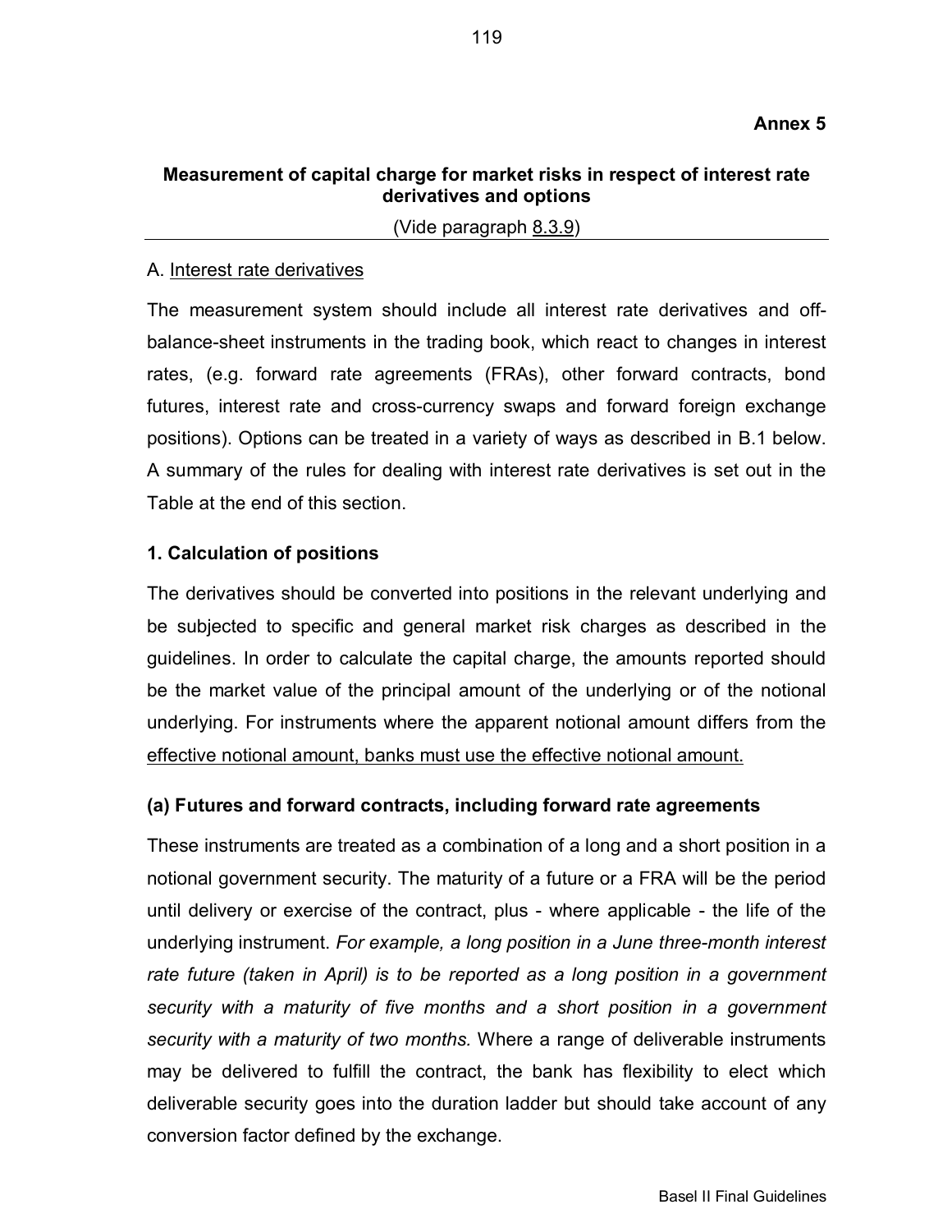**Annex 5**

## Measurement of capital charge for market risks in respect of interest rate derivatives and options

(Vide paragraph 8.3.9)

A. Interest rate derivatives

The measurement system should include all interest rate derivatives and off-balance-sheet instruments in the trading book, which react to changes in interest rates, (e.g. forward rate agreements (FRAs), other forward contracts, bond futures, interest rate and cross-currency swaps and forward foreign exchange positions). Options can be treated in a variety of ways as described in B.1 below. A summary of the rules for dealing with interest rate derivatives is set out in the Table at the end of this section.

### 1. Calculation of positions

The derivatives should be converted into positions in the relevant underlying and be subjected to specific and general market risk charges as described in the guidelines. In order to calculate the capital charge, the amounts reported should be the market value of the principal amount of the underlying or of the notional underlying. For instruments where the apparent notional amount differs from the effective notional amount, banks must use the effective notional amount.

### (a) Futures and forward contracts, including forward rate agreements

These instruments are treated as a combination of a long and a short position in a notional government security. The maturity of a future or a FRA will be the period until delivery or exercise of the contract, plus - where applicable - the life of the underlying instrument. *For example, a long position in a June three-month interest rate future (taken in April) is to be reported as a long position in a government security with a maturity of five months and a short position in a government security with a maturity of two months.* Where a range of deliverable instruments may be delivered to fulfill the contract, the bank has flexibility to elect which deliverable security goes into the duration ladder but should take account of any conversion factor defined by the exchange.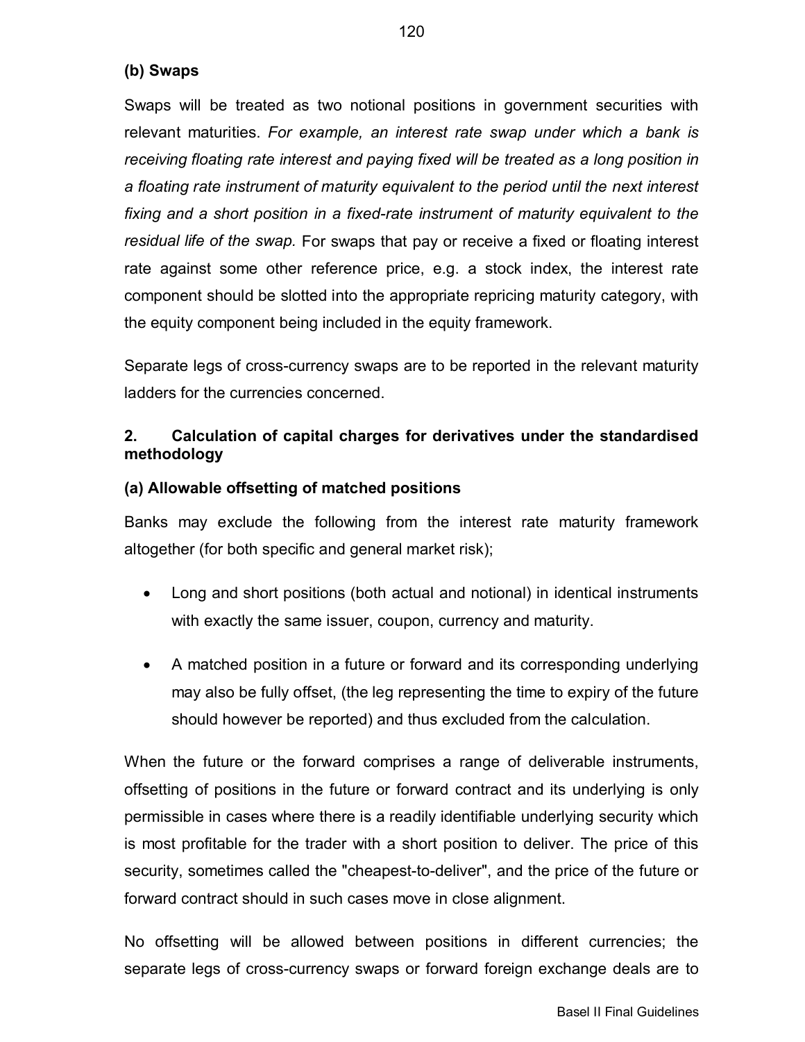### (b) Swaps

Swaps will be treated as two notional positions in government securities with relevant maturities. *For example, an interest rate swap under which a bank is receiving floating rate interest and paying fixed will be treated as a long position in a floating rate instrument of maturity equivalent to the period until the next interest fixing and a short position in a fixed-rate instrument of maturity equivalent to the residual life of the swap.* For swaps that pay or receive a fixed or floating interest rate against some other reference price, e.g. a stock index, the interest rate component should be slotted into the appropriate repricing maturity category, with the equity component being included in the equity framework.

Separate legs of cross-currency swaps are to be reported in the relevant maturity ladders for the currencies concerned.

## 2. Calculation of capital charges for derivatives under the standardised methodology

### (a) Allowable offsetting of matched positions

Banks may exclude the following from the interest rate maturity framework altogether (for both specific and general market risk);

- Long and short positions (both actual and notional) in identical instruments with exactly the same issuer, coupon, currency and maturity.
- A matched position in a future or forward and its corresponding underlying may also be fully offset, (the leg representing the time to expiry of the future should however be reported) and thus excluded from the calculation.

When the future or the forward comprises a range of deliverable instruments, offsetting of positions in the future or forward contract and its underlying is only permissible in cases where there is a readily identifiable underlying security which is most profitable for the trader with a short position to deliver. The price of this security, sometimes called the "cheapest-to-deliver", and the price of the future or forward contract should in such cases move in close alignment.

No offsetting will be allowed between positions in different currencies; the separate legs of cross-currency swaps or forward foreign exchange deals are to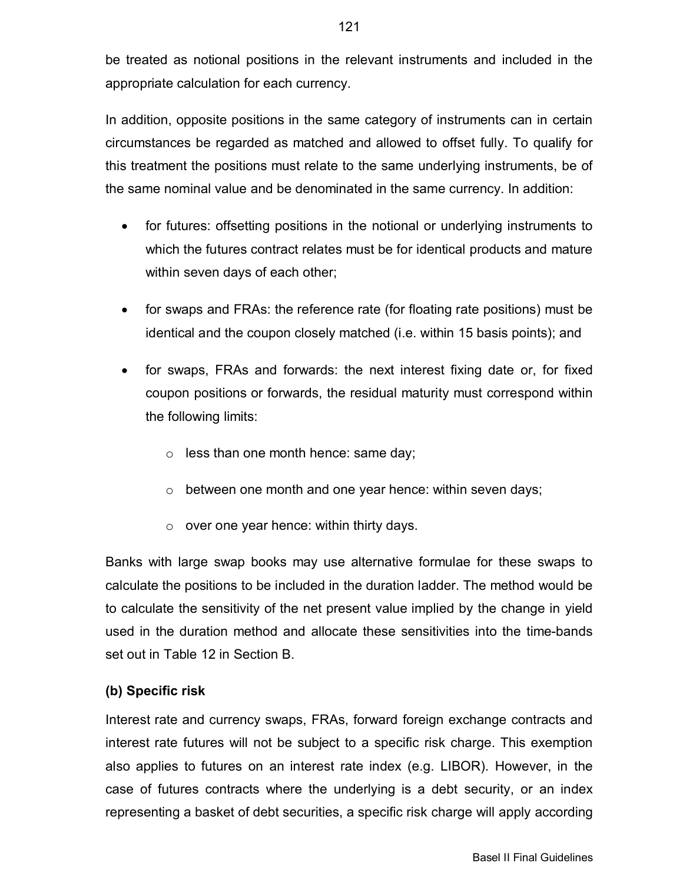be treated as notional positions in the relevant instruments and included in the appropriate calculation for each currency.

In addition, opposite positions in the same category of instruments can in certain circumstances be regarded as matched and allowed to offset fully. To qualify for this treatment the positions must relate to the same underlying instruments, be of the same nominal value and be denominated in the same currency. In addition:

- for futures: offsetting positions in the notional or underlying instruments to which the futures contract relates must be for identical products and mature within seven days of each other;
- for swaps and FRAs: the reference rate (for floating rate positions) must be identical and the coupon closely matched (i.e. within 15 basis points); and
- for swaps, FRAs and forwards: the next interest fixing date or, for fixed coupon positions or forwards, the residual maturity must correspond within the following limits:
  - less than one month hence: same day;
  - between one month and one year hence: within seven days;
  - over one year hence: within thirty days.

Banks with large swap books may use alternative formulae for these swaps to calculate the positions to be included in the duration ladder. The method would be to calculate the sensitivity of the net present value implied by the change in yield used in the duration method and allocate these sensitivities into the time-bands set out in Table 12 in Section B.

**(b) Specific risk**

Interest rate and currency swaps, FRAs, forward foreign exchange contracts and interest rate futures will not be subject to a specific risk charge. This exemption also applies to futures on an interest rate index (e.g. LIBOR). However, in the case of futures contracts where the underlying is a debt security, or an index representing a basket of debt securities, a specific risk charge will apply according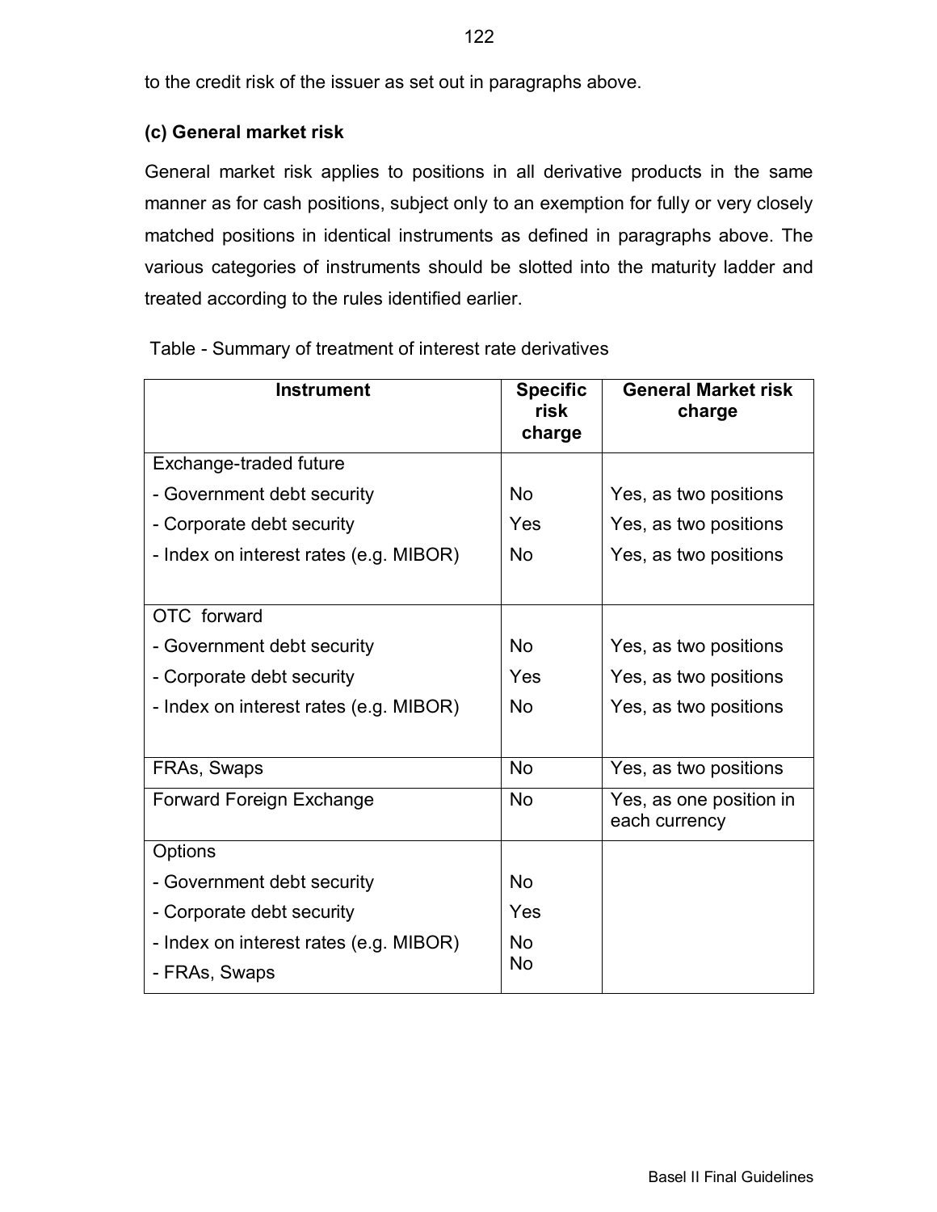to the credit risk of the issuer as set out in paragraphs above.

### (c) General market risk

General market risk applies to positions in all derivative products in the same manner as for cash positions, subject only to an exemption for fully or very closely matched positions in identical instruments as defined in paragraphs above. The various categories of instruments should be slotted into the maturity ladder and treated according to the rules identified earlier.

Table - Summary of treatment of interest rate derivatives

| Instrument | Specific risk charge | General Market risk charge |
|---|---|---|
| Exchange-traded future | | |
| - Government debt security | No | Yes, as two positions |
| - Corporate debt security | Yes | Yes, as two positions |
| - Index on interest rates (e.g. MIBOR) | No | Yes, as two positions |
| OTC forward | | |
| - Government debt security | No | Yes, as two positions |
| - Corporate debt security | Yes | Yes, as two positions |
| - Index on interest rates (e.g. MIBOR) | No | Yes, as two positions |
| FRAs, Swaps | No | Yes, as two positions |
| Forward Foreign Exchange | No | Yes, as one position in each currency |
| Options | | |
| - Government debt security | No | |
| - Corporate debt security | Yes | |
| - Index on interest rates (e.g. MIBOR) | No | |
| - FRAs, Swaps | No | |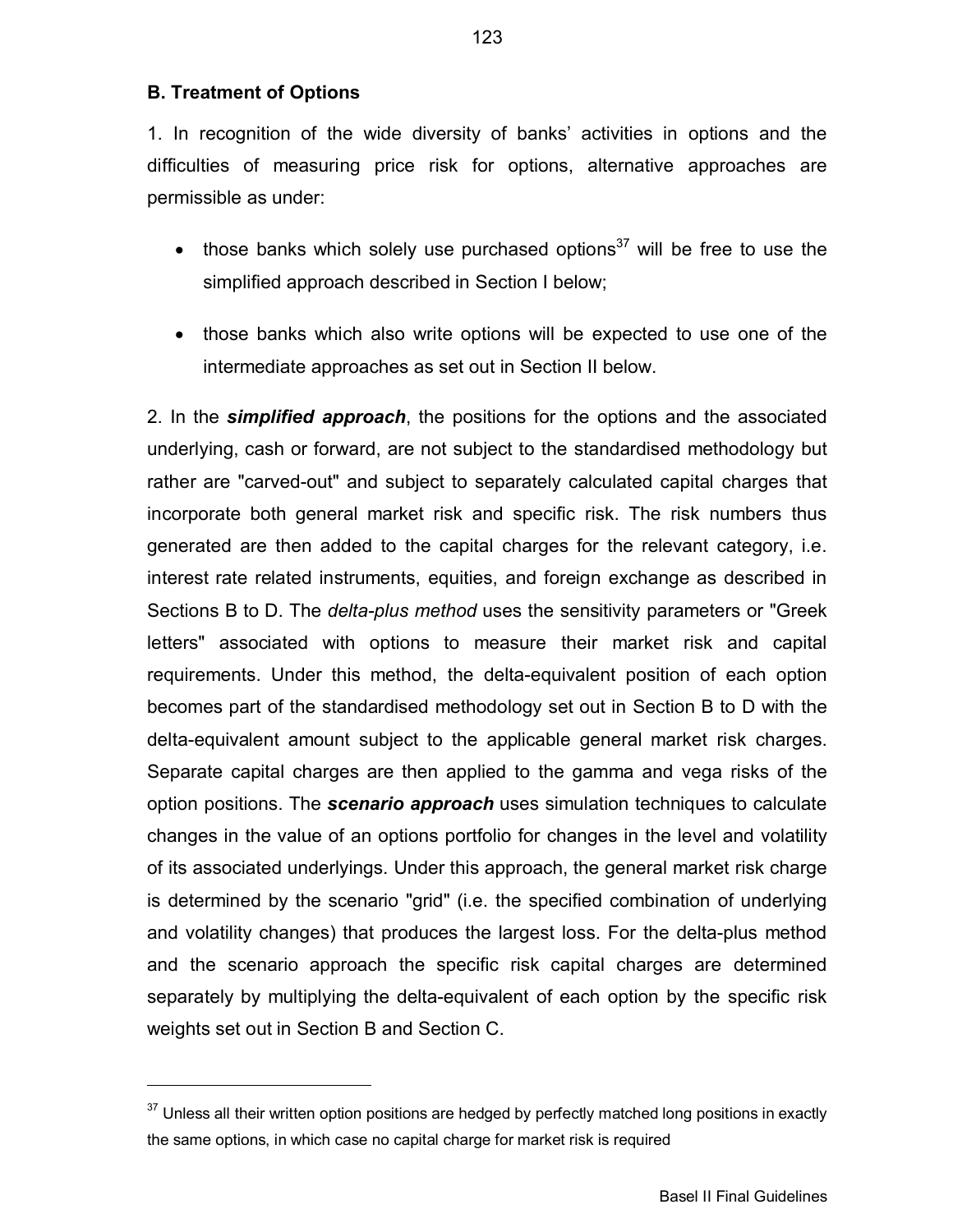## B. Treatment of Options

1. In recognition of the wide diversity of banks' activities in options and the difficulties of measuring price risk for options, alternative approaches are permissible as under:

- those banks which solely use purchased options[37] will be free to use the simplified approach described in Section I below;
- those banks which also write options will be expected to use one of the intermediate approaches as set out in Section II below.

2. In the ***simplified approach***, the positions for the options and the associated underlying, cash or forward, are not subject to the standardised methodology but rather are "carved-out" and subject to separately calculated capital charges that incorporate both general market risk and specific risk. The risk numbers thus generated are then added to the capital charges for the relevant category, i.e. interest rate related instruments, equities, and foreign exchange as described in Sections B to D. The *delta-plus method* uses the sensitivity parameters or "Greek letters" associated with options to measure their market risk and capital requirements. Under this method, the delta-equivalent position of each option becomes part of the standardised methodology set out in Section B to D with the delta-equivalent amount subject to the applicable general market risk charges. Separate capital charges are then applied to the gamma and vega risks of the option positions. The ***scenario approach*** uses simulation techniques to calculate changes in the value of an options portfolio for changes in the level and volatility of its associated underlyings. Under this approach, the general market risk charge is determined by the scenario "grid" (i.e. the specified combination of underlying and volatility changes) that produces the largest loss. For the delta-plus method and the scenario approach the specific risk capital charges are determined separately by multiplying the delta-equivalent of each option by the specific risk weights set out in Section B and Section C.

---

[37] Unless all their written option positions are hedged by perfectly matched long positions in exactly the same options, in which case no capital charge for market risk is required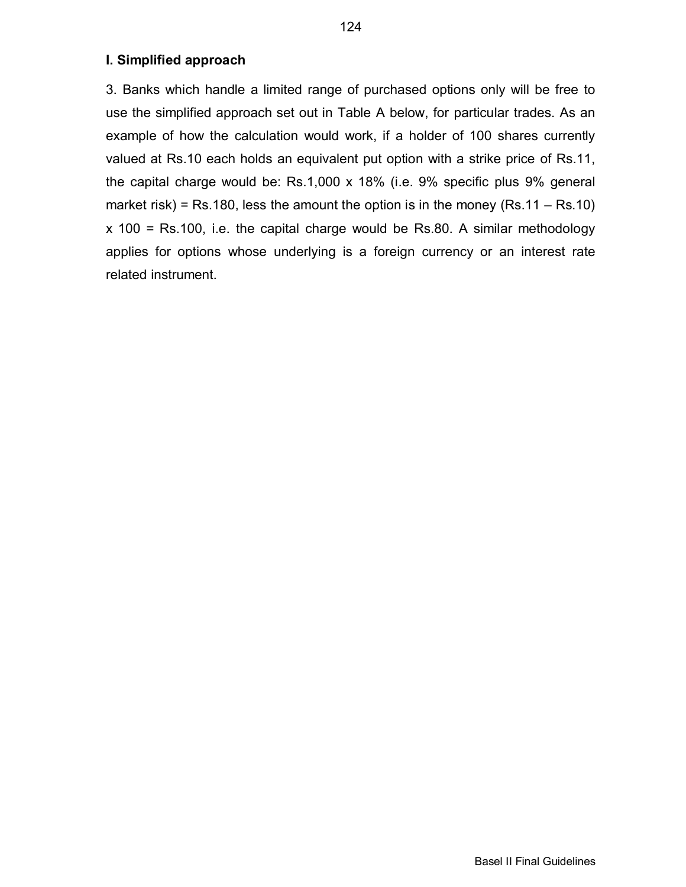### I. Simplified approach

3. Banks which handle a limited range of purchased options only will be free to use the simplified approach set out in Table A below, for particular trades. As an example of how the calculation would work, if a holder of 100 shares currently valued at Rs.10 each holds an equivalent put option with a strike price of Rs.11, the capital charge would be: Rs.1,000 x 18% (i.e. 9% specific plus 9% general market risk) = Rs.180, less the amount the option is in the money (Rs.11 – Rs.10) x 100 = Rs.100, i.e. the capital charge would be Rs.80. A similar methodology applies for options whose underlying is a foreign currency or an interest rate related instrument.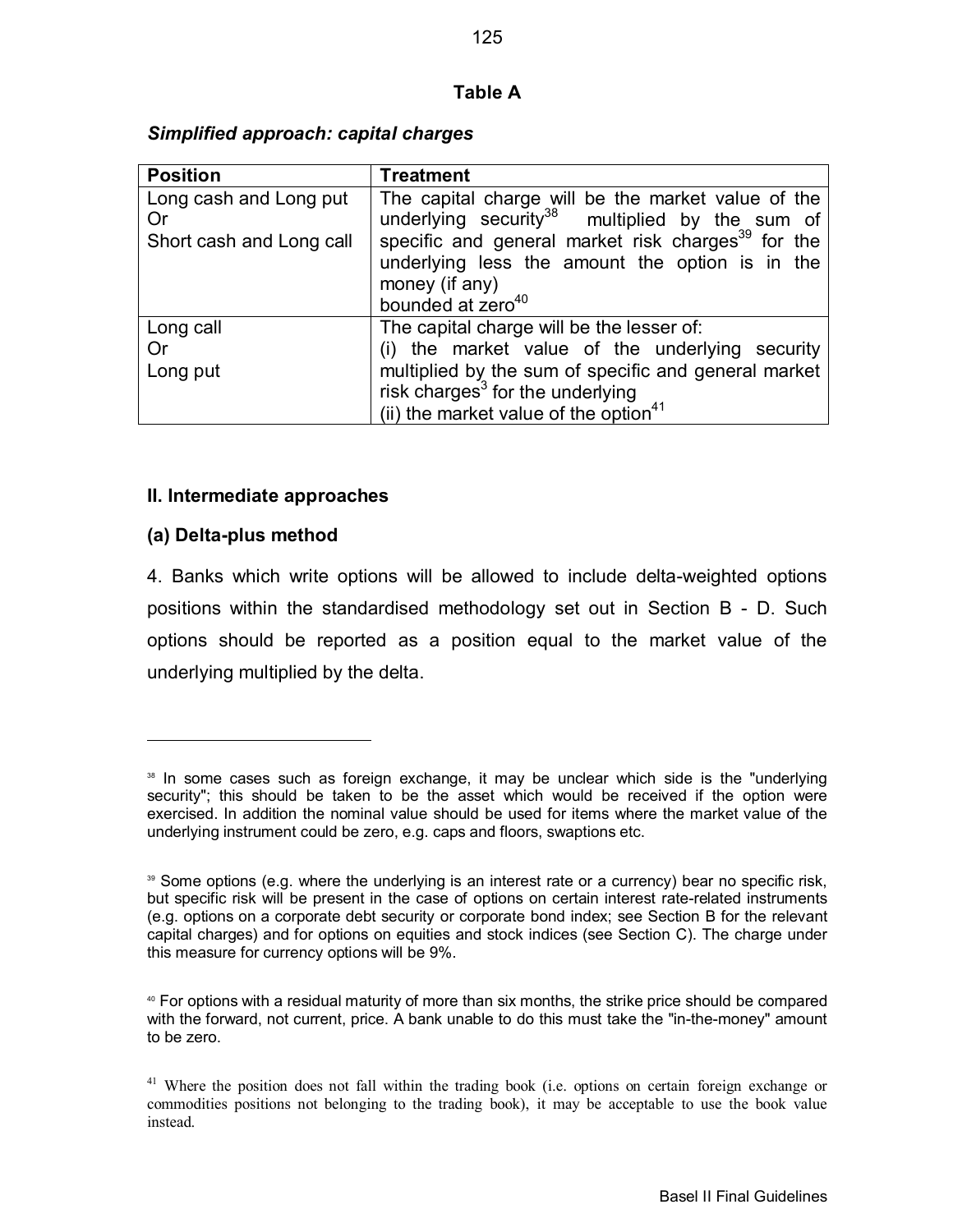**Table A**

***Simplified approach: capital charges***

| Position | Treatment |
|---|---|
| Long cash and Long put<br>Or<br>Short cash and Long call | The capital charge will be the market value of the underlying security[38] multiplied by the sum of specific and general market risk charges[39] for the underlying less the amount the option is in the money (if any)<br>bounded at zero[40] |
| Long call<br>Or<br>Long put | The capital charge will be the lesser of:<br>(i) the market value of the underlying security multiplied by the sum of specific and general market risk charges[3] for the underlying<br>(ii) the market value of the option[41] |

### II. Intermediate approaches

### (a) Delta-plus method

4. Banks which write options will be allowed to include delta-weighted options positions within the standardised methodology set out in Section B - D. Such options should be reported as a position equal to the market value of the underlying multiplied by the delta.

---

[38] In some cases such as foreign exchange, it may be unclear which side is the "underlying security"; this should be taken to be the asset which would be received if the option were exercised. In addition the nominal value should be used for items where the market value of the underlying instrument could be zero, e.g. caps and floors, swaptions etc.

[39] Some options (e.g. where the underlying is an interest rate or a currency) bear no specific risk, but specific risk will be present in the case of options on certain interest rate-related instruments (e.g. options on a corporate debt security or corporate bond index; see Section B for the relevant capital charges) and for options on equities and stock indices (see Section C). The charge under this measure for currency options will be 9%.

[40] For options with a residual maturity of more than six months, the strike price should be compared with the forward, not current, price. A bank unable to do this must take the "in-the-money" amount to be zero.

[41] Where the position does not fall within the trading book (i.e. options on certain foreign exchange or commodities positions not belonging to the trading book), it may be acceptable to use the book value instead.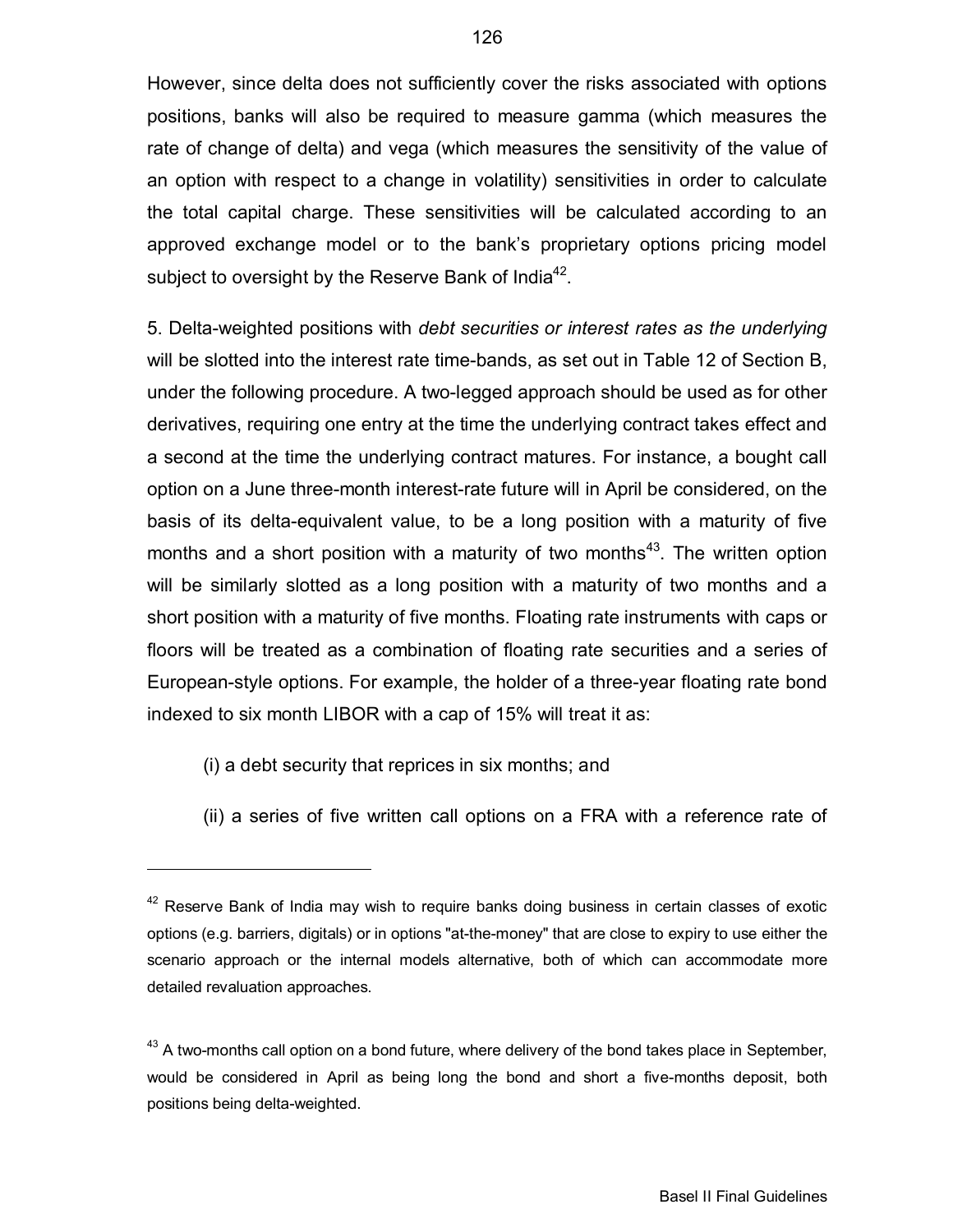However, since delta does not sufficiently cover the risks associated with options positions, banks will also be required to measure gamma (which measures the rate of change of delta) and vega (which measures the sensitivity of the value of an option with respect to a change in volatility) sensitivities in order to calculate the total capital charge. These sensitivities will be calculated according to an approved exchange model or to the bank's proprietary options pricing model subject to oversight by the Reserve Bank of India[42].

5. Delta-weighted positions with *debt securities or interest rates as the underlying* will be slotted into the interest rate time-bands, as set out in Table 12 of Section B, under the following procedure. A two-legged approach should be used as for other derivatives, requiring one entry at the time the underlying contract takes effect and a second at the time the underlying contract matures. For instance, a bought call option on a June three-month interest-rate future will in April be considered, on the basis of its delta-equivalent value, to be a long position with a maturity of five months and a short position with a maturity of two months[43]. The written option will be similarly slotted as a long position with a maturity of two months and a short position with a maturity of five months. Floating rate instruments with caps or floors will be treated as a combination of floating rate securities and a series of European-style options. For example, the holder of a three-year floating rate bond indexed to six month LIBOR with a cap of 15% will treat it as:

(i) a debt security that reprices in six months; and

(ii) a series of five written call options on a FRA with a reference rate of

---

[42] Reserve Bank of India may wish to require banks doing business in certain classes of exotic options (e.g. barriers, digitals) or in options "at-the-money" that are close to expiry to use either the scenario approach or the internal models alternative, both of which can accommodate more detailed revaluation approaches.

[43] A two-months call option on a bond future, where delivery of the bond takes place in September, would be considered in April as being long the bond and short a five-months deposit, both positions being delta-weighted.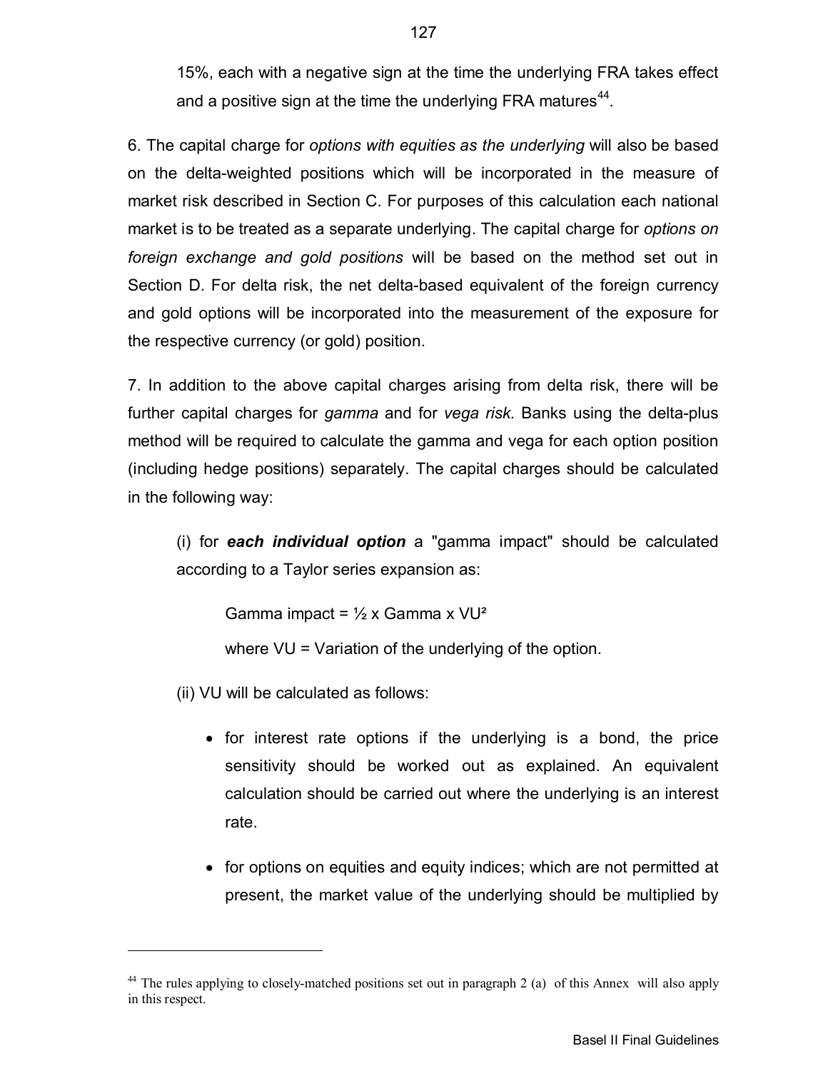15%, each with a negative sign at the time the underlying FRA takes effect and a positive sign at the time the underlying FRA matures[44].

6. The capital charge for *options with equities as the underlying* will also be based on the delta-weighted positions which will be incorporated in the measure of market risk described in Section C. For purposes of this calculation each national market is to be treated as a separate underlying. The capital charge for *options on foreign exchange and gold positions* will be based on the method set out in Section D. For delta risk, the net delta-based equivalent of the foreign currency and gold options will be incorporated into the measurement of the exposure for the respective currency (or gold) position.

7. In addition to the above capital charges arising from delta risk, there will be further capital charges for *gamma* and for *vega risk.* Banks using the delta-plus method will be required to calculate the gamma and vega for each option position (including hedge positions) separately. The capital charges should be calculated in the following way:

(i) for ***each individual option*** a "gamma impact" should be calculated according to a Taylor series expansion as:

$$\text{Gamma impact} = \frac{1}{2} \times \text{Gamma} \times VU^2$$

where VU = Variation of the underlying of the option.

(ii) VU will be calculated as follows:

- for interest rate options if the underlying is a bond, the price sensitivity should be worked out as explained. An equivalent calculation should be carried out where the underlying is an interest rate.
- for options on equities and equity indices; which are not permitted at present, the market value of the underlying should be multiplied by

[44] The rules applying to closely-matched positions set out in paragraph 2 (a) of this Annex will also apply in this respect.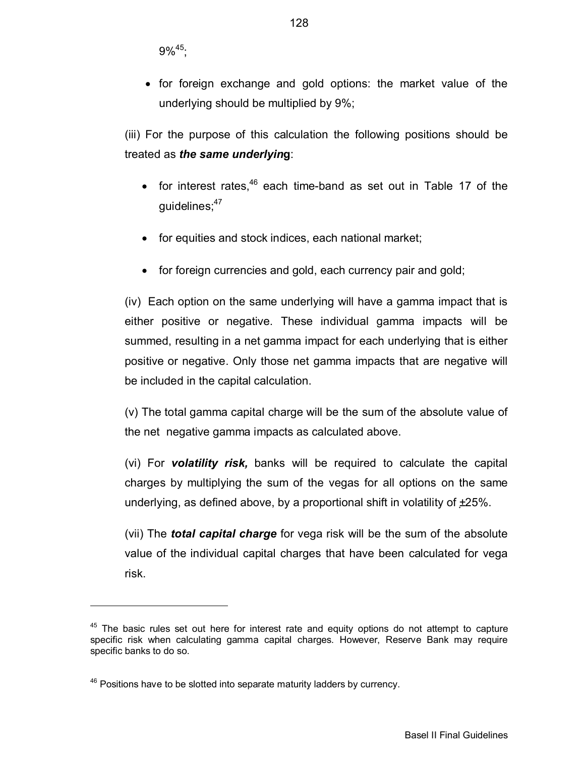9%[45];

- for foreign exchange and gold options: the market value of the underlying should be multiplied by 9%;

(iii) For the purpose of this calculation the following positions should be treated as ***the same underlying***:

- for interest rates,[46] each time-band as set out in Table 17 of the guidelines;[47]
- for equities and stock indices, each national market;
- for foreign currencies and gold, each currency pair and gold;

(iv) Each option on the same underlying will have a gamma impact that is either positive or negative. These individual gamma impacts will be summed, resulting in a net gamma impact for each underlying that is either positive or negative. Only those net gamma impacts that are negative will be included in the capital calculation.

(v) The total gamma capital charge will be the sum of the absolute value of the net negative gamma impacts as calculated above.

(vi) For ***volatility risk,*** banks will be required to calculate the capital charges by multiplying the sum of the vegas for all options on the same underlying, as defined above, by a proportional shift in volatility of ±25%.

(vii) The ***total capital charge*** for vega risk will be the sum of the absolute value of the individual capital charges that have been calculated for vega risk.

---

[45] The basic rules set out here for interest rate and equity options do not attempt to capture specific risk when calculating gamma capital charges. However, Reserve Bank may require specific banks to do so.

[46] Positions have to be slotted into separate maturity ladders by currency.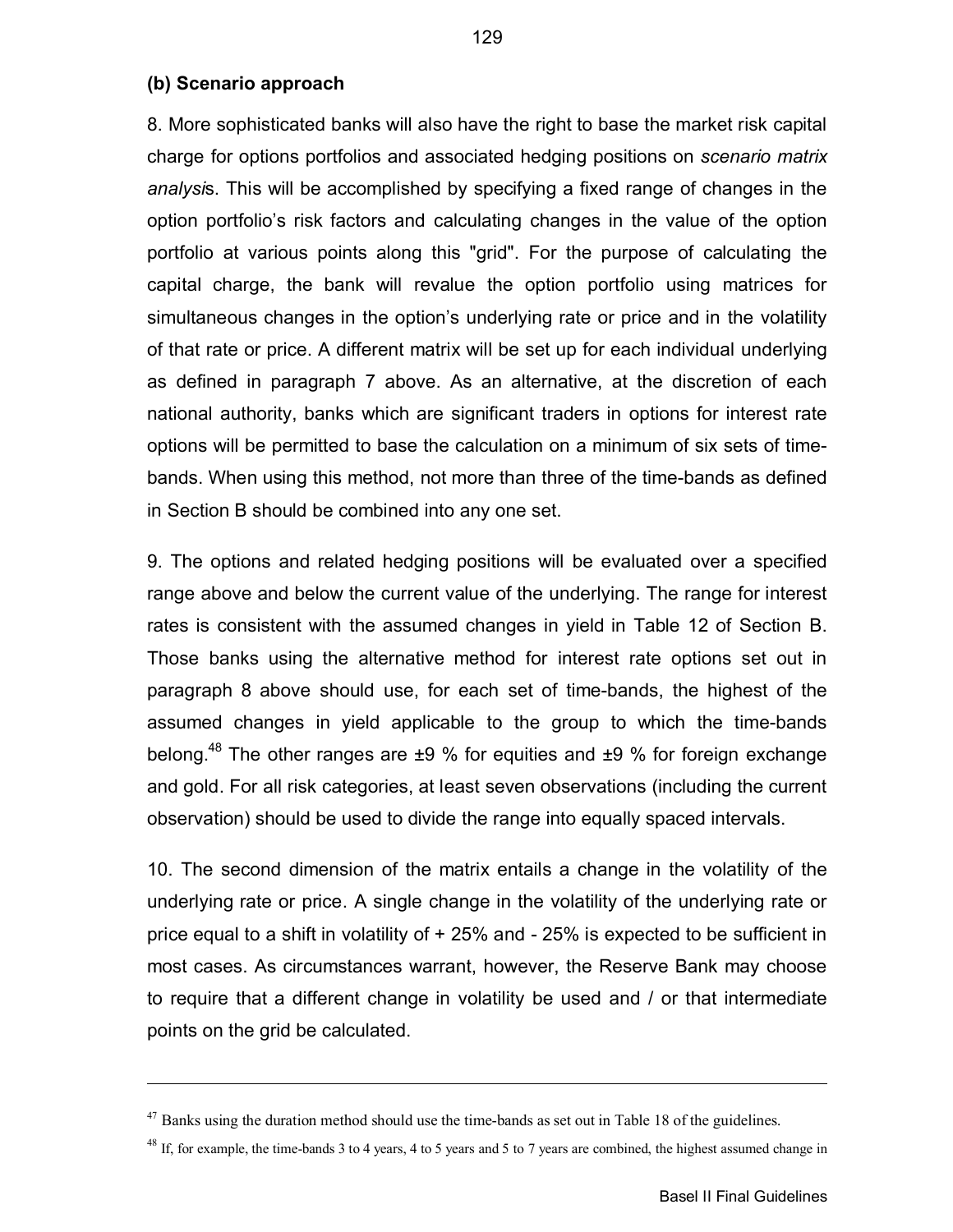### (b) Scenario approach

8. More sophisticated banks will also have the right to base the market risk capital charge for options portfolios and associated hedging positions on *scenario matrix analysis*. This will be accomplished by specifying a fixed range of changes in the option portfolio's risk factors and calculating changes in the value of the option portfolio at various points along this "grid". For the purpose of calculating the capital charge, the bank will revalue the option portfolio using matrices for simultaneous changes in the option's underlying rate or price and in the volatility of that rate or price. A different matrix will be set up for each individual underlying as defined in paragraph 7 above. As an alternative, at the discretion of each national authority, banks which are significant traders in options for interest rate options will be permitted to base the calculation on a minimum of six sets of time-bands. When using this method, not more than three of the time-bands as defined in Section B should be combined into any one set.

9. The options and related hedging positions will be evaluated over a specified range above and below the current value of the underlying. The range for interest rates is consistent with the assumed changes in yield in Table 12 of Section B. Those banks using the alternative method for interest rate options set out in paragraph 8 above should use, for each set of time-bands, the highest of the assumed changes in yield applicable to the group to which the time-bands belong.[48] The other ranges are ±9 % for equities and ±9 % for foreign exchange and gold. For all risk categories, at least seven observations (including the current observation) should be used to divide the range into equally spaced intervals.

10. The second dimension of the matrix entails a change in the volatility of the underlying rate or price. A single change in the volatility of the underlying rate or price equal to a shift in volatility of + 25% and - 25% is expected to be sufficient in most cases. As circumstances warrant, however, the Reserve Bank may choose to require that a different change in volatility be used and / or that intermediate points on the grid be calculated.

---

[47] Banks using the duration method should use the time-bands as set out in Table 18 of the guidelines.

[48] If, for example, the time-bands 3 to 4 years, 4 to 5 years and 5 to 7 years are combined, the highest assumed change in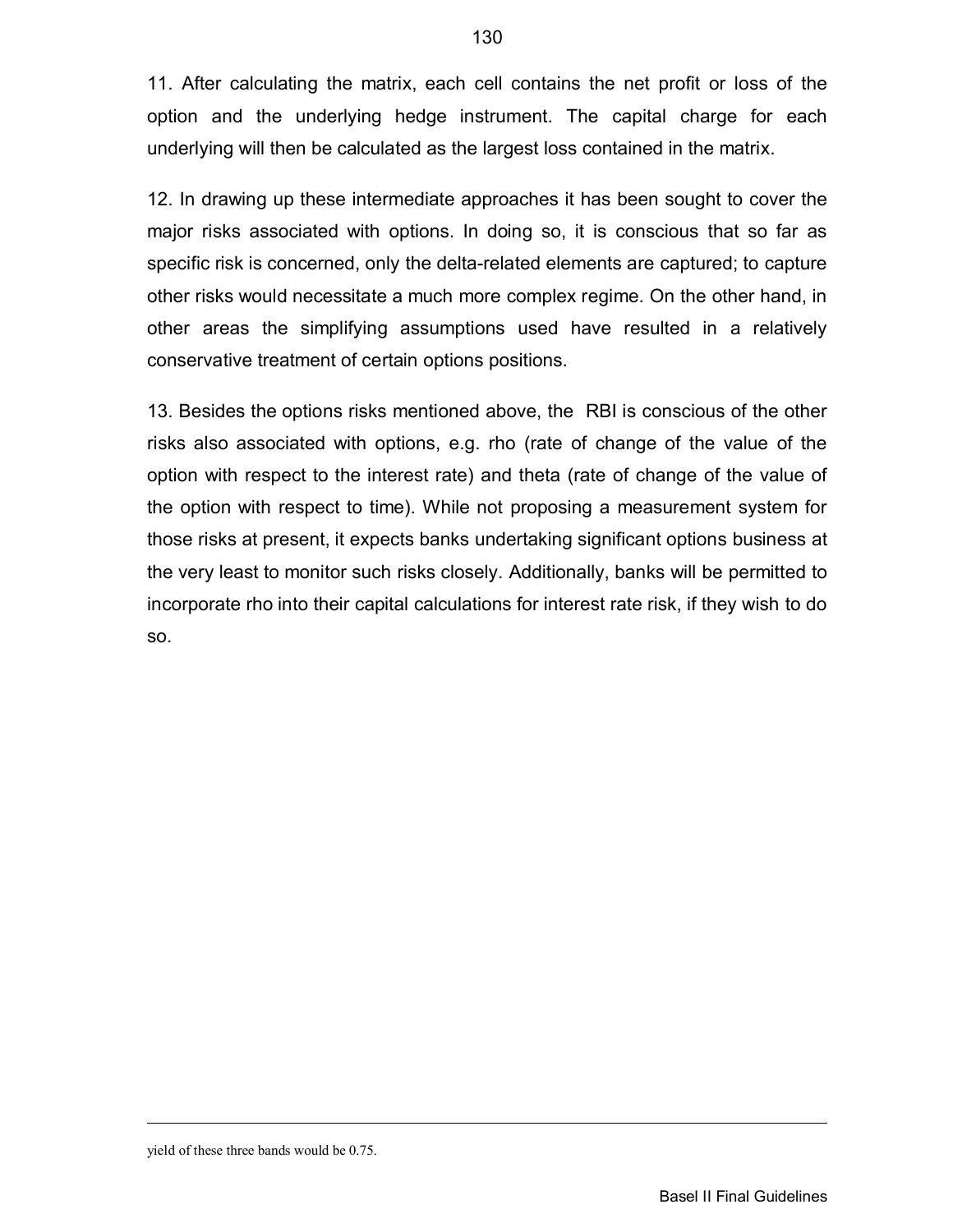11. After calculating the matrix, each cell contains the net profit or loss of the option and the underlying hedge instrument. The capital charge for each underlying will then be calculated as the largest loss contained in the matrix.

12. In drawing up these intermediate approaches it has been sought to cover the major risks associated with options. In doing so, it is conscious that so far as specific risk is concerned, only the delta-related elements are captured; to capture other risks would necessitate a much more complex regime. On the other hand, in other areas the simplifying assumptions used have resulted in a relatively conservative treatment of certain options positions.

13. Besides the options risks mentioned above, the RBI is conscious of the other risks also associated with options, e.g. rho (rate of change of the value of the option with respect to the interest rate) and theta (rate of change of the value of the option with respect to time). While not proposing a measurement system for those risks at present, it expects banks undertaking significant options business at the very least to monitor such risks closely. Additionally, banks will be permitted to incorporate rho into their capital calculations for interest rate risk, if they wish to do so.

---

yield of these three bands would be 0.75.